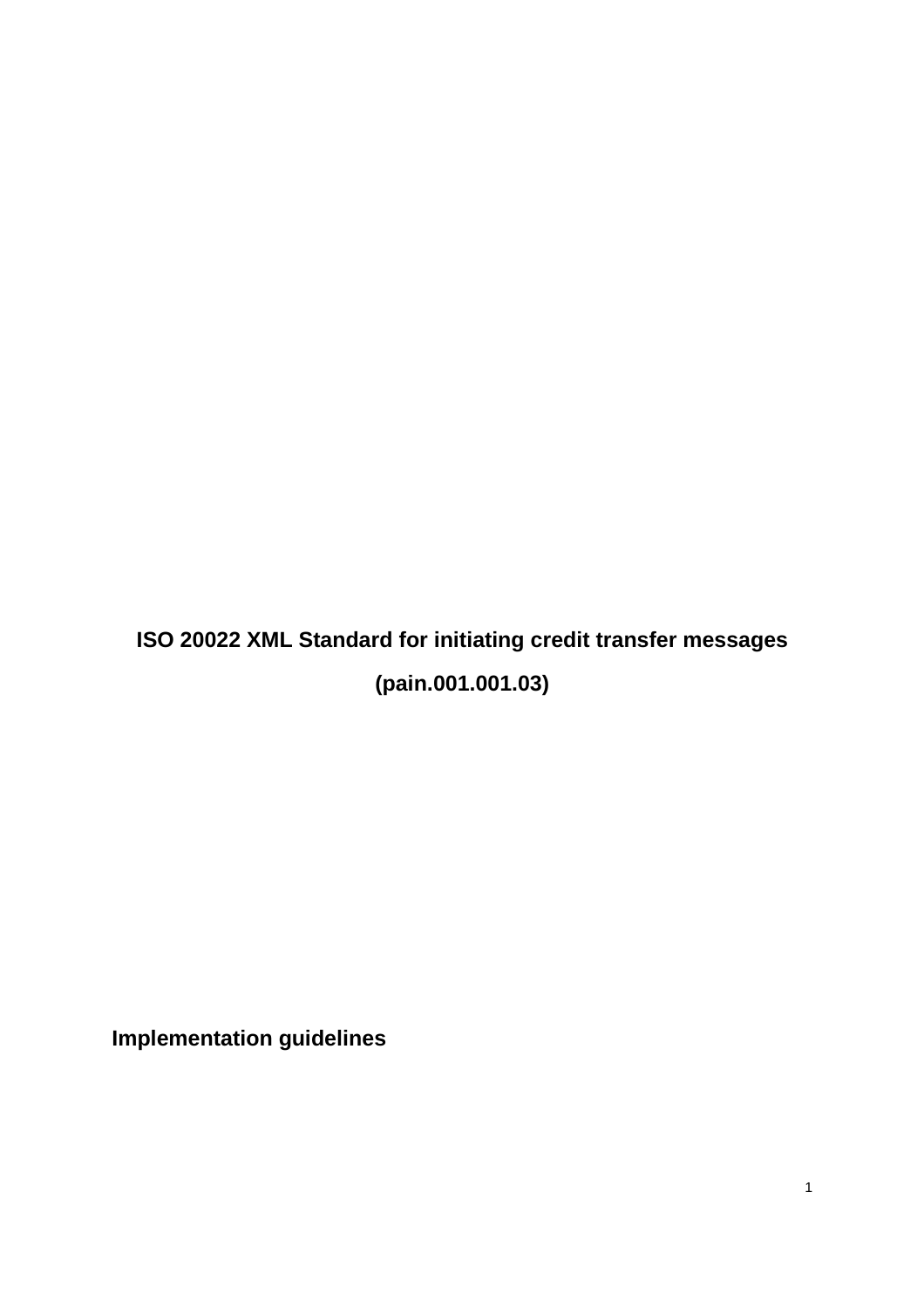# ISO 20022 XML Standard for initiating credit transfer messages

# (pain.001.001.03)

**Implementation guidelines**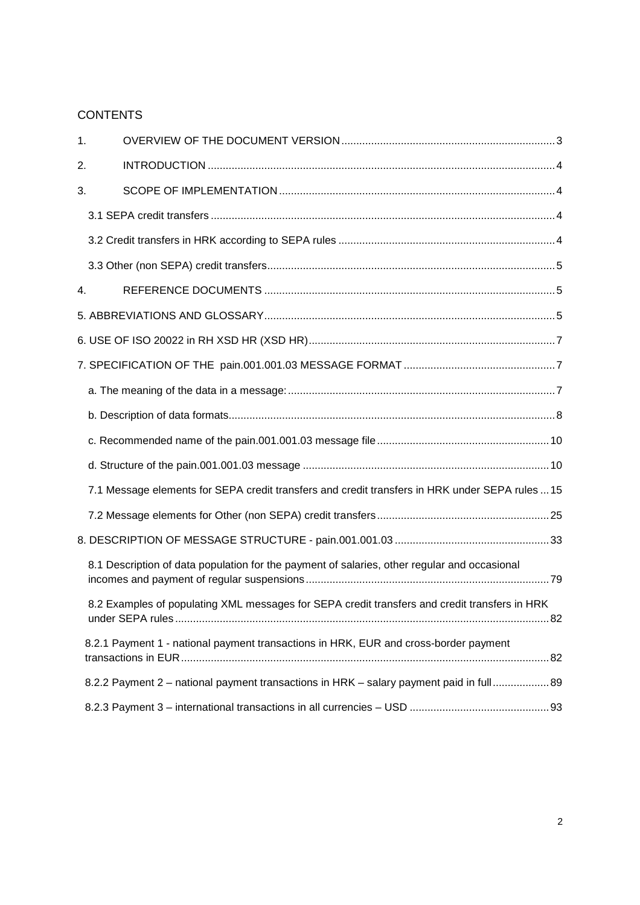## CONTENTS

1. OVERVIEW OF THE DOCUMENT VERSION ........ 3
2. INTRODUCTION ........ 4
3. SCOPE OF IMPLEMENTATION ........ 4
   - 3.1 SEPA credit transfers ........ 4
   - 3.2 Credit transfers in HRK according to SEPA rules ........ 4
   - 3.3 Other (non SEPA) credit transfers ........ 5
4. REFERENCE DOCUMENTS ........ 5

5. ABBREVIATIONS AND GLOSSARY ........ 5

6. USE OF ISO 20022 in RH XSD HR (XSD HR) ........ 7

7. SPECIFICATION OF THE pain.001.001.03 MESSAGE FORMAT ........ 7

- a. The meaning of the data in a message: ........ 7
- b. Description of data formats ........ 8
- c. Recommended name of the pain.001.001.03 message file ........ 10
- d. Structure of the pain.001.001.03 message ........ 10
- 7.1 Message elements for SEPA credit transfers and credit transfers in HRK under SEPA rules ... 15
- 7.2 Message elements for Other (non SEPA) credit transfers ........ 25

8. DESCRIPTION OF MESSAGE STRUCTURE - pain.001.001.03 ........ 33

- 8.1 Description of data population for the payment of salaries, other regular and occasional incomes and payment of regular suspensions ........ 79
- 8.2 Examples of populating XML messages for SEPA credit transfers and credit transfers in HRK under SEPA rules ........ 82
- 8.2.1 Payment 1 - national payment transactions in HRK, EUR and cross-border payment transactions in EUR ........ 82
- 8.2.2 Payment 2 – national payment transactions in HRK – salary payment paid in full ........ 89
- 8.2.3 Payment 3 – international transactions in all currencies – USD ........ 93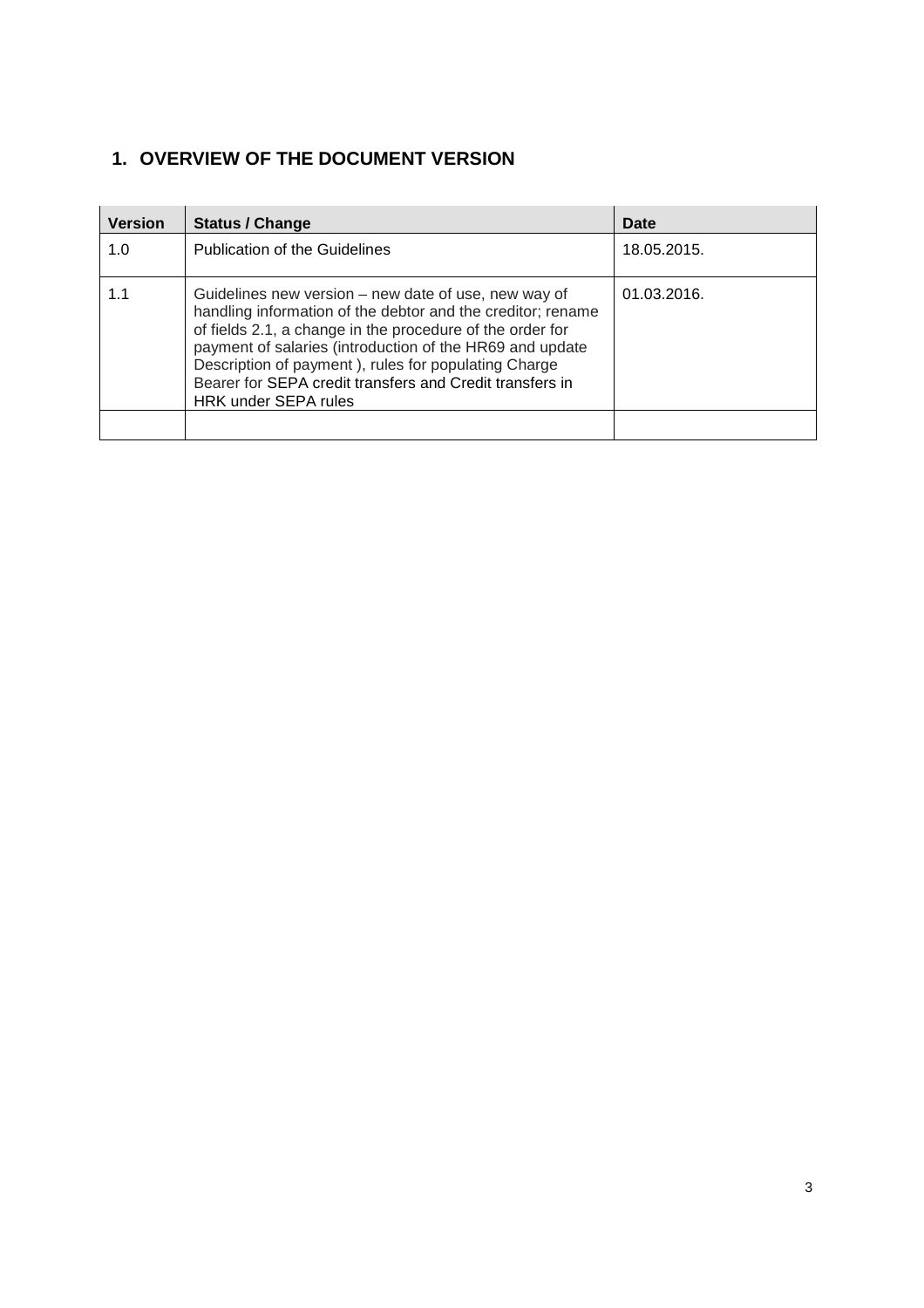# 1. OVERVIEW OF THE DOCUMENT VERSION

| Version | Status / Change | Date |
|---|---|---|
| 1.0 | Publication of the Guidelines | 18.05.2015. |
| 1.1 | Guidelines new version – new date of use, new way of handling information of the debtor and the creditor; rename of fields 2.1, a change in the procedure of the order for payment of salaries (introduction of the HR69 and update Description of payment ), rules for populating Charge Bearer for SEPA credit transfers and Credit transfers in HRK under SEPA rules | 01.03.2016. |
| | | |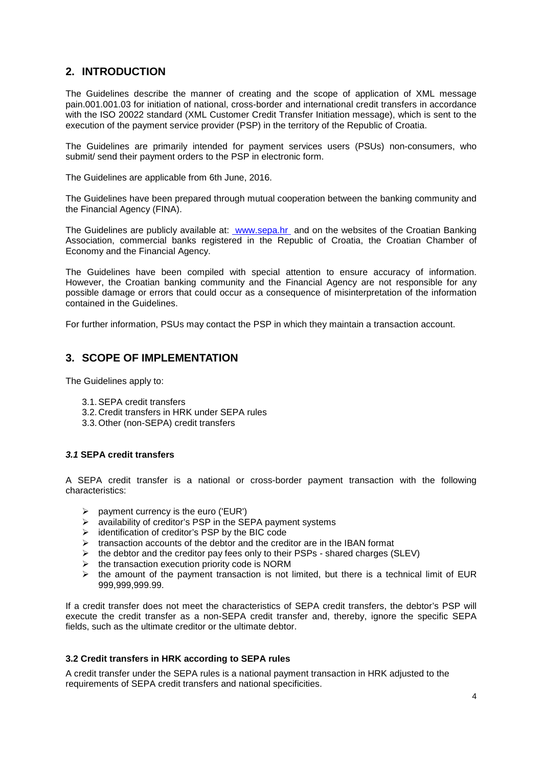## 2. INTRODUCTION

The Guidelines describe the manner of creating and the scope of application of XML message pain.001.001.03 for initiation of national, cross-border and international credit transfers in accordance with the ISO 20022 standard (XML Customer Credit Transfer Initiation message), which is sent to the execution of the payment service provider (PSP) in the territory of the Republic of Croatia.

The Guidelines are primarily intended for payment services users (PSUs) non-consumers, who submit/ send their payment orders to the PSP in electronic form.

The Guidelines are applicable from 6th June, 2016.

The Guidelines have been prepared through mutual cooperation between the banking community and the Financial Agency (FINA).

The Guidelines are publicly available at: www.sepa.hr and on the websites of the Croatian Banking Association, commercial banks registered in the Republic of Croatia, the Croatian Chamber of Economy and the Financial Agency.

The Guidelines have been compiled with special attention to ensure accuracy of information. However, the Croatian banking community and the Financial Agency are not responsible for any possible damage or errors that could occur as a consequence of misinterpretation of the information contained in the Guidelines.

For further information, PSUs may contact the PSP in which they maintain a transaction account.

## 3. SCOPE OF IMPLEMENTATION

The Guidelines apply to:

3.1. SEPA credit transfers
3.2. Credit transfers in HRK under SEPA rules
3.3. Other (non-SEPA) credit transfers

### *3.1* SEPA credit transfers

A SEPA credit transfer is a national or cross-border payment transaction with the following characteristics:

- payment currency is the euro ('EUR')
- availability of creditor's PSP in the SEPA payment systems
- identification of creditor's PSP by the BIC code
- transaction accounts of the debtor and the creditor are in the IBAN format
- the debtor and the creditor pay fees only to their PSPs - shared charges (SLEV)
- the transaction execution priority code is NORM
- the amount of the payment transaction is not limited, but there is a technical limit of EUR 999,999,999.99.

If a credit transfer does not meet the characteristics of SEPA credit transfers, the debtor's PSP will execute the credit transfer as a non-SEPA credit transfer and, thereby, ignore the specific SEPA fields, such as the ultimate creditor or the ultimate debtor.

### 3.2 Credit transfers in HRK according to SEPA rules

A credit transfer under the SEPA rules is a national payment transaction in HRK adjusted to the requirements of SEPA credit transfers and national specificities.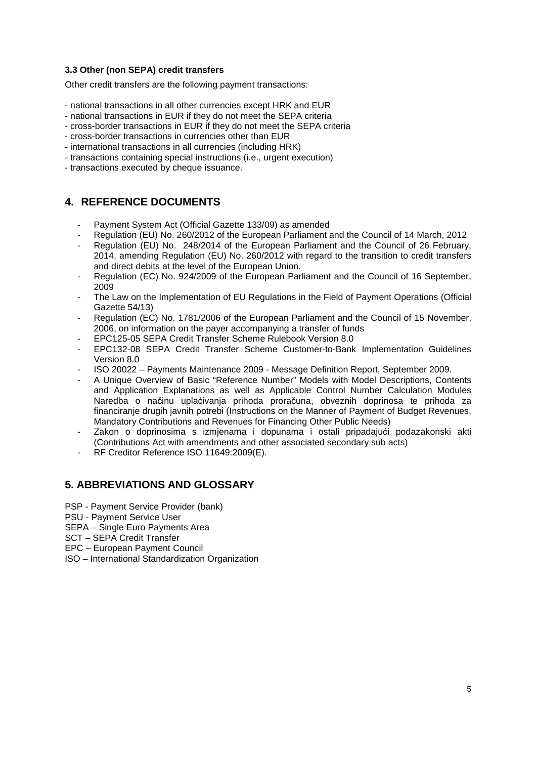### 3.3 Other (non SEPA) credit transfers

Other credit transfers are the following payment transactions:

- national transactions in all other currencies except HRK and EUR
- national transactions in EUR if they do not meet the SEPA criteria
- cross-border transactions in EUR if they do not meet the SEPA criteria
- cross-border transactions in currencies other than EUR
- international transactions in all currencies (including HRK)
- transactions containing special instructions (i.e., urgent execution)
- transactions executed by cheque issuance.

## 4. REFERENCE DOCUMENTS

- Payment System Act (Official Gazette 133/09) as amended
- Regulation (EU) No. 260/2012 of the European Parliament and the Council of 14 March, 2012
- Regulation (EU) No. 248/2014 of the European Parliament and the Council of 26 February, 2014, amending Regulation (EU) No. 260/2012 with regard to the transition to credit transfers and direct debits at the level of the European Union.
- Regulation (EC) No. 924/2009 of the European Parliament and the Council of 16 September, 2009
- The Law on the Implementation of EU Regulations in the Field of Payment Operations (Official Gazette 54/13)
- Regulation (EC) No. 1781/2006 of the European Parliament and the Council of 15 November, 2006, on information on the payer accompanying a transfer of funds
- EPC125-05 SEPA Credit Transfer Scheme Rulebook Version 8.0
- EPC132-08 SEPA Credit Transfer Scheme Customer-to-Bank Implementation Guidelines Version 8.0
- ISO 20022 – Payments Maintenance 2009 - Message Definition Report, September 2009.
- A Unique Overview of Basic "Reference Number" Models with Model Descriptions, Contents and Application Explanations as well as Applicable Control Number Calculation Modules Naredba o načinu uplaćivanja prihoda proračuna, obveznih doprinosa te prihoda za financiranje drugih javnih potrebi (Instructions on the Manner of Payment of Budget Revenues, Mandatory Contributions and Revenues for Financing Other Public Needs)
- Zakon o doprinosima s izmjenama i dopunama i ostali pripadajući podazakonski akti (Contributions Act with amendments and other associated secondary sub acts)
- RF Creditor Reference ISO 11649:2009(E).

## 5. ABBREVIATIONS AND GLOSSARY

PSP - Payment Service Provider (bank)
PSU - Payment Service User
SEPA – Single Euro Payments Area
SCT – SEPA Credit Transfer
EPC – European Payment Council
ISO – International Standardization Organization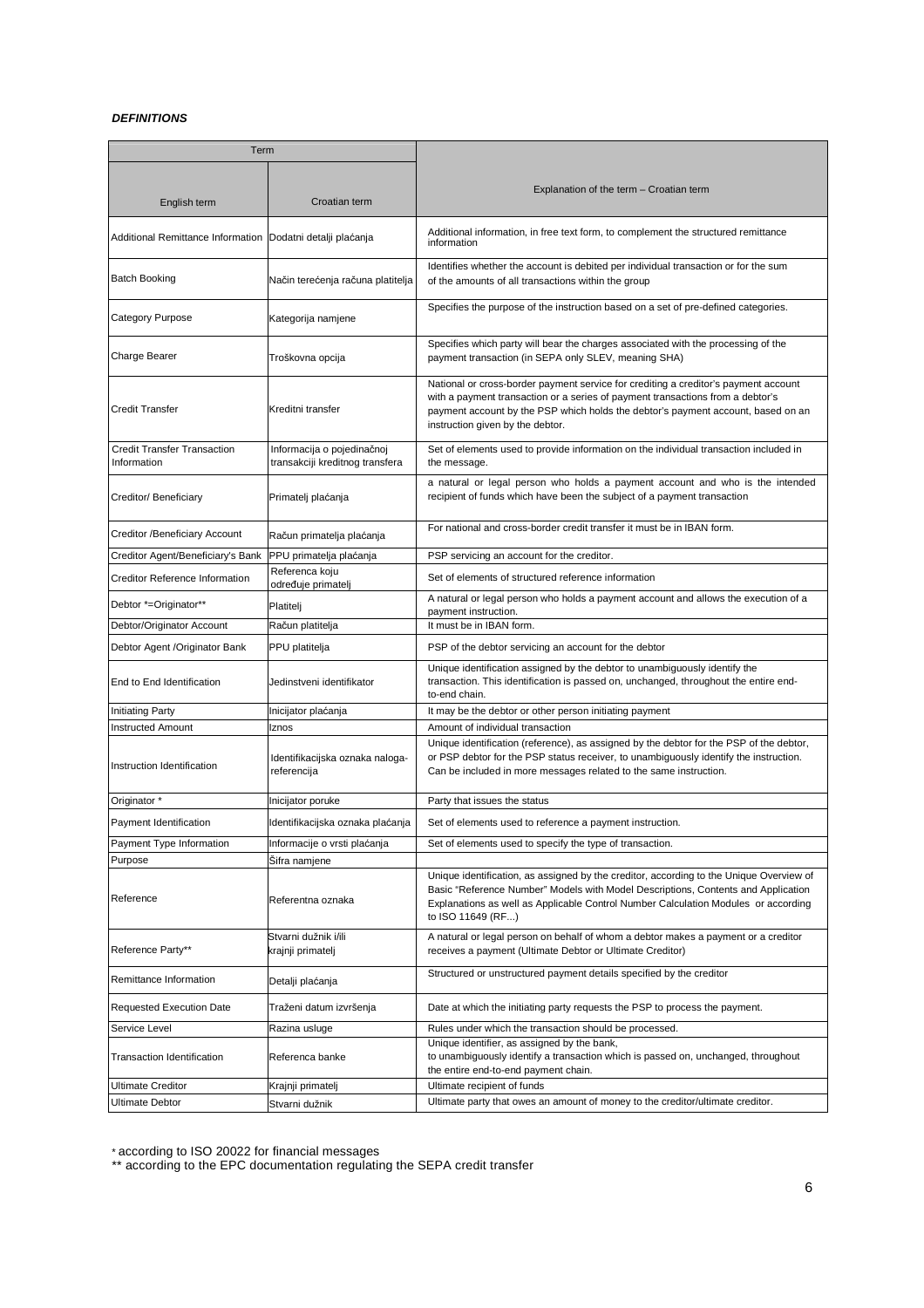***DEFINITIONS***

| Term | | Explanation of the term – Croatian term |
|---|---|---|
| English term | Croatian term | |
| Additional Remittance Information | Dodatni detalji plaćanja | Additional information, in free text form, to complement the structured remittance information |
| Batch Booking | Način terećenja računa platitelja | Identifies whether the account is debited per individual transaction or for the sum of the amounts of all transactions within the group |
| Category Purpose | Kategorija namjene | Specifies the purpose of the instruction based on a set of pre-defined categories. |
| Charge Bearer | Troškovna opcija | Specifies which party will bear the charges associated with the processing of the payment transaction (in SEPA only SLEV, meaning SHA) |
| Credit Transfer | Kreditni transfer | National or cross-border payment service for crediting a creditor's payment account with a payment transaction or a series of payment transactions from a debtor's payment account by the PSP which holds the debtor's payment account, based on an instruction given by the debtor. |
| Credit Transfer Transaction Information | Informacija o pojedinačnoj transakciji kreditnog transfera | Set of elements used to provide information on the individual transaction included in the message. |
| Creditor/ Beneficiary | Primatelj plaćanja | a natural or legal person who holds a payment account and who is the intended recipient of funds which have been the subject of a payment transaction |
| Creditor /Beneficiary Account | Račun primatelja plaćanja | For national and cross-border credit transfer it must be in IBAN form. |
| Creditor Agent/Beneficiary's Bank | PPU primatelja plaćanja | PSP servicing an account for the creditor. |
| Creditor Reference Information | Referenca koju određuje primatelj | Set of elements of structured reference information |
| Debtor *=Originator** | Platitelj | A natural or legal person who holds a payment account and allows the execution of a payment instruction. |
| Debtor/Originator Account | Račun platitelja | It must be in IBAN form. |
| Debtor Agent /Originator Bank | PPU platitelja | PSP of the debtor servicing an account for the debtor |
| End to End Identification | Jedinstveni identifikator | Unique identification assigned by the debtor to unambiguously identify the transaction. This identification is passed on, unchanged, throughout the entire end-to-end chain. |
| Initiating Party | Inicijator plaćanja | It may be the debtor or other person initiating payment |
| Instructed Amount | Iznos | Amount of individual transaction |
| Instruction Identification | Identifikacijska oznaka naloga-referencija | Unique identification (reference), as assigned by the debtor for the PSP of the debtor, or PSP debtor for the PSP status receiver, to unambiguously identify the instruction. Can be included in more messages related to the same instruction. |
| Originator * | Inicijator poruke | Party that issues the status |
| Payment Identification | Identifikacijska oznaka plaćanja | Set of elements used to reference a payment instruction. |
| Payment Type Information | Informacije o vrsti plaćanja | Set of elements used to specify the type of transaction. |
| Purpose | Šifra namjene | |
| Reference | Referentna oznaka | Unique identification, as assigned by the creditor, according to the Unique Overview of Basic "Reference Number" Models with Model Descriptions, Contents and Application Explanations as well as Applicable Control Number Calculation Modules or according to ISO 11649 (RF...) |
| Reference Party** | Stvarni dužnik i/ili krajnji primatelj | A natural or legal person on behalf of whom a debtor makes a payment or a creditor receives a payment (Ultimate Debtor or Ultimate Creditor) |
| Remittance Information | Detalji plaćanja | Structured or unstructured payment details specified by the creditor |
| Requested Execution Date | Traženi datum izvršenja | Date at which the initiating party requests the PSP to process the payment. |
| Service Level | Razina usluge | Rules under which the transaction should be processed. |
| Transaction Identification | Referenca banke | Unique identifier, as assigned by the bank, to unambiguously identify a transaction which is passed on, unchanged, throughout the entire end-to-end payment chain. |
| Ultimate Creditor | Krajnji primatelj | Ultimate recipient of funds |
| Ultimate Debtor | Stvarni dužnik | Ultimate party that owes an amount of money to the creditor/ultimate creditor. |

\* according to ISO 20022 for financial messages

\** according to the EPC documentation regulating the SEPA credit transfer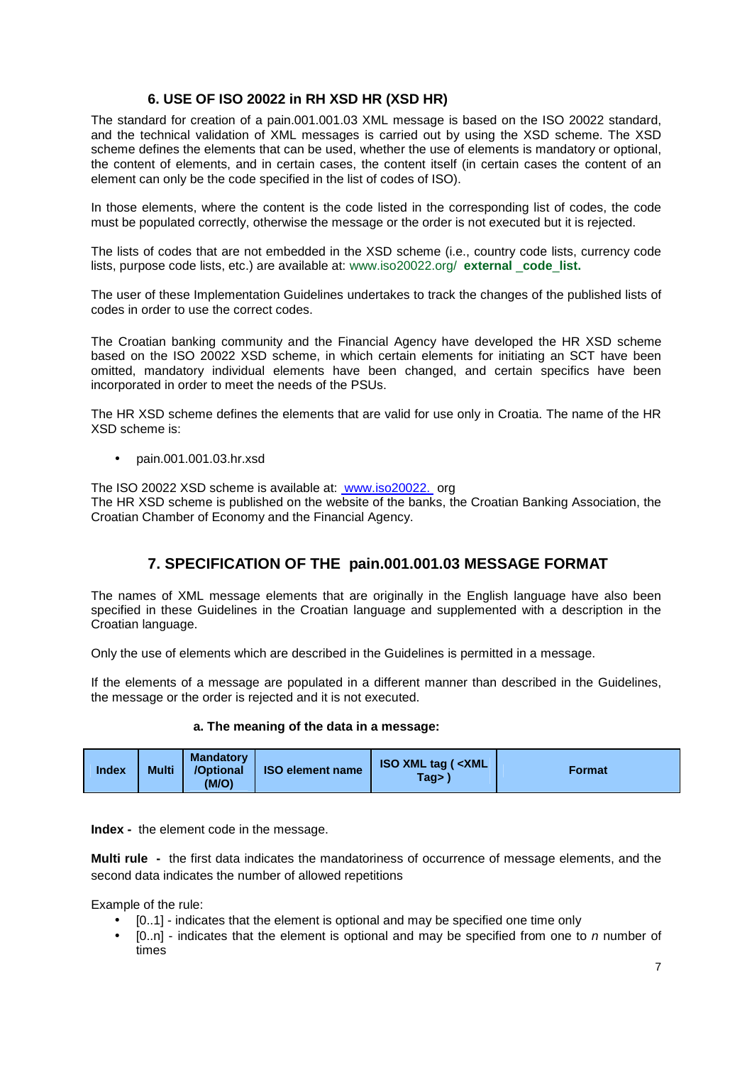## 6. USE OF ISO 20022 in RH XSD HR (XSD HR)

The standard for creation of a pain.001.001.03 XML message is based on the ISO 20022 standard, and the technical validation of XML messages is carried out by using the XSD scheme. The XSD scheme defines the elements that can be used, whether the use of elements is mandatory or optional, the content of elements, and in certain cases, the content itself (in certain cases the content of an element can only be the code specified in the list of codes of ISO).

In those elements, where the content is the code listed in the corresponding list of codes, the code must be populated correctly, otherwise the message or the order is not executed but it is rejected.

The lists of codes that are not embedded in the XSD scheme (i.e., country code lists, currency code lists, purpose code lists, etc.) are available at: www.iso20022.org/ **external _code_list.**

The user of these Implementation Guidelines undertakes to track the changes of the published lists of codes in order to use the correct codes.

The Croatian banking community and the Financial Agency have developed the HR XSD scheme based on the ISO 20022 XSD scheme, in which certain elements for initiating an SCT have been omitted, mandatory individual elements have been changed, and certain specifics have been incorporated in order to meet the needs of the PSUs.

The HR XSD scheme defines the elements that are valid for use only in Croatia. The name of the HR XSD scheme is:

- pain.001.001.03.hr.xsd

The ISO 20022 XSD scheme is available at: www.iso20022. org
The HR XSD scheme is published on the website of the banks, the Croatian Banking Association, the Croatian Chamber of Economy and the Financial Agency.

## 7. SPECIFICATION OF THE pain.001.001.03 MESSAGE FORMAT

The names of XML message elements that are originally in the English language have also been specified in these Guidelines in the Croatian language and supplemented with a description in the Croatian language.

Only the use of elements which are described in the Guidelines is permitted in a message.

If the elements of a message are populated in a different manner than described in the Guidelines, the message or the order is rejected and it is not executed.

### a. The meaning of the data in a message:

| Index | Multi | Mandatory /Optional (M/O) | ISO element name | ISO XML tag ( <XML Tag> ) | Format |
|---|---|---|---|---|---|

**Index -** the element code in the message.

**Multi rule -** the first data indicates the mandatoriness of occurrence of message elements, and the second data indicates the number of allowed repetitions

Example of the rule:

- [0..1] - indicates that the element is optional and may be specified one time only
- [0..n] - indicates that the element is optional and may be specified from one to *n* number of times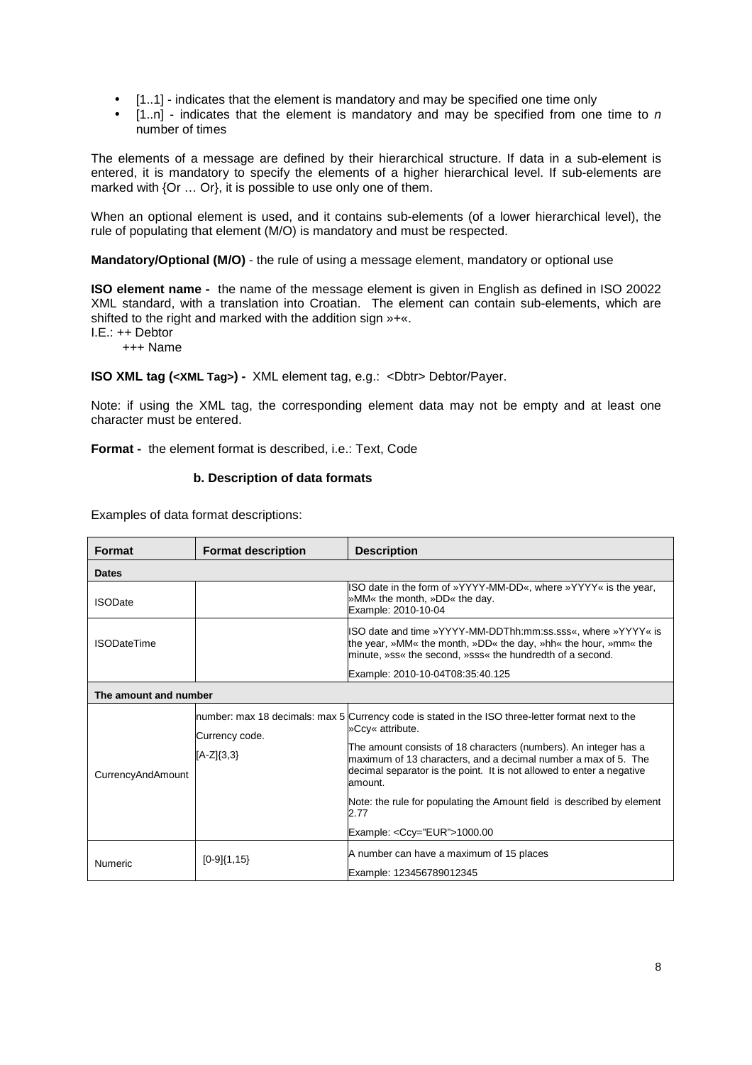- [1..1] - indicates that the element is mandatory and may be specified one time only
- [1..n] - indicates that the element is mandatory and may be specified from one time to *n* number of times

The elements of a message are defined by their hierarchical structure. If data in a sub-element is entered, it is mandatory to specify the elements of a higher hierarchical level. If sub-elements are marked with {Or … Or}, it is possible to use only one of them.

When an optional element is used, and it contains sub-elements (of a lower hierarchical level), the rule of populating that element (M/O) is mandatory and must be respected.

**Mandatory/Optional (M/O)** - the rule of using a message element, mandatory or optional use

**ISO element name -** the name of the message element is given in English as defined in ISO 20022 XML standard, with a translation into Croatian. The element can contain sub-elements, which are shifted to the right and marked with the addition sign »+«.

I.E.: ++ Debtor

+++ Name

**ISO XML tag (<XML Tag>) -** XML element tag, e.g.: <Dbtr> Debtor/Payer.

Note: if using the XML tag, the corresponding element data may not be empty and at least one character must be entered.

**Format -** the element format is described, i.e.: Text, Code

#### b. Description of data formats

Examples of data format descriptions:

| Format | Format description | Description |
|---|---|---|
| **Dates** | | |
| ISODate | | ISO date in the form of »YYYY-MM-DD«, where »YYYY« is the year, »MM« the month, »DD« the day.<br>Example: 2010-10-04 |
| ISODateTime | | ISO date and time »YYYY-MM-DDThh:mm:ss.sss«, where »YYYY« is the year, »MM« the month, »DD« the day, »hh« the hour, »mm« the minute, »ss« the second, »sss« the hundredth of a second.<br>Example: 2010-10-04T08:35:40.125 |
| **The amount and number** | | |
| CurrencyAndAmount | number: max 18 decimals: max 5<br>Currency code.<br>[A-Z]{3,3} | Currency code is stated in the ISO three-letter format next to the »Ccy« attribute.<br>The amount consists of 18 characters (numbers). An integer has a maximum of 13 characters, and a decimal number a max of 5. The decimal separator is the point. It is not allowed to enter a negative amount.<br>Note: the rule for populating the Amount field is described by element 2.77<br>Example: <Ccy="EUR">1000.00 |
| Numeric | [0-9]{1,15} | A number can have a maximum of 15 places<br>Example: 123456789012345 |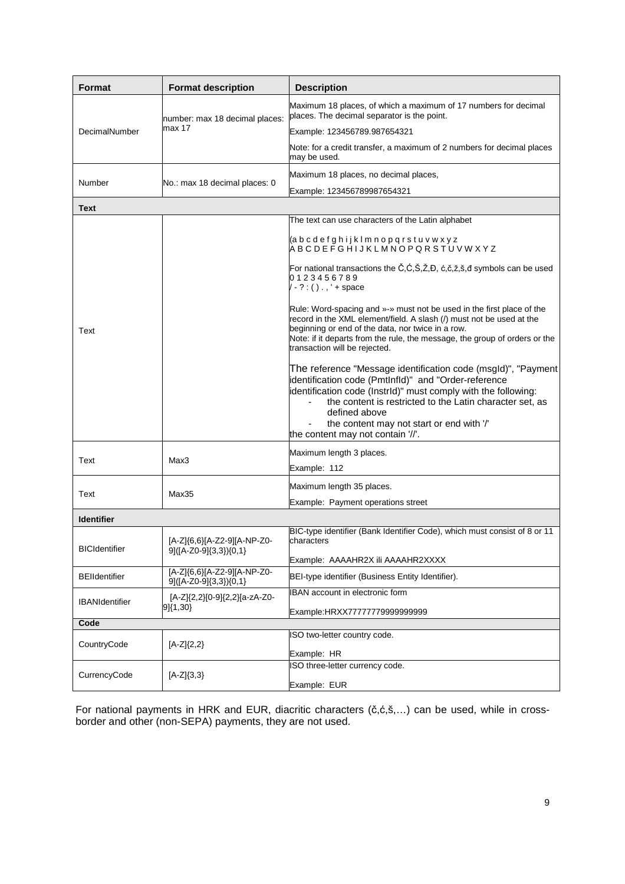| Format | Format description | Description |
| --- | --- | --- |
| DecimalNumber | number: max 18 decimal places: max 17 | Maximum 18 places, of which a maximum of 17 numbers for decimal places. The decimal separator is the point.<br>Example: 123456789.987654321<br>Note: for a credit transfer, a maximum of 2 numbers for decimal places may be used. |
| Number | No.: max 18 decimal places: 0 | Maximum 18 places, no decimal places,<br>Example: 123456789987654321 |
| **Text** | | |
| Text | | The text can use characters of the Latin alphabet<br>(a b c d e f g h i j k l m n o p q r s t u v w x y z A B C D E F G H I J K L M N O P Q R S T U V W X Y Z<br>For national transactions the Č,Ć,Š,Ž,Đ, ć,č,ž,š,đ symbols can be used 0 1 2 3 4 5 6 7 8 9<br>/ - ? : ( ) . , ' + space<br>Rule: Word-spacing and »-» must not be used in the first place of the record in the XML element/field. A slash (/) must not be used at the beginning or end of the data, nor twice in a row.<br>Note: if it departs from the rule, the message, the group of orders or the transaction will be rejected.<br>The reference "Message identification code (msgId)", "Payment identification code (PmtInfId)" and "Order-reference identification code (InstrId)" must comply with the following:<br>- the content is restricted to the Latin character set, as defined above<br>- the content may not start or end with '/'<br>the content may not contain '//'. |
| Text | Max3 | Maximum length 3 places.<br>Example: 112 |
| Text | Max35 | Maximum length 35 places.<br>Example: Payment operations street |
| **Identifier** | | |
| BICIdentifier | [A-Z]{6,6}[A-Z2-9][A-NP-Z0-9]([A-Z0-9]{3,3}){0,1} | BIC-type identifier (Bank Identifier Code), which must consist of 8 or 11 characters<br>Example: AAAAHR2X ili AAAAHR2XXXX |
| BEIIdentifier | [A-Z]{6,6}[A-Z2-9][A-NP-Z0-9]([A-Z0-9]{3,3}){0,1} | BEI-type identifier (Business Entity Identifier). |
| IBANIdentifier | [A-Z]{2,2}[0-9]{2,2}[a-zA-Z0-9]{1,30} | IBAN account in electronic form<br>Example:HRXX77777779999999999 |
| **Code** | | |
| CountryCode | [A-Z]{2,2} | ISO two-letter country code.<br>Example: HR |
| CurrencyCode | [A-Z]{3,3} | ISO three-letter currency code.<br>Example: EUR |

For national payments in HRK and EUR, diacritic characters (č,ć,š,…) can be used, while in cross-border and other (non-SEPA) payments, they are not used.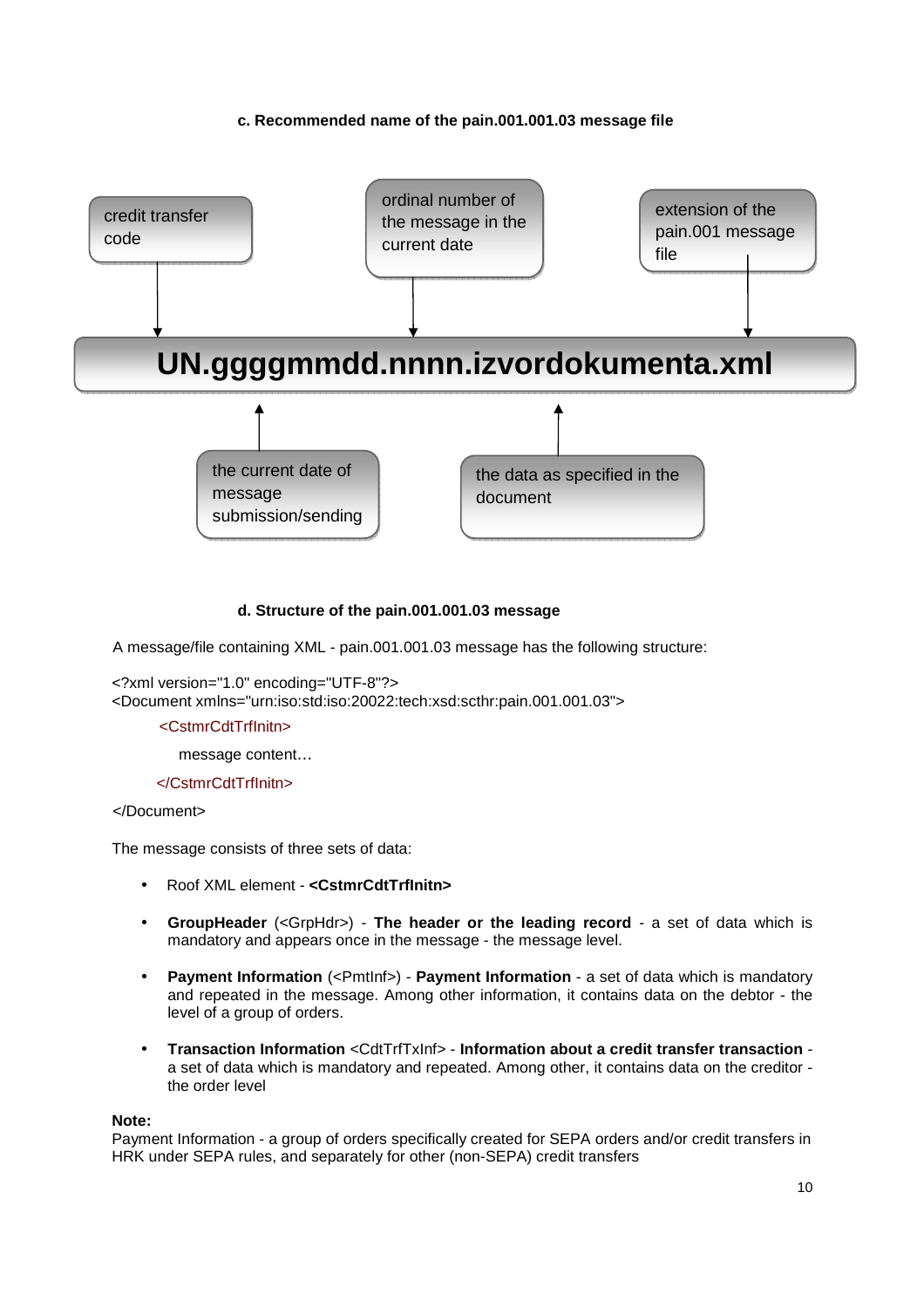#### c. Recommended name of the pain.001.001.03 message file

credit transfer code

ordinal number of the message in the current date

extension of the pain.001 message file

**UN.ggggmmdd.nnnn.izvordokumenta.xml**

the current date of message submission/sending

the data as specified in the document

#### d. Structure of the pain.001.001.03 message

A message/file containing XML - pain.001.001.03 message has the following structure:

```
<?xml version="1.0" encoding="UTF-8"?>
<Document xmlns="urn:iso:std:iso:20022:tech:xsd:scthr:pain.001.001.03">
    <CstmrCdtTrfInitn>
        message content…
    </CstmrCdtTrfInitn>
</Document>
```

The message consists of three sets of data:

- Roof XML element - **<CstmrCdtTrfInitn>**
- **GroupHeader** (<GrpHdr>) - **The header or the leading record** - a set of data which is mandatory and appears once in the message - the message level.
- **Payment Information** (<PmtInf>) - **Payment Information** - a set of data which is mandatory and repeated in the message. Among other information, it contains data on the debtor - the level of a group of orders.
- **Transaction Information** <CdtTrfTxInf> - **Information about a credit transfer transaction** - a set of data which is mandatory and repeated. Among other, it contains data on the creditor - the order level

**Note:**
Payment Information - a group of orders specifically created for SEPA orders and/or credit transfers in HRK under SEPA rules, and separately for other (non-SEPA) credit transfers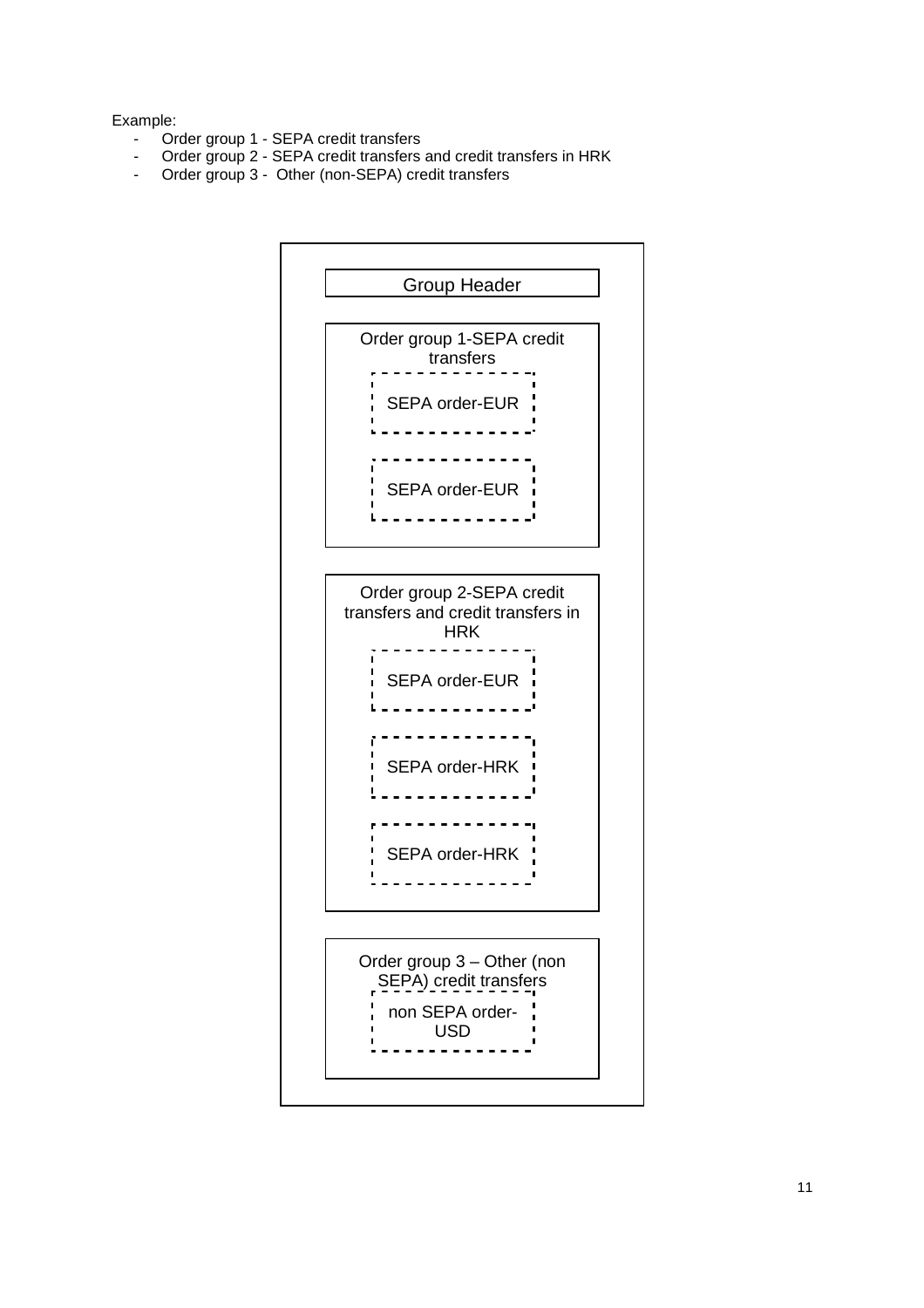Example:

- Order group 1 - SEPA credit transfers
- Order group 2 - SEPA credit transfers and credit transfers in HRK
- Order group 3 - Other (non-SEPA) credit transfers

Group Header

Order group 1-SEPA credit transfers

SEPA order-EUR

SEPA order-EUR

Order group 2-SEPA credit transfers and credit transfers in HRK

SEPA order-EUR

SEPA order-HRK

SEPA order-HRK

Order group 3 – Other (non SEPA) credit transfers

non SEPA order-USD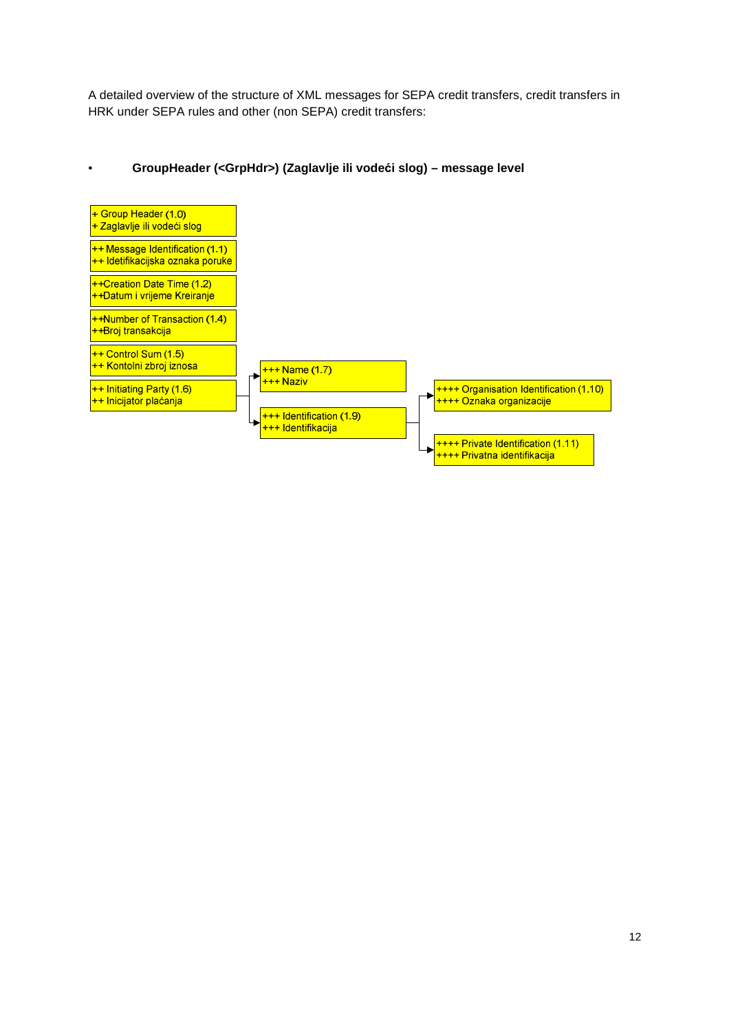A detailed overview of the structure of XML messages for SEPA credit transfers, credit transfers in HRK under SEPA rules and other (non SEPA) credit transfers:

- **GroupHeader (<GrpHdr>) (Zaglavlje ili vodeći slog) – message level**

+ Group Header (1.0)
+ Zaglavlje ili vodeći slog

++ Message Identification (1.1)
++ Idetifikacijska oznaka poruke

++Creation Date Time (1.2)
++Datum i vrijeme Kreiranje

++Number of Transaction (1.4)
++Broj transakcija

++ Control Sum (1.5)
++ Kontolni zbroj iznosa

++ Initiating Party (1.6)
++ Inicijator plaćanja

+++ Name (1.7)
+++ Naziv

+++ Identification (1.9)
+++ Identifikacija

++++ Organisation Identification (1.10)
++++ Oznaka organizacije

++++ Private Identification (1.11)
++++ Privatna identifikacija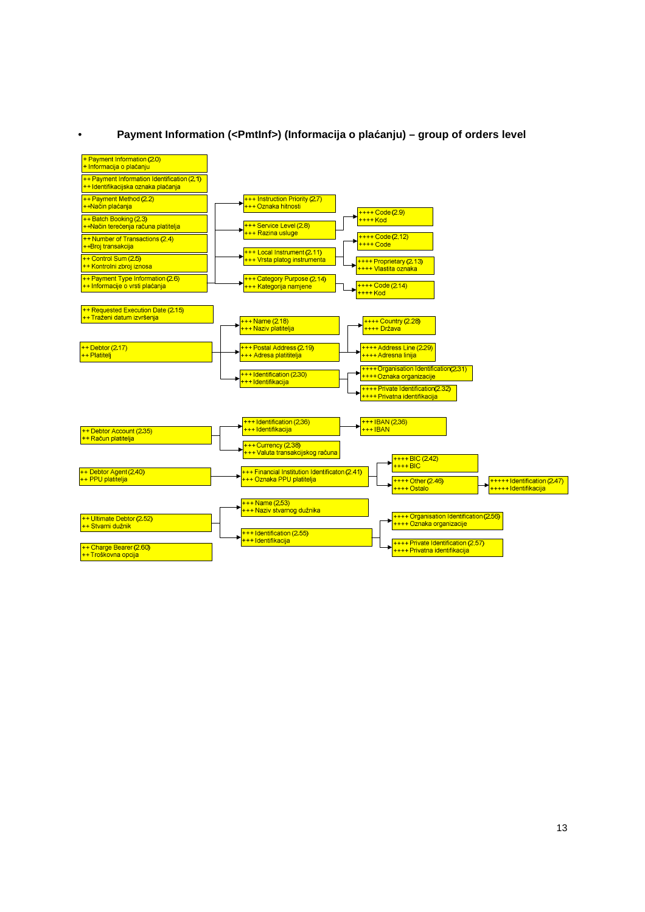- **Payment Information (<PmtInf>) (Informacija o plaćanju) – group of orders level**

+ Payment Information (2.0)
+ Informacija o plaćanju

++ Payment Information Identification (2.1)
++ Identifikacijska oznaka plaćanja

++ Payment Method (2.2)
++Način plaćanja

++ Batch Booking (2.3)
++Način terećenja računa platitelja

++ Number of Transactions (2.4)
++Broj transakcija

++ Control Sum (2.5)
++ Kontrolni zbroj iznosa

++ Payment Type Information (2.6)
++ Informacije o vrsti plaćanja

- +++ Instruction Priority (2.7) / +++ Oznaka hitnosti
- +++ Service Level (2.8) / +++ Razina usluge
  - ++++ Code (2.9) / ++++ Kod
- +++ Local Instrument (2.11) / +++ Vrsta platog instrumenta
  - ++++ Code (2.12) / ++++ Code
  - ++++ Proprietary (2.13) / ++++ Vlastita oznaka
- +++ Category Purpose (2.14) / +++ Kategorija namjene
  - ++++ Code (2.14) / ++++ Kod

++ Requested Execution Date (2.15)
++ Traženi datum izvršenja

++ Debtor (2.17)
++ Platitelj

- +++ Name (2.18) / +++ Naziv platitelja
- +++ Postal Address (2.19) / +++ Adresa platititelja
  - ++++ Country (2.28) / ++++ Država
  - ++++ Address Line (2.29) / ++++ Adresna linija
- +++ Identification (2.30) / +++ Identifikacija
  - ++++ Organisation Identification(2.31) / ++++ Oznaka organizacije
  - ++++ Private Identification(2.32) / ++++ Privatna identifikacija

++ Debtor Account (2.35)
++ Račun platitelja

- +++ Identification (2.36) / +++ Identifikacija
  - +++ IBAN (2.36) / +++ IBAN
- +++ Currency (2.38) / +++ Valuta transakcijskog računa

++ Debtor Agent (2.40)
++ PPU platitelja

- +++ Financial Institution Identificaton (2.41) / +++ Oznaka PPU platitelja
  - ++++ BIC (2.42) / ++++ BIC
  - ++++ Other (2.46) / ++++ Ostalo
    - +++++ Identification (2.47) / +++++ Identifikacija

++ Ultimate Debtor (2.52)
++ Stvarni dužnik

- +++ Name (2.53) / +++ Naziv stvarnog dužnika
- +++ Identification (2.55) / +++ Identifikacija
  - ++++ Organisation Identification (2.56) / ++++ Oznaka organizacije
  - ++++ Private Identification (2.57) / ++++ Privatna identifikacija

++ Charge Bearer (2.60)
++ Troškovna opcija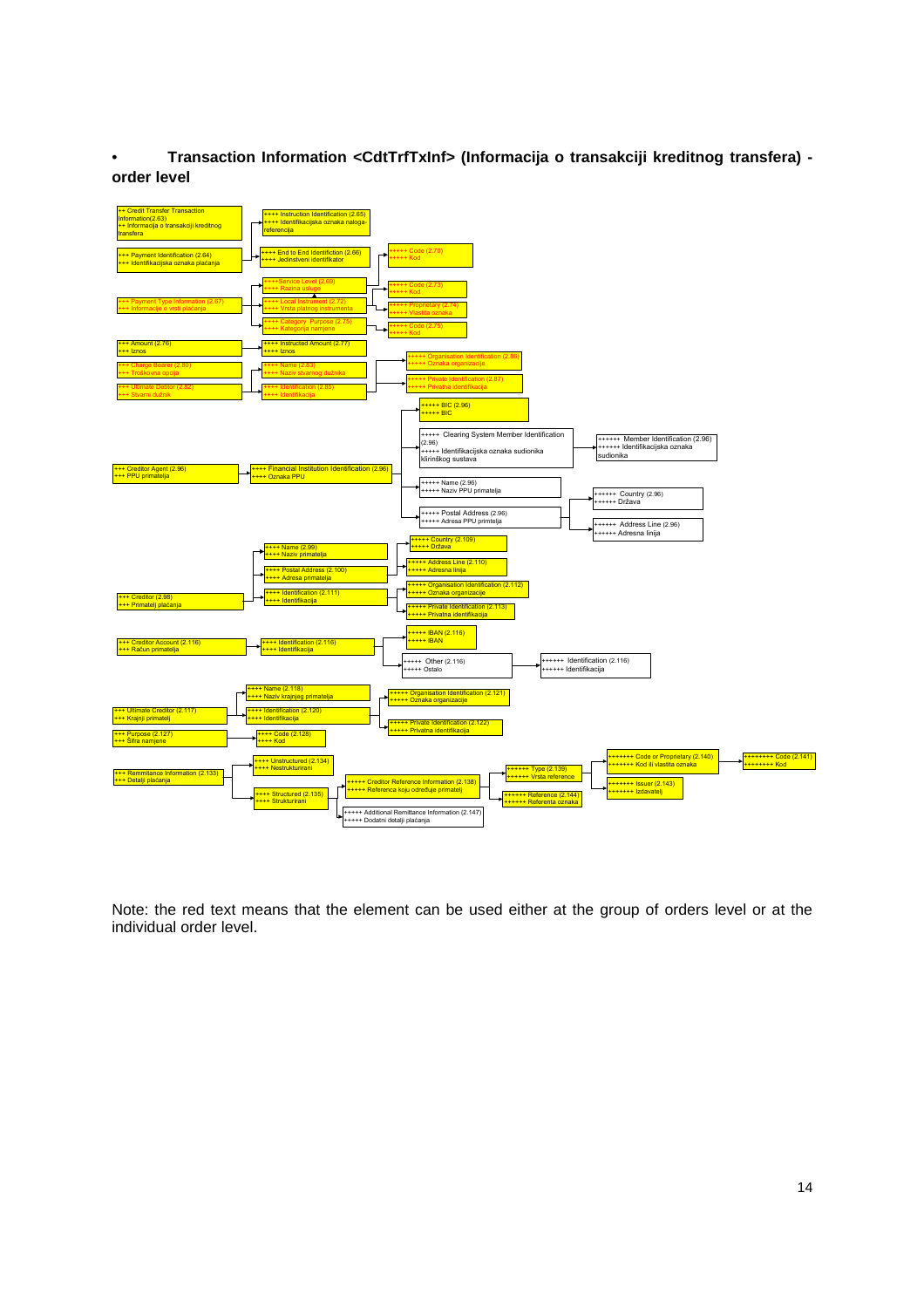- **Transaction Information <CdtTrfTxInf> (Informacija o transakciji kreditnog transfera) - order level**

- ++ Credit Transfer Transaction Information(2.63) / ++ Informacija o transakciji kreditnog transfera
  - +++ Payment Identification (2.64) / +++ Identifikacijska oznaka plaćanja
    - ++++ Instruction Identification (2.65) / ++++ Identifikacijska oznaka naloga-referencija
    - ++++ End to End Identification (2.66) / ++++ Jedinstveni identifikator
  - +++ Payment Type Information (2.67) / +++ Informacije o vrsti plaćanja
    - ++++Service Level (2.69) / ++++ Razina usluge
      - +++++ Code (2.70) / +++++ Kod
    - ++++ Local Instrument (2.72) / ++++ Vrsta platnog instrumenta
      - +++++ Code (2.73) / +++++ Kod
      - +++++ Proprietary (2.74) / +++++ Vlastita oznaka
    - ++++ Category Purpose (2.75) / ++++ Kategorija namjene
      - +++++ Code (2.75) / +++++ Kod
  - +++ Amount (2.76) / +++ Iznos
    - ++++ Instructed Amount (2.77) / ++++ Iznos
  - +++ Charge Bearer (2.80) / +++ Troškovna opcija
  - +++ Ultimate Debtor (2.82) / +++ Stvarni dužnik
    - ++++ Name (2.83) / ++++ Naziv stvarnog dužnika
    - ++++ Identification (2.85) / ++++ Identifikacija
      - +++++ Organisation Identification (2.86) / +++++ Oznaka organizacije
      - +++++ Private Identification (2.87) / +++++ Privatna identifikacija
  - +++ Creditor Agent (2.96) / +++ PPU primatelja
    - ++++ Financial Institution Identification (2.96) / ++++ Oznaka PPU
      - +++++ BIC (2.96) / +++++ BIC
      - +++++ Clearing System Member Identification (2.96) / +++++ Identifikacijska oznaka sudionika klirinškog sustava
        - ++++++ Member Identification (2.96) / ++++++ Identifikacijska oznaka sudionika
      - +++++ Name (2.96) / +++++ Naziv PPU primatelja
      - +++++ Postal Address (2.96) / +++++ Adresa PPU primtelja
        - ++++++ Country (2.96) / ++++++ Država
        - ++++++ Address Line (2.96) / ++++++ Adresna linija
  - +++ Creditor (2.98) / +++ Primatelj plaćanja
    - ++++ Name (2.99) / ++++ Naziv primatelja
    - ++++ Postal Address (2.100) / ++++ Adresa primatelja
      - +++++ Country (2.109) / +++++ Država
      - +++++ Address Line (2.110) / +++++ Adresna linija
    - ++++ Identification (2.111) / ++++ Identifikacija
      - +++++ Organisation Identification (2.112) / +++++ Oznaka organizacije
      - +++++ Private Identification (2.113) / +++++ Privatna identifikacija
  - +++ Creditor Account (2.116) / +++ Račun primatelja
    - ++++ Identification (2.116) / ++++ Identifikacija
      - +++++ IBAN (2.116) / +++++ IBAN
      - +++++ Other (2.116) / +++++ Ostalo
        - ++++++ Identification (2.116) / ++++++ Identifikacija
  - +++ Ultimate Creditor (2.117) / +++ Krajnji primatelj
    - ++++ Name (2.118) / ++++ Naziv krajnjeg primatelja
    - ++++ Identification (2.120) / ++++ Identifikacija
      - +++++ Organisation Identification (2.121) / +++++ Oznaka organizacije
      - +++++ Private Identification (2.122) / +++++ Privatna identifikacija
  - +++ Purpose (2.127) / +++ Šifra namjene
    - ++++ Code (2.128) / ++++ Kod
  - +++ Remmitance Information (2.133) / +++ Detalji plaćanja
    - ++++ Unstructured (2.134) / ++++ Nestrukturirani
    - ++++ Structured (2.135) / ++++ Strukturirani
      - +++++ Creditor Reference Information (2.138) / +++++ Referenca koju određuje primatelj
        - ++++++ Type (2.139) / ++++++ Vrsta reference
          - +++++++ Code or Proprietary (2.140) / +++++++ Kod ili vlastita oznaka
            - ++++++++ Code (2.141) / ++++++++ Kod
          - +++++++ Issuer (2.143) / +++++++ Izdavatelj
        - ++++++ Reference (2.144) / ++++++ Referenta oznaka
      - +++++ Additional Remittance Information (2.147) / +++++ Dodatni detalji plaćanja

Note: the red text means that the element can be used either at the group of orders level or at the individual order level.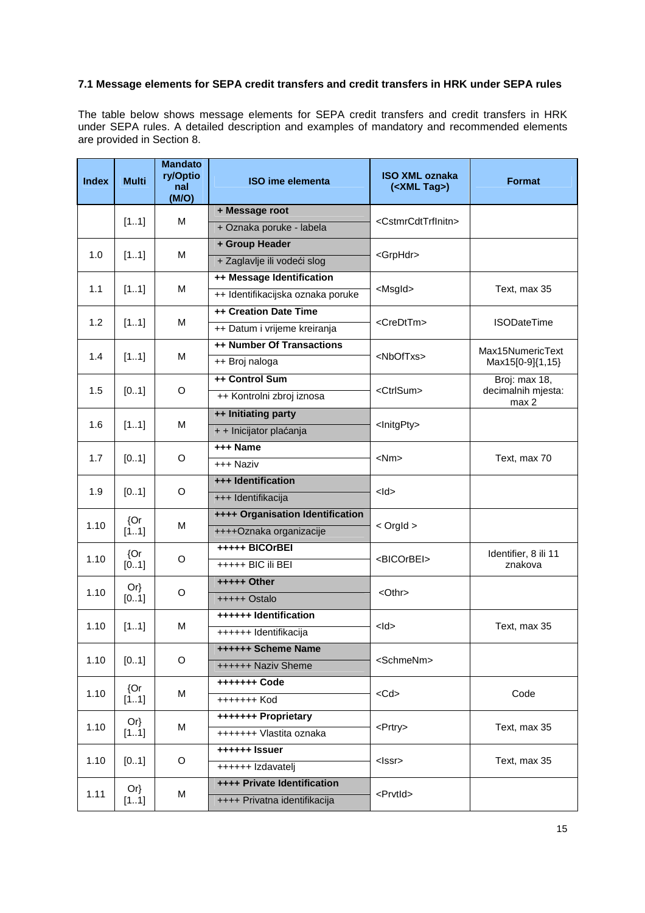### 7.1 Message elements for SEPA credit transfers and credit transfers in HRK under SEPA rules

The table below shows message elements for SEPA credit transfers and credit transfers in HRK under SEPA rules. A detailed description and examples of mandatory and recommended elements are provided in Section 8.

| Index | Multi | Mandatory/Optional (M/O) | ISO ime elementa | ISO XML oznaka (<XML Tag>) | Format |
|---|---|---|---|---|---|
| | [1..1] | M | **+ Message root**<br>+ Oznaka poruke - labela | <CstmrCdtTrfInitn> | |
| 1.0 | [1..1] | M | **+ Group Header**<br>+ Zaglavlje ili vodeći slog | <GrpHdr> | |
| 1.1 | [1..1] | M | **++ Message Identification**<br>++ Identifikacijska oznaka poruke | <MsgId> | Text, max 35 |
| 1.2 | [1..1] | M | **++ Creation Date Time**<br>++ Datum i vrijeme kreiranja | <CreDtTm> | ISODateTime |
| 1.4 | [1..1] | M | **++ Number Of Transactions**<br>++ Broj naloga | <NbOfTxs> | Max15NumericText Max15[0-9]{1,15} |
| 1.5 | [0..1] | O | **++ Control Sum**<br>++ Kontrolni zbroj iznosa | <CtrlSum> | Broj: max 18, decimalnih mjesta: max 2 |
| 1.6 | [1..1] | M | **++ Initiating party**<br>+ + Inicijator plaćanja | <InitgPty> | |
| 1.7 | [0..1] | O | **+++ Name**<br>+++ Naziv | <Nm> | Text, max 70 |
| 1.9 | [0..1] | O | **+++ Identification**<br>+++ Identifikacija | <Id> | |
| 1.10 | {Or [1..1] | M | **++++ Organisation Identification**<br>++++Oznaka organizacije | < OrgId > | |
| 1.10 | {Or [0..1] | O | **+++++ BICOrBEI**<br>+++++ BIC ili BEI | <BICOrBEI> | Identifier, 8 ili 11 znakova |
| 1.10 | Or} [0..1] | O | **+++++ Other**<br>+++++ Ostalo | <Othr> | |
| 1.10 | [1..1] | M | **++++++ Identification**<br>++++++ Identifikacija | <Id> | Text, max 35 |
| 1.10 | [0..1] | O | **++++++ Scheme Name**<br>++++++ Naziv Sheme | <SchmeNm> | |
| 1.10 | {Or [1..1] | M | **+++++++ Code**<br>+++++++ Kod | <Cd> | Code |
| 1.10 | Or} [1..1] | M | **+++++++ Proprietary**<br>+++++++ Vlastita oznaka | <Prtry> | Text, max 35 |
| 1.10 | [0..1] | O | **++++++ Issuer**<br>++++++ Izdavatelj | <Issr> | Text, max 35 |
| 1.11 | Or} [1..1] | M | **++++ Private Identification**<br>++++ Privatna identifikacija | <PrvtId> | |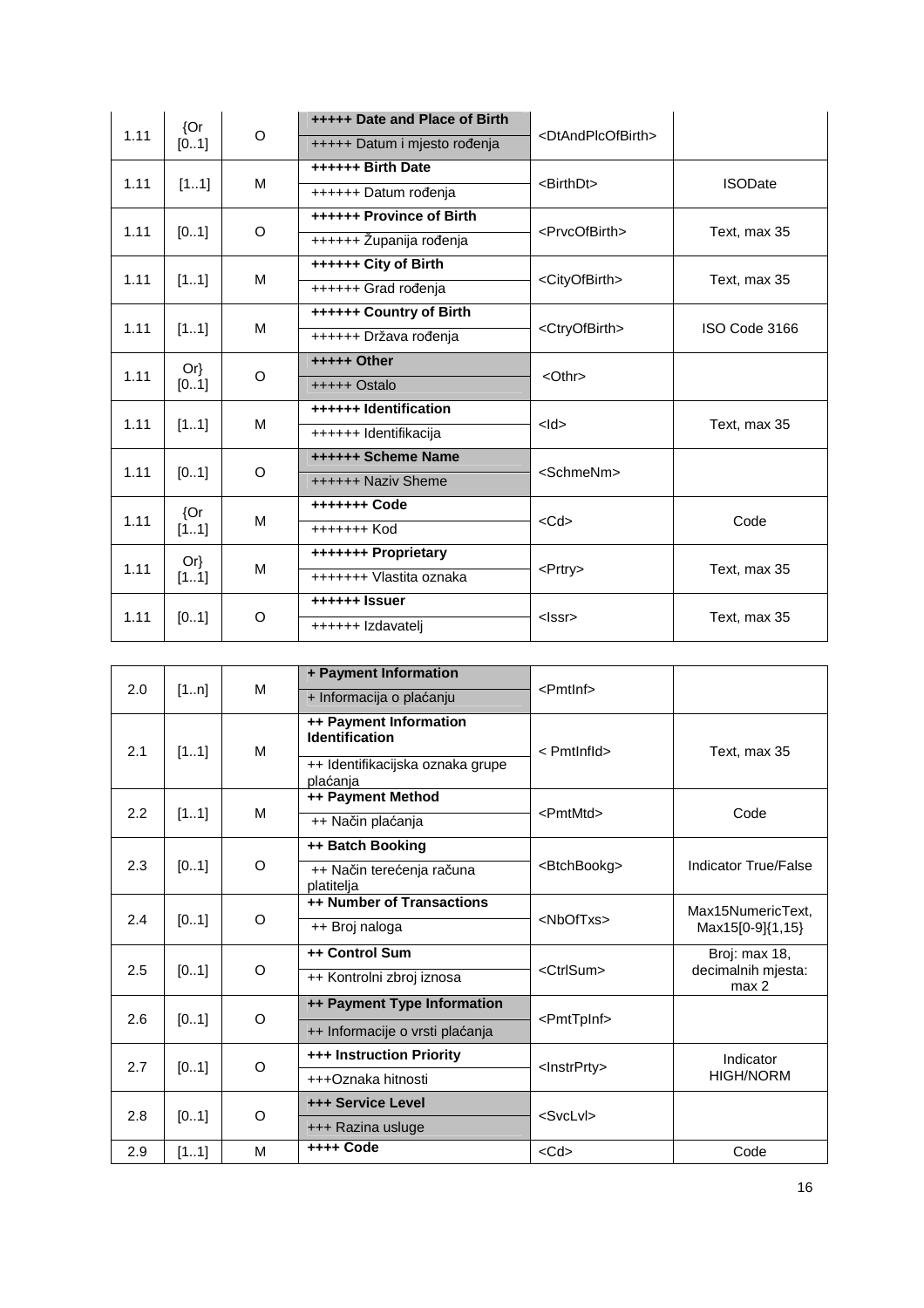| | | | | | |
|---|---|---|---|---|---|
| 1.11 | {Or [0..1] | O | **+++++ Date and Place of Birth**<br>+++++ Datum i mjesto rođenja | <DtAndPlcOfBirth> | |
| 1.11 | [1..1] | M | **++++++ Birth Date**<br>++++++ Datum rođenja | <BirthDt> | ISODate |
| 1.11 | [0..1] | O | **++++++ Province of Birth**<br>++++++ Županija rođenja | <PrvcOfBirth> | Text, max 35 |
| 1.11 | [1..1] | M | **++++++ City of Birth**<br>++++++ Grad rođenja | <CityOfBirth> | Text, max 35 |
| 1.11 | [1..1] | M | **++++++ Country of Birth**<br>++++++ Država rođenja | <CtryOfBirth> | ISO Code 3166 |
| 1.11 | Or} [0..1] | O | **+++++ Other**<br>+++++ Ostalo | <Othr> | |
| 1.11 | [1..1] | M | **++++++ Identification**<br>++++++ Identifikacija | <Id> | Text, max 35 |
| 1.11 | [0..1] | O | **++++++ Scheme Name**<br>++++++ Naziv Sheme | <SchmeNm> | |
| 1.11 | {Or [1..1] | M | **+++++++ Code**<br>+++++++ Kod | <Cd> | Code |
| 1.11 | Or} [1..1] | M | **+++++++ Proprietary**<br>+++++++ Vlastita oznaka | <Prtry> | Text, max 35 |
| 1.11 | [0..1] | O | **++++++ Issuer**<br>++++++ Izdavatelj | <Issr> | Text, max 35 |

| | | | | | |
|---|---|---|---|---|---|
| 2.0 | [1..n] | M | **+ Payment Information**<br>+ Informacija o plaćanju | <PmtInf> | |
| 2.1 | [1..1] | M | **++ Payment Information Identification**<br>++ Identifikacijska oznaka grupe plaćanja | < PmtInfId> | Text, max 35 |
| 2.2 | [1..1] | M | **++ Payment Method**<br>++ Način plaćanja | <PmtMtd> | Code |
| 2.3 | [0..1] | O | **++ Batch Booking**<br>++ Način terećenja računa platitelja | <BtchBookg> | Indicator True/False |
| 2.4 | [0..1] | O | **++ Number of Transactions**<br>++ Broj naloga | <NbOfTxs> | Max15NumericText, Max15[0-9]{1,15} |
| 2.5 | [0..1] | O | **++ Control Sum**<br>++ Kontrolni zbroj iznosa | <CtrlSum> | Broj: max 18, decimalnih mjesta: max 2 |
| 2.6 | [0..1] | O | **++ Payment Type Information**<br>++ Informacije o vrsti plaćanja | <PmtTpInf> | |
| 2.7 | [0..1] | O | **+++ Instruction Priority**<br>+++Oznaka hitnosti | <InstrPrty> | Indicator HIGH/NORM |
| 2.8 | [0..1] | O | **+++ Service Level**<br>+++ Razina usluge | <SvcLvl> | |
| 2.9 | [1..1] | M | **++++ Code** | <Cd> | Code |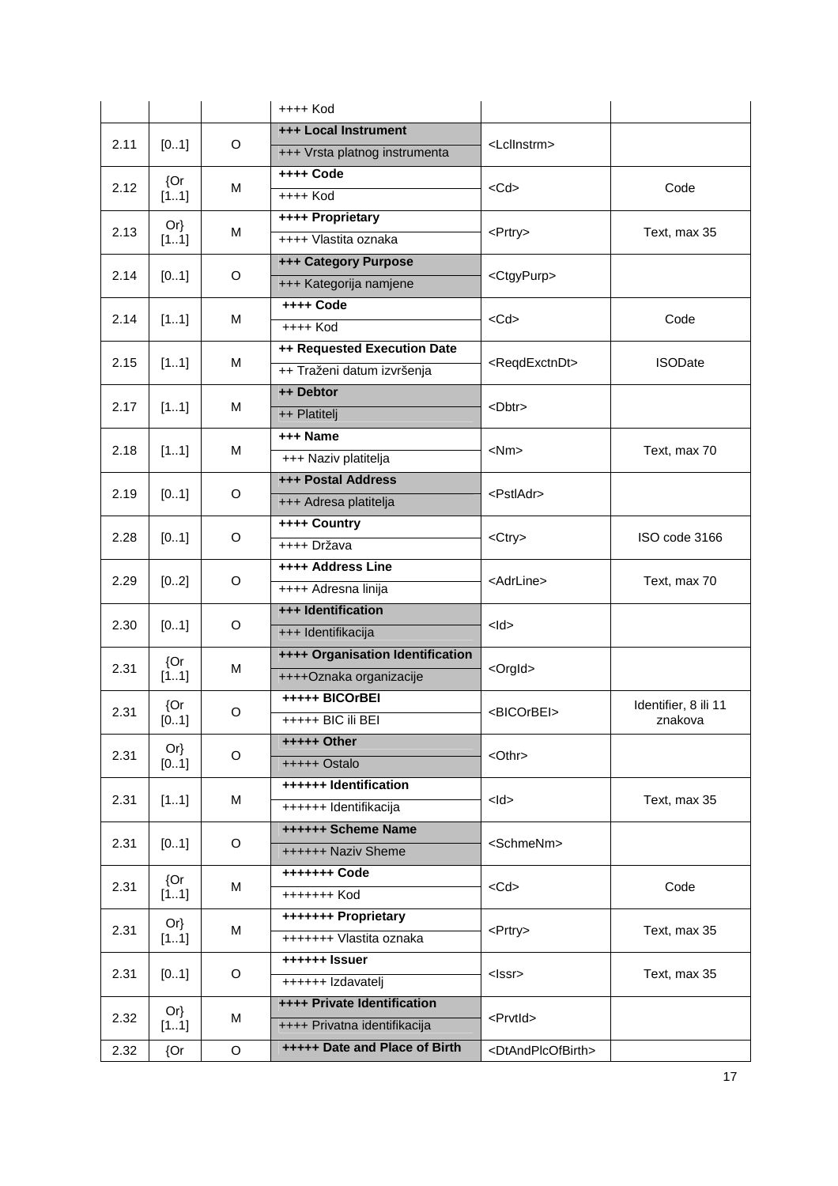| | | | ++++ Kod | | |
|---|---|---|---|---|---|
| 2.11 | [0..1] | O | **+++ Local Instrument**<br>+++ Vrsta platnog instrumenta | <LclInstrm> | |
| 2.12 | {Or [1..1] | M | **++++ Code**<br>++++ Kod | <Cd> | Code |
| 2.13 | Or} [1..1] | M | **++++ Proprietary**<br>++++ Vlastita oznaka | <Prtry> | Text, max 35 |
| 2.14 | [0..1] | O | **+++ Category Purpose**<br>+++ Kategorija namjene | <CtgyPurp> | |
| 2.14 | [1..1] | M | **++++ Code**<br>++++ Kod | <Cd> | Code |
| 2.15 | [1..1] | M | **++ Requested Execution Date**<br>++ Traženi datum izvršenja | <ReqdExctnDt> | ISODate |
| 2.17 | [1..1] | M | **++ Debtor**<br>++ Platitelj | <Dbtr> | |
| 2.18 | [1..1] | M | **+++ Name**<br>+++ Naziv platitelja | <Nm> | Text, max 70 |
| 2.19 | [0..1] | O | **+++ Postal Address**<br>+++ Adresa platitelja | <PstlAdr> | |
| 2.28 | [0..1] | O | **++++ Country**<br>++++ Država | <Ctry> | ISO code 3166 |
| 2.29 | [0..2] | O | **++++ Address Line**<br>++++ Adresna linija | <AdrLine> | Text, max 70 |
| 2.30 | [0..1] | O | **+++ Identification**<br>+++ Identifikacija | <Id> | |
| 2.31 | {Or [1..1] | M | **++++ Organisation Identification**<br>++++Oznaka organizacije | <OrgId> | |
| 2.31 | {Or [0..1] | O | **+++++ BICOrBEI**<br>+++++ BIC ili BEI | <BICOrBEI> | Identifier, 8 ili 11 znakova |
| 2.31 | Or} [0..1] | O | **+++++ Other**<br>+++++ Ostalo | <Othr> | |
| 2.31 | [1..1] | M | **++++++ Identification**<br>++++++ Identifikacija | <Id> | Text, max 35 |
| 2.31 | [0..1] | O | **++++++ Scheme Name**<br>++++++ Naziv Sheme | <SchmeNm> | |
| 2.31 | {Or [1..1] | M | **+++++++ Code**<br>+++++++ Kod | <Cd> | Code |
| 2.31 | Or} [1..1] | M | **+++++++ Proprietary**<br>+++++++ Vlastita oznaka | <Prtry> | Text, max 35 |
| 2.31 | [0..1] | O | **++++++ Issuer**<br>++++++ Izdavatelj | <Issr> | Text, max 35 |
| 2.32 | Or} [1..1] | M | **++++ Private Identification**<br>++++ Privatna identifikacija | <PrvtId> | |
| 2.32 | {Or | O | **+++++ Date and Place of Birth** | <DtAndPlcOfBirth> | |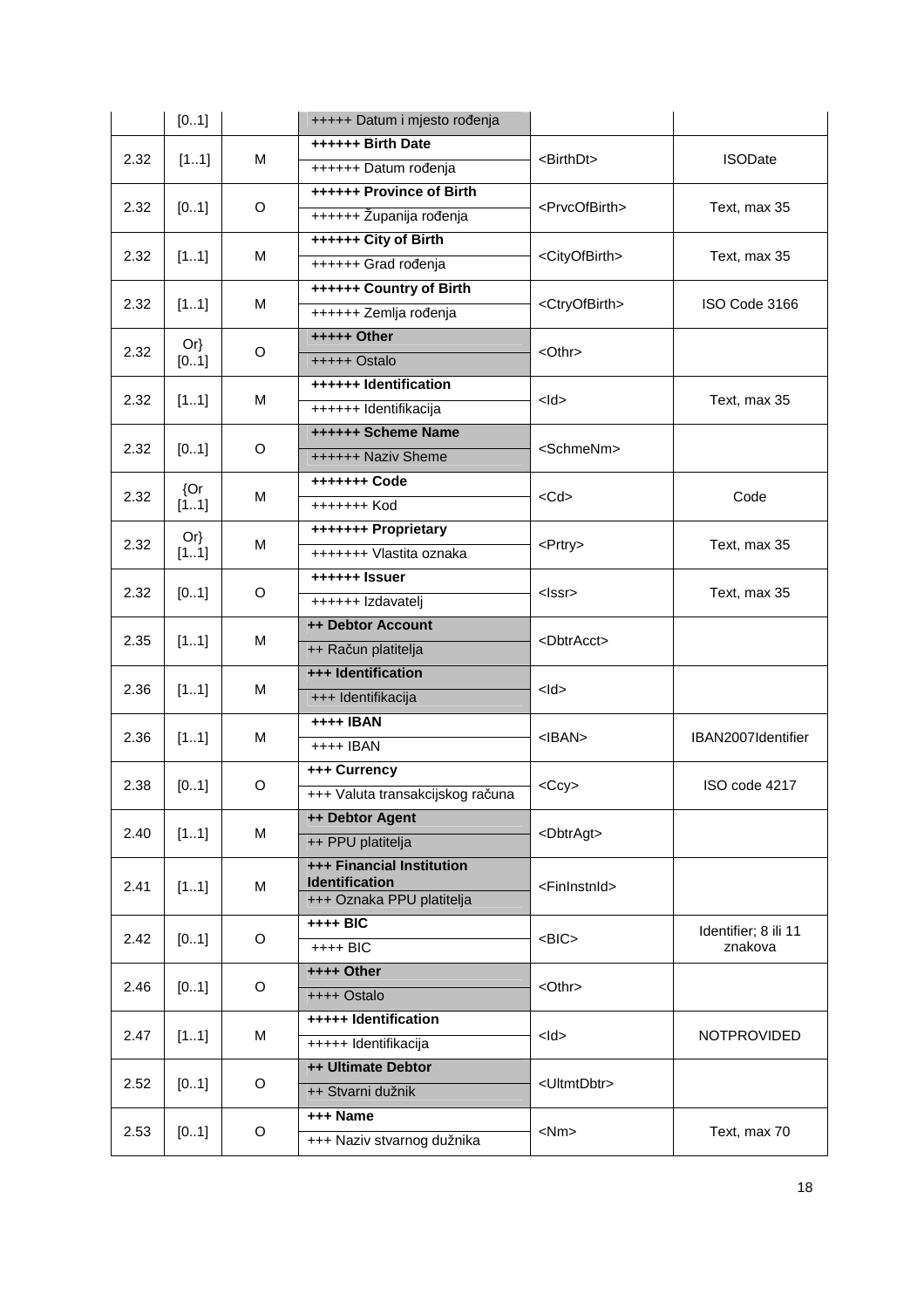| | [0..1] | | +++++ Datum i mjesto rođenja | | |
|---|---|---|---|---|---|
| 2.32 | [1..1] | M | **++++++ Birth Date**<br>++++++ Datum rođenja | <BirthDt> | ISODate |
| 2.32 | [0..1] | O | **++++++ Province of Birth**<br>++++++ Županija rođenja | <PrvcOfBirth> | Text, max 35 |
| 2.32 | [1..1] | M | **++++++ City of Birth**<br>++++++ Grad rođenja | <CityOfBirth> | Text, max 35 |
| 2.32 | [1..1] | M | **++++++ Country of Birth**<br>++++++ Zemlja rođenja | <CtryOfBirth> | ISO Code 3166 |
| 2.32 | Or}<br>[0..1] | O | **+++++ Other**<br>+++++ Ostalo | <Othr> | |
| 2.32 | [1..1] | M | **++++++ Identification**<br>++++++ Identifikacija | <Id> | Text, max 35 |
| 2.32 | [0..1] | O | **++++++ Scheme Name**<br>++++++ Naziv Sheme | <SchmeNm> | |
| 2.32 | {Or<br>[1..1] | M | **+++++++ Code**<br>+++++++ Kod | <Cd> | Code |
| 2.32 | Or}<br>[1..1] | M | **+++++++ Proprietary**<br>+++++++ Vlastita oznaka | <Prtry> | Text, max 35 |
| 2.32 | [0..1] | O | **++++++ Issuer**<br>++++++ Izdavatelj | <Issr> | Text, max 35 |
| 2.35 | [1..1] | M | **++ Debtor Account**<br>++ Račun platitelja | <DbtrAcct> | |
| 2.36 | [1..1] | M | **+++ Identification**<br>+++ Identifikacija | <Id> | |
| 2.36 | [1..1] | M | **++++ IBAN**<br>++++ IBAN | <IBAN> | IBAN2007Identifier |
| 2.38 | [0..1] | O | **+++ Currency**<br>+++ Valuta transakcijskog računa | <Ccy> | ISO code 4217 |
| 2.40 | [1..1] | M | **++ Debtor Agent**<br>++ PPU platitelja | <DbtrAgt> | |
| 2.41 | [1..1] | M | **+++ Financial Institution Identification**<br>+++ Oznaka PPU platitelja | <FinInstnId> | |
| 2.42 | [0..1] | O | **++++ BIC**<br>++++ BIC | <BIC> | Identifier; 8 ili 11 znakova |
| 2.46 | [0..1] | O | **++++ Other**<br>++++ Ostalo | <Othr> | |
| 2.47 | [1..1] | M | **+++++ Identification**<br>+++++ Identifikacija | <Id> | NOTPROVIDED |
| 2.52 | [0..1] | O | **++ Ultimate Debtor**<br>++ Stvarni dužnik | <UltmtDbtr> | |
| 2.53 | [0..1] | O | **+++ Name**<br>+++ Naziv stvarnog dužnika | <Nm> | Text, max 70 |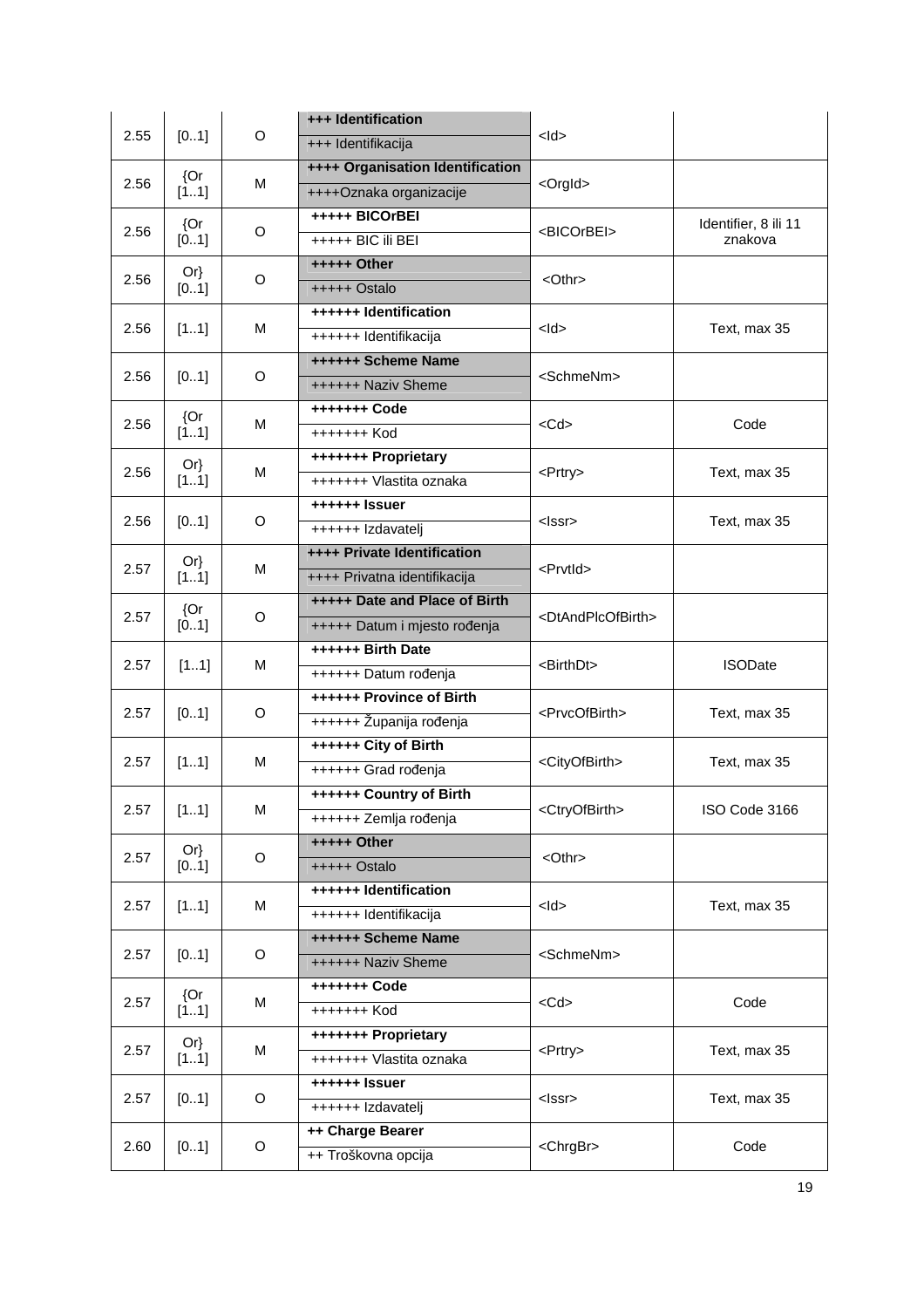| | | | | | |
|---|---|---|---|---|---|
| 2.55 | [0..1] | O | **+++ Identification**<br>+++ Identifikacija | <Id> | |
| 2.56 | {Or<br>[1..1] | M | **++++ Organisation Identification**<br>++++Oznaka organizacije | <OrgId> | |
| 2.56 | {Or<br>[0..1] | O | **+++++ BICOrBEI**<br>+++++ BIC ili BEI | <BICOrBEI> | Identifier, 8 ili 11 znakova |
| 2.56 | Or}<br>[0..1] | O | **+++++ Other**<br>+++++ Ostalo | <Othr> | |
| 2.56 | [1..1] | M | **++++++ Identification**<br>++++++ Identifikacija | <Id> | Text, max 35 |
| 2.56 | [0..1] | O | **++++++ Scheme Name**<br>++++++ Naziv Sheme | <SchmeNm> | |
| 2.56 | {Or<br>[1..1] | M | **+++++++ Code**<br>+++++++ Kod | <Cd> | Code |
| 2.56 | Or}<br>[1..1] | M | **+++++++ Proprietary**<br>+++++++ Vlastita oznaka | <Prtry> | Text, max 35 |
| 2.56 | [0..1] | O | **++++++ Issuer**<br>++++++ Izdavatelj | <Issr> | Text, max 35 |
| 2.57 | Or}<br>[1..1] | M | **++++ Private Identification**<br>++++ Privatna identifikacija | <PrvtId> | |
| 2.57 | {Or<br>[0..1] | O | **+++++ Date and Place of Birth**<br>+++++ Datum i mjesto rođenja | <DtAndPlcOfBirth> | |
| 2.57 | [1..1] | M | **++++++ Birth Date**<br>++++++ Datum rođenja | <BirthDt> | ISODate |
| 2.57 | [0..1] | O | **++++++ Province of Birth**<br>++++++ Županija rođenja | <PrvcOfBirth> | Text, max 35 |
| 2.57 | [1..1] | M | **++++++ City of Birth**<br>++++++ Grad rođenja | <CityOfBirth> | Text, max 35 |
| 2.57 | [1..1] | M | **++++++ Country of Birth**<br>++++++ Zemlja rođenja | <CtryOfBirth> | ISO Code 3166 |
| 2.57 | Or}<br>[0..1] | O | **+++++ Other**<br>+++++ Ostalo | <Othr> | |
| 2.57 | [1..1] | M | **++++++ Identification**<br>++++++ Identifikacija | <Id> | Text, max 35 |
| 2.57 | [0..1] | O | **++++++ Scheme Name**<br>++++++ Naziv Sheme | <SchmeNm> | |
| 2.57 | {Or<br>[1..1] | M | **+++++++ Code**<br>+++++++ Kod | <Cd> | Code |
| 2.57 | Or}<br>[1..1] | M | **+++++++ Proprietary**<br>+++++++ Vlastita oznaka | <Prtry> | Text, max 35 |
| 2.57 | [0..1] | O | **++++++ Issuer**<br>++++++ Izdavatelj | <Issr> | Text, max 35 |
| 2.60 | [0..1] | O | **++ Charge Bearer**<br>++ Troškovna opcija | <ChrgBr> | Code |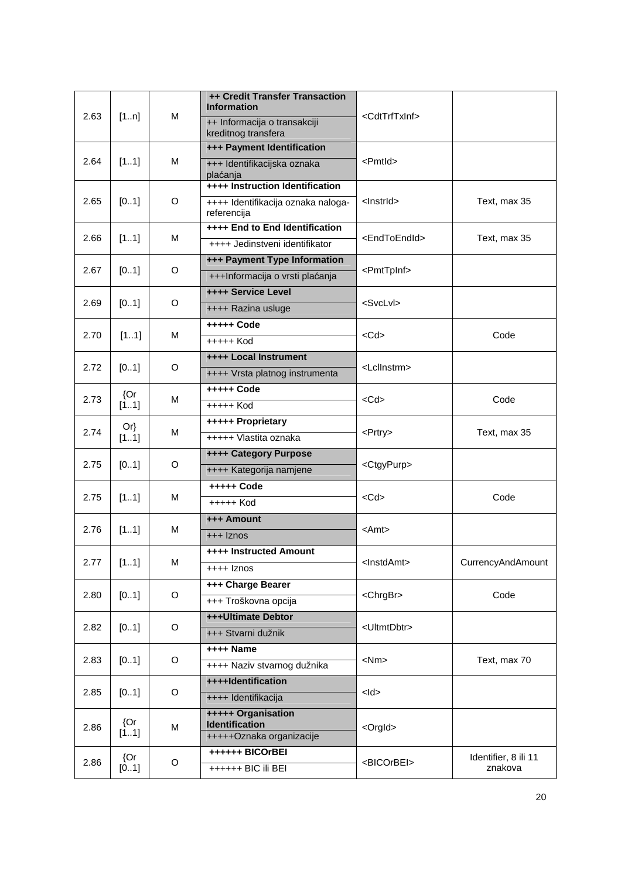| | | | | | |
|---|---|---|---|---|---|
| 2.63 | [1..n] | M | **++ Credit Transfer Transaction Information**<br>++ Informacija o transakciji kreditnog transfera | <CdtTrfTxInf> | |
| 2.64 | [1..1] | M | **+++ Payment Identification**<br>+++ Identifikacijska oznaka plaćanja | <PmtId> | |
| 2.65 | [0..1] | O | **++++ Instruction Identification**<br>++++ Identifikacija oznaka naloga-referencija | <InstrId> | Text, max 35 |
| 2.66 | [1..1] | M | **++++ End to End Identification**<br>++++ Jedinstveni identifikator | <EndToEndId> | Text, max 35 |
| 2.67 | [0..1] | O | **+++ Payment Type Information**<br>+++Informacija o vrsti plaćanja | <PmtTpInf> | |
| 2.69 | [0..1] | O | **++++ Service Level**<br>++++ Razina usluge | <SvcLvl> | |
| 2.70 | [1..1] | M | **+++++ Code**<br>+++++ Kod | <Cd> | Code |
| 2.72 | [0..1] | O | **++++ Local Instrument**<br>++++ Vrsta platnog instrumenta | <LclInstrm> | |
| 2.73 | {Or [1..1] | M | **+++++ Code**<br>+++++ Kod | <Cd> | Code |
| 2.74 | Or} [1..1] | M | **+++++ Proprietary**<br>+++++ Vlastita oznaka | <Prtry> | Text, max 35 |
| 2.75 | [0..1] | O | **++++ Category Purpose**<br>++++ Kategorija namjene | <CtgyPurp> | |
| 2.75 | [1..1] | M | **+++++ Code**<br>+++++ Kod | <Cd> | Code |
| 2.76 | [1..1] | M | **+++ Amount**<br>+++ Iznos | <Amt> | |
| 2.77 | [1..1] | M | **++++ Instructed Amount**<br>++++ Iznos | <InstdAmt> | CurrencyAndAmount |
| 2.80 | [0..1] | O | **+++ Charge Bearer**<br>+++ Troškovna opcija | <ChrgBr> | Code |
| 2.82 | [0..1] | O | **+++Ultimate Debtor**<br>+++ Stvarni dužnik | <UltmtDbtr> | |
| 2.83 | [0..1] | O | **++++ Name**<br>++++ Naziv stvarnog dužnika | <Nm> | Text, max 70 |
| 2.85 | [0..1] | O | **++++Identification**<br>++++ Identifikacija | <Id> | |
| 2.86 | {Or [1..1] | M | **+++++ Organisation Identification**<br>+++++Oznaka organizacije | <OrgId> | |
| 2.86 | {Or [0..1] | O | **++++++ BICOrBEI**<br>++++++ BIC ili BEI | <BICOrBEI> | Identifier, 8 ili 11 znakova |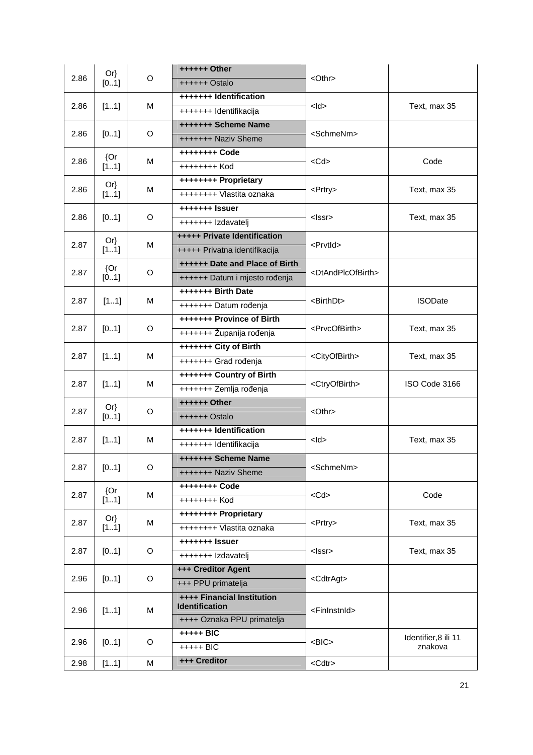| 2.86 | Or} [0..1] | O | ++++++ **Other**<br>++++++ Ostalo | <Othr> | |
|---|---|---|---|---|---|
| 2.86 | [1..1] | M | +++++++ **Identification**<br>+++++++ Identifikacija | <Id> | Text, max 35 |
| 2.86 | [0..1] | O | +++++++ **Scheme Name**<br>+++++++ Naziv Sheme | <SchmeNm> | |
| 2.86 | {Or [1..1] | M | ++++++++ **Code**<br>++++++++ Kod | <Cd> | Code |
| 2.86 | Or} [1..1] | M | ++++++++ **Proprietary**<br>++++++++ Vlastita oznaka | <Prtry> | Text, max 35 |
| 2.86 | [0..1] | O | +++++++ **Issuer**<br>+++++++ Izdavatelj | <Issr> | Text, max 35 |
| 2.87 | Or} [1..1] | M | +++++ **Private Identification**<br>+++++ Privatna identifikacija | <PrvtId> | |
| 2.87 | {Or [0..1] | O | ++++++ **Date and Place of Birth**<br>++++++ Datum i mjesto rođenja | <DtAndPlcOfBirth> | |
| 2.87 | [1..1] | M | +++++++ **Birth Date**<br>+++++++ Datum rođenja | <BirthDt> | ISODate |
| 2.87 | [0..1] | O | +++++++ **Province of Birth**<br>+++++++ Županija rođenja | <PrvcOfBirth> | Text, max 35 |
| 2.87 | [1..1] | M | +++++++ **City of Birth**<br>+++++++ Grad rođenja | <CityOfBirth> | Text, max 35 |
| 2.87 | [1..1] | M | +++++++ **Country of Birth**<br>+++++++ Zemlja rođenja | <CtryOfBirth> | ISO Code 3166 |
| 2.87 | Or} [0..1] | O | ++++++ **Other**<br>++++++ Ostalo | <Othr> | |
| 2.87 | [1..1] | M | +++++++ **Identification**<br>+++++++ Identifikacija | <Id> | Text, max 35 |
| 2.87 | [0..1] | O | +++++++ **Scheme Name**<br>+++++++ Naziv Sheme | <SchmeNm> | |
| 2.87 | {Or [1..1] | M | ++++++++ **Code**<br>++++++++ Kod | <Cd> | Code |
| 2.87 | Or} [1..1] | M | ++++++++ **Proprietary**<br>++++++++ Vlastita oznaka | <Prtry> | Text, max 35 |
| 2.87 | [0..1] | O | +++++++ **Issuer**<br>+++++++ Izdavatelj | <Issr> | Text, max 35 |
| 2.96 | [0..1] | O | +++ **Creditor Agent**<br>+++ PPU primatelja | <CdtrAgt> | |
| 2.96 | [1..1] | M | ++++ **Financial Institution Identification**<br>++++ Oznaka PPU primatelja | <FinInstnId> | |
| 2.96 | [0..1] | O | +++++ **BIC**<br>+++++ BIC | <BIC> | Identifier,8 ili 11 znakova |
| 2.98 | [1..1] | M | +++ **Creditor** | <Cdtr> | |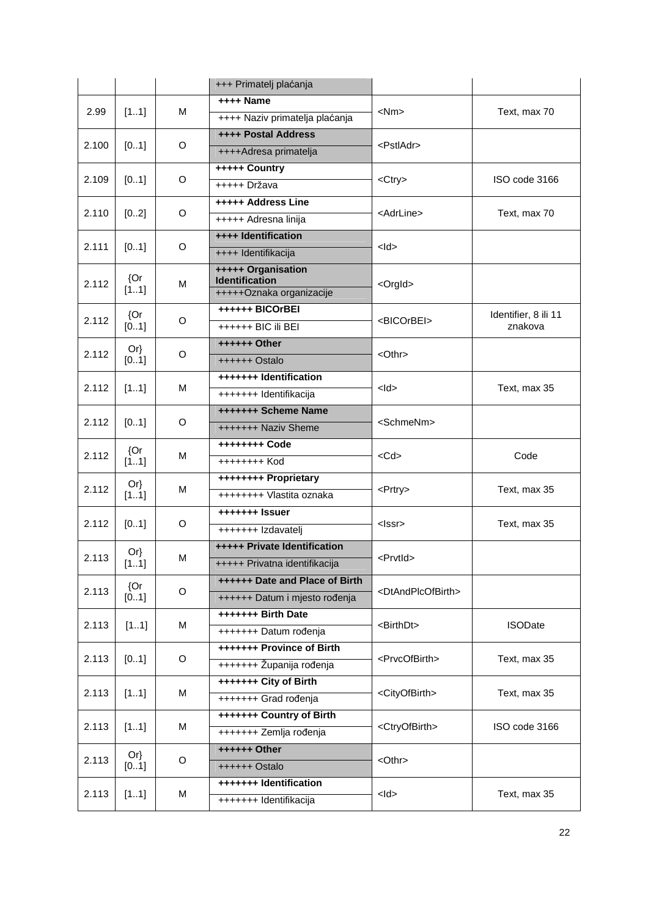| | | | +++ Primatelj plaćanja | | |
|---|---|---|---|---|---|
| 2.99 | [1..1] | M | **++++ Name**<br>++++ Naziv primatelja plaćanja | <Nm> | Text, max 70 |
| 2.100 | [0..1] | O | **++++ Postal Address**<br>++++Adresa primatelja | <PstlAdr> | |
| 2.109 | [0..1] | O | **+++++ Country**<br>+++++ Država | <Ctry> | ISO code 3166 |
| 2.110 | [0..2] | O | **+++++ Address Line**<br>+++++ Adresna linija | <AdrLine> | Text, max 70 |
| 2.111 | [0..1] | O | **++++ Identification**<br>++++ Identifikacija | <Id> | |
| 2.112 | {Or [1..1] | M | **+++++ Organisation Identification**<br>+++++Oznaka organizacije | <OrgId> | |
| 2.112 | {Or [0..1] | O | **++++++ BICOrBEI**<br>++++++ BIC ili BEI | <BICOrBEI> | Identifier, 8 ili 11 znakova |
| 2.112 | Or} [0..1] | O | **++++++ Other**<br>++++++ Ostalo | <Othr> | |
| 2.112 | [1..1] | M | **+++++++ Identification**<br>+++++++ Identifikacija | <Id> | Text, max 35 |
| 2.112 | [0..1] | O | **+++++++ Scheme Name**<br>+++++++ Naziv Sheme | <SchmeNm> | |
| 2.112 | {Or [1..1] | M | **++++++++ Code**<br>++++++++ Kod | <Cd> | Code |
| 2.112 | Or} [1..1] | M | **++++++++ Proprietary**<br>++++++++ Vlastita oznaka | <Prtry> | Text, max 35 |
| 2.112 | [0..1] | O | **+++++++ Issuer**<br>+++++++ Izdavatelj | <Issr> | Text, max 35 |
| 2.113 | Or} [1..1] | M | **+++++ Private Identification**<br>+++++ Privatna identifikacija | <PrvtId> | |
| 2.113 | {Or [0..1] | O | **++++++ Date and Place of Birth**<br>++++++ Datum i mjesto rođenja | <DtAndPlcOfBirth> | |
| 2.113 | [1..1] | M | **+++++++ Birth Date**<br>+++++++ Datum rođenja | <BirthDt> | ISODate |
| 2.113 | [0..1] | O | **+++++++ Province of Birth**<br>+++++++ Županija rođenja | <PrvcOfBirth> | Text, max 35 |
| 2.113 | [1..1] | M | **+++++++ City of Birth**<br>+++++++ Grad rođenja | <CityOfBirth> | Text, max 35 |
| 2.113 | [1..1] | M | **+++++++ Country of Birth**<br>+++++++ Zemlja rođenja | <CtryOfBirth> | ISO code 3166 |
| 2.113 | Or} [0..1] | O | **++++++ Other**<br>++++++ Ostalo | <Othr> | |
| 2.113 | [1..1] | M | **+++++++ Identification**<br>+++++++ Identifikacija | <Id> | Text, max 35 |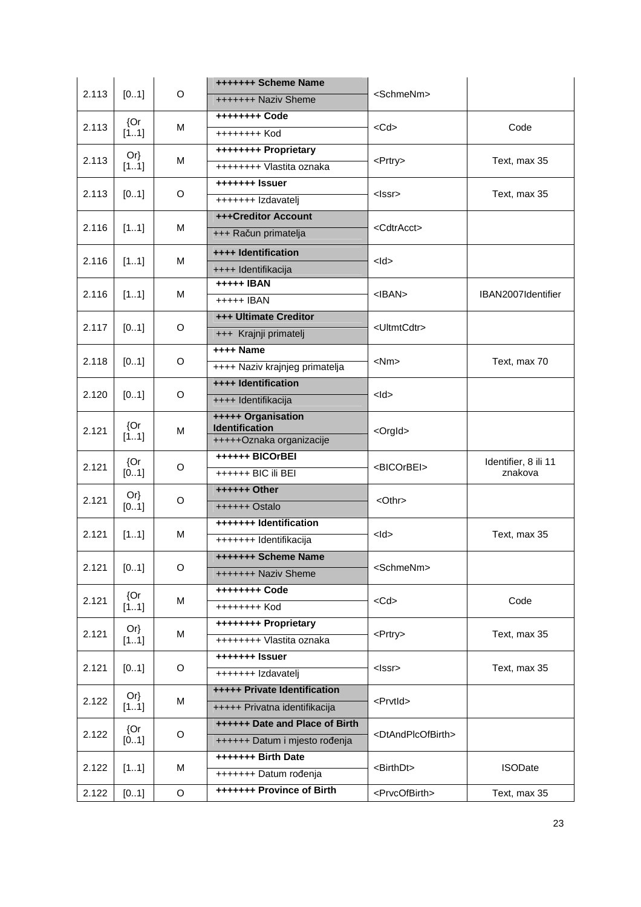| 2.113 | [0..1] | O | **+++++++ Scheme Name**<br>+++++++ Naziv Sheme | <SchmeNm> | |
|---|---|---|---|---|---|
| 2.113 | {Or<br>[1..1] | M | **++++++++ Code**<br>++++++++ Kod | <Cd> | Code |
| 2.113 | Or}<br>[1..1] | M | **++++++++ Proprietary**<br>++++++++ Vlastita oznaka | <Prtry> | Text, max 35 |
| 2.113 | [0..1] | O | **+++++++ Issuer**<br>+++++++ Izdavatelj | <Issr> | Text, max 35 |
| 2.116 | [1..1] | M | **+++Creditor Account**<br>+++ Račun primatelja | <CdtrAcct> | |
| 2.116 | [1..1] | M | **++++ Identification**<br>++++ Identifikacija | <Id> | |
| 2.116 | [1..1] | M | **+++++ IBAN**<br>+++++ IBAN | <IBAN> | IBAN2007Identifier |
| 2.117 | [0..1] | O | **+++ Ultimate Creditor**<br>+++ Krajnji primatelj | <UltmtCdtr> | |
| 2.118 | [0..1] | O | **++++ Name**<br>++++ Naziv krajnjeg primatelja | <Nm> | Text, max 70 |
| 2.120 | [0..1] | O | **++++ Identification**<br>++++ Identifikacija | <Id> | |
| 2.121 | {Or<br>[1..1] | M | **+++++ Organisation Identification**<br>+++++Oznaka organizacije | <OrgId> | |
| 2.121 | {Or<br>[0..1] | O | **++++++ BICOrBEI**<br>++++++ BIC ili BEI | <BICOrBEI> | Identifier, 8 ili 11 znakova |
| 2.121 | Or}<br>[0..1] | O | **++++++ Other**<br>++++++ Ostalo | <Othr> | |
| 2.121 | [1..1] | M | **+++++++ Identification**<br>+++++++ Identifikacija | <Id> | Text, max 35 |
| 2.121 | [0..1] | O | **+++++++ Scheme Name**<br>+++++++ Naziv Sheme | <SchmeNm> | |
| 2.121 | {Or<br>[1..1] | M | **++++++++ Code**<br>++++++++ Kod | <Cd> | Code |
| 2.121 | Or}<br>[1..1] | M | **++++++++ Proprietary**<br>++++++++ Vlastita oznaka | <Prtry> | Text, max 35 |
| 2.121 | [0..1] | O | **+++++++ Issuer**<br>+++++++ Izdavatelj | <Issr> | Text, max 35 |
| 2.122 | Or}<br>[1..1] | M | **+++++ Private Identification**<br>+++++ Privatna identifikacija | <PrvtId> | |
| 2.122 | {Or<br>[0..1] | O | **++++++ Date and Place of Birth**<br>++++++ Datum i mjesto rođenja | <DtAndPlcOfBirth> | |
| 2.122 | [1..1] | M | **+++++++ Birth Date**<br>+++++++ Datum rođenja | <BirthDt> | ISODate |
| 2.122 | [0..1] | O | **+++++++ Province of Birth** | <PrvcOfBirth> | Text, max 35 |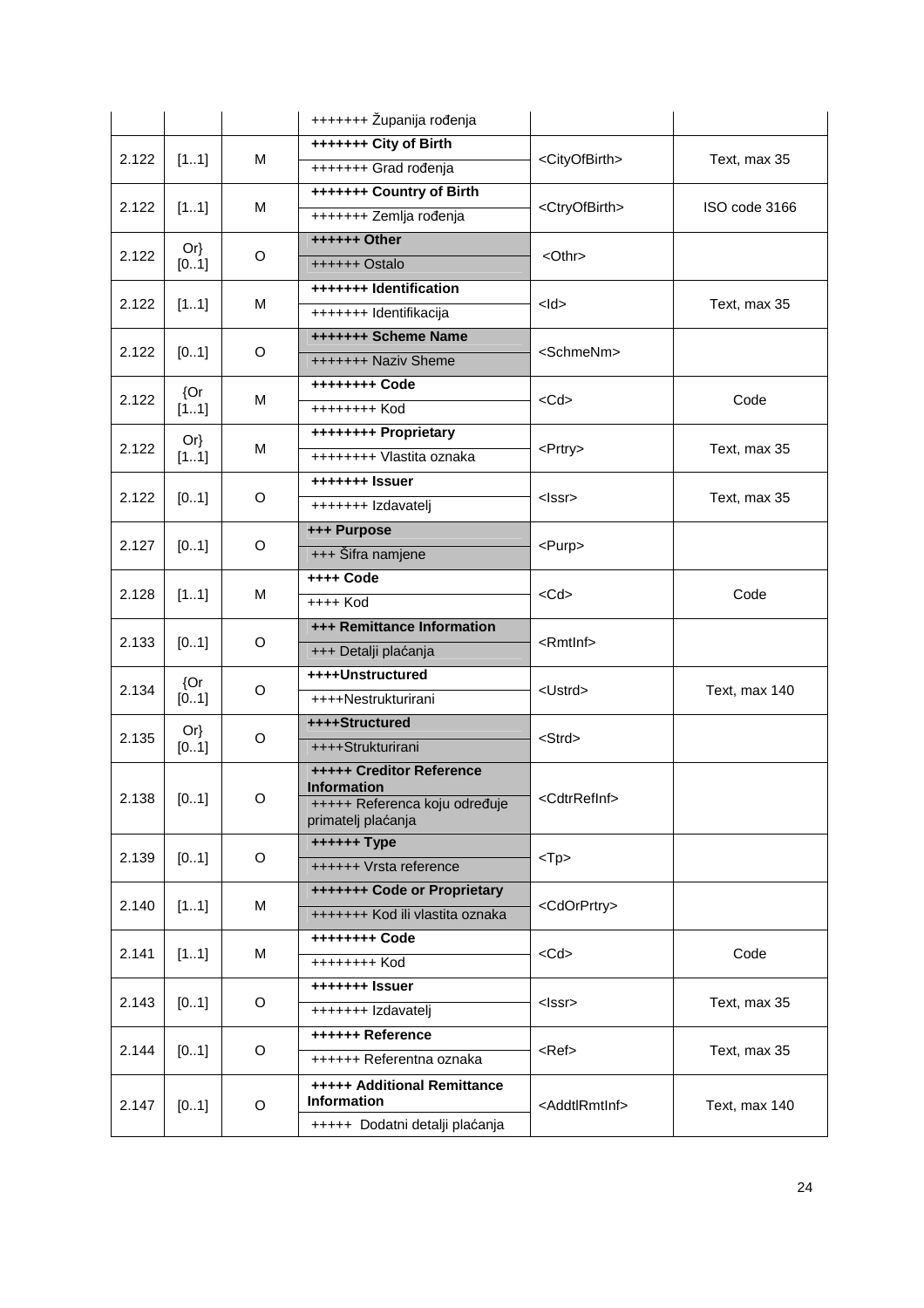| | | | +++++++ Županija rođenja | | |
|---|---|---|---|---|---|
| 2.122 | [1..1] | M | **+++++++ City of Birth**<br>+++++++ Grad rođenja | <CityOfBirth> | Text, max 35 |
| 2.122 | [1..1] | M | **+++++++ Country of Birth**<br>+++++++ Zemlja rođenja | <CtryOfBirth> | ISO code 3166 |
| 2.122 | Or}<br>[0..1] | O | **++++++ Other**<br>++++++ Ostalo | <Othr> | |
| 2.122 | [1..1] | M | **+++++++ Identification**<br>+++++++ Identifikacija | <Id> | Text, max 35 |
| 2.122 | [0..1] | O | **+++++++ Scheme Name**<br>+++++++ Naziv Sheme | <SchmeNm> | |
| 2.122 | {Or<br>[1..1] | M | **++++++++ Code**<br>++++++++ Kod | <Cd> | Code |
| 2.122 | Or}<br>[1..1] | M | **++++++++ Proprietary**<br>++++++++ Vlastita oznaka | <Prtry> | Text, max 35 |
| 2.122 | [0..1] | O | **+++++++ Issuer**<br>+++++++ Izdavatelj | <Issr> | Text, max 35 |
| 2.127 | [0..1] | O | **+++ Purpose**<br>+++ Šifra namjene | <Purp> | |
| 2.128 | [1..1] | M | **++++ Code**<br>++++ Kod | <Cd> | Code |
| 2.133 | [0..1] | O | **+++ Remittance Information**<br>+++ Detalji plaćanja | <RmtInf> | |
| 2.134 | {Or<br>[0..1] | O | **++++Unstructured**<br>++++Nestrukturirani | <Ustrd> | Text, max 140 |
| 2.135 | Or}<br>[0..1] | O | **++++Structured**<br>++++Strukturirani | <Strd> | |
| 2.138 | [0..1] | O | **+++++ Creditor Reference Information**<br>+++++ Referenca koju određuje primatelj plaćanja | <CdtrRefInf> | |
| 2.139 | [0..1] | O | **++++++ Type**<br>++++++ Vrsta reference | <Tp> | |
| 2.140 | [1..1] | M | **+++++++ Code or Proprietary**<br>+++++++ Kod ili vlastita oznaka | <CdOrPrtry> | |
| 2.141 | [1..1] | M | **++++++++ Code**<br>++++++++ Kod | <Cd> | Code |
| 2.143 | [0..1] | O | **+++++++ Issuer**<br>+++++++ Izdavatelj | <Issr> | Text, max 35 |
| 2.144 | [0..1] | O | **++++++ Reference**<br>++++++ Referentna oznaka | <Ref> | Text, max 35 |
| 2.147 | [0..1] | O | **+++++ Additional Remittance Information**<br>+++++ Dodatni detalji plaćanja | <AddtlRmtInf> | Text, max 140 |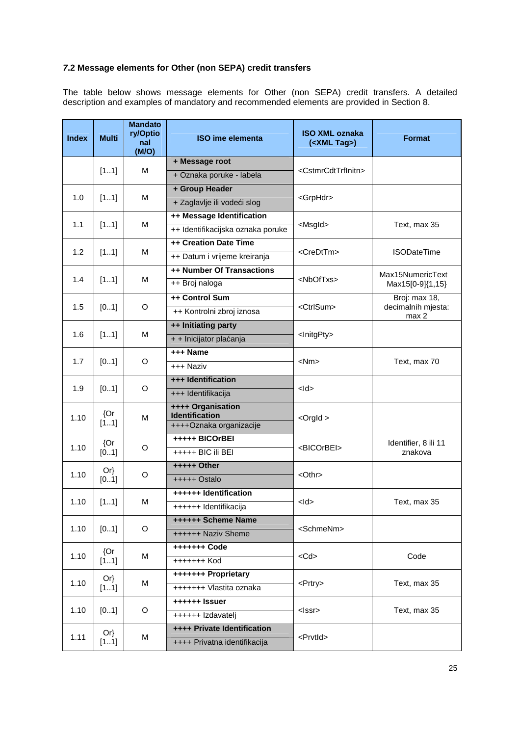### 7.2 Message elements for Other (non SEPA) credit transfers

The table below shows message elements for Other (non SEPA) credit transfers. A detailed description and examples of mandatory and recommended elements are provided in Section 8.

| Index | Multi | Mandatory/Optional (M/O) | ISO ime elementa | ISO XML oznaka (<XML Tag>) | Format |
|---|---|---|---|---|---|
| | [1..1] | M | **+ Message root**<br>+ Oznaka poruke - labela | <CstmrCdtTrfInitn> | |
| 1.0 | [1..1] | M | **+ Group Header**<br>+ Zaglavlje ili vodeći slog | <GrpHdr> | |
| 1.1 | [1..1] | M | **++ Message Identification**<br>++ Identifikacijska oznaka poruke | <MsgId> | Text, max 35 |
| 1.2 | [1..1] | M | **++ Creation Date Time**<br>++ Datum i vrijeme kreiranja | <CreDtTm> | ISODateTime |
| 1.4 | [1..1] | M | **++ Number Of Transactions**<br>++ Broj naloga | <NbOfTxs> | Max15NumericText Max15[0-9]{1,15} |
| 1.5 | [0..1] | O | **++ Control Sum**<br>++ Kontrolni zbroj iznosa | <CtrlSum> | Broj: max 18, decimalnih mjesta: max 2 |
| 1.6 | [1..1] | M | **++ Initiating party**<br>+ + Inicijator plaćanja | <InitgPty> | |
| 1.7 | [0..1] | O | **+++ Name**<br>+++ Naziv | <Nm> | Text, max 70 |
| 1.9 | [0..1] | O | **+++ Identification**<br>+++ Identifikacija | <Id> | |
| 1.10 | {Or [1..1] | M | **++++ Organisation Identification**<br>++++Oznaka organizacije | <OrgId > | |
| 1.10 | {Or [0..1] | O | **+++++ BICOrBEI**<br>+++++ BIC ili BEI | <BICOrBEI> | Identifier, 8 ili 11 znakova |
| 1.10 | Or} [0..1] | O | **+++++ Other**<br>+++++ Ostalo | <Othr> | |
| 1.10 | [1..1] | M | **++++++ Identification**<br>++++++ Identifikacija | <Id> | Text, max 35 |
| 1.10 | [0..1] | O | **++++++ Scheme Name**<br>++++++ Naziv Sheme | <SchmeNm> | |
| 1.10 | {Or [1..1] | M | **+++++++ Code**<br>+++++++ Kod | <Cd> | Code |
| 1.10 | Or} [1..1] | M | **+++++++ Proprietary**<br>+++++++ Vlastita oznaka | <Prtry> | Text, max 35 |
| 1.10 | [0..1] | O | **++++++ Issuer**<br>++++++ Izdavatelj | <Issr> | Text, max 35 |
| 1.11 | Or} [1..1] | M | **++++ Private Identification**<br>++++ Privatna identifikacija | <PrvtId> | |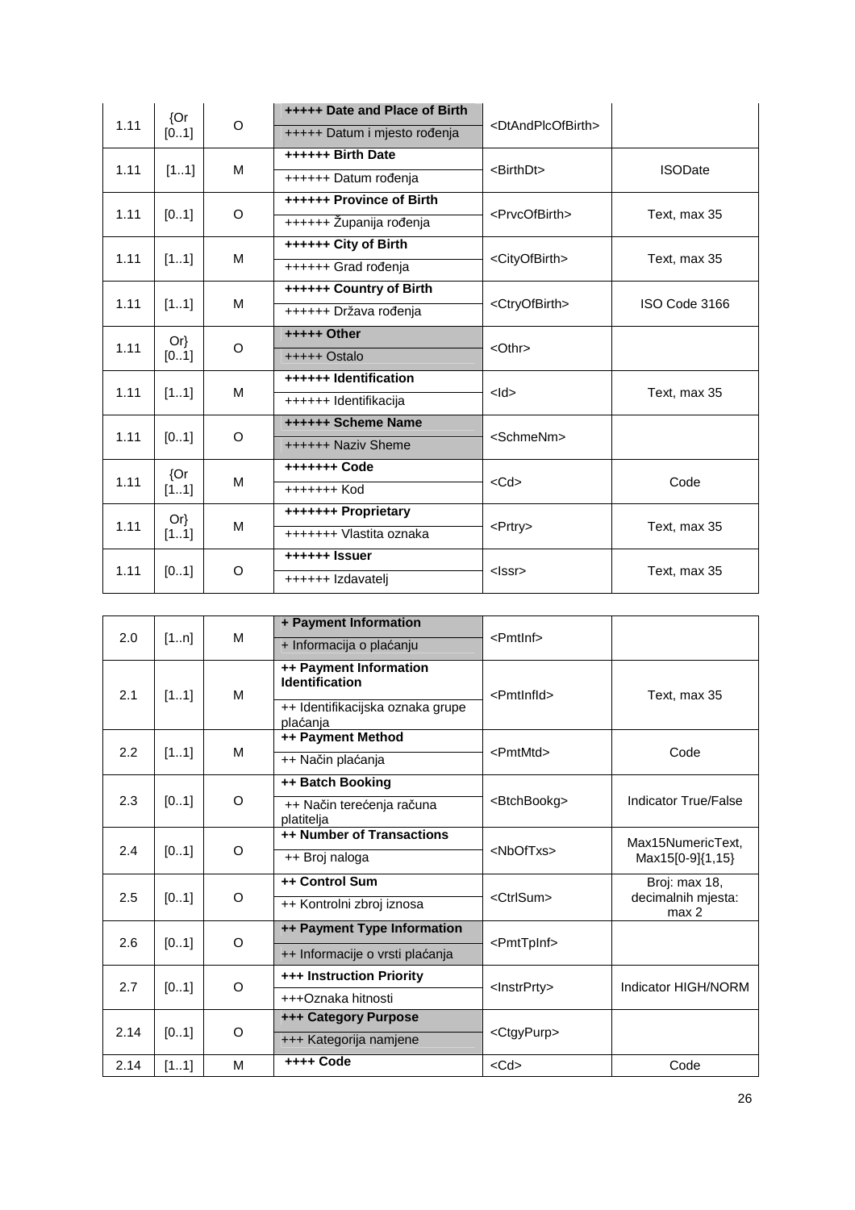| | | | | | |
|---|---|---|---|---|---|
| 1.11 | {Or [0..1] | O | **+++++ Date and Place of Birth**<br>+++++ Datum i mjesto rođenja | <DtAndPlcOfBirth> | |
| 1.11 | [1..1] | M | **++++++ Birth Date**<br>++++++ Datum rođenja | <BirthDt> | ISODate |
| 1.11 | [0..1] | O | **++++++ Province of Birth**<br>++++++ Županija rođenja | <PrvcOfBirth> | Text, max 35 |
| 1.11 | [1..1] | M | **++++++ City of Birth**<br>++++++ Grad rođenja | <CityOfBirth> | Text, max 35 |
| 1.11 | [1..1] | M | **++++++ Country of Birth**<br>++++++ Država rođenja | <CtryOfBirth> | ISO Code 3166 |
| 1.11 | Or} [0..1] | O | **+++++ Other**<br>+++++ Ostalo | <Othr> | |
| 1.11 | [1..1] | M | **++++++ Identification**<br>++++++ Identifikacija | <Id> | Text, max 35 |
| 1.11 | [0..1] | O | **++++++ Scheme Name**<br>++++++ Naziv Sheme | <SchmeNm> | |
| 1.11 | {Or [1..1] | M | **+++++++ Code**<br>+++++++ Kod | <Cd> | Code |
| 1.11 | Or} [1..1] | M | **+++++++ Proprietary**<br>+++++++ Vlastita oznaka | <Prtry> | Text, max 35 |
| 1.11 | [0..1] | O | **++++++ Issuer**<br>++++++ Izdavatelj | <Issr> | Text, max 35 |

| | | | | | |
|---|---|---|---|---|---|
| 2.0 | [1..n] | M | **+ Payment Information**<br>+ Informacija o plaćanju | <PmtInf> | |
| 2.1 | [1..1] | M | **++ Payment Information Identification**<br>++ Identifikacijska oznaka grupe plaćanja | <PmtInfId> | Text, max 35 |
| 2.2 | [1..1] | M | **++ Payment Method**<br>++ Način plaćanja | <PmtMtd> | Code |
| 2.3 | [0..1] | O | **++ Batch Booking**<br>++ Način terećenja računa platitelja | <BtchBookg> | Indicator True/False |
| 2.4 | [0..1] | O | **++ Number of Transactions**<br>++ Broj naloga | <NbOfTxs> | Max15NumericText, Max15[0-9]{1,15} |
| 2.5 | [0..1] | O | **++ Control Sum**<br>++ Kontrolni zbroj iznosa | <CtrlSum> | Broj: max 18, decimalnih mjesta: max 2 |
| 2.6 | [0..1] | O | **++ Payment Type Information**<br>++ Informacije o vrsti plaćanja | <PmtTpInf> | |
| 2.7 | [0..1] | O | **+++ Instruction Priority**<br>+++Oznaka hitnosti | <InstrPrty> | Indicator HIGH/NORM |
| 2.14 | [0..1] | O | **+++ Category Purpose**<br>+++ Kategorija namjene | <CtgyPurp> | |
| 2.14 | [1..1] | M | **++++ Code** | <Cd> | Code |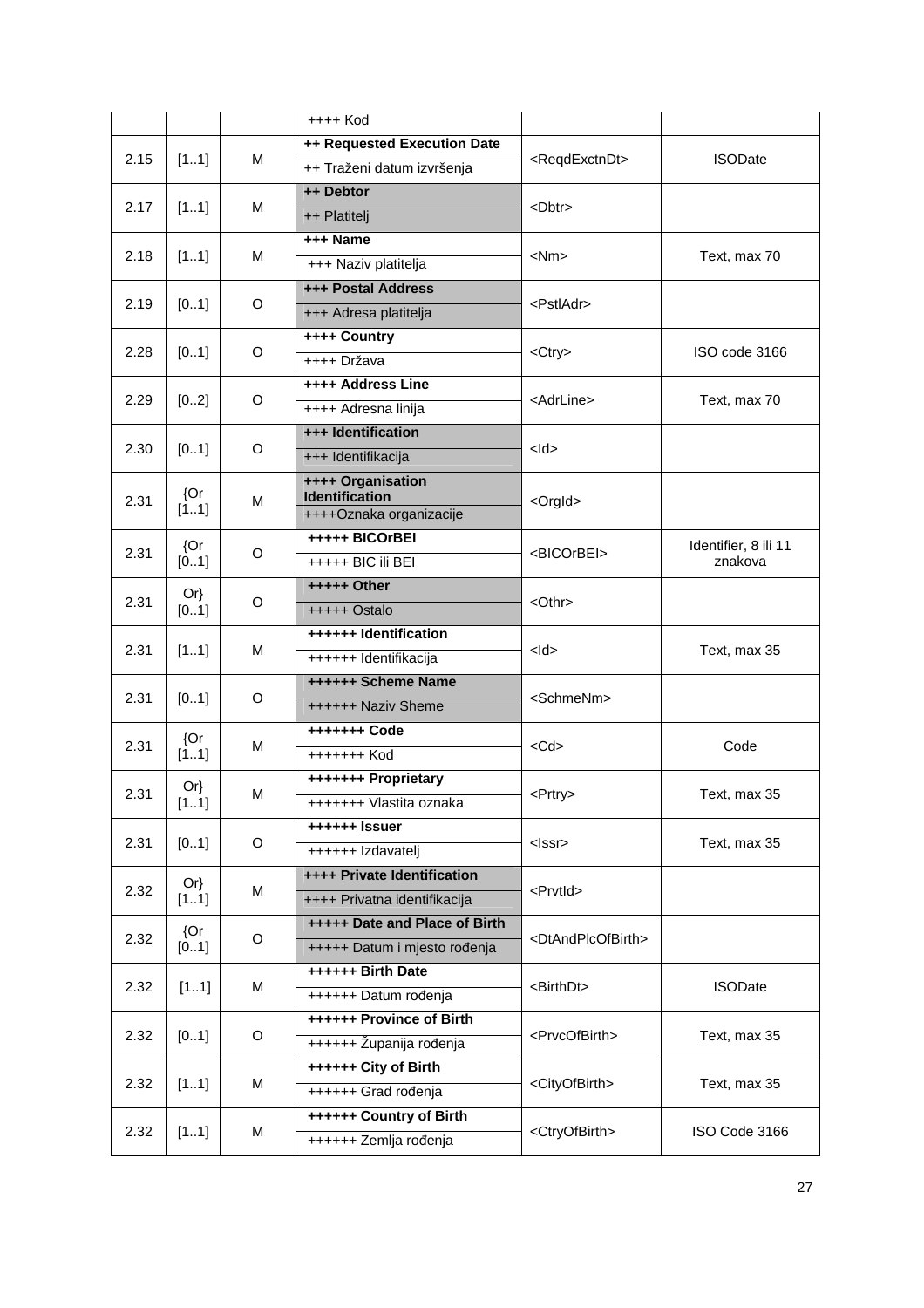| | | | ++++ Kod | | |
|---|---|---|---|---|---|
| 2.15 | [1..1] | M | **++ Requested Execution Date**<br>++ Traženi datum izvršenja | <ReqdExctnDt> | ISODate |
| 2.17 | [1..1] | M | **++ Debtor**<br>++ Platitelj | <Dbtr> | |
| 2.18 | [1..1] | M | **+++ Name**<br>+++ Naziv platitelja | <Nm> | Text, max 70 |
| 2.19 | [0..1] | O | **+++ Postal Address**<br>+++ Adresa platitelja | <PstlAdr> | |
| 2.28 | [0..1] | O | **++++ Country**<br>++++ Država | <Ctry> | ISO code 3166 |
| 2.29 | [0..2] | O | **++++ Address Line**<br>++++ Adresna linija | <AdrLine> | Text, max 70 |
| 2.30 | [0..1] | O | **+++ Identification**<br>+++ Identifikacija | <Id> | |
| 2.31 | {Or [1..1] | M | **++++ Organisation Identification**<br>++++Oznaka organizacije | <OrgId> | |
| 2.31 | {Or [0..1] | O | **+++++ BICOrBEI**<br>+++++ BIC ili BEI | <BICOrBEI> | Identifier, 8 ili 11 znakova |
| 2.31 | Or} [0..1] | O | **+++++ Other**<br>+++++ Ostalo | <Othr> | |
| 2.31 | [1..1] | M | **++++++ Identification**<br>++++++ Identifikacija | <Id> | Text, max 35 |
| 2.31 | [0..1] | O | **++++++ Scheme Name**<br>++++++ Naziv Sheme | <SchmeNm> | |
| 2.31 | {Or [1..1] | M | **+++++++ Code**<br>+++++++ Kod | <Cd> | Code |
| 2.31 | Or} [1..1] | M | **+++++++ Proprietary**<br>+++++++ Vlastita oznaka | <Prtry> | Text, max 35 |
| 2.31 | [0..1] | O | **++++++ Issuer**<br>++++++ Izdavatelj | <Issr> | Text, max 35 |
| 2.32 | Or} [1..1] | M | **++++ Private Identification**<br>++++ Privatna identifikacija | <PrvtId> | |
| 2.32 | {Or [0..1] | O | **+++++ Date and Place of Birth**<br>+++++ Datum i mjesto rođenja | <DtAndPlcOfBirth> | |
| 2.32 | [1..1] | M | **++++++ Birth Date**<br>++++++ Datum rođenja | <BirthDt> | ISODate |
| 2.32 | [0..1] | O | **++++++ Province of Birth**<br>++++++ Županija rođenja | <PrvcOfBirth> | Text, max 35 |
| 2.32 | [1..1] | M | **++++++ City of Birth**<br>++++++ Grad rođenja | <CityOfBirth> | Text, max 35 |
| 2.32 | [1..1] | M | **++++++ Country of Birth**<br>++++++ Zemlja rođenja | <CtryOfBirth> | ISO Code 3166 |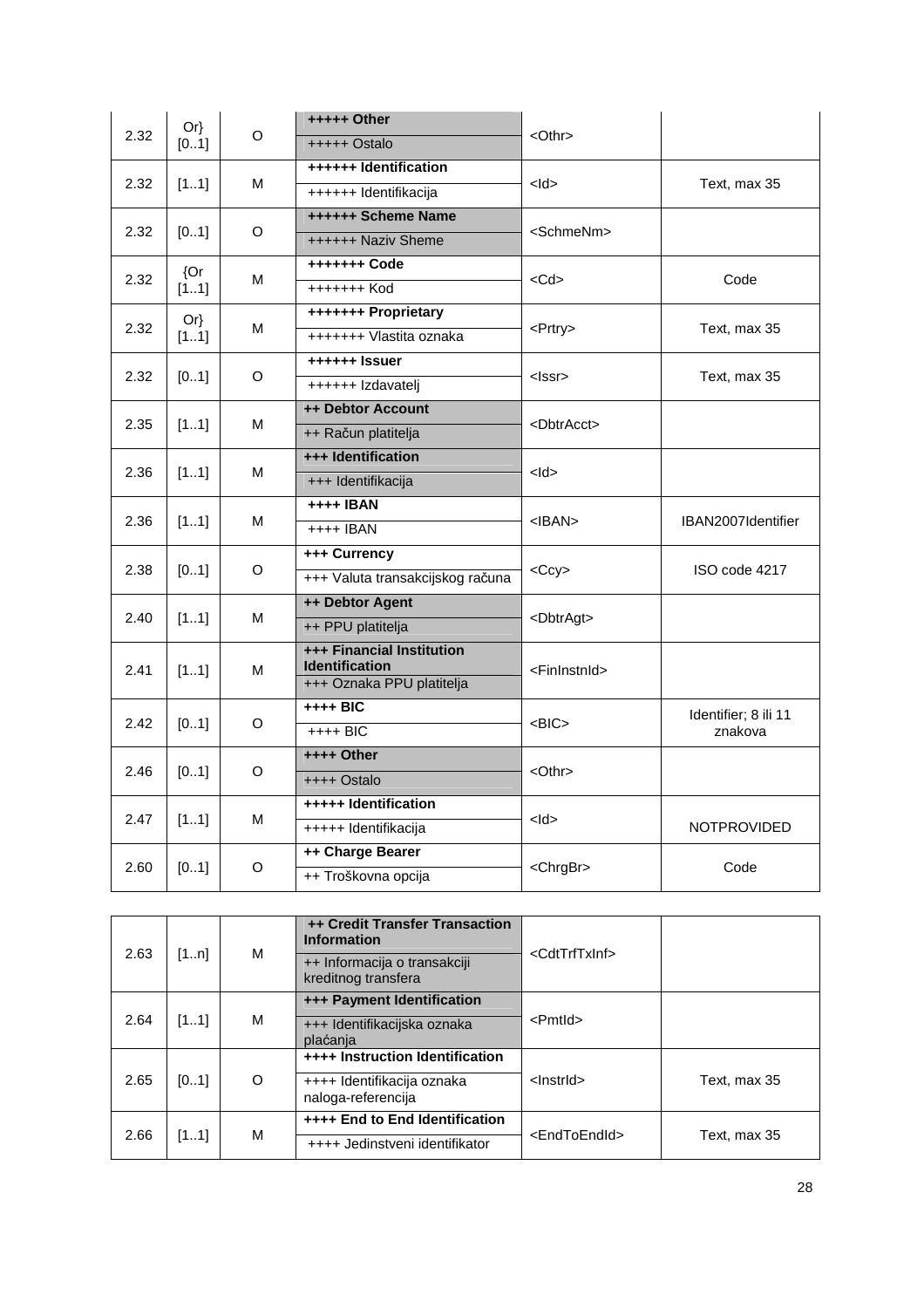| | | | | | |
|---|---|---|---|---|---|
| 2.32 | Or} [0..1] | O | **+++++ Other**<br>+++++ Ostalo | <Othr> | |
| 2.32 | [1..1] | M | **++++++ Identification**<br>++++++ Identifikacija | <Id> | Text, max 35 |
| 2.32 | [0..1] | O | **++++++ Scheme Name**<br>++++++ Naziv Sheme | <SchmeNm> | |
| 2.32 | {Or [1..1] | M | **+++++++ Code**<br>+++++++ Kod | <Cd> | Code |
| 2.32 | Or} [1..1] | M | **+++++++ Proprietary**<br>+++++++ Vlastita oznaka | <Prtry> | Text, max 35 |
| 2.32 | [0..1] | O | **++++++ Issuer**<br>++++++ Izdavatelj | <Issr> | Text, max 35 |
| 2.35 | [1..1] | M | **++ Debtor Account**<br>++ Račun platitelja | <DbtrAcct> | |
| 2.36 | [1..1] | M | **+++ Identification**<br>+++ Identifikacija | <Id> | |
| 2.36 | [1..1] | M | **++++ IBAN**<br>++++ IBAN | <IBAN> | IBAN2007Identifier |
| 2.38 | [0..1] | O | **+++ Currency**<br>+++ Valuta transakcijskog računa | <Ccy> | ISO code 4217 |
| 2.40 | [1..1] | M | **++ Debtor Agent**<br>++ PPU platitelja | <DbtrAgt> | |
| 2.41 | [1..1] | M | **+++ Financial Institution Identification**<br>+++ Oznaka PPU platitelja | <FinInstnId> | |
| 2.42 | [0..1] | O | **++++ BIC**<br>++++ BIC | <BIC> | Identifier; 8 ili 11 znakova |
| 2.46 | [0..1] | O | **++++ Other**<br>++++ Ostalo | <Othr> | |
| 2.47 | [1..1] | M | **+++++ Identification**<br>+++++ Identifikacija | <Id> | NOTPROVIDED |
| 2.60 | [0..1] | O | **++ Charge Bearer**<br>++ Troškovna opcija | <ChrgBr> | Code |

| | | | | | |
|---|---|---|---|---|---|
| 2.63 | [1..n] | M | **++ Credit Transfer Transaction Information**<br>++ Informacija o transakciji kreditnog transfera | <CdtTrfTxInf> | |
| 2.64 | [1..1] | M | **+++ Payment Identification**<br>+++ Identifikacijska oznaka plaćanja | <PmtId> | |
| 2.65 | [0..1] | O | **++++ Instruction Identification**<br>++++ Identifikacija oznaka naloga-referencija | <InstrId> | Text, max 35 |
| 2.66 | [1..1] | M | **++++ End to End Identification**<br>++++ Jedinstveni identifikator | <EndToEndId> | Text, max 35 |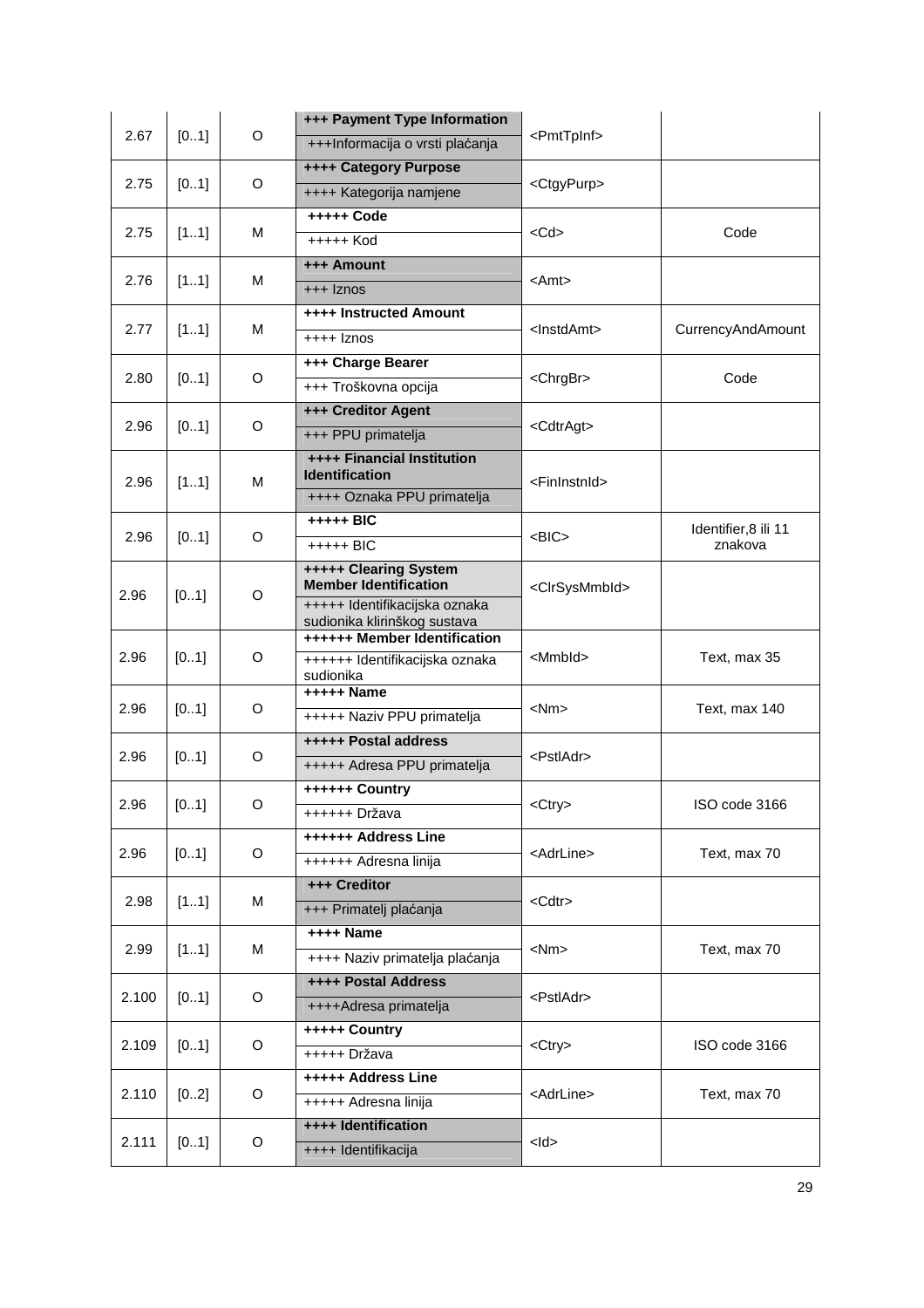| | | | | | |
|---|---|---|---|---|---|
| 2.67 | [0..1] | O | **+++ Payment Type Information**<br>+++Informacija o vrsti plaćanja | <PmtTpInf> | |
| 2.75 | [0..1] | O | **++++ Category Purpose**<br>++++ Kategorija namjene | <CtgyPurp> | |
| 2.75 | [1..1] | M | **+++++ Code**<br>+++++ Kod | <Cd> | Code |
| 2.76 | [1..1] | M | **+++ Amount**<br>+++ Iznos | <Amt> | |
| 2.77 | [1..1] | M | **++++ Instructed Amount**<br>++++ Iznos | <InstdAmt> | CurrencyAndAmount |
| 2.80 | [0..1] | O | **+++ Charge Bearer**<br>+++ Troškovna opcija | <ChrgBr> | Code |
| 2.96 | [0..1] | O | **+++ Creditor Agent**<br>+++ PPU primatelja | <CdtrAgt> | |
| 2.96 | [1..1] | M | **++++ Financial Institution Identification**<br>++++ Oznaka PPU primatelja | <FinInstnId> | |
| 2.96 | [0..1] | O | **+++++ BIC**<br>+++++ BIC | <BIC> | Identifier,8 ili 11 znakova |
| 2.96 | [0..1] | O | **+++++ Clearing System Member Identification**<br>+++++ Identifikacijska oznaka sudionika klirinškog sustava | <ClrSysMmbId> | |
| 2.96 | [0..1] | O | **++++++ Member Identification**<br>++++++ Identifikacijska oznaka sudionika | <MmbId> | Text, max 35 |
| 2.96 | [0..1] | O | **+++++ Name**<br>+++++ Naziv PPU primatelja | <Nm> | Text, max 140 |
| 2.96 | [0..1] | O | **+++++ Postal address**<br>+++++ Adresa PPU primatelja | <PstlAdr> | |
| 2.96 | [0..1] | O | **++++++ Country**<br>++++++ Država | <Ctry> | ISO code 3166 |
| 2.96 | [0..1] | O | **++++++ Address Line**<br>++++++ Adresna linija | <AdrLine> | Text, max 70 |
| 2.98 | [1..1] | M | **+++ Creditor**<br>+++ Primatelj plaćanja | <Cdtr> | |
| 2.99 | [1..1] | M | **++++ Name**<br>++++ Naziv primatelja plaćanja | <Nm> | Text, max 70 |
| 2.100 | [0..1] | O | **++++ Postal Address**<br>++++Adresa primatelja | <PstlAdr> | |
| 2.109 | [0..1] | O | **+++++ Country**<br>+++++ Država | <Ctry> | ISO code 3166 |
| 2.110 | [0..2] | O | **+++++ Address Line**<br>+++++ Adresna linija | <AdrLine> | Text, max 70 |
| 2.111 | [0..1] | O | **++++ Identification**<br>++++ Identifikacija | <Id> | |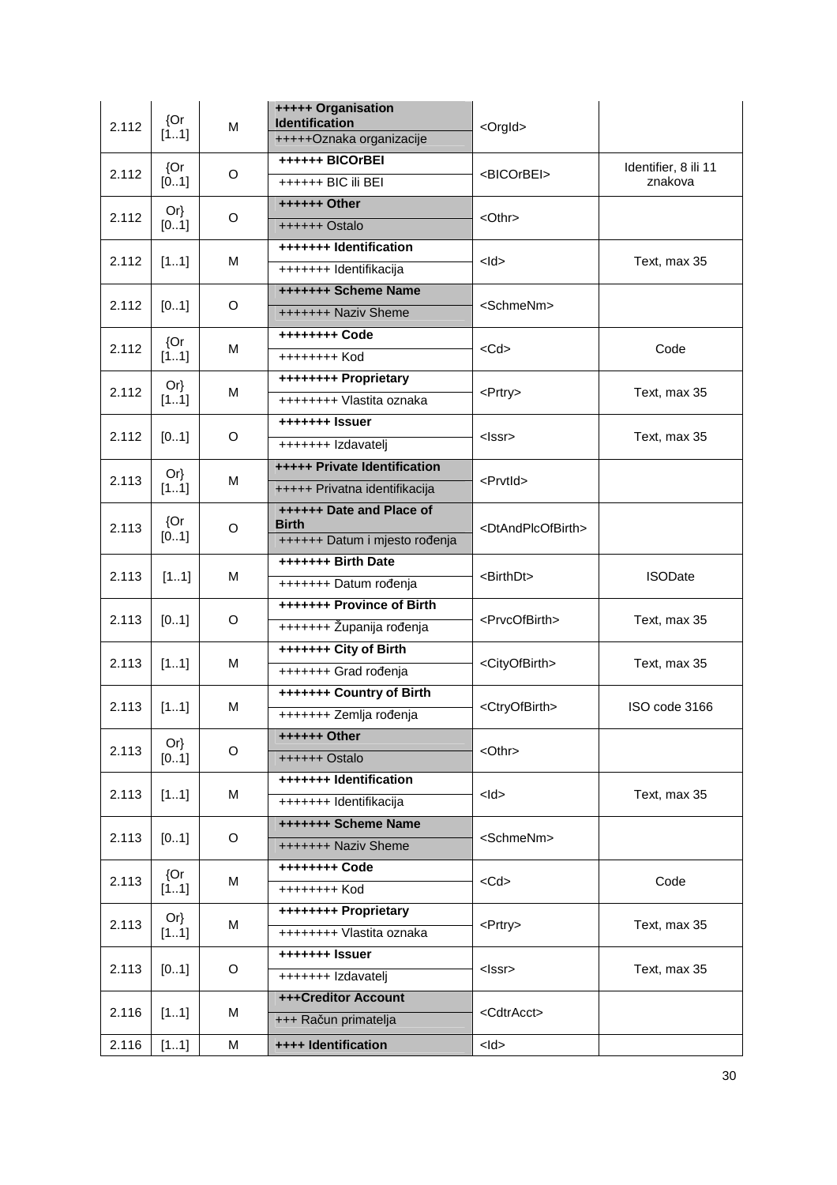| 2.112 | {Or [1..1] | M | **+++++ Organisation Identification** +++++Oznaka organizacije | <OrgId> | |
|---|---|---|---|---|---|
| 2.112 | {Or [0..1] | O | **++++++ BICOrBEI** ++++++ BIC ili BEI | <BICOrBEI> | Identifier, 8 ili 11 znakova |
| 2.112 | Or} [0..1] | O | **++++++ Other** ++++++ Ostalo | <Othr> | |
| 2.112 | [1..1] | M | **+++++++ Identification** +++++++ Identifikacija | <Id> | Text, max 35 |
| 2.112 | [0..1] | O | **+++++++ Scheme Name** +++++++ Naziv Sheme | <SchmeNm> | |
| 2.112 | {Or [1..1] | M | **++++++++ Code** ++++++++ Kod | <Cd> | Code |
| 2.112 | Or} [1..1] | M | **++++++++ Proprietary** ++++++++ Vlastita oznaka | <Prtry> | Text, max 35 |
| 2.112 | [0..1] | O | **+++++++ Issuer** +++++++ Izdavatelj | <Issr> | Text, max 35 |
| 2.113 | Or} [1..1] | M | **+++++ Private Identification** +++++ Privatna identifikacija | <PrvtId> | |
| 2.113 | {Or [0..1] | O | **++++++ Date and Place of Birth** ++++++ Datum i mjesto rođenja | <DtAndPlcOfBirth> | |
| 2.113 | [1..1] | M | **+++++++ Birth Date** +++++++ Datum rođenja | <BirthDt> | ISODate |
| 2.113 | [0..1] | O | **+++++++ Province of Birth** +++++++ Županija rođenja | <PrvcOfBirth> | Text, max 35 |
| 2.113 | [1..1] | M | **+++++++ City of Birth** +++++++ Grad rođenja | <CityOfBirth> | Text, max 35 |
| 2.113 | [1..1] | M | **+++++++ Country of Birth** +++++++ Zemlja rođenja | <CtryOfBirth> | ISO code 3166 |
| 2.113 | Or} [0..1] | O | **++++++ Other** ++++++ Ostalo | <Othr> | |
| 2.113 | [1..1] | M | **+++++++ Identification** +++++++ Identifikacija | <Id> | Text, max 35 |
| 2.113 | [0..1] | O | **+++++++ Scheme Name** +++++++ Naziv Sheme | <SchmeNm> | |
| 2.113 | {Or [1..1] | M | **++++++++ Code** ++++++++ Kod | <Cd> | Code |
| 2.113 | Or} [1..1] | M | **++++++++ Proprietary** ++++++++ Vlastita oznaka | <Prtry> | Text, max 35 |
| 2.113 | [0..1] | O | **+++++++ Issuer** +++++++ Izdavatelj | <Issr> | Text, max 35 |
| 2.116 | [1..1] | M | **+++Creditor Account** +++ Račun primatelja | <CdtrAcct> | |
| 2.116 | [1..1] | M | **++++ Identification** | <Id> | |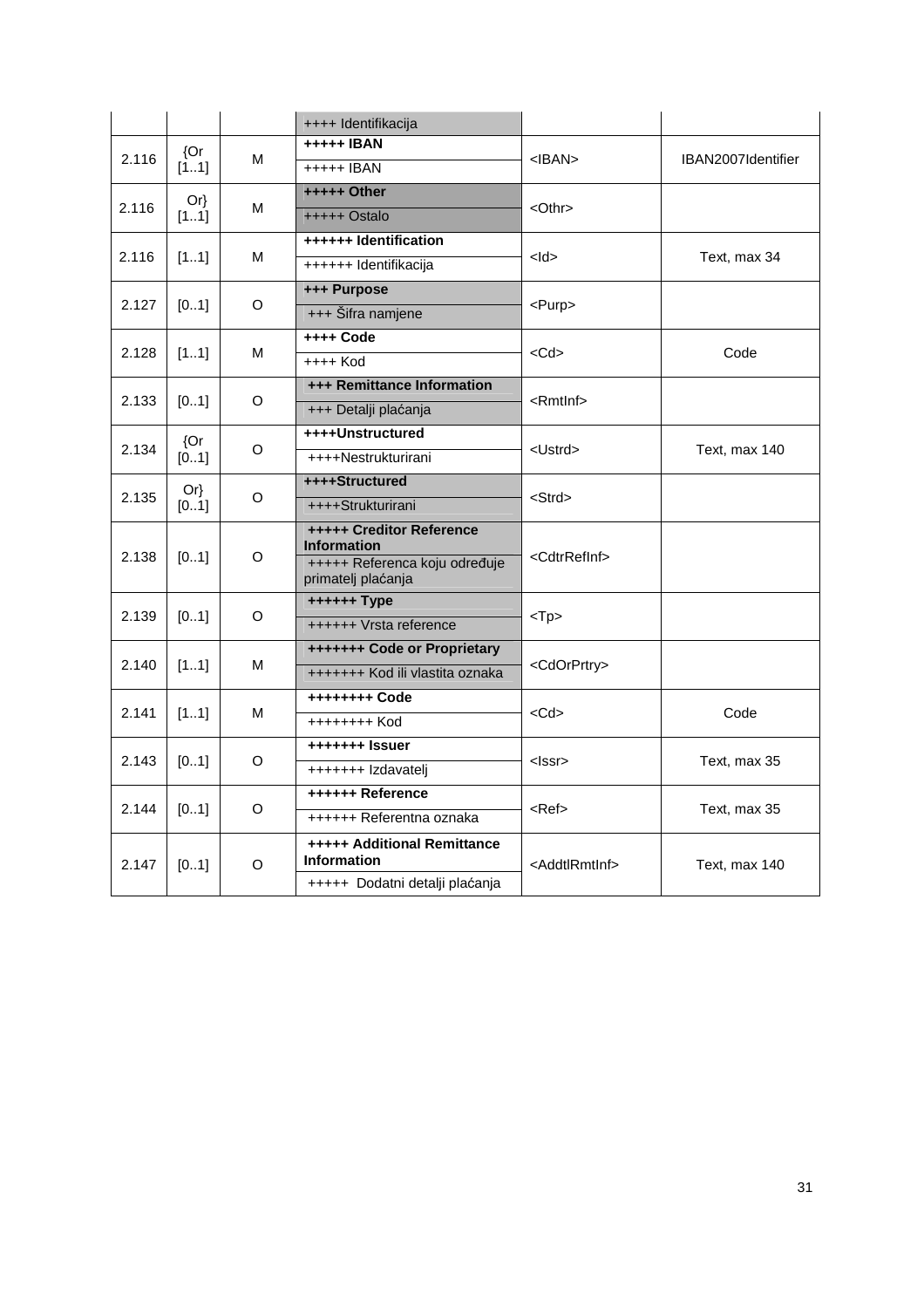| | | | ++++ Identifikacija | | |
|---|---|---|---|---|---|
| 2.116 | {Or [1..1] | M | **+++++ IBAN**<br>+++++ IBAN | <IBAN> | IBAN2007Identifier |
| 2.116 | Or} [1..1] | M | **+++++ Other**<br>+++++ Ostalo | <Othr> | |
| 2.116 | [1..1] | M | **++++++ Identification**<br>++++++ Identifikacija | <Id> | Text, max 34 |
| 2.127 | [0..1] | O | **+++ Purpose**<br>+++ Šifra namjene | <Purp> | |
| 2.128 | [1..1] | M | **++++ Code**<br>++++ Kod | <Cd> | Code |
| 2.133 | [0..1] | O | **+++ Remittance Information**<br>+++ Detalji plaćanja | <RmtInf> | |
| 2.134 | {Or [0..1] | O | **++++Unstructured**<br>++++Nestrukturirani | <Ustrd> | Text, max 140 |
| 2.135 | Or} [0..1] | O | **++++Structured**<br>++++Strukturirani | <Strd> | |
| 2.138 | [0..1] | O | **+++++ Creditor Reference Information**<br>+++++ Referenca koju određuje primatelj plaćanja | <CdtrRefInf> | |
| 2.139 | [0..1] | O | **++++++ Type**<br>++++++ Vrsta reference | <Tp> | |
| 2.140 | [1..1] | M | **+++++++ Code or Proprietary**<br>+++++++ Kod ili vlastita oznaka | <CdOrPrtry> | |
| 2.141 | [1..1] | M | **++++++++ Code**<br>++++++++ Kod | <Cd> | Code |
| 2.143 | [0..1] | O | **+++++++ Issuer**<br>+++++++ Izdavatelj | <Issr> | Text, max 35 |
| 2.144 | [0..1] | O | **++++++ Reference**<br>++++++ Referentna oznaka | <Ref> | Text, max 35 |
| 2.147 | [0..1] | O | **+++++ Additional Remittance Information**<br>+++++ Dodatni detalji plaćanja | <AddtlRmtInf> | Text, max 140 |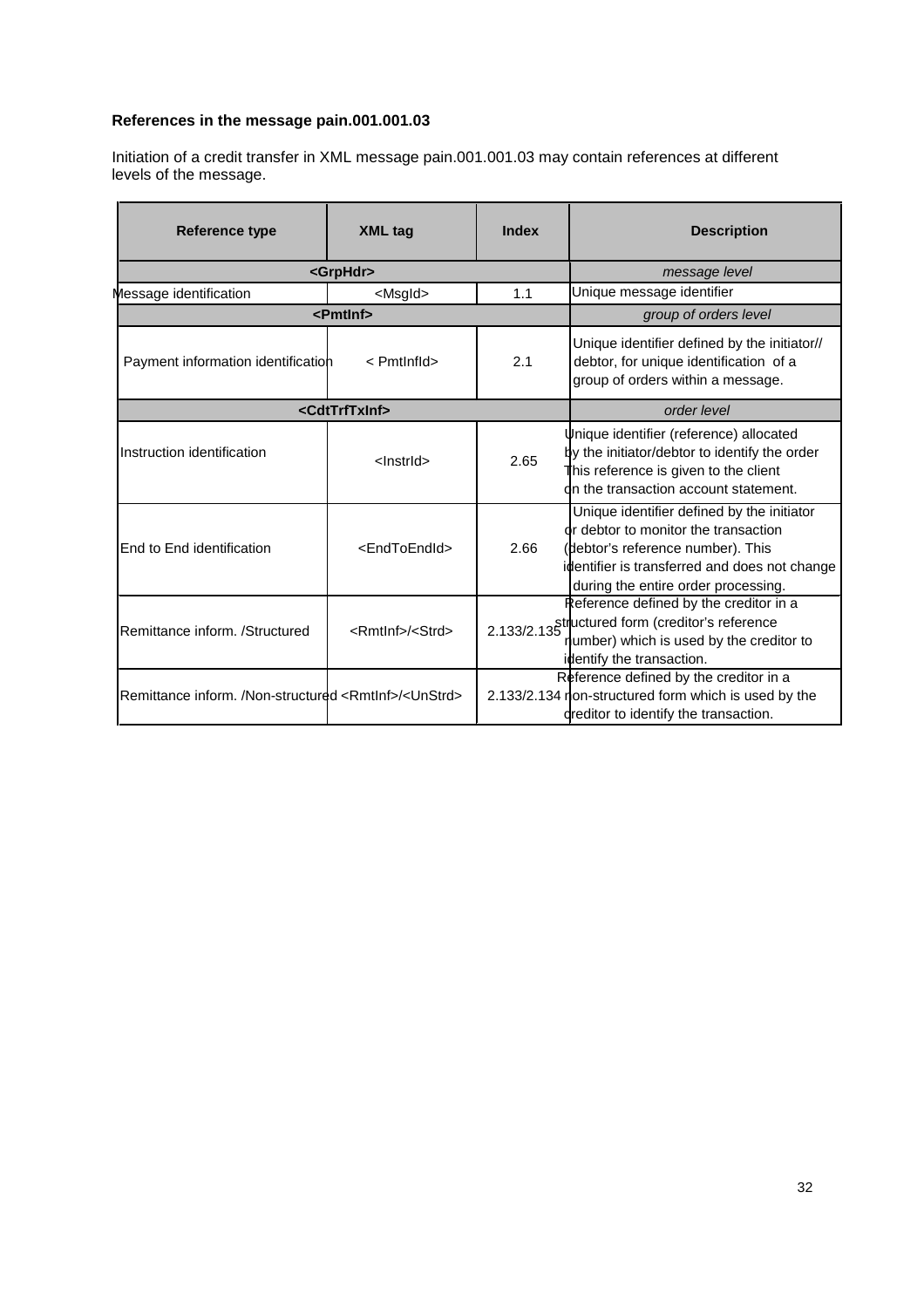**References in the message pain.001.001.03**

Initiation of a credit transfer in XML message pain.001.001.03 may contain references at different levels of the message.

| Reference type | XML tag | Index | Description |
|---|---|---|---|
| **<GrpHdr>** | | | *message level* |
| Message identification | <MsgId> | 1.1 | Unique message identifier |
| **<PmtInf>** | | | *group of orders level* |
| Payment information identification | < PmtInfId> | 2.1 | Unique identifier defined by the initiator// debtor, for unique identification of a group of orders within a message. |
| **<CdtTrfTxInf>** | | | *order level* |
| Instruction identification | <InstrId> | 2.65 | Unique identifier (reference) allocated by the initiator/debtor to identify the order This reference is given to the client on the transaction account statement. |
| End to End identification | <EndToEndId> | 2.66 | Unique identifier defined by the initiator or debtor to monitor the transaction (debtor's reference number). This identifier is transferred and does not change during the entire order processing. |
| Remittance inform. /Structured | <RmtInf>/<Strd> | 2.133/2.135 | Reference defined by the creditor in a structured form (creditor's reference number) which is used by the creditor to identify the transaction. |
| Remittance inform. /Non-structured | <RmtInf>/<UnStrd> | 2.133/2.134 | Reference defined by the creditor in a non-structured form which is used by the creditor to identify the transaction. |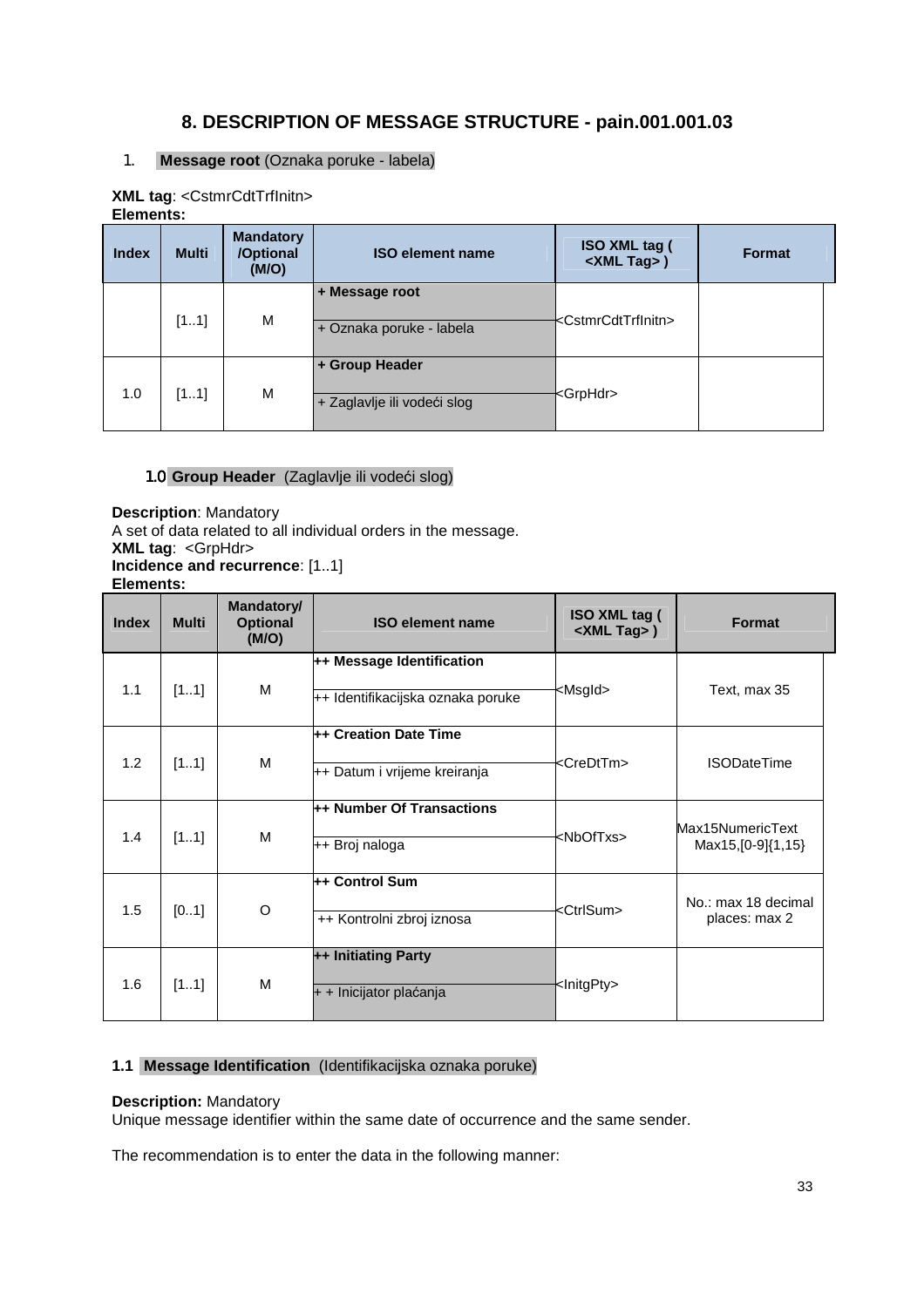# 8. DESCRIPTION OF MESSAGE STRUCTURE - pain.001.001.03

## 1. Message root (Oznaka poruke - labela)

**XML tag**: <CstmrCdtTrfInitn>

**Elements:**

| Index | Multi | Mandatory /Optional (M/O) | ISO element name | ISO XML tag ( <XML Tag> ) | Format |
|---|---|---|---|---|---|
| | [1..1] | M | **+ Message root**<br>+ Oznaka poruke - labela | <CstmrCdtTrfInitn> | |
| 1.0 | [1..1] | M | **+ Group Header**<br>+ Zaglavlje ili vodeći slog | <GrpHdr> | |

### 1.0 Group Header (Zaglavlje ili vodeći slog)

**Description**: Mandatory

A set of data related to all individual orders in the message.

**XML tag**: <GrpHdr>

**Incidence and recurrence**: [1..1]

**Elements:**

| Index | Multi | Mandatory/ Optional (M/O) | ISO element name | ISO XML tag ( <XML Tag> ) | Format |
|---|---|---|---|---|---|
| 1.1 | [1..1] | M | **++ Message Identification**<br>++ Identifikacijska oznaka poruke | <MsgId> | Text, max 35 |
| 1.2 | [1..1] | M | **++ Creation Date Time**<br>++ Datum i vrijeme kreiranja | <CreDtTm> | ISODateTime |
| 1.4 | [1..1] | M | **++ Number Of Transactions**<br>++ Broj naloga | <NbOfTxs> | Max15NumericText Max15,[0-9]{1,15} |
| 1.5 | [0..1] | O | **++ Control Sum**<br>++ Kontrolni zbroj iznosa | <CtrlSum> | No.: max 18 decimal places: max 2 |
| 1.6 | [1..1] | M | **++ Initiating Party**<br>+ + Inicijator plaćanja | <InitgPty> | |

### 1.1 Message Identification (Identifikacijska oznaka poruke)

**Description:** Mandatory

Unique message identifier within the same date of occurrence and the same sender.

The recommendation is to enter the data in the following manner: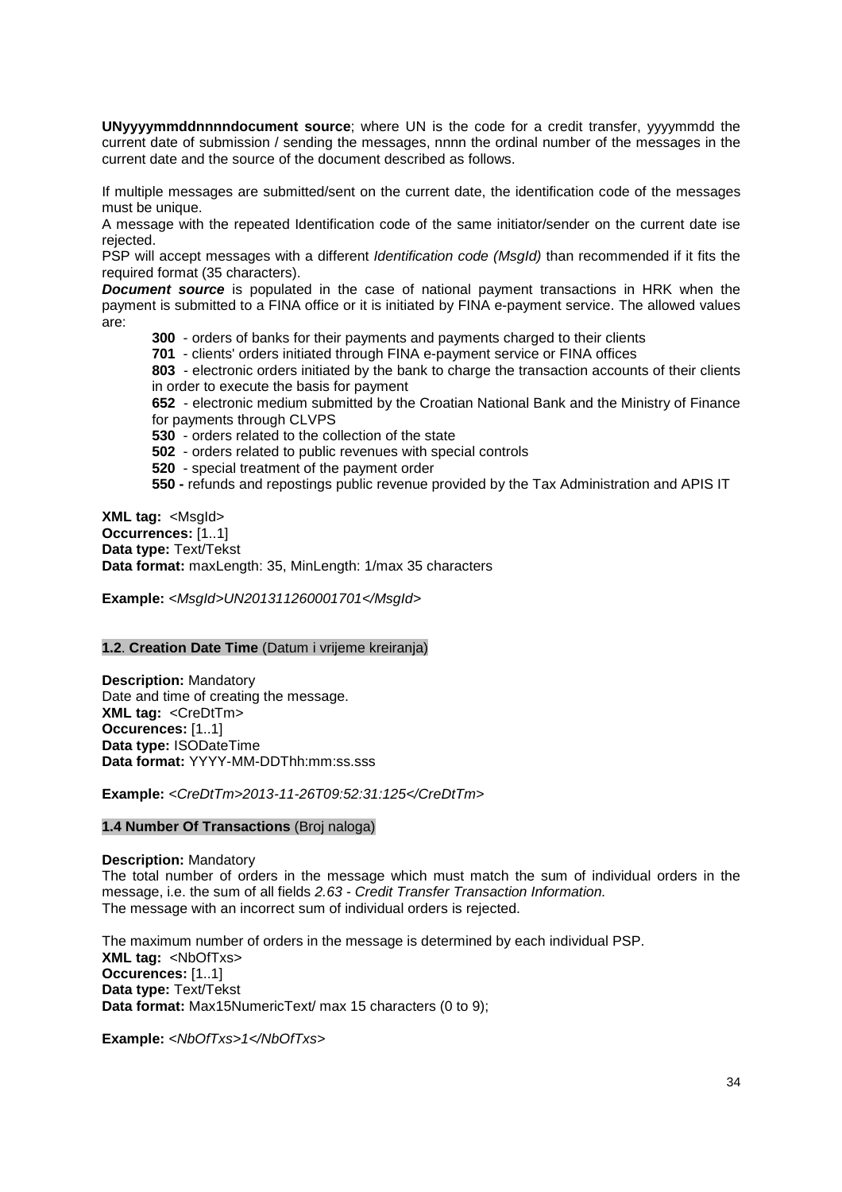**UNyyyymmddnnnndocument source**; where UN is the code for a credit transfer, yyyymmdd the current date of submission / sending the messages, nnnn the ordinal number of the messages in the current date and the source of the document described as follows.

If multiple messages are submitted/sent on the current date, the identification code of the messages must be unique.
A message with the repeated Identification code of the same initiator/sender on the current date ise rejected.
PSP will accept messages with a different *Identification code (MsgId)* than recommended if it fits the required format (35 characters).
***Document source*** is populated in the case of national payment transactions in HRK when the payment is submitted to a FINA office or it is initiated by FINA e-payment service. The allowed values are:

- **300** - orders of banks for their payments and payments charged to their clients
- **701** - clients' orders initiated through FINA e-payment service or FINA offices
- **803** - electronic orders initiated by the bank to charge the transaction accounts of their clients in order to execute the basis for payment
- **652** - electronic medium submitted by the Croatian National Bank and the Ministry of Finance for payments through CLVPS
- **530** - orders related to the collection of the state
- **502** - orders related to public revenues with special controls
- **520** - special treatment of the payment order
- **550 -** refunds and repostings public revenue provided by the Tax Administration and APIS IT

**XML tag:** <MsgId>
**Occurrences:** [1..1]
**Data type:** Text/Tekst
**Data format:** maxLength: 35, MinLength: 1/max 35 characters

**Example:** *<MsgId>UN201311260001701</MsgId>*

### 1.2. Creation Date Time (Datum i vrijeme kreiranja)

**Description:** Mandatory
Date and time of creating the message.
**XML tag:** <CreDtTm>
**Occurences:** [1..1]
**Data type:** ISODateTime
**Data format:** YYYY-MM-DDThh:mm:ss.sss

**Example:** *<CreDtTm>2013-11-26T09:52:31:125</CreDtTm>*

### 1.4 Number Of Transactions (Broj naloga)

**Description:** Mandatory
The total number of orders in the message which must match the sum of individual orders in the message, i.e. the sum of all fields *2.63 - Credit Transfer Transaction Information.*
The message with an incorrect sum of individual orders is rejected.

The maximum number of orders in the message is determined by each individual PSP.
**XML tag:** <NbOfTxs>
**Occurences:** [1..1]
**Data type:** Text/Tekst
**Data format:** Max15NumericText/ max 15 characters (0 to 9);

**Example:** *<NbOfTxs>1</NbOfTxs>*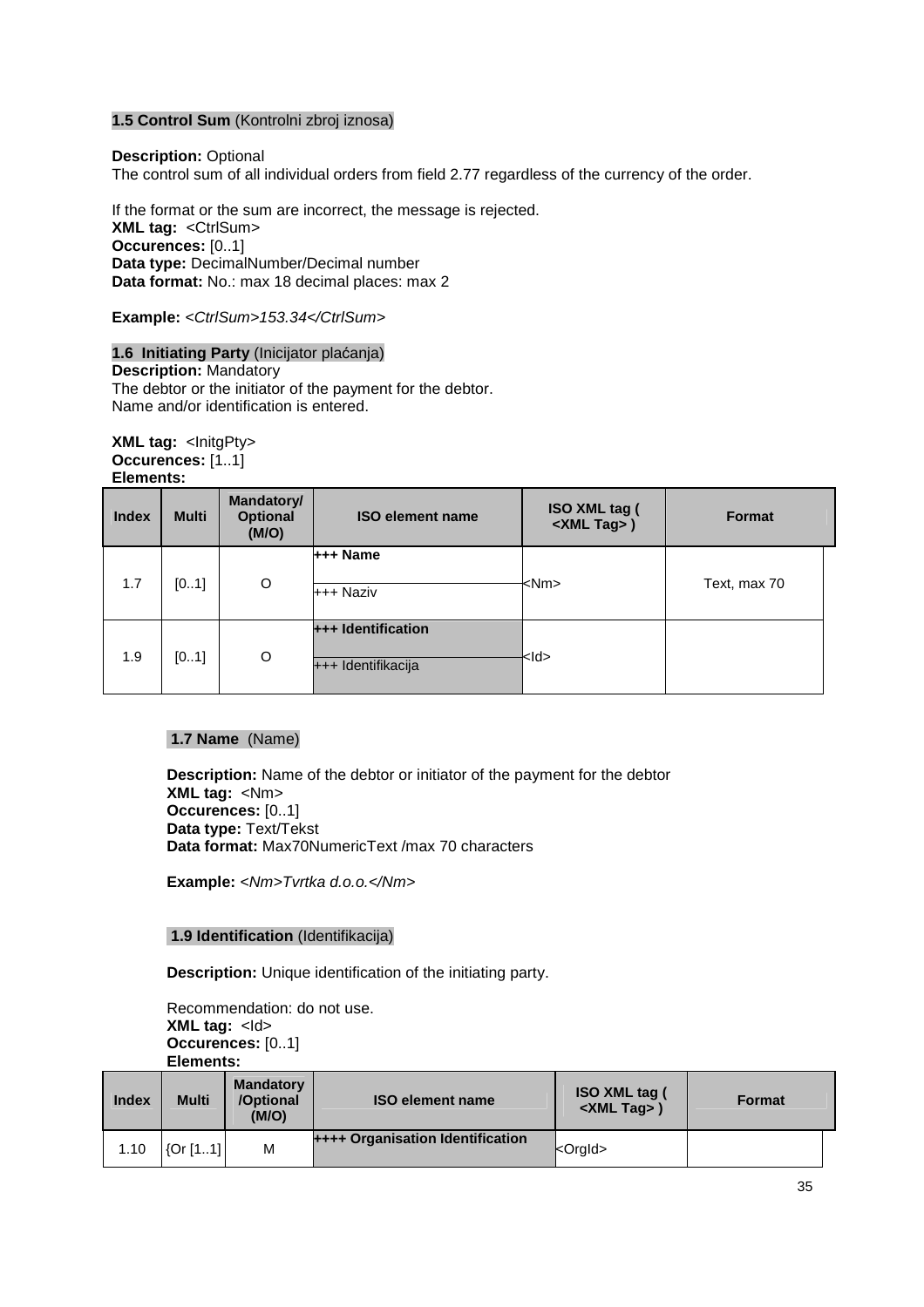**1.5 Control Sum** (Kontrolni zbroj iznosa)

**Description:** Optional
The control sum of all individual orders from field 2.77 regardless of the currency of the order.

If the format or the sum are incorrect, the message is rejected.
**XML tag:** <CtrlSum>
**Occurences:** [0..1]
**Data type:** DecimalNumber/Decimal number
**Data format:** No.: max 18 decimal places: max 2

**Example:** *<CtrlSum>153.34</CtrlSum>*

**1.6 Initiating Party** (Inicijator plaćanja)
**Description:** Mandatory
The debtor or the initiator of the payment for the debtor.
Name and/or identification is entered.

**XML tag:** <InitgPty>
**Occurences:** [1..1]
**Elements:**

| Index | Multi | Mandatory/ Optional (M/O) | ISO element name | ISO XML tag ( <XML Tag> ) | Format |
|---|---|---|---|---|---|
| 1.7 | [0..1] | O | **+++ Name**<br>+++ Naziv | <Nm> | Text, max 70 |
| 1.9 | [0..1] | O | **+++ Identification**<br>+++ Identifikacija | <Id> | |

**1.7 Name** (Name)

**Description:** Name of the debtor or initiator of the payment for the debtor
**XML tag:** <Nm>
**Occurences:** [0..1]
**Data type:** Text/Tekst
**Data format:** Max70NumericText /max 70 characters

**Example:** *<Nm>Tvrtka d.o.o.</Nm>*

**1.9 Identification** (Identifikacija)

**Description:** Unique identification of the initiating party.

Recommendation: do not use.
**XML tag:** <Id>
**Occurences:** [0..1]
**Elements:**

| Index | Multi | Mandatory /Optional (M/O) | ISO element name | ISO XML tag ( <XML Tag> ) | Format |
|---|---|---|---|---|---|
| 1.10 | {Or [1..1] | M | **++++ Organisation Identification** | <OrgId> | |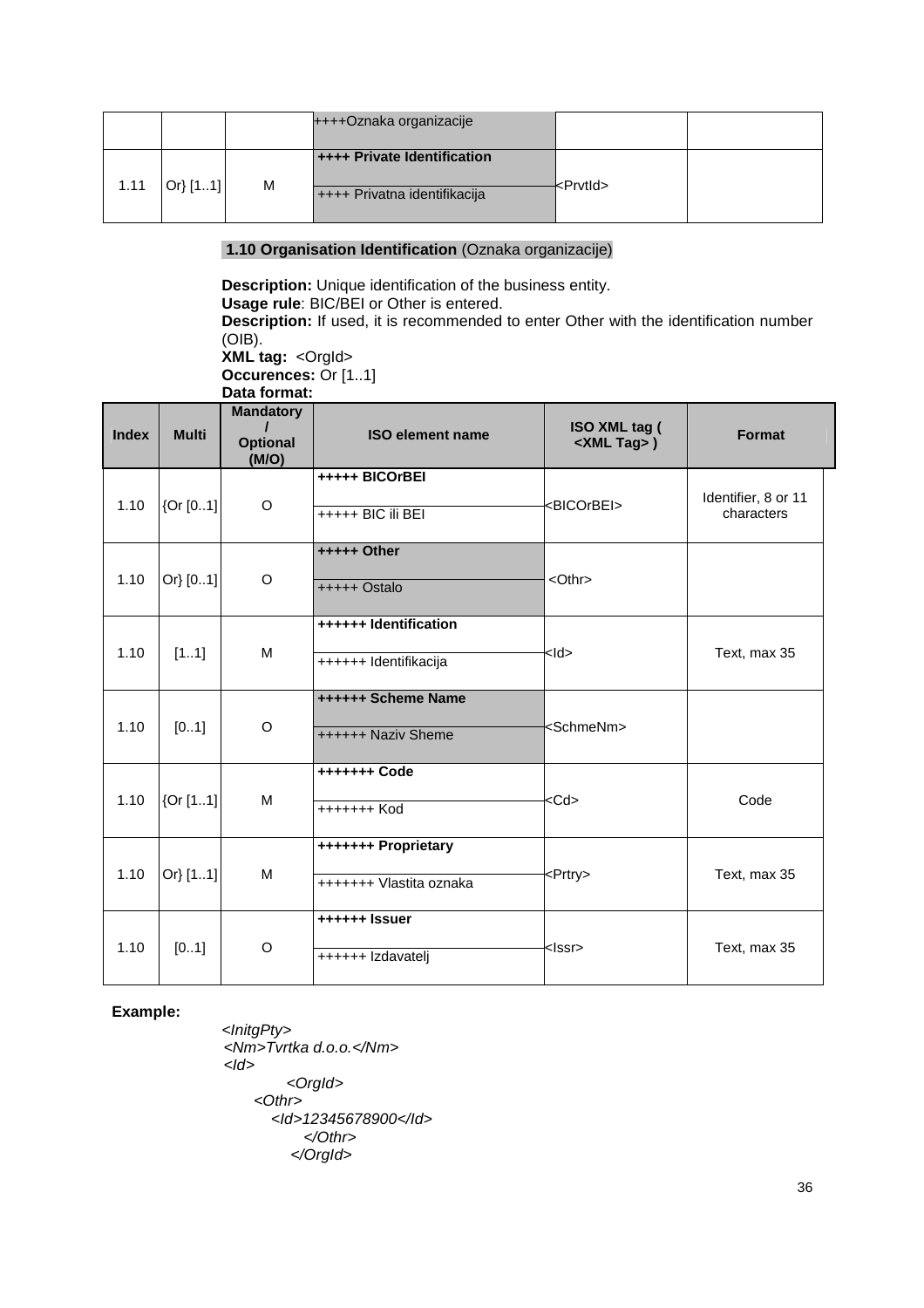| | | | ++++Oznaka organizacije | | |
|---|---|---|---|---|---|
| 1.11 | Or} [1..1] | M | **++++ Private Identification**<br>++++ Privatna identifikacija | <PrvtId> | |

**1.10 Organisation Identification** (Oznaka organizacije)

**Description:** Unique identification of the business entity.
**Usage rule**: BIC/BEI or Other is entered.
**Description:** If used, it is recommended to enter Other with the identification number (OIB).
**XML tag:** <OrgId>
**Occurences:** Or [1..1]
**Data format:**

| Index | Multi | Mandatory / Optional (M/O) | ISO element name | ISO XML tag ( <XML Tag> ) | Format |
|---|---|---|---|---|---|
| 1.10 | {Or [0..1] | O | **+++++ BICOrBEI**<br>+++++ BIC ili BEI | <BICOrBEI> | Identifier, 8 or 11 characters |
| 1.10 | Or} [0..1] | O | **+++++ Other**<br>+++++ Ostalo | <Othr> | |
| 1.10 | [1..1] | M | **++++++ Identification**<br>++++++ Identifikacija | <Id> | Text, max 35 |
| 1.10 | [0..1] | O | **++++++ Scheme Name**<br>++++++ Naziv Sheme | <SchmeNm> | |
| 1.10 | {Or [1..1] | M | **+++++++ Code**<br>+++++++ Kod | <Cd> | Code |
| 1.10 | Or} [1..1] | M | **+++++++ Proprietary**<br>+++++++ Vlastita oznaka | <Prtry> | Text, max 35 |
| 1.10 | [0..1] | O | **++++++ Issuer**<br>++++++ Izdavatelj | <Issr> | Text, max 35 |

**Example:**

```
<InitgPty>
 <Nm>Tvrtka d.o.o.</Nm>
 <Id>
      <OrgId>
   <Othr>
     <Id>12345678900</Id>
        </Othr>
       </OrgId>
```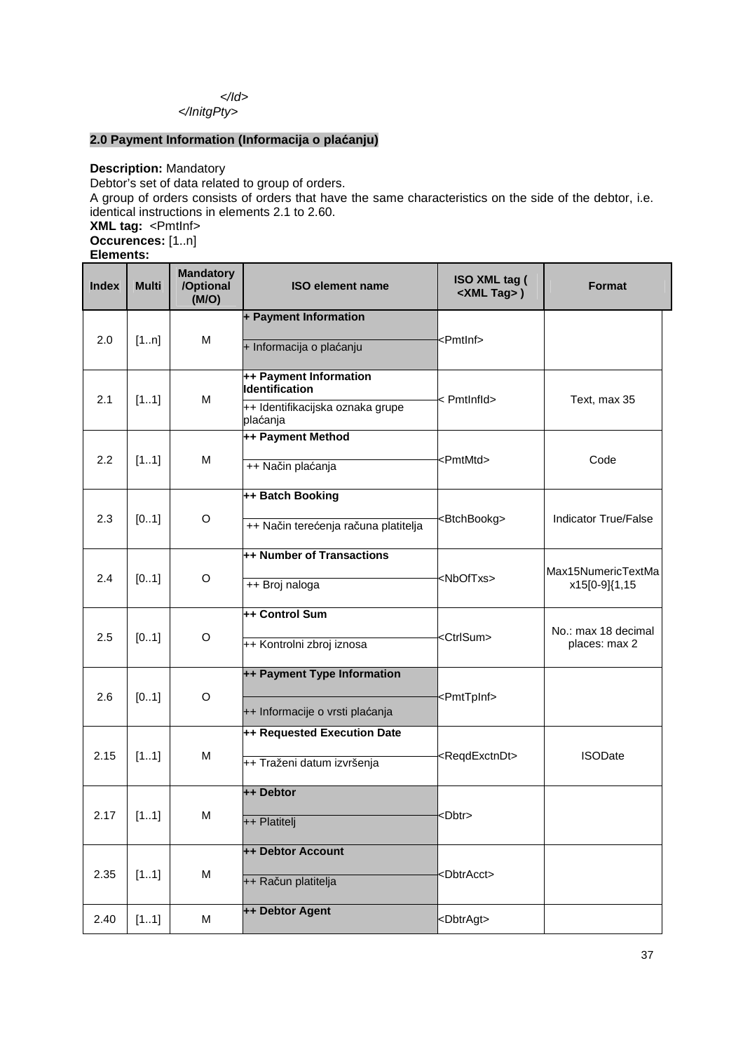</Id>
</InitgPty>

## 2.0 Payment Information (Informacija o plaćanju)

**Description:** Mandatory
Debtor's set of data related to group of orders.
A group of orders consists of orders that have the same characteristics on the side of the debtor, i.e. identical instructions in elements 2.1 to 2.60.
**XML tag:** <PmtInf>
**Occurences:** [1..n]
**Elements:**

| Index | Multi | Mandatory /Optional (M/O) | ISO element name | ISO XML tag ( <XML Tag> ) | Format |
|---|---|---|---|---|---|
| 2.0 | [1..n] | M | **+ Payment Information**<br>+ Informacija o plaćanju | <PmtInf> | |
| 2.1 | [1..1] | M | **++ Payment Information Identification**<br>++ Identifikacijska oznaka grupe plaćanja | < PmtInfId> | Text, max 35 |
| 2.2 | [1..1] | M | **++ Payment Method**<br>++ Način plaćanja | <PmtMtd> | Code |
| 2.3 | [0..1] | O | **++ Batch Booking**<br>++ Način terećenja računa platitelja | <BtchBookg> | Indicator True/False |
| 2.4 | [0..1] | O | **++ Number of Transactions**<br>++ Broj naloga | <NbOfTxs> | Max15NumericTextMax15[0-9]{1,15 |
| 2.5 | [0..1] | O | **++ Control Sum**<br>++ Kontrolni zbroj iznosa | <CtrlSum> | No.: max 18 decimal places: max 2 |
| 2.6 | [0..1] | O | **++ Payment Type Information**<br>++ Informacije o vrsti plaćanja | <PmtTpInf> | |
| 2.15 | [1..1] | M | **++ Requested Execution Date**<br>++ Traženi datum izvršenja | <ReqdExctnDt> | ISODate |
| 2.17 | [1..1] | M | **++ Debtor**<br>++ Platitelj | <Dbtr> | |
| 2.35 | [1..1] | M | **++ Debtor Account**<br>++ Račun platitelja | <DbtrAcct> | |
| 2.40 | [1..1] | M | **++ Debtor Agent** | <DbtrAgt> | |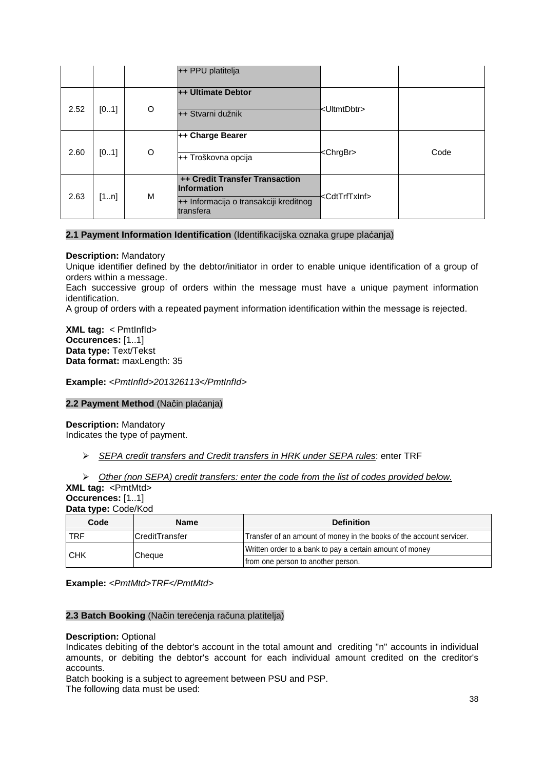|  |  |  | ++ PPU platitelja |  |  |
|---|---|---|---|---|---|
| 2.52 | [0..1] | O | **++ Ultimate Debtor**<br>++ Stvarni dužnik | <UltmtDbtr> |  |
| 2.60 | [0..1] | O | **++ Charge Bearer**<br>++ Troškovna opcija | <ChrgBr> | Code |
| 2.63 | [1..n] | M | **++ Credit Transfer Transaction Information**<br>++ Informacija o transakciji kreditnog transfera | <CdtTrfTxInf> |  |

**2.1 Payment Information Identification** (Identifikacijska oznaka grupe plaćanja)

**Description:** Mandatory

Unique identifier defined by the debtor/initiator in order to enable unique identification of a group of orders within a message.

Each successive group of orders within the message must have a unique payment information identification.

A group of orders with a repeated payment information identification within the message is rejected.

**XML tag:** < PmtInfId>
**Occurences:** [1..1]
**Data type:** Text/Tekst
**Data format:** maxLength: 35

**Example:** *<PmtInfId>201326113</PmtInfId>*

**2.2 Payment Method** (Način plaćanja)

**Description:** Mandatory

Indicates the type of payment.

- *SEPA credit transfers and Credit transfers in HRK under SEPA rules*: enter TRF
- *Other (non SEPA) credit transfers: enter the code from the list of codes provided below.*

**XML tag:** <PmtMtd>
**Occurences:** [1..1]
**Data type:** Code/Kod

| Code | Name | Definition |
|---|---|---|
| TRF | CreditTransfer | Transfer of an amount of money in the books of the account servicer. |
| CHK | Cheque | Written order to a bank to pay a certain amount of money from one person to another person. |

**Example:** *<PmtMtd>TRF</PmtMtd>*

**2.3 Batch Booking** (Način terećenja računa platitelja)

**Description:** Optional

Indicates debiting of the debtor's account in the total amount and crediting "n" accounts in individual amounts, or debiting the debtor's account for each individual amount credited on the creditor's accounts.

Batch booking is a subject to agreement between PSU and PSP.

The following data must be used: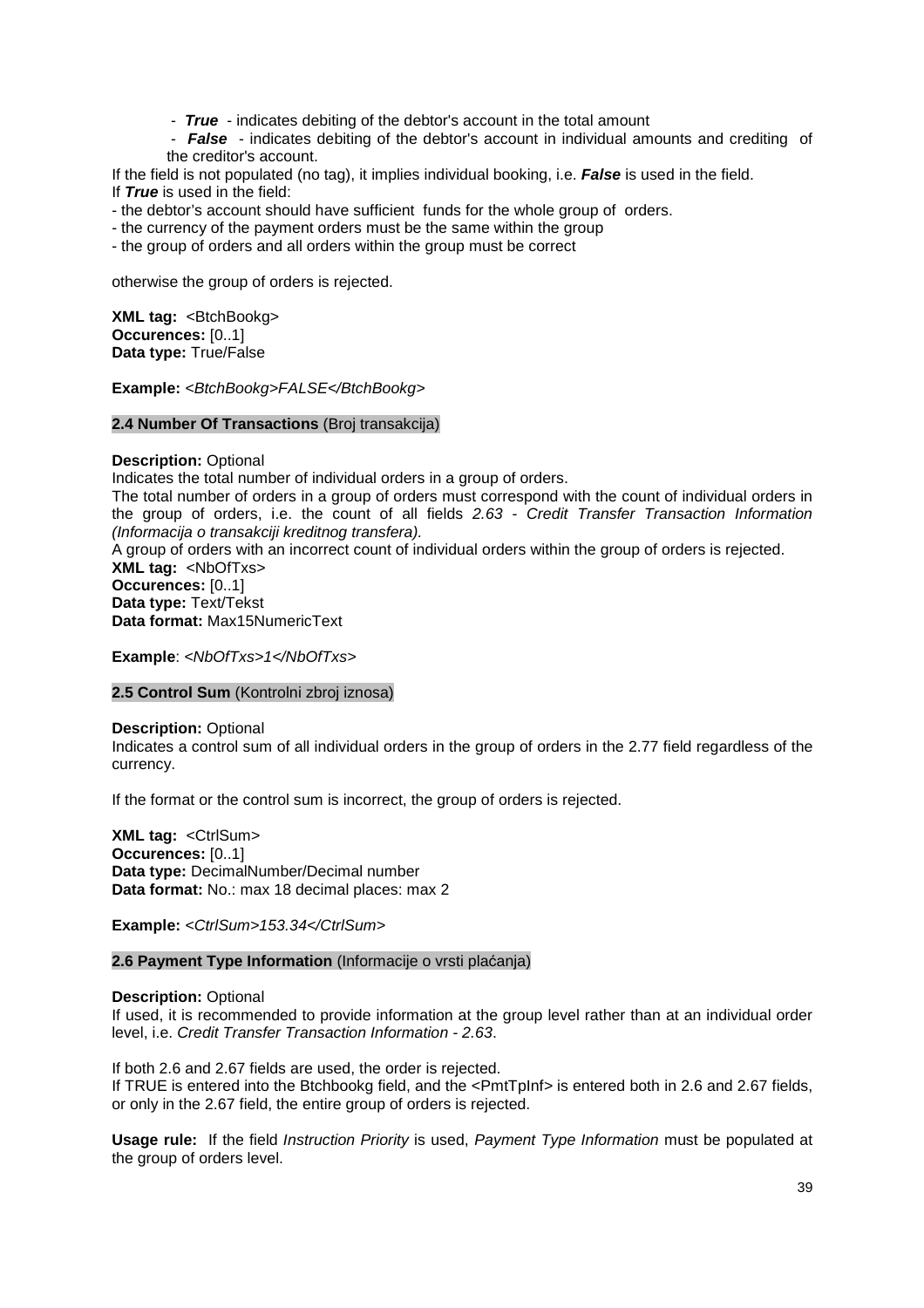- ***True*** - indicates debiting of the debtor's account in the total amount
- ***False*** - indicates debiting of the debtor's account in individual amounts and crediting of the creditor's account.

If the field is not populated (no tag), it implies individual booking, i.e. ***False*** is used in the field.
If ***True*** is used in the field:

- the debtor's account should have sufficient funds for the whole group of orders.
- the currency of the payment orders must be the same within the group
- the group of orders and all orders within the group must be correct

otherwise the group of orders is rejected.

**XML tag:** <BtchBookg>
**Occurences:** [0..1]
**Data type:** True/False

**Example:** *<BtchBookg>FALSE</BtchBookg>*

### 2.4 Number Of Transactions (Broj transakcija)

**Description:** Optional
Indicates the total number of individual orders in a group of orders.
The total number of orders in a group of orders must correspond with the count of individual orders in the group of orders, i.e. the count of all fields *2.63 - Credit Transfer Transaction Information (Informacija o transakciji kreditnog transfera).*
A group of orders with an incorrect count of individual orders within the group of orders is rejected.
**XML tag:** <NbOfTxs>
**Occurences:** [0..1]
**Data type:** Text/Tekst
**Data format:** Max15NumericText

**Example**: *<NbOfTxs>1</NbOfTxs>*

### 2.5 Control Sum (Kontrolni zbroj iznosa)

**Description:** Optional
Indicates a control sum of all individual orders in the group of orders in the 2.77 field regardless of the currency.

If the format or the control sum is incorrect, the group of orders is rejected.

**XML tag:** <CtrlSum>
**Occurences:** [0..1]
**Data type:** DecimalNumber/Decimal number
**Data format:** No.: max 18 decimal places: max 2

**Example:** *<CtrlSum>153.34</CtrlSum>*

### 2.6 Payment Type Information (Informacije o vrsti plaćanja)

**Description:** Optional
If used, it is recommended to provide information at the group level rather than at an individual order level, i.e. *Credit Transfer Transaction Information - 2.63*.

If both 2.6 and 2.67 fields are used, the order is rejected.
If TRUE is entered into the Btchbookg field, and the <PmtTpInf> is entered both in 2.6 and 2.67 fields, or only in the 2.67 field, the entire group of orders is rejected.

**Usage rule:** If the field *Instruction Priority* is used, *Payment Type Information* must be populated at the group of orders level.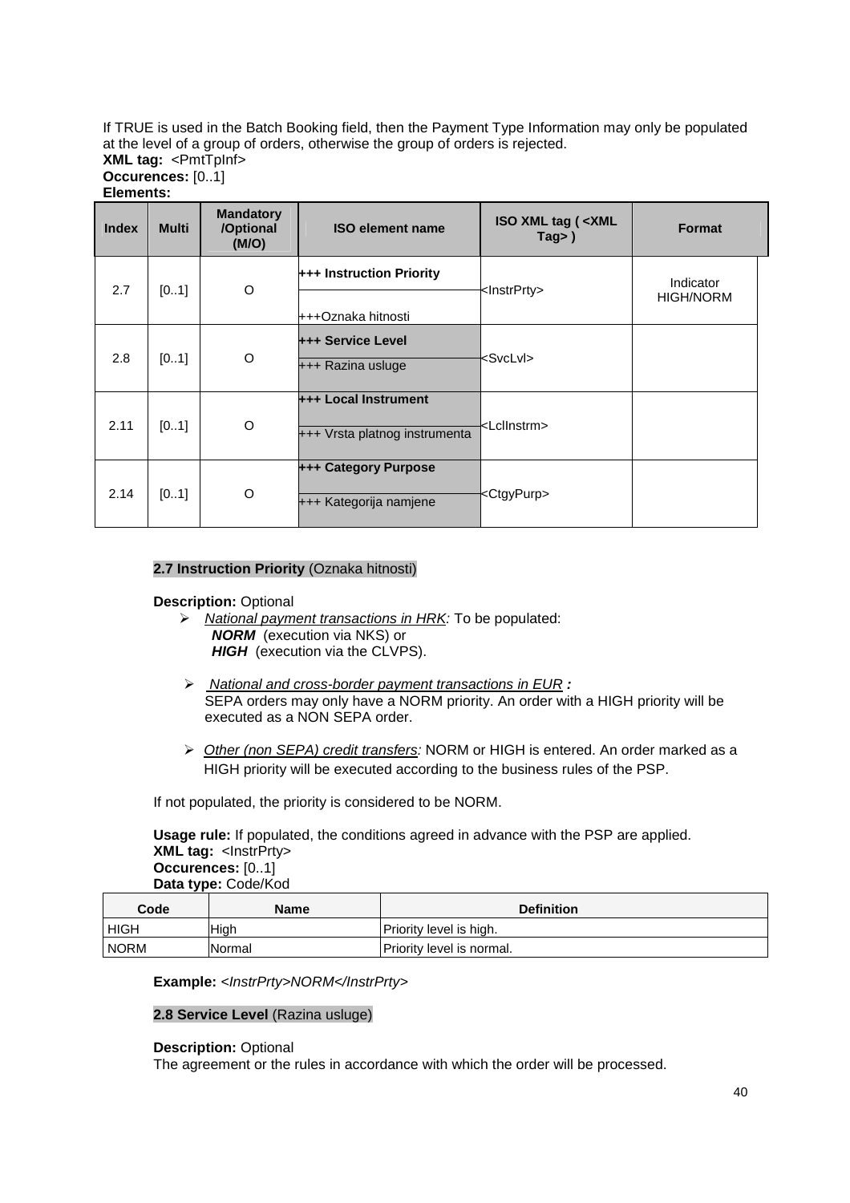If TRUE is used in the Batch Booking field, then the Payment Type Information may only be populated at the level of a group of orders, otherwise the group of orders is rejected.
**XML tag:** <PmtTpInf>
**Occurences:** [0..1]
**Elements:**

| Index | Multi | Mandatory /Optional (M/O) | ISO element name | ISO XML tag ( <XML Tag> ) | Format |
|---|---|---|---|---|---|
| 2.7 | [0..1] | O | **+++ Instruction Priority**<br>+++Oznaka hitnosti | <InstrPrty> | Indicator HIGH/NORM |
| 2.8 | [0..1] | O | **+++ Service Level**<br>+++ Razina usluge | <SvcLvl> | |
| 2.11 | [0..1] | O | **+++ Local Instrument**<br>+++ Vrsta platnog instrumenta | <LclInstrm> | |
| 2.14 | [0..1] | O | **+++ Category Purpose**<br>+++ Kategorija namjene | <CtgyPurp> | |

**2.7 Instruction Priority** (Oznaka hitnosti)

**Description:** Optional

- *National payment transactions in HRK:* To be populated:
  ***NORM*** (execution via NKS) or
  ***HIGH*** (execution via the CLVPS).
- *National and cross-border payment transactions in EUR* ***:***
  SEPA orders may only have a NORM priority. An order with a HIGH priority will be executed as a NON SEPA order.
- *Other (non SEPA) credit transfers:* NORM or HIGH is entered. An order marked as a HIGH priority will be executed according to the business rules of the PSP.

If not populated, the priority is considered to be NORM.

**Usage rule:** If populated, the conditions agreed in advance with the PSP are applied.
**XML tag:** <InstrPrty>
**Occurences:** [0..1]
**Data type:** Code/Kod

| Code | Name | Definition |
|---|---|---|
| HIGH | High | Priority level is high. |
| NORM | Normal | Priority level is normal. |

**Example:** *<InstrPrty>NORM</InstrPrty>*

**2.8 Service Level** (Razina usluge)

**Description:** Optional
The agreement or the rules in accordance with which the order will be processed.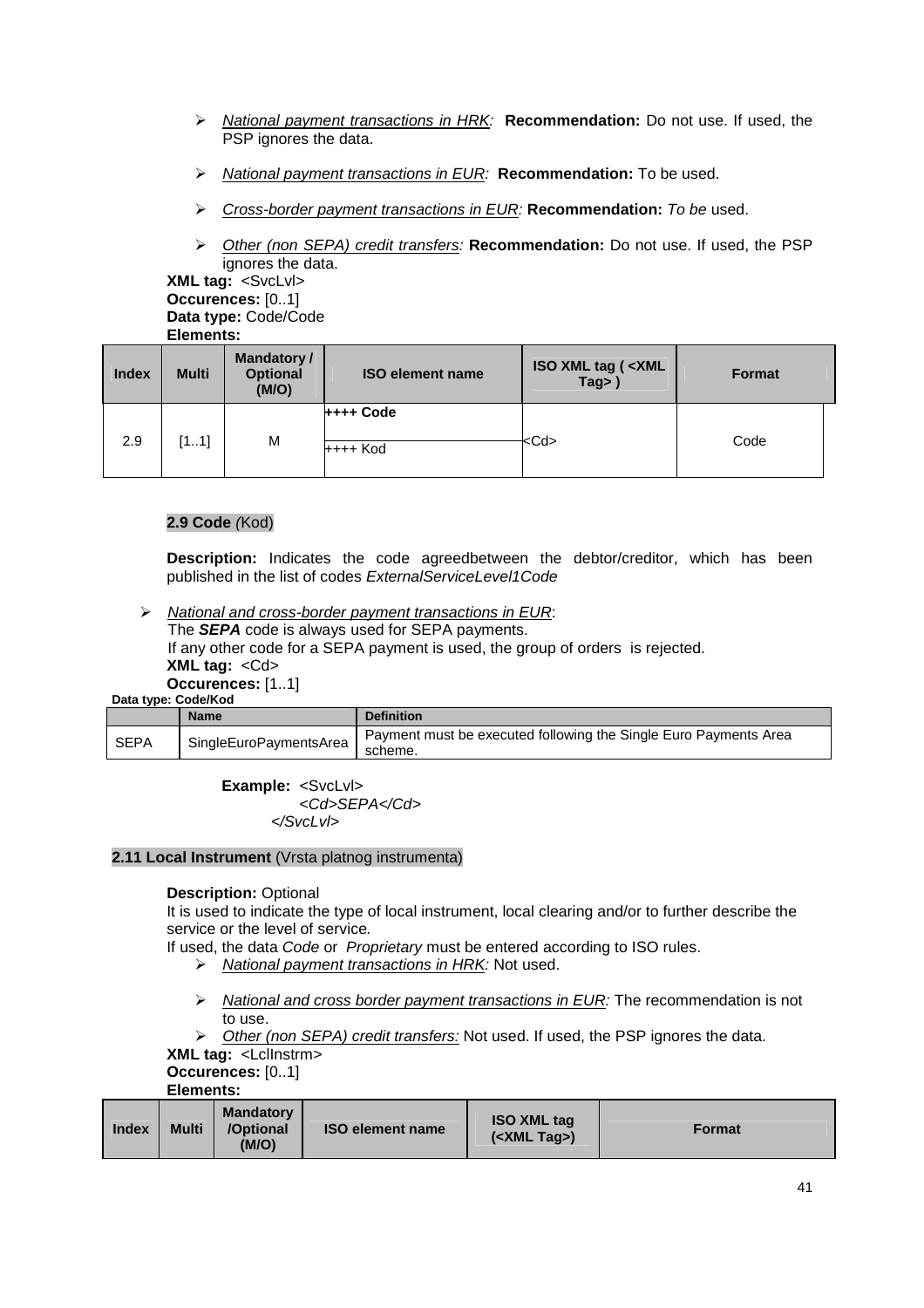- *National payment transactions in HRK:* **Recommendation:** Do not use. If used, the PSP ignores the data.

- *National payment transactions in EUR:* **Recommendation:** To be used.

- *Cross-border payment transactions in EUR:* **Recommendation:** *To be* used.

- *Other (non SEPA) credit transfers:* **Recommendation:** Do not use. If used, the PSP ignores the data.

**XML tag:** <SvcLvl>
**Occurences:** [0..1]
**Data type:** Code/Code
**Elements:**

| Index | Multi | Mandatory / Optional (M/O) | ISO element name | ISO XML tag ( <XML Tag> ) | Format |
|---|---|---|---|---|---|
| 2.9 | [1..1] | M | **++++ Code** <br> ++++ Kod | <Cd> | Code |

**2.9 Code** *(*Kod)

**Description:** Indicates the code agreedbetween the debtor/creditor, which has been published in the list of codes *ExternalServiceLevel1Code*

- *National and cross-border payment transactions in EUR*:
  The ***SEPA*** code is always used for SEPA payments.
  If any other code for a SEPA payment is used, the group of orders is rejected.

**XML tag:** <Cd>
**Occurences:** [1..1]
**Data type: Code/Kod**

| | Name | Definition |
|---|---|---|
| SEPA | SingleEuroPaymentsArea | Payment must be executed following the Single Euro Payments Area scheme. |

**Example:** <SvcLvl>
*<Cd>SEPA</Cd>*
*</SvcLvl>*

**2.11 Local Instrument** (Vrsta platnog instrumenta)

**Description:** Optional
It is used to indicate the type of local instrument, local clearing and/or to further describe the service or the level of service*.*
If used, the data *Code* or *Proprietary* must be entered according to ISO rules.

- *National payment transactions in HRK:* Not used.

- *National and cross border payment transactions in EUR:* The recommendation is not to use.
- *Other (non SEPA) credit transfers:* Not used. If used, the PSP ignores the data.

**XML tag:** <LclInstrm>
**Occurences:** [0..1]
**Elements:**

| Index | Multi | Mandatory /Optional (M/O) | ISO element name | ISO XML tag (<XML Tag>) | Format |
|---|---|---|---|---|---|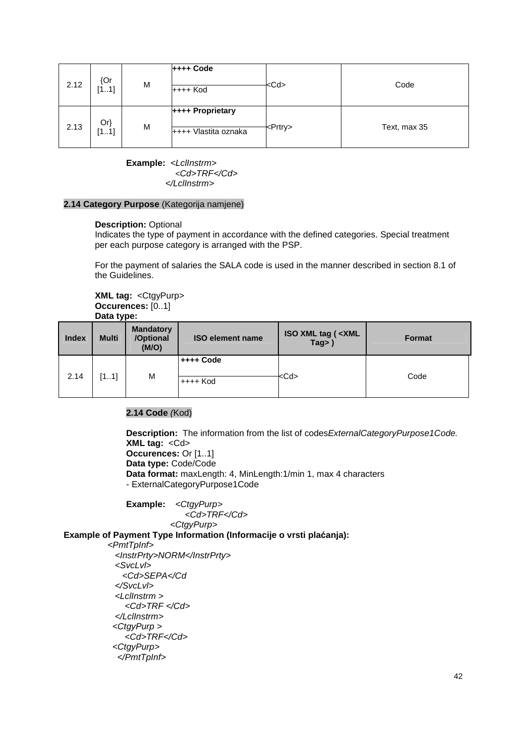| | | | | | |
|---|---|---|---|---|---|
| 2.12 | {Or [1..1] | M | **++++ Code**<br>++++ Kod | <Cd> | Code |
| 2.13 | Or} [1..1] | M | **++++ Proprietary**<br>++++ Vlastita oznaka | <Prtry> | Text, max 35 |

**Example:** *<LclInstrm>*
*<Cd>TRF</Cd>*
*</LclInstrm>*

**2.14 Category Purpose** (Kategorija namjene)

**Description:** Optional
Indicates the type of payment in accordance with the defined categories. Special treatment per each purpose category is arranged with the PSP.

For the payment of salaries the SALA code is used in the manner described in section 8.1 of the Guidelines.

**XML tag:** <CtgyPurp>
**Occurences:** [0..1]
**Data type:**

| Index | Multi | Mandatory /Optional (M/O) | ISO element name | ISO XML tag ( <XML Tag> ) | Format |
|---|---|---|---|---|---|
| 2.14 | [1..1] | M | **++++ Code**<br>++++ Kod | <Cd> | Code |

**2.14 Code** *(*Kod)

**Description:** The information from the list of codes*ExternalCategoryPurpose1Code.*
**XML tag:** <Cd>
**Occurences:** Or [1..1]
**Data type:** Code/Code
**Data format:** maxLength: 4, MinLength:1/min 1, max 4 characters
- ExternalCategoryPurpose1Code

**Example:** *<CtgyPurp>*
*<Cd>TRF</Cd>*
*<CtgyPurp>*

**Example of Payment Type Information (Informacije o vrsti plaćanja):**

```
<PmtTpInf>
  <InstrPrty>NORM</InstrPrty>
  <SvcLvl>
    <Cd>SEPA</Cd
  </SvcLvl>
  <LclInstrm >
     <Cd>TRF </Cd>
  </LclInstrm>
 <CtgyPurp >
     <Cd>TRF</Cd>
 <CtgyPurp>
  </PmtTpInf>
```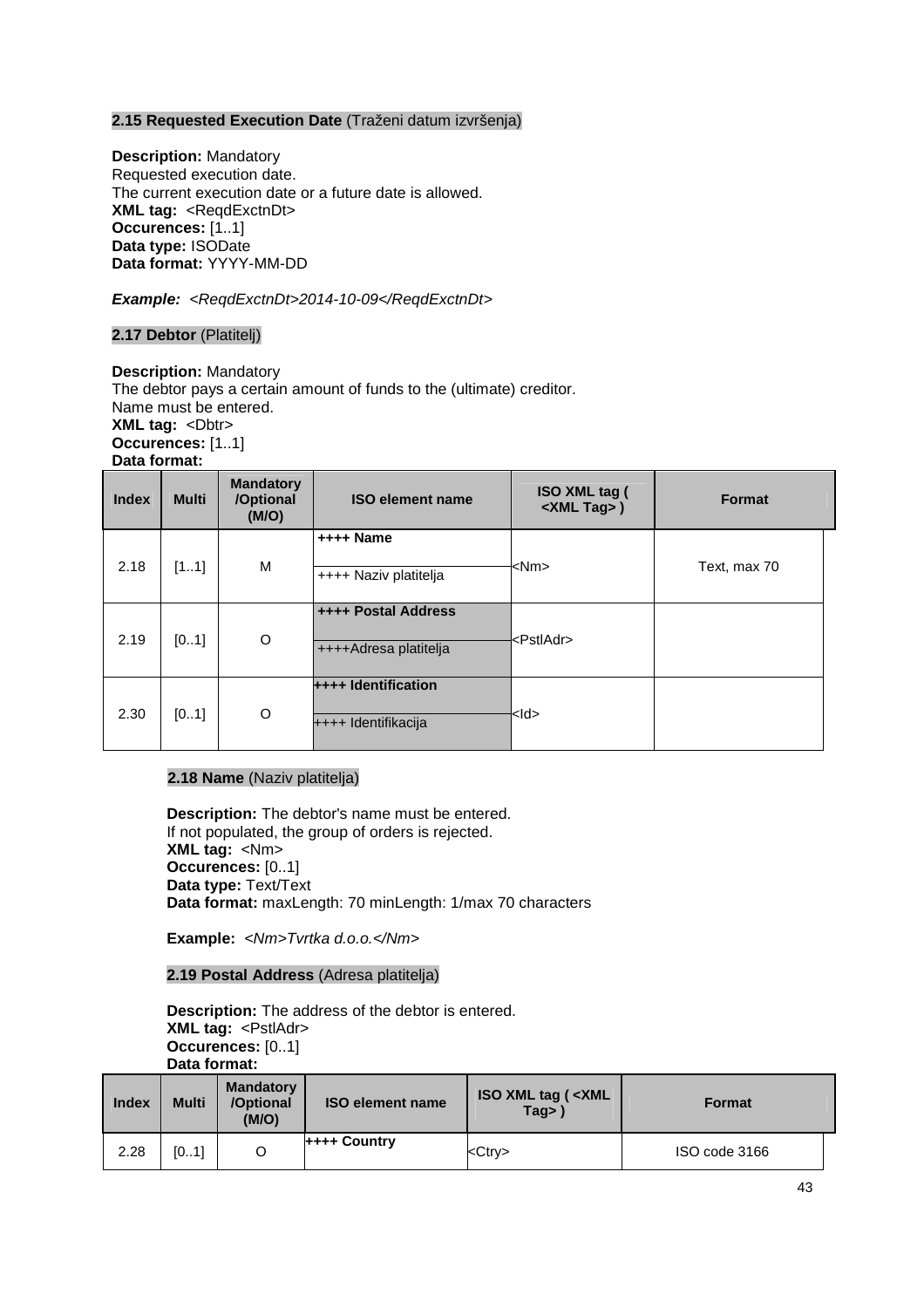**2.15 Requested Execution Date** (Traženi datum izvršenja)

**Description:** Mandatory
Requested execution date.
The current execution date or a future date is allowed.
**XML tag:** <ReqdExctnDt>
**Occurences:** [1..1]
**Data type:** ISODate
**Data format:** YYYY-MM-DD

***Example:*** *<ReqdExctnDt>2014-10-09</ReqdExctnDt>*

**2.17 Debtor** (Platitelj)

**Description:** Mandatory
The debtor pays a certain amount of funds to the (ultimate) creditor.
Name must be entered.
**XML tag:** <Dbtr>
**Occurences:** [1..1]
**Data format:**

| Index | Multi | Mandatory /Optional (M/O) | ISO element name | ISO XML tag ( <XML Tag> ) | Format |
|---|---|---|---|---|---|
| 2.18 | [1..1] | M | **++++ Name**<br>++++ Naziv platitelja | <Nm> | Text, max 70 |
| 2.19 | [0..1] | O | **++++ Postal Address**<br>++++Adresa platitelja | <PstlAdr> | |
| 2.30 | [0..1] | O | **++++ Identification**<br>++++ Identifikacija | <Id> | |

**2.18 Name** (Naziv platitelja)

**Description:** The debtor's name must be entered.
If not populated, the group of orders is rejected.
**XML tag:** <Nm>
**Occurences:** [0..1]
**Data type:** Text/Text
**Data format:** maxLength: 70 minLength: 1/max 70 characters

**Example:** *<Nm>Tvrtka d.o.o.</Nm>*

**2.19 Postal Address** (Adresa platitelja)

**Description:** The address of the debtor is entered.
**XML tag:** <PstlAdr>
**Occurences:** [0..1]
**Data format:**

| Index | Multi | Mandatory /Optional (M/O) | ISO element name | ISO XML tag ( <XML Tag> ) | Format |
|---|---|---|---|---|---|
| 2.28 | [0..1] | O | **++++ Country** | <Ctry> | ISO code 3166 |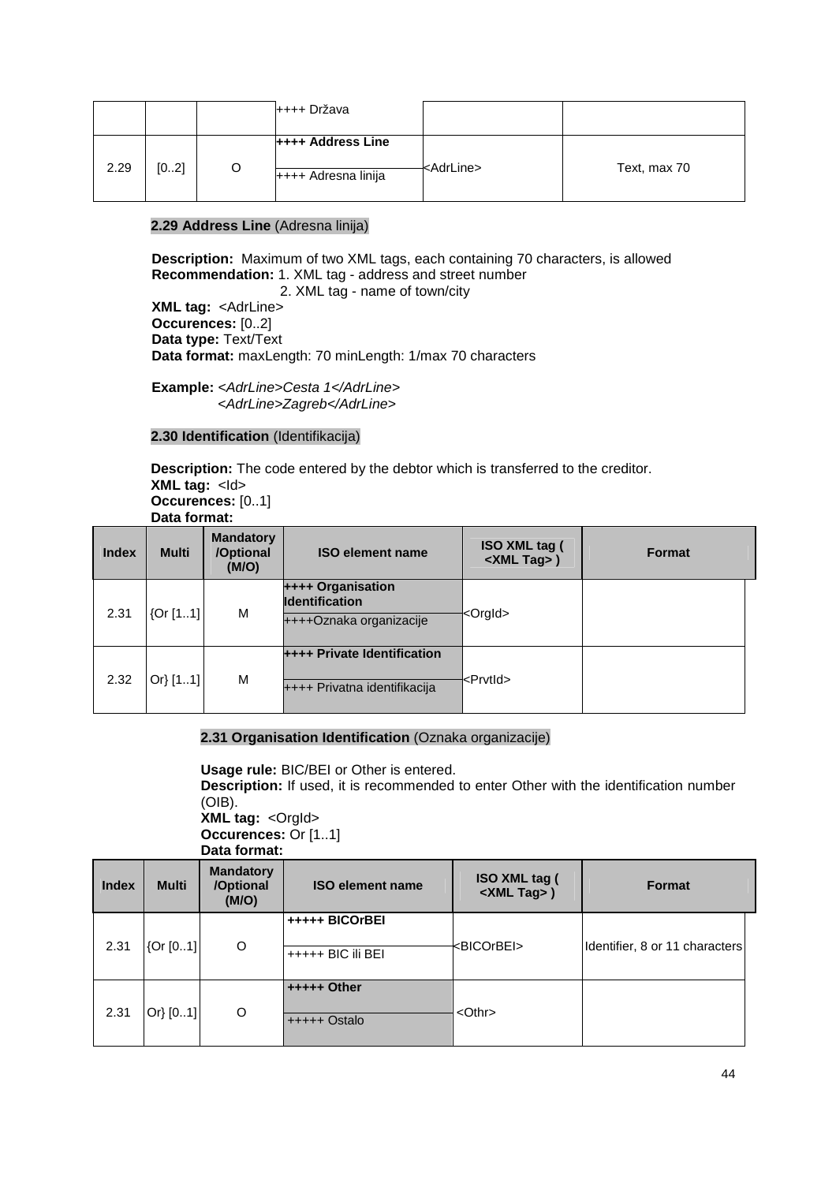| | | | ++++ Država | | |
|---|---|---|---|---|---|
| 2.29 | [0..2] | O | **++++ Address Line**<br>++++ Adresna linija | <AdrLine> | Text, max 70 |

**2.29 Address Line** (Adresna linija)

**Description:** Maximum of two XML tags, each containing 70 characters, is allowed
**Recommendation:** 1. XML tag - address and street number
2. XML tag - name of town/city
**XML tag:** <AdrLine>
**Occurences:** [0..2]
**Data type:** Text/Text
**Data format:** maxLength: 70 minLength: 1/max 70 characters

**Example:** *<AdrLine>Cesta 1</AdrLine>*
*<AdrLine>Zagreb</AdrLine>*

**2.30 Identification** (Identifikacija)

**Description:** The code entered by the debtor which is transferred to the creditor.
**XML tag:** <Id>
**Occurences:** [0..1]
**Data format:**

| Index | Multi | Mandatory /Optional (M/O) | ISO element name | ISO XML tag ( <XML Tag> ) | Format |
|---|---|---|---|---|---|
| 2.31 | {Or [1..1] | M | **++++ Organisation Identification**<br>++++Oznaka organizacije | <OrgId> | |
| 2.32 | Or} [1..1] | M | **++++ Private Identification**<br>++++ Privatna identifikacija | <PrvtId> | |

**2.31 Organisation Identification** (Oznaka organizacije)

**Usage rule:** BIC/BEI or Other is entered.
**Description:** If used, it is recommended to enter Other with the identification number (OIB).
**XML tag:** <OrgId>
**Occurences:** Or [1..1]
**Data format:**

| Index | Multi | Mandatory /Optional (M/O) | ISO element name | ISO XML tag ( <XML Tag> ) | Format |
|---|---|---|---|---|---|
| 2.31 | {Or [0..1] | O | **+++++ BICOrBEI**<br>+++++ BIC ili BEI | <BICOrBEI> | Identifier, 8 or 11 characters |
| 2.31 | Or} [0..1] | O | **+++++ Other**<br>+++++ Ostalo | <Othr> | |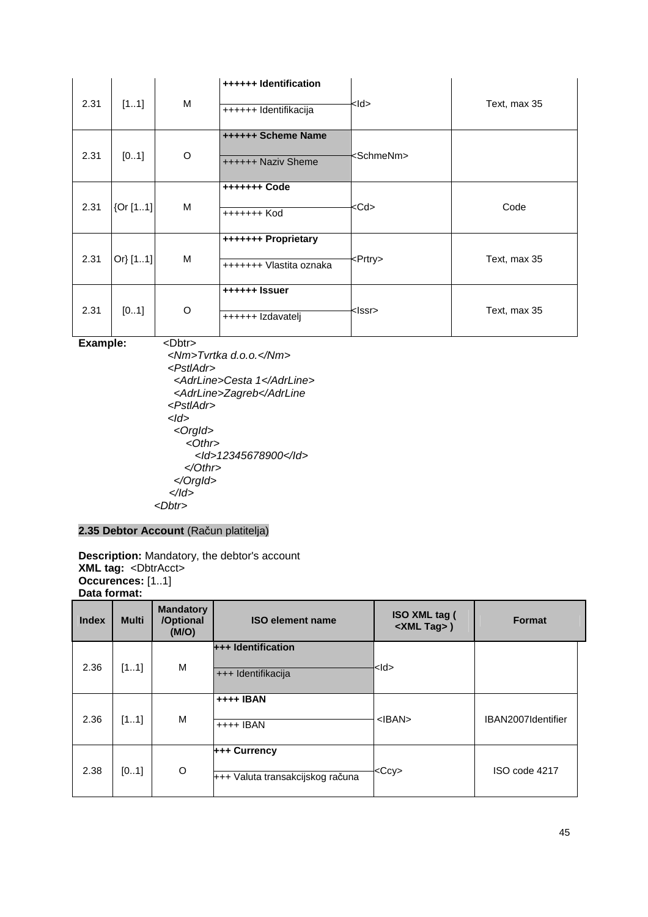| | | | | | |
|---|---|---|---|---|---|
| 2.31 | [1..1] | M | **++++++ Identification**<br>++++++ Identifikacija | <Id> | Text, max 35 |
| 2.31 | [0..1] | O | **++++++ Scheme Name**<br>++++++ Naziv Sheme | <SchmeNm> | |
| 2.31 | {Or [1..1] | M | **+++++++ Code**<br>+++++++ Kod | <Cd> | Code |
| 2.31 | Or} [1..1] | M | **+++++++ Proprietary**<br>+++++++ Vlastita oznaka | <Prtry> | Text, max 35 |
| 2.31 | [0..1] | O | **++++++ Issuer**<br>++++++ Izdavatelj | <Issr> | Text, max 35 |

**Example:**

```
<Dbtr>
  <Nm>Tvrtka d.o.o.</Nm>
  <PstlAdr>
    <AdrLine>Cesta 1</AdrLine>
    <AdrLine>Zagreb</AdrLine
  <PstlAdr>
  <Id>
    <OrgId>
      <Othr>
        <Id>12345678900</Id>
      </Othr>
    </OrgId>
  </Id>
<Dbtr>
```

## 2.35 Debtor Account (Račun platitelja)

**Description:** Mandatory, the debtor's account
**XML tag:** <DbtrAcct>
**Occurences:** [1..1]
**Data format:**

| Index | Multi | Mandatory /Optional (M/O) | ISO element name | ISO XML tag ( <XML Tag> ) | Format |
|---|---|---|---|---|---|
| 2.36 | [1..1] | M | **+++ Identification**<br>+++ Identifikacija | <Id> | |
| 2.36 | [1..1] | M | **++++ IBAN**<br>++++ IBAN | <IBAN> | IBAN2007Identifier |
| 2.38 | [0..1] | O | **+++ Currency**<br>+++ Valuta transakcijskog računa | <Ccy> | ISO code 4217 |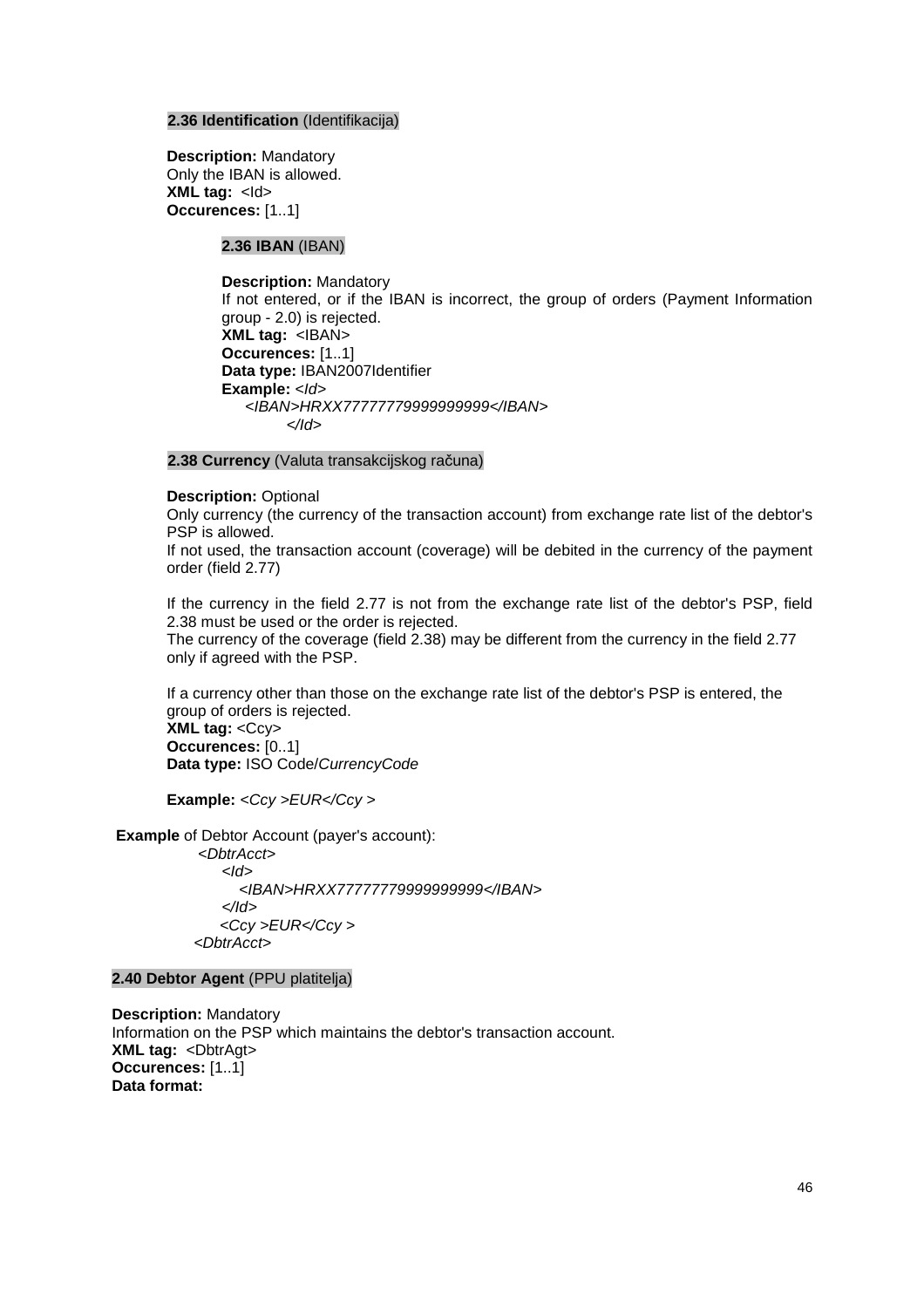**2.36 Identification** (Identifikacija)

**Description:** Mandatory
Only the IBAN is allowed.
**XML tag:** <Id>
**Occurences:** [1..1]

**2.36 IBAN** (IBAN)

**Description:** Mandatory
If not entered, or if the IBAN is incorrect, the group of orders (Payment Information group - 2.0) is rejected.
**XML tag:** <IBAN>
**Occurences:** [1..1]
**Data type:** IBAN2007Identifier
**Example:**

```
<Id>
    <IBAN>HRXX77777779999999999</IBAN>
</Id>
```

**2.38 Currency** (Valuta transakcijskog računa)

**Description:** Optional
Only currency (the currency of the transaction account) from exchange rate list of the debtor's PSP is allowed.
If not used, the transaction account (coverage) will be debited in the currency of the payment order (field 2.77)

If the currency in the field 2.77 is not from the exchange rate list of the debtor's PSP, field 2.38 must be used or the order is rejected.
The currency of the coverage (field 2.38) may be different from the currency in the field 2.77 only if agreed with the PSP.

If a currency other than those on the exchange rate list of the debtor's PSP is entered, the group of orders is rejected.
**XML tag:** <Ccy>
**Occurences:** [0..1]
**Data type:** ISO Code/*CurrencyCode*

**Example:** *<Ccy >EUR</Ccy >*

**Example** of Debtor Account (payer's account):

```
<DbtrAcct>
    <Id>
        <IBAN>HRXX77777779999999999</IBAN>
    </Id>
    <Ccy >EUR</Ccy >
<DbtrAcct>
```

**2.40 Debtor Agent** (PPU platitelja)

**Description:** Mandatory
Information on the PSP which maintains the debtor's transaction account.
**XML tag:** <DbtrAgt>
**Occurences:** [1..1]
**Data format:**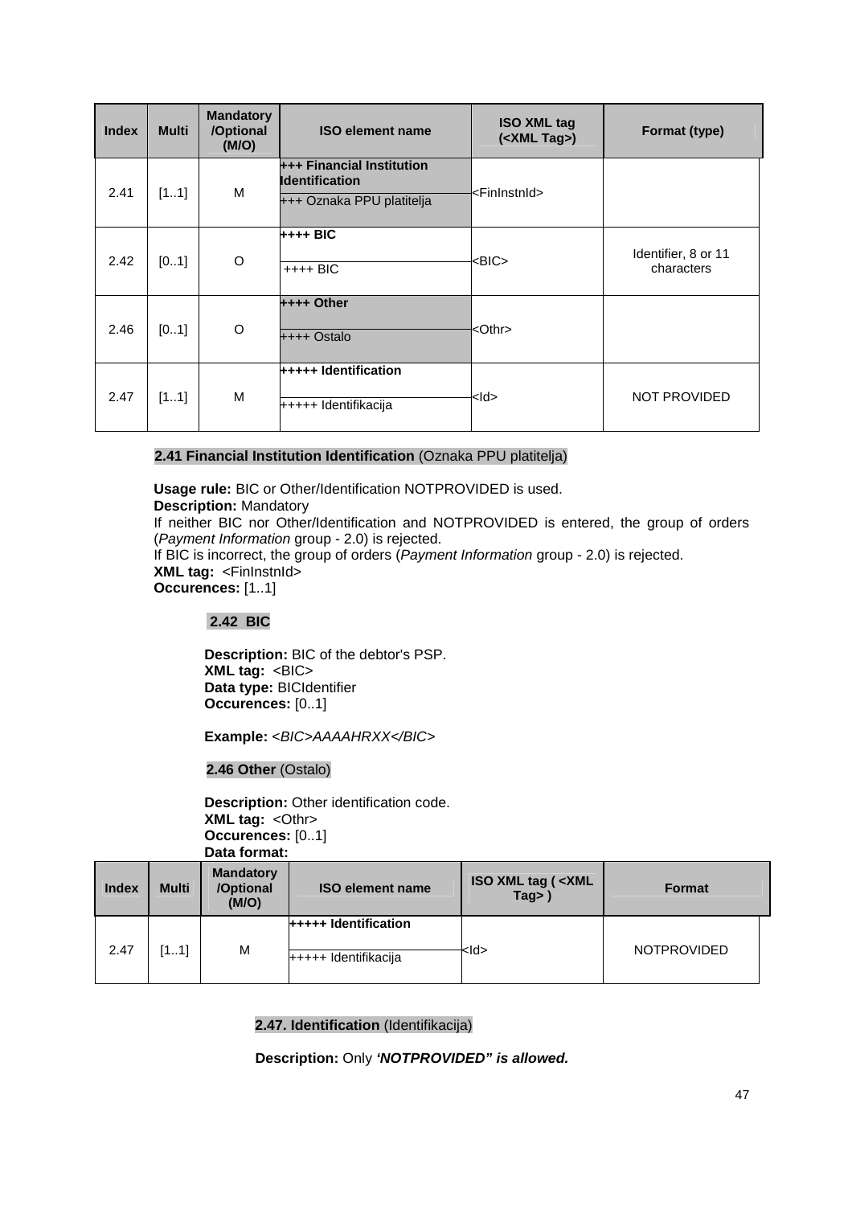| Index | Multi | Mandatory /Optional (M/O) | ISO element name | ISO XML tag (<XML Tag>) | Format (type) |
| --- | --- | --- | --- | --- | --- |
| 2.41 | [1..1] | M | **+++ Financial Institution Identification**<br>+++ Oznaka PPU platitelja | <FinInstnId> | |
| 2.42 | [0..1] | O | **++++ BIC**<br>++++ BIC | <BIC> | Identifier, 8 or 11 characters |
| 2.46 | [0..1] | O | **++++ Other**<br>++++ Ostalo | <Othr> | |
| 2.47 | [1..1] | M | **+++++ Identification**<br>+++++ Identifikacija | <Id> | NOT PROVIDED |

**2.41 Financial Institution Identification** (Oznaka PPU platitelja)

**Usage rule:** BIC or Other/Identification NOTPROVIDED is used.
**Description:** Mandatory
If neither BIC nor Other/Identification and NOTPROVIDED is entered, the group of orders (*Payment Information* group - 2.0) is rejected.
If BIC is incorrect, the group of orders (*Payment Information* group - 2.0) is rejected.
**XML tag:** <FinInstnId>
**Occurences:** [1..1]

**2.42 BIC**

**Description:** BIC of the debtor's PSP.
**XML tag:** <BIC>
**Data type:** BICIdentifier
**Occurences:** [0..1]

**Example:** *<BIC>AAAAHRXX</BIC>*

**2.46 Other** (Ostalo)

**Description:** Other identification code.
**XML tag:** <Othr>
**Occurences:** [0..1]
**Data format:**

| Index | Multi | Mandatory /Optional (M/O) | ISO element name | ISO XML tag ( <XML Tag> ) | Format |
| --- | --- | --- | --- | --- | --- |
| 2.47 | [1..1] | M | **+++++ Identification**<br>+++++ Identifikacija | <Id> | NOTPROVIDED |

**2.47. Identification** (Identifikacija)

**Description:** Only ***'NOTPROVIDED" is allowed.***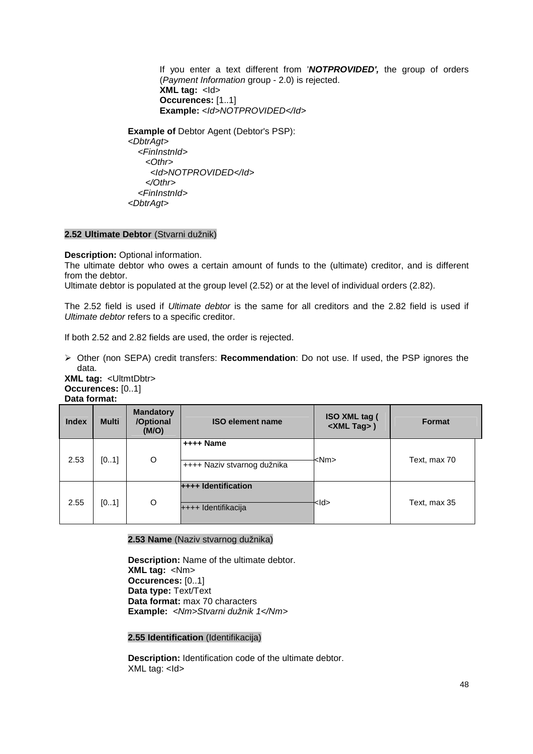If you enter a text different from '***NOTPROVIDED',*** the group of orders (*Payment Information* group - 2.0) is rejected.
**XML tag:** <Id>
**Occurences:** [1..1]
**Example:** *<Id>NOTPROVIDED</Id>*

**Example of** Debtor Agent (Debtor's PSP):

```
<DbtrAgt>
  <FinInstnId>
    <Othr>
      <Id>NOTPROVIDED</Id>
    </Othr>
  <FinInstnId>
<DbtrAgt>
```

### 2.52 Ultimate Debtor (Stvarni dužnik)

**Description:** Optional information.
The ultimate debtor who owes a certain amount of funds to the (ultimate) creditor, and is different from the debtor.
Ultimate debtor is populated at the group level (2.52) or at the level of individual orders (2.82).

The 2.52 field is used if *Ultimate debtor* is the same for all creditors and the 2.82 field is used if *Ultimate debtor* refers to a specific creditor.

If both 2.52 and 2.82 fields are used, the order is rejected.

- Other (non SEPA) credit transfers: **Recommendation**: Do not use. If used, the PSP ignores the data.

**XML tag:** <UltmtDbtr>
**Occurences:** [0..1]
**Data format:**

| Index | Multi | Mandatory /Optional (M/O) | ISO element name | ISO XML tag ( <XML Tag> ) | Format |
|---|---|---|---|---|---|
| 2.53 | [0..1] | O | **++++ Name**<br>++++ Naziv stvarnog dužnika | <Nm> | Text, max 70 |
| 2.55 | [0..1] | O | **++++ Identification**<br>++++ Identifikacija | <Id> | Text, max 35 |

#### 2.53 Name (Naziv stvarnog dužnika)

**Description:** Name of the ultimate debtor.
**XML tag:** <Nm>
**Occurences:** [0..1]
**Data type:** Text/Text
**Data format:** max 70 characters
**Example:** *<Nm>Stvarni dužnik 1</Nm>*

#### 2.55 Identification (Identifikacija)

**Description:** Identification code of the ultimate debtor.
XML tag: <Id>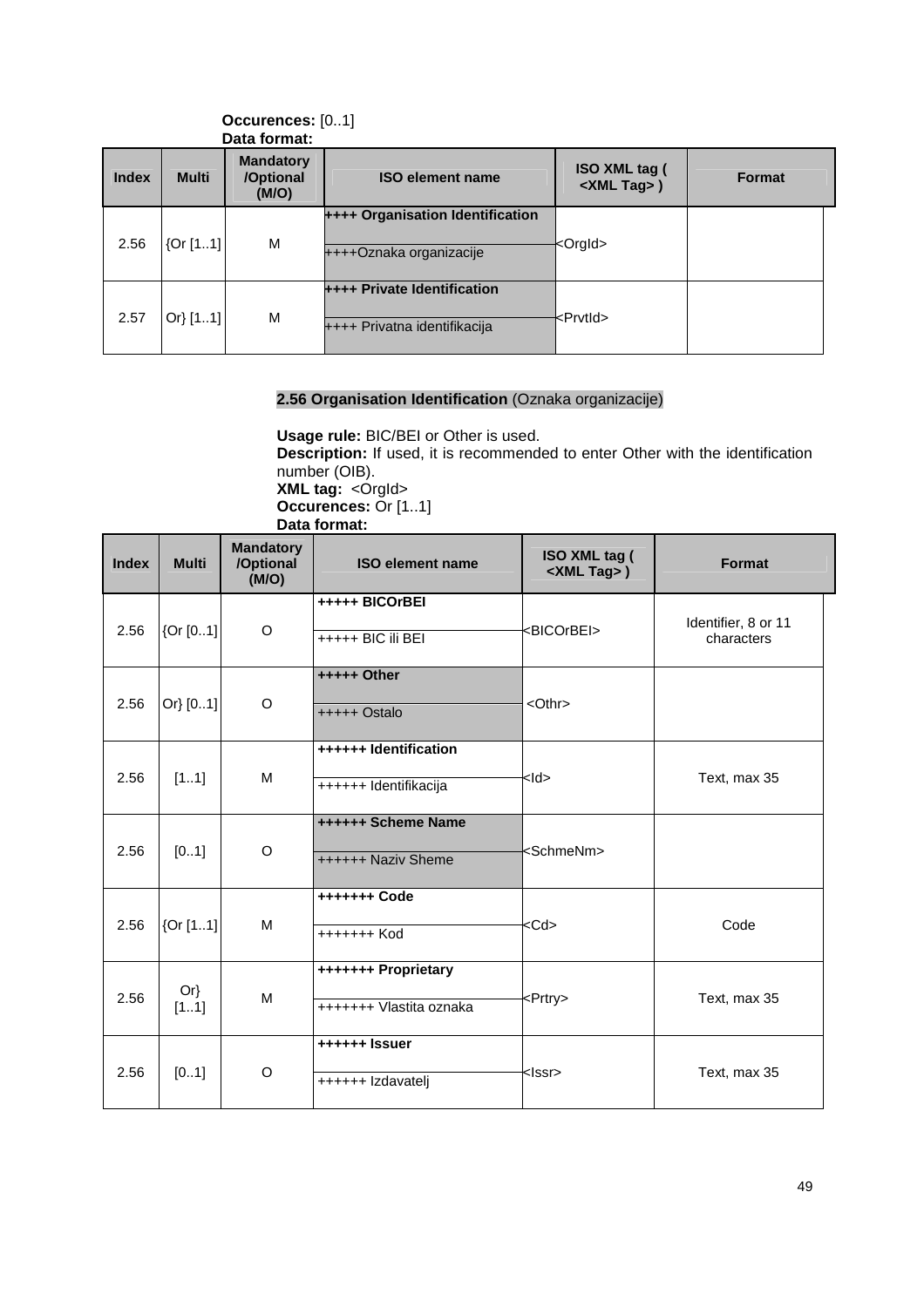**Occurences:** [0..1]
**Data format:**

| Index | Multi | Mandatory /Optional (M/O) | ISO element name | ISO XML tag ( <XML Tag> ) | Format |
|---|---|---|---|---|---|
| 2.56 | {Or [1..1] | M | **++++ Organisation Identification**<br>++++Oznaka organizacije | <OrgId> | |
| 2.57 | Or} [1..1] | M | **++++ Private Identification**<br>++++ Privatna identifikacija | <PrvtId> | |

## 2.56 Organisation Identification (Oznaka organizacije)

**Usage rule:** BIC/BEI or Other is used.
**Description:** If used, it is recommended to enter Other with the identification number (OIB).
**XML tag:** <OrgId>
**Occurences:** Or [1..1]
**Data format:**

| Index | Multi | Mandatory /Optional (M/O) | ISO element name | ISO XML tag ( <XML Tag> ) | Format |
|---|---|---|---|---|---|
| 2.56 | {Or [0..1] | O | **+++++ BICOrBEI**<br>+++++ BIC ili BEI | <BICOrBEI> | Identifier, 8 or 11 characters |
| 2.56 | Or} [0..1] | O | **+++++ Other**<br>+++++ Ostalo | <Othr> | |
| 2.56 | [1..1] | M | **++++++ Identification**<br>++++++ Identifikacija | <Id> | Text, max 35 |
| 2.56 | [0..1] | O | **++++++ Scheme Name**<br>++++++ Naziv Sheme | <SchmeNm> | |
| 2.56 | {Or [1..1] | M | **+++++++ Code**<br>+++++++ Kod | <Cd> | Code |
| 2.56 | Or} [1..1] | M | **+++++++ Proprietary**<br>+++++++ Vlastita oznaka | <Prtry> | Text, max 35 |
| 2.56 | [0..1] | O | **++++++ Issuer**<br>++++++ Izdavatelj | <Issr> | Text, max 35 |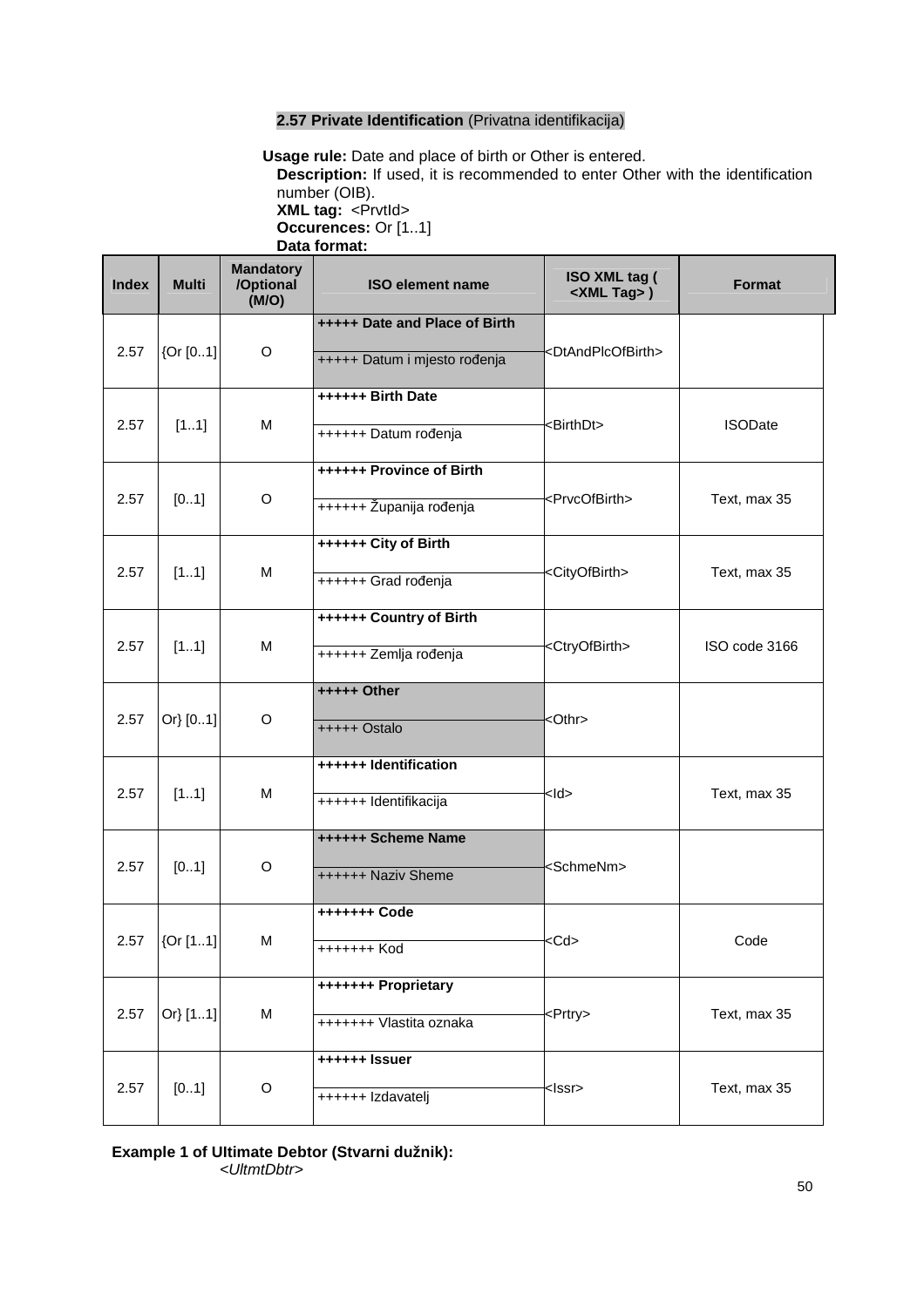### 2.57 Private Identification (Privatna identifikacija)

**Usage rule:** Date and place of birth or Other is entered.

**Description:** If used, it is recommended to enter Other with the identification number (OIB).

**XML tag:** <PrvtId>

**Occurences:** Or [1..1]

**Data format:**

| Index | Multi | Mandatory /Optional (M/O) | ISO element name | ISO XML tag ( <XML Tag> ) | Format |
|---|---|---|---|---|---|
| 2.57 | {Or [0..1] | O | **+++++ Date and Place of Birth**<br>+++++ Datum i mjesto rođenja | <DtAndPlcOfBirth> | |
| 2.57 | [1..1] | M | **++++++ Birth Date**<br>++++++ Datum rođenja | <BirthDt> | ISODate |
| 2.57 | [0..1] | O | **++++++ Province of Birth**<br>++++++ Županija rođenja | <PrvcOfBirth> | Text, max 35 |
| 2.57 | [1..1] | M | **++++++ City of Birth**<br>++++++ Grad rođenja | <CityOfBirth> | Text, max 35 |
| 2.57 | [1..1] | M | **++++++ Country of Birth**<br>++++++ Zemlja rođenja | <CtryOfBirth> | ISO code 3166 |
| 2.57 | Or} [0..1] | O | **+++++ Other**<br>+++++ Ostalo | <Othr> | |
| 2.57 | [1..1] | M | **++++++ Identification**<br>++++++ Identifikacija | <Id> | Text, max 35 |
| 2.57 | [0..1] | O | **++++++ Scheme Name**<br>++++++ Naziv Sheme | <SchmeNm> | |
| 2.57 | {Or [1..1] | M | **+++++++ Code**<br>+++++++ Kod | <Cd> | Code |
| 2.57 | Or} [1..1] | M | **+++++++ Proprietary**<br>+++++++ Vlastita oznaka | <Prtry> | Text, max 35 |
| 2.57 | [0..1] | O | **++++++ Issuer**<br>++++++ Izdavatelj | <Issr> | Text, max 35 |

**Example 1 of Ultimate Debtor (Stvarni dužnik):**

*<UltmtDbtr>*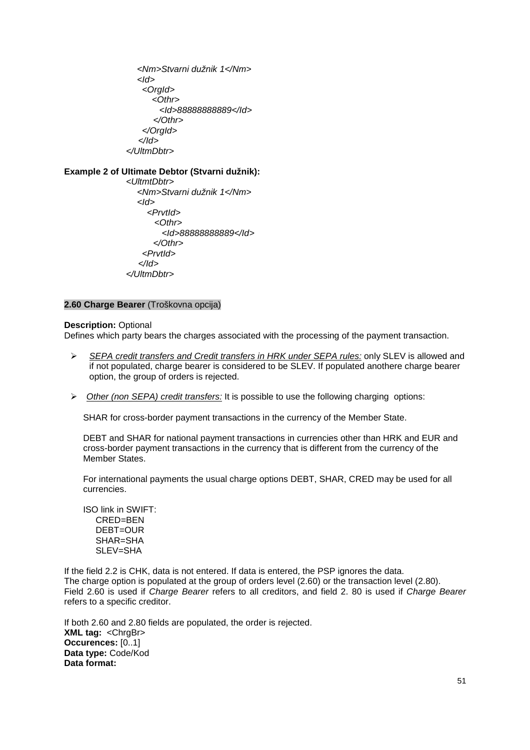```
        <Nm>Stvarni dužnik 1</Nm>
        <Id>
          <OrgId>
            <Othr>
              <Id>88888888889</Id>
            </Othr>
          </OrgId>
        </Id>
      </UltmDbtr>
```

**Example 2 of Ultimate Debtor (Stvarni dužnik):**

```
      <UltmtDbtr>
        <Nm>Stvarni dužnik 1</Nm>
        <Id>
          <PrvtId>
            <Othr>
              <Id>88888888889</Id>
            </Othr>
          <PrvtId>
        </Id>
      </UltmDbtr>
```

**2.60 Charge Bearer** (Troškovna opcija)

**Description:** Optional
Defines which party bears the charges associated with the processing of the payment transaction.

- *SEPA credit transfers and Credit transfers in HRK under SEPA rules:* only SLEV is allowed and if not populated, charge bearer is considered to be SLEV. If populated anothere charge bearer option, the group of orders is rejected.
- *Other (non SEPA) credit transfers:* It is possible to use the following charging options:

SHAR for cross-border payment transactions in the currency of the Member State.

DEBT and SHAR for national payment transactions in currencies other than HRK and EUR and cross-border payment transactions in the currency that is different from the currency of the Member States.

For international payments the usual charge options DEBT, SHAR, CRED may be used for all currencies.

ISO link in SWIFT:
CRED=BEN
DEBT=OUR
SHAR=SHA
SLEV=SHA

If the field 2.2 is CHK, data is not entered. If data is entered, the PSP ignores the data.
The charge option is populated at the group of orders level (2.60) or the transaction level (2.80).
Field 2.60 is used if *Charge Bearer* refers to all creditors, and field 2. 80 is used if *Charge Bearer* refers to a specific creditor.

If both 2.60 and 2.80 fields are populated, the order is rejected.
**XML tag:** <ChrgBr>
**Occurences:** [0..1]
**Data type:** Code/Kod
**Data format:**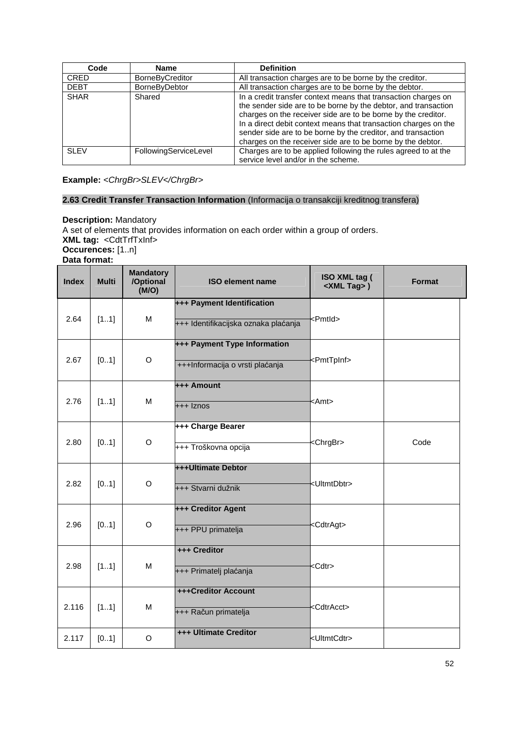| Code | Name | Definition |
|---|---|---|
| CRED | BorneByCreditor | All transaction charges are to be borne by the creditor. |
| DEBT | BorneByDebtor | All transaction charges are to be borne by the debtor. |
| SHAR | Shared | In a credit transfer context means that transaction charges on the sender side are to be borne by the debtor, and transaction charges on the receiver side are to be borne by the creditor. In a direct debit context means that transaction charges on the sender side are to be borne by the creditor, and transaction charges on the receiver side are to be borne by the debtor. |
| SLEV | FollowingServiceLevel | Charges are to be applied following the rules agreed to at the service level and/or in the scheme. |

**Example:** *<ChrgBr>SLEV</ChrgBr>*

## 2.63 Credit Transfer Transaction Information (Informacija o transakciji kreditnog transfera)

**Description:** Mandatory
A set of elements that provides information on each order within a group of orders.
**XML tag:** <CdtTrfTxInf>
**Occurences:** [1..n]
**Data format:**

| Index | Multi | Mandatory /Optional (M/O) | ISO element name | ISO XML tag ( <XML Tag> ) | Format |
|---|---|---|---|---|---|
| 2.64 | [1..1] | M | **+++ Payment Identification**<br>+++ Identifikacijska oznaka plaćanja | <PmtId> | |
| 2.67 | [0..1] | O | **+++ Payment Type Information**<br>+++Informacija o vrsti plaćanja | <PmtTpInf> | |
| 2.76 | [1..1] | M | **+++ Amount**<br>+++ Iznos | <Amt> | |
| 2.80 | [0..1] | O | **+++ Charge Bearer**<br>+++ Troškovna opcija | <ChrgBr> | Code |
| 2.82 | [0..1] | O | **+++Ultimate Debtor**<br>+++ Stvarni dužnik | <UltmtDbtr> | |
| 2.96 | [0..1] | O | **+++ Creditor Agent**<br>+++ PPU primatelja | <CdtrAgt> | |
| 2.98 | [1..1] | M | **+++ Creditor**<br>+++ Primatelj plaćanja | <Cdtr> | |
| 2.116 | [1..1] | M | **+++Creditor Account**<br>+++ Račun primatelja | <CdtrAcct> | |
| 2.117 | [0..1] | O | **+++ Ultimate Creditor** | <UltmtCdtr> | |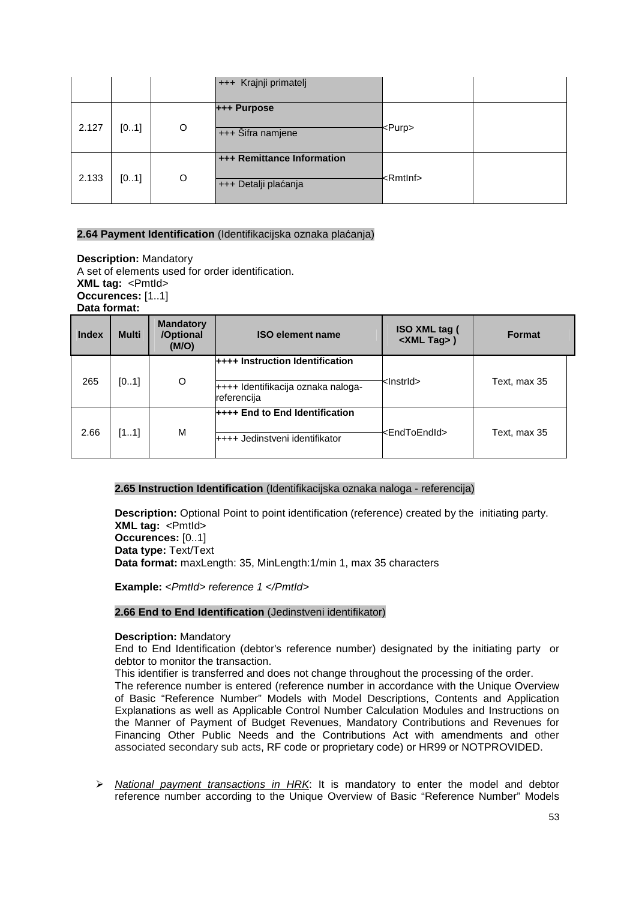| | | | +++ Krajnji primatelj | | |
|---|---|---|---|---|---|
| 2.127 | [0..1] | O | **+++ Purpose**<br>+++ Šifra namjene | <Purp> | |
| 2.133 | [0..1] | O | **+++ Remittance Information**<br>+++ Detalji plaćanja | <RmtInf> | |

**2.64 Payment Identification** (Identifikacijska oznaka plaćanja)

**Description:** Mandatory
A set of elements used for order identification.
**XML tag:** <PmtId>
**Occurences:** [1..1]
**Data format:**

| Index | Multi | Mandatory /Optional (M/O) | ISO element name | ISO XML tag ( <XML Tag> ) | Format |
|---|---|---|---|---|---|
| 265 | [0..1] | O | **++++ Instruction Identification**<br>++++ Identifikacija oznaka naloga-referencija | <InstrId> | Text, max 35 |
| 2.66 | [1..1] | M | **++++ End to End Identification**<br>++++ Jedinstveni identifikator | <EndToEndId> | Text, max 35 |

**2.65 Instruction Identification** (Identifikacijska oznaka naloga - referencija)

**Description:** Optional Point to point identification (reference) created by the initiating party.
**XML tag:** <PmtId>
**Occurences:** [0..1]
**Data type:** Text/Text
**Data format:** maxLength: 35, MinLength:1/min 1, max 35 characters

**Example:** *<PmtId> reference 1 </PmtId>*

**2.66 End to End Identification** (Jedinstveni identifikator)

**Description:** Mandatory
End to End Identification (debtor's reference number) designated by the initiating party or debtor to monitor the transaction.
This identifier is transferred and does not change throughout the processing of the order.
The reference number is entered (reference number in accordance with the Unique Overview of Basic "Reference Number" Models with Model Descriptions, Contents and Application Explanations as well as Applicable Control Number Calculation Modules and Instructions on the Manner of Payment of Budget Revenues, Mandatory Contributions and Revenues for Financing Other Public Needs and the Contributions Act with amendments and other associated secondary sub acts, RF code or proprietary code) or HR99 or NOTPROVIDED.

- *National payment transactions in HRK*: It is mandatory to enter the model and debtor reference number according to the Unique Overview of Basic "Reference Number" Models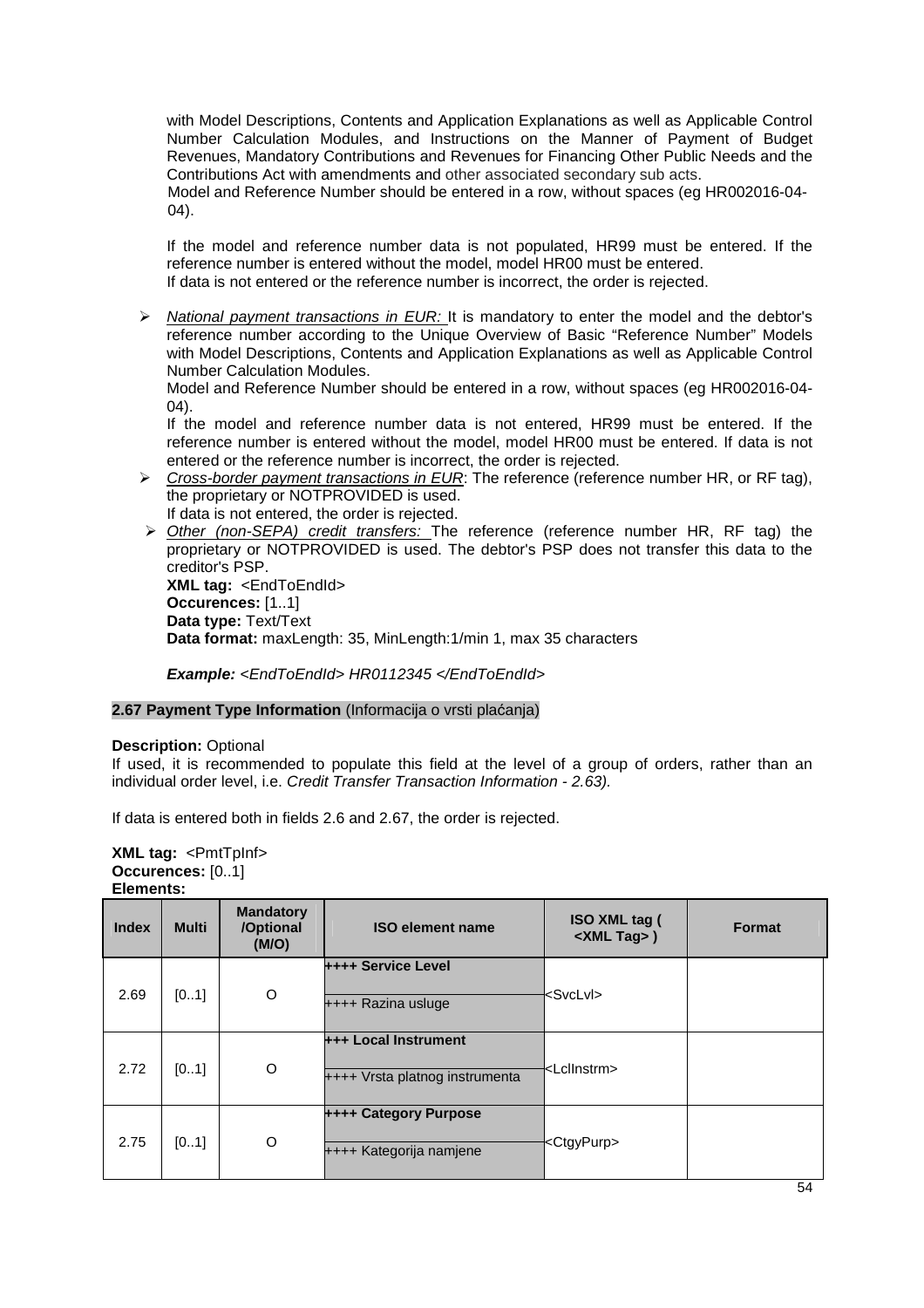with Model Descriptions, Contents and Application Explanations as well as Applicable Control Number Calculation Modules, and Instructions on the Manner of Payment of Budget Revenues, Mandatory Contributions and Revenues for Financing Other Public Needs and the Contributions Act with amendments and other associated secondary sub acts.
Model and Reference Number should be entered in a row, without spaces (eg HR002016-04-04).

If the model and reference number data is not populated, HR99 must be entered. If the reference number is entered without the model, model HR00 must be entered.
If data is not entered or the reference number is incorrect, the order is rejected.

- *National payment transactions in EUR:* It is mandatory to enter the model and the debtor's reference number according to the Unique Overview of Basic "Reference Number" Models with Model Descriptions, Contents and Application Explanations as well as Applicable Control Number Calculation Modules.
  Model and Reference Number should be entered in a row, without spaces (eg HR002016-04-04).
  If the model and reference number data is not entered, HR99 must be entered. If the reference number is entered without the model, model HR00 must be entered. If data is not entered or the reference number is incorrect, the order is rejected.
- *Cross-border payment transactions in EUR*: The reference (reference number HR, or RF tag), the proprietary or NOTPROVIDED is used.
  If data is not entered, the order is rejected.
- *Other (non-SEPA) credit transfers:* The reference (reference number HR, RF tag) the proprietary or NOTPROVIDED is used. The debtor's PSP does not transfer this data to the creditor's PSP.
  **XML tag:** <EndToEndId>
  **Occurences:** [1..1]
  **Data type:** Text/Text
  **Data format:** maxLength: 35, MinLength:1/min 1, max 35 characters

  ***Example:*** *<EndToEndId> HR0112345 </EndToEndId>*

**2.67 Payment Type Information** (Informacija o vrsti plaćanja)

**Description:** Optional
If used, it is recommended to populate this field at the level of a group of orders, rather than an individual order level, i.e. *Credit Transfer Transaction Information - 2.63).*

If data is entered both in fields 2.6 and 2.67, the order is rejected.

**XML tag:** <PmtTpInf>
**Occurences:** [0..1]
**Elements:**

| Index | Multi | Mandatory /Optional (M/O) | ISO element name | ISO XML tag ( <XML Tag> ) | Format |
|---|---|---|---|---|---|
| 2.69 | [0..1] | O | **++++ Service Level**<br>++++ Razina usluge | <SvcLvl> | |
| 2.72 | [0..1] | O | **+++ Local Instrument**<br>++++ Vrsta platnog instrumenta | <LclInstrm> | |
| 2.75 | [0..1] | O | **++++ Category Purpose**<br>++++ Kategorija namjene | <CtgyPurp> | |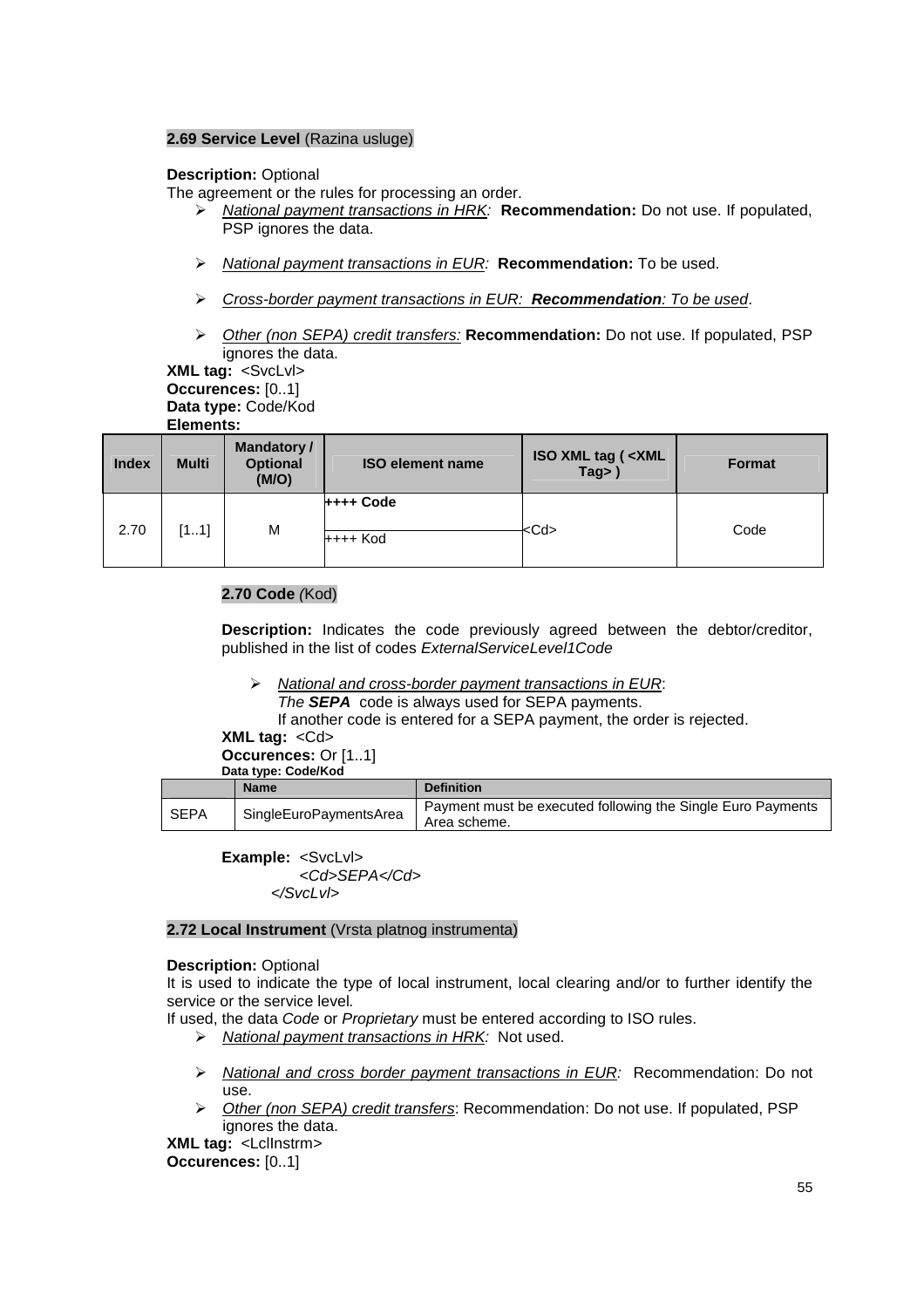**2.69 Service Level** (Razina usluge)

**Description:** Optional
The agreement or the rules for processing an order.

- *National payment transactions in HRK:* **Recommendation:** Do not use. If populated, PSP ignores the data.
- *National payment transactions in EUR:* **Recommendation:** To be used.
- *Cross-border payment transactions in EUR:* ***Recommendation****: To be used*.
- *Other (non SEPA) credit transfers:* **Recommendation:** Do not use. If populated, PSP ignores the data.

**XML tag:** <SvcLvl>
**Occurences:** [0..1]
**Data type:** Code/Kod
**Elements:**

| Index | Multi | Mandatory / Optional (M/O) | ISO element name | ISO XML tag ( <XML Tag> ) | Format |
|---|---|---|---|---|---|
| 2.70 | [1..1] | M | **++++ Code**<br>++++ Kod | <Cd> | Code |

**2.70 Code** *(*Kod)

**Description:** Indicates the code previously agreed between the debtor/creditor, published in the list of codes *ExternalServiceLevel1Code*

- *National and cross-border payment transactions in EUR*:
  *The* ***SEPA*** code is always used for SEPA payments.
  If another code is entered for a SEPA payment, the order is rejected.

**XML tag:** <Cd>
**Occurences:** Or [1..1]
**Data type: Code/Kod**

| | Name | Definition |
|---|---|---|
| SEPA | SingleEuroPaymentsArea | Payment must be executed following the Single Euro Payments Area scheme. |

**Example:** <SvcLvl>
*<Cd>SEPA</Cd>*
*</SvcLvl>*

**2.72 Local Instrument** (Vrsta platnog instrumenta)

**Description:** Optional
It is used to indicate the type of local instrument, local clearing and/or to further identify the service or the service level.
If used, the data *Code* or *Proprietary* must be entered according to ISO rules.

- *National payment transactions in HRK:* Not used.
- *National and cross border payment transactions in EUR:* Recommendation: Do not use.
- *Other (non SEPA) credit transfers*: Recommendation: Do not use. If populated, PSP ignores the data.

**XML tag:** <LclInstrm>
**Occurences:** [0..1]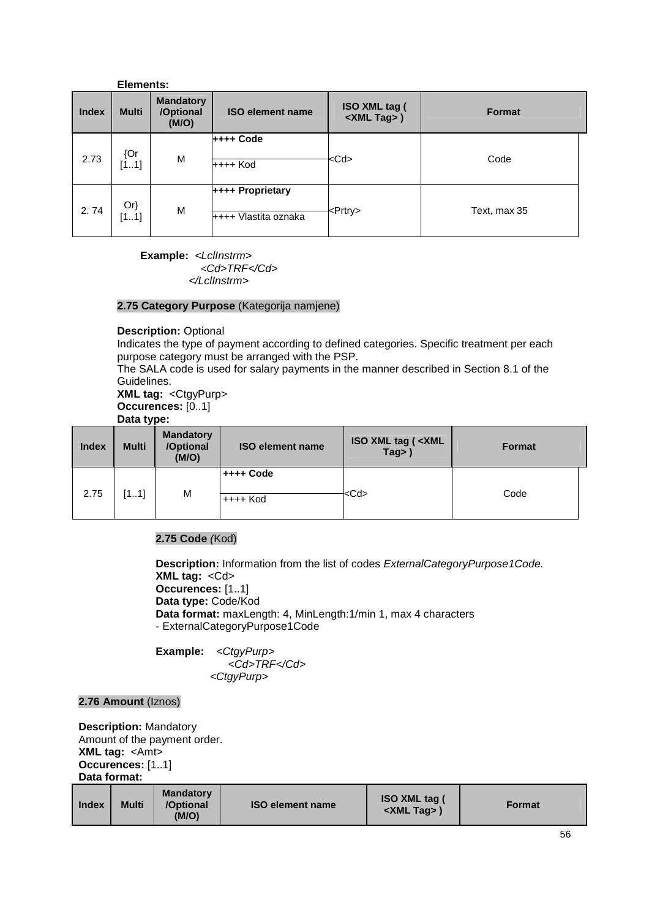**Elements:**

| Index | Multi | Mandatory /Optional (M/O) | ISO element name | ISO XML tag ( <XML Tag> ) | Format |
|---|---|---|---|---|---|
| 2.73 | {Or [1..1] | M | **++++ Code**<br>++++ Kod | <Cd> | Code |
| 2. 74 | Or} [1..1] | M | **++++ Proprietary**<br>++++ Vlastita oznaka | <Prtry> | Text, max 35 |

**Example:** *<LclInstrm>*
*<Cd>TRF</Cd>*
*</LclInstrm>*

**2.75 Category Purpose** (Kategorija namjene)

**Description:** Optional
Indicates the type of payment according to defined categories. Specific treatment per each purpose category must be arranged with the PSP.
The SALA code is used for salary payments in the manner described in Section 8.1 of the Guidelines.
**XML tag:** <CtgyPurp>
**Occurences:** [0..1]
**Data type:**

| Index | Multi | Mandatory /Optional (M/O) | ISO element name | ISO XML tag ( <XML Tag> ) | Format |
|---|---|---|---|---|---|
| 2.75 | [1..1] | M | **++++ Code**<br>++++ Kod | <Cd> | Code |

**2.75 Code** (Kod)

**Description:** Information from the list of codes *ExternalCategoryPurpose1Code.*
**XML tag:** <Cd>
**Occurences:** [1..1]
**Data type:** Code/Kod
**Data format:** maxLength: 4, MinLength:1/min 1, max 4 characters
- ExternalCategoryPurpose1Code

**Example:** *<CtgyPurp>*
*<Cd>TRF</Cd>*
*<CtgyPurp>*

**2.76 Amount** (Iznos)

**Description:** Mandatory
Amount of the payment order.
**XML tag:** <Amt>
**Occurences:** [1..1]
**Data format:**

| Index | Multi | Mandatory /Optional (M/O) | ISO element name | ISO XML tag ( <XML Tag> ) | Format |
|---|---|---|---|---|---|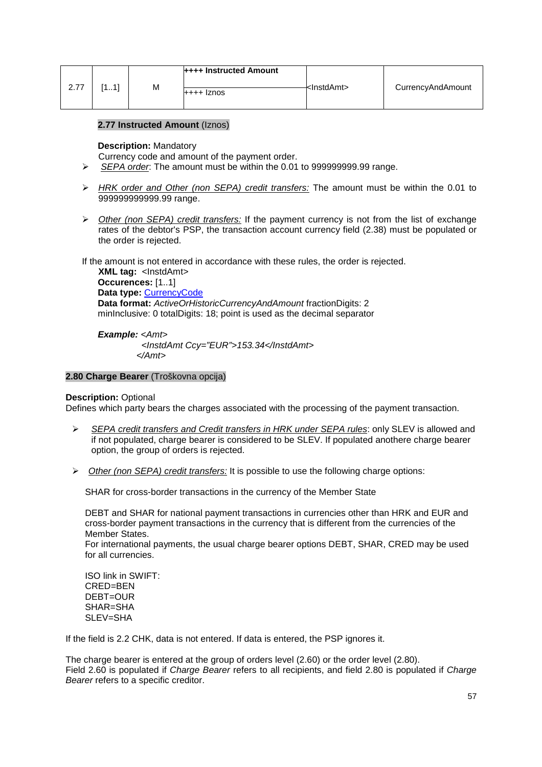| 2.77 | [1..1] | M | **++++ Instructed Amount**<br>++++ Iznos | <InstdAmt> | CurrencyAndAmount |
|---|---|---|---|---|---|

**2.77 Instructed Amount** (Iznos)

**Description:** Mandatory

Currency code and amount of the payment order.

- *SEPA order*: The amount must be within the 0.01 to 999999999.99 range.
- *HRK order and Other (non SEPA) credit transfers:* The amount must be within the 0.01 to 999999999999.99 range.
- *Other (non SEPA) credit transfers:* If the payment currency is not from the list of exchange rates of the debtor's PSP, the transaction account currency field (2.38) must be populated or the order is rejected.

If the amount is not entered in accordance with these rules, the order is rejected.

**XML tag:** <InstdAmt>
**Occurences:** [1..1]
**Data type:** CurrencyCode
**Data format:** *ActiveOrHistoricCurrencyAndAmount* fractionDigits: 2 minInclusive: 0 totalDigits: 18; point is used as the decimal separator

***Example:*** *<Amt>*
*<InstdAmt Ccy="EUR">153.34</InstdAmt>*
*</Amt>*

**2.80 Charge Bearer** (Troškovna opcija)

**Description:** Optional

Defines which party bears the charges associated with the processing of the payment transaction.

- *SEPA credit transfers and Credit transfers in HRK under SEPA rules*: only SLEV is allowed and if not populated, charge bearer is considered to be SLEV. If populated anothere charge bearer option, the group of orders is rejected.
- *Other (non SEPA) credit transfers:* It is possible to use the following charge options:

SHAR for cross-border transactions in the currency of the Member State

DEBT and SHAR for national payment transactions in currencies other than HRK and EUR and cross-border payment transactions in the currency that is different from the currencies of the Member States.
For international payments, the usual charge bearer options DEBT, SHAR, CRED may be used for all currencies.

ISO link in SWIFT:
CRED=BEN
DEBT=OUR
SHAR=SHA
SLEV=SHA

If the field is 2.2 CHK, data is not entered. If data is entered, the PSP ignores it.

The charge bearer is entered at the group of orders level (2.60) or the order level (2.80).
Field 2.60 is populated if *Charge Bearer* refers to all recipients, and field 2.80 is populated if *Charge Bearer* refers to a specific creditor.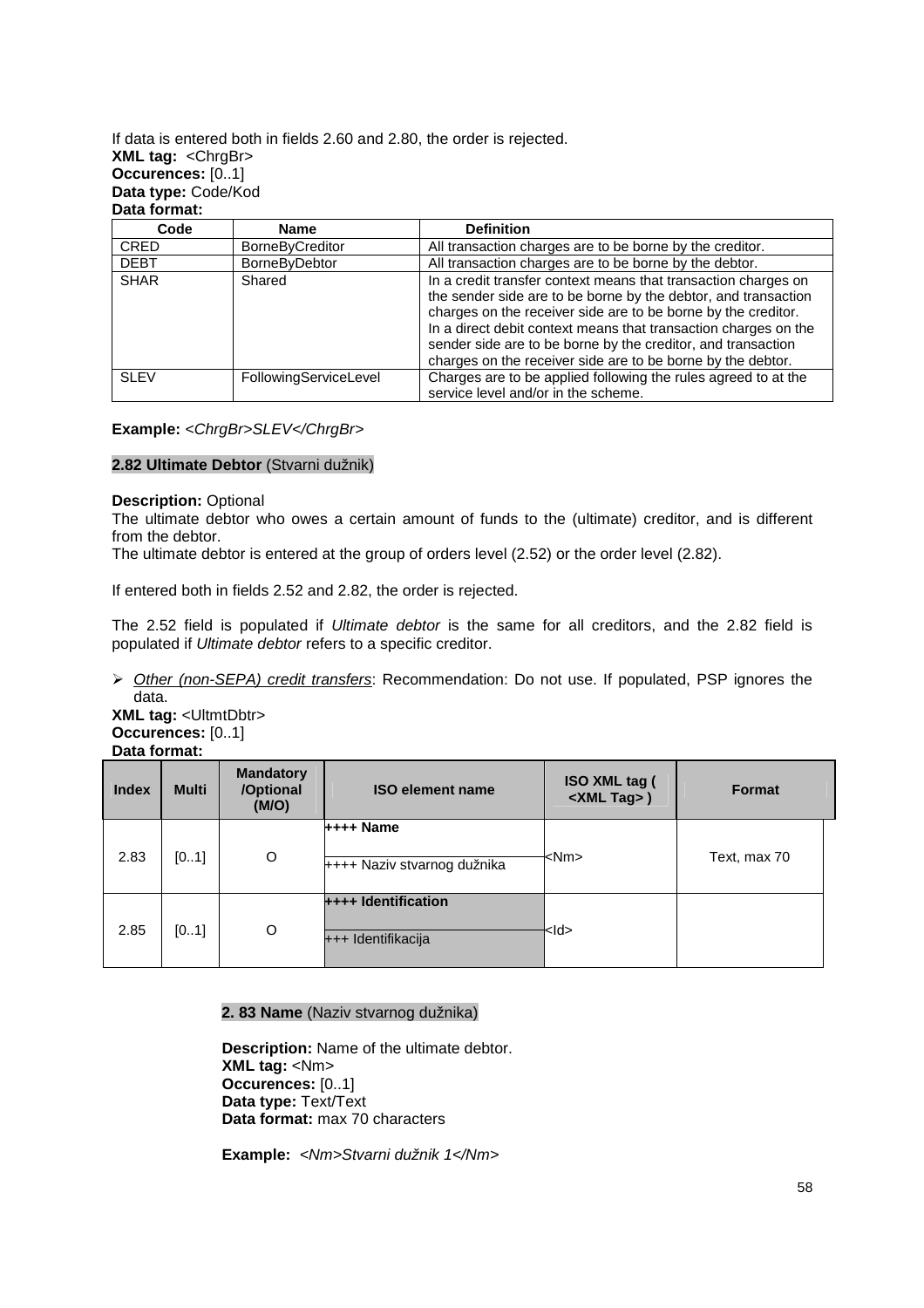If data is entered both in fields 2.60 and 2.80, the order is rejected.
**XML tag:** <ChrgBr>
**Occurences:** [0..1]
**Data type:** Code/Kod
**Data format:**

| Code | Name | Definition |
|---|---|---|
| CRED | BorneByCreditor | All transaction charges are to be borne by the creditor. |
| DEBT | BorneByDebtor | All transaction charges are to be borne by the debtor. |
| SHAR | Shared | In a credit transfer context means that transaction charges on the sender side are to be borne by the debtor, and transaction charges on the receiver side are to be borne by the creditor. In a direct debit context means that transaction charges on the sender side are to be borne by the creditor, and transaction charges on the receiver side are to be borne by the debtor. |
| SLEV | FollowingServiceLevel | Charges are to be applied following the rules agreed to at the service level and/or in the scheme. |

**Example:** *<ChrgBr>SLEV</ChrgBr>*

**2.82 Ultimate Debtor** (Stvarni dužnik)

**Description:** Optional
The ultimate debtor who owes a certain amount of funds to the (ultimate) creditor, and is different from the debtor.
The ultimate debtor is entered at the group of orders level (2.52) or the order level (2.82).

If entered both in fields 2.52 and 2.82, the order is rejected.

The 2.52 field is populated if *Ultimate debtor* is the same for all creditors, and the 2.82 field is populated if *Ultimate debtor* refers to a specific creditor.

- *Other (non-SEPA) credit transfers*: Recommendation: Do not use. If populated, PSP ignores the data.

**XML tag:** <UltmtDbtr>
**Occurences:** [0..1]
**Data format:**

| Index | Multi | Mandatory /Optional (M/O) | ISO element name | ISO XML tag ( <XML Tag> ) | Format |
|---|---|---|---|---|---|
| 2.83 | [0..1] | O | **++++ Name**<br>++++ Naziv stvarnog dužnika | <Nm> | Text, max 70 |
| 2.85 | [0..1] | O | **++++ Identification**<br>+++ Identifikacija | <Id> | |

**2. 83 Name** (Naziv stvarnog dužnika)

**Description:** Name of the ultimate debtor.
**XML tag:** <Nm>
**Occurences:** [0..1]
**Data type:** Text/Text
**Data format:** max 70 characters

**Example:** *<Nm>Stvarni dužnik 1</Nm>*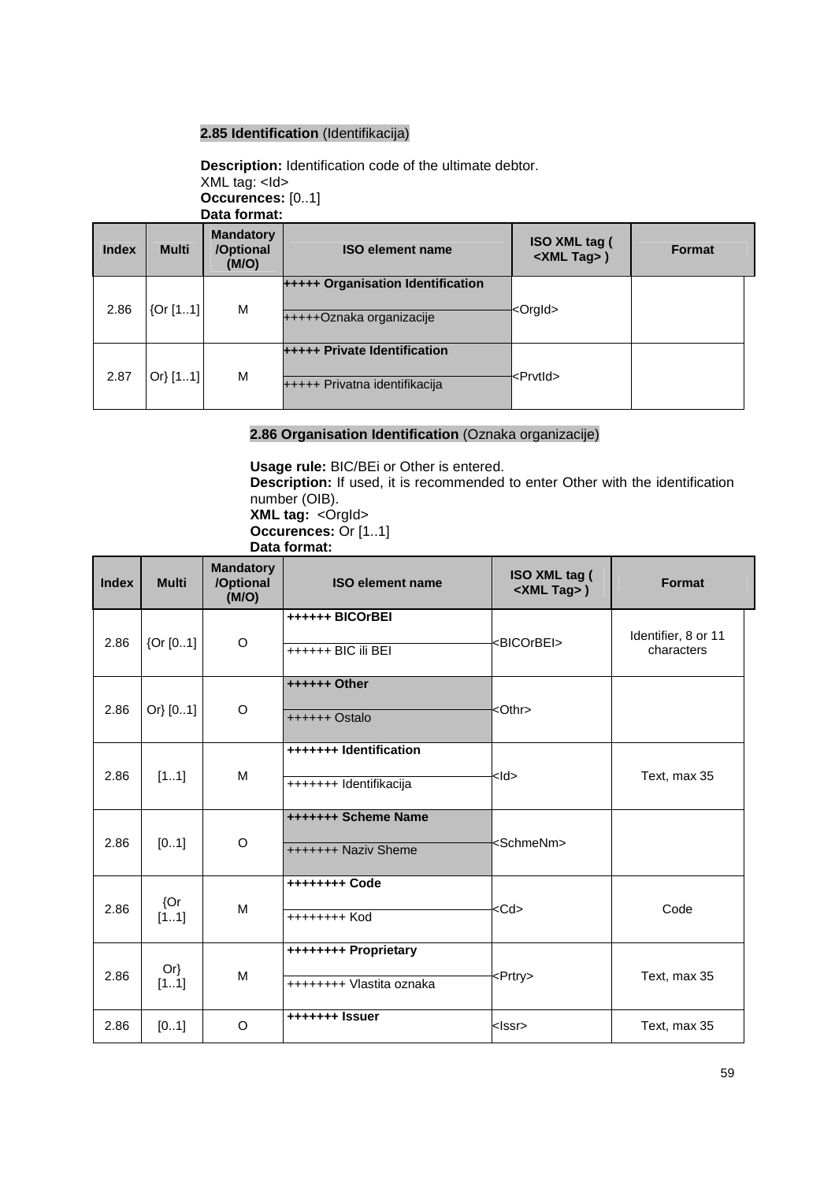**2.85 Identification** (Identifikacija)

**Description:** Identification code of the ultimate debtor.
XML tag: <Id>
**Occurences:** [0..1]
**Data format:**

| Index | Multi | Mandatory /Optional (M/O) | ISO element name | ISO XML tag ( <XML Tag> ) | Format |
|---|---|---|---|---|---|
| 2.86 | {Or [1..1] | M | **+++++ Organisation Identification**<br>+++++Oznaka organizacije | <OrgId> | |
| 2.87 | Or} [1..1] | M | **+++++ Private Identification**<br>+++++ Privatna identifikacija | <PrvtId> | |

**2.86 Organisation Identification** (Oznaka organizacije)

**Usage rule:** BIC/BEi or Other is entered.
**Description:** If used, it is recommended to enter Other with the identification number (OIB).
**XML tag:** <OrgId>
**Occurences:** Or [1..1]
**Data format:**

| Index | Multi | Mandatory /Optional (M/O) | ISO element name | ISO XML tag ( <XML Tag> ) | Format |
|---|---|---|---|---|---|
| 2.86 | {Or [0..1] | O | **++++++ BICOrBEI**<br>++++++ BIC ili BEI | <BICOrBEI> | Identifier, 8 or 11 characters |
| 2.86 | Or} [0..1] | O | **++++++ Other**<br>++++++ Ostalo | <Othr> | |
| 2.86 | [1..1] | M | **+++++++ Identification**<br>+++++++ Identifikacija | <Id> | Text, max 35 |
| 2.86 | [0..1] | O | **+++++++ Scheme Name**<br>+++++++ Naziv Sheme | <SchmeNm> | |
| 2.86 | {Or [1..1] | M | **++++++++ Code**<br>++++++++ Kod | <Cd> | Code |
| 2.86 | Or} [1..1] | M | **++++++++ Proprietary**<br>++++++++ Vlastita oznaka | <Prtry> | Text, max 35 |
| 2.86 | [0..1] | O | **+++++++ Issuer** | <Issr> | Text, max 35 |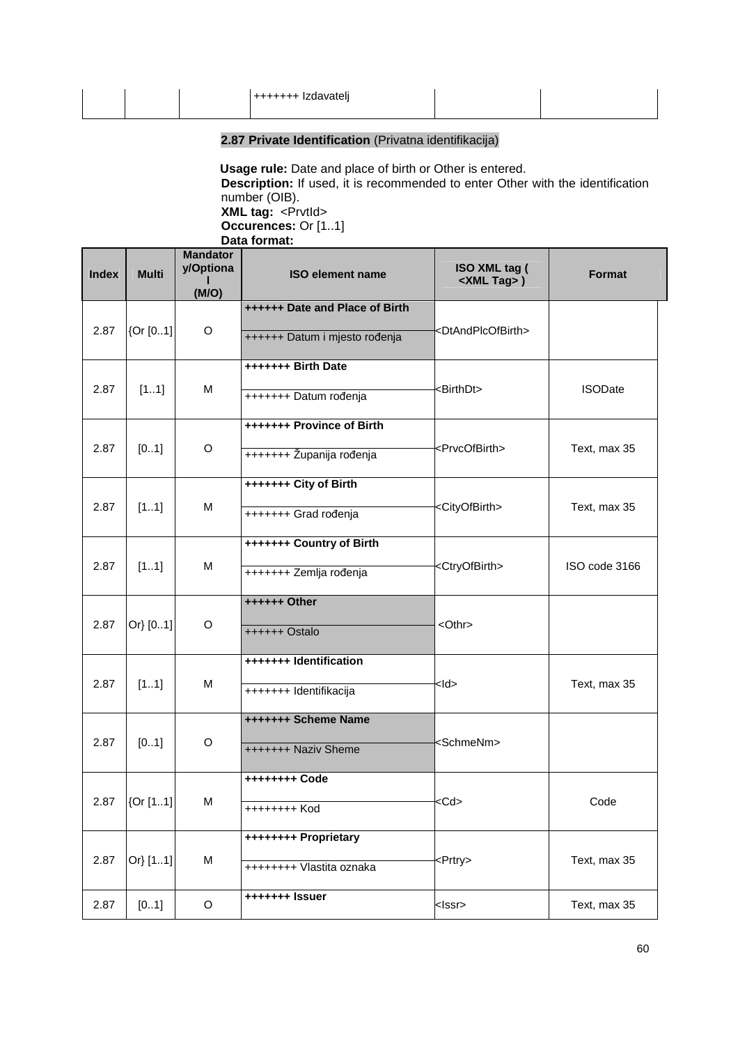| | | | +++++++ Izdavatelj | | |
|---|---|---|---|---|---|

## 2.87 Private Identification (Privatna identifikacija)

**Usage rule:** Date and place of birth or Other is entered.
**Description:** If used, it is recommended to enter Other with the identification number (OIB).
**XML tag:** <PrvtId>
**Occurences:** Or [1..1]
**Data format:**

| Index | Multi | Mandatory/Optional (M/O) | ISO element name | ISO XML tag ( <XML Tag> ) | Format |
|---|---|---|---|---|---|
| 2.87 | {Or [0..1] | O | **++++++ Date and Place of Birth** ++++++ Datum i mjesto rođenja | <DtAndPlcOfBirth> | |
| 2.87 | [1..1] | M | **+++++++ Birth Date** +++++++ Datum rođenja | <BirthDt> | ISODate |
| 2.87 | [0..1] | O | **+++++++ Province of Birth** +++++++ Županija rođenja | <PrvcOfBirth> | Text, max 35 |
| 2.87 | [1..1] | M | **+++++++ City of Birth** +++++++ Grad rođenja | <CityOfBirth> | Text, max 35 |
| 2.87 | [1..1] | M | **+++++++ Country of Birth** +++++++ Zemlja rođenja | <CtryOfBirth> | ISO code 3166 |
| 2.87 | Or} [0..1] | O | **++++++ Other** ++++++ Ostalo | <Othr> | |
| 2.87 | [1..1] | M | **+++++++ Identification** +++++++ Identifikacija | <Id> | Text, max 35 |
| 2.87 | [0..1] | O | **+++++++ Scheme Name** +++++++ Naziv Sheme | <SchmeNm> | |
| 2.87 | {Or [1..1] | M | **++++++++ Code** ++++++++ Kod | <Cd> | Code |
| 2.87 | Or} [1..1] | M | **++++++++ Proprietary** ++++++++ Vlastita oznaka | <Prtry> | Text, max 35 |
| 2.87 | [0..1] | O | **+++++++ Issuer** | <Issr> | Text, max 35 |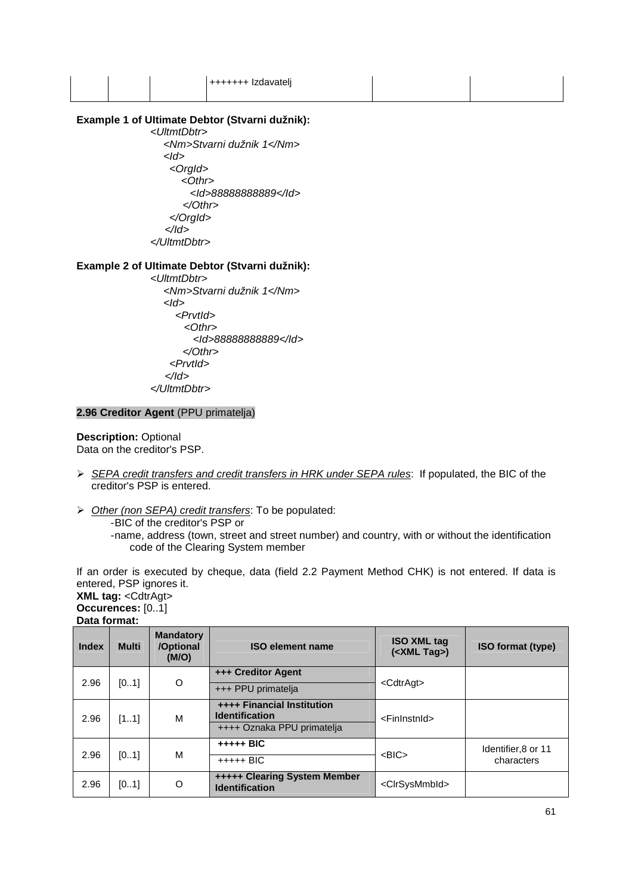| | | | +++++++ Izdavatelj | | |
|---|---|---|---|---|---|

**Example 1 of Ultimate Debtor (Stvarni dužnik):**

```
<UltmtDbtr>
   <Nm>Stvarni dužnik 1</Nm>
   <Id>
     <OrgId>
        <Othr>
           <Id>88888888889</Id>
        </Othr>
     </OrgId>
   </Id>
</UltmtDbtr>
```

**Example 2 of Ultimate Debtor (Stvarni dužnik):**

```
<UltmtDbtr>
   <Nm>Stvarni dužnik 1</Nm>
   <Id>
      <PrvtId>
        <Othr>
          <Id>88888888889</Id>
        </Othr>
     <PrvtId>
   </Id>
</UltmtDbtr>
```

**2.96 Creditor Agent** (PPU primatelja)

**Description:** Optional
Data on the creditor's PSP.

- *SEPA credit transfers and credit transfers in HRK under SEPA rules*: If populated, the BIC of the creditor's PSP is entered.
- *Other (non SEPA) credit transfers*: To be populated:
  - -BIC of the creditor's PSP or
  - -name, address (town, street and street number) and country, with or without the identification code of the Clearing System member

If an order is executed by cheque, data (field 2.2 Payment Method CHK) is not entered. If data is entered, PSP ignores it.
**XML tag:** <CdtrAgt>
**Occurences:** [0..1]
**Data format:**

| Index | Multi | Mandatory /Optional (M/O) | ISO element name | ISO XML tag (<XML Tag>) | ISO format (type) |
|---|---|---|---|---|---|
| 2.96 | [0..1] | O | **+++ Creditor Agent**<br>+++ PPU primatelja | <CdtrAgt> | |
| 2.96 | [1..1] | M | **++++ Financial Institution Identification**<br>++++ Oznaka PPU primatelja | <FinInstnId> | |
| 2.96 | [0..1] | M | **+++++ BIC**<br>+++++ BIC | <BIC> | Identifier,8 or 11 characters |
| 2.96 | [0..1] | O | **+++++ Clearing System Member Identification** | <ClrSysMmbId> | |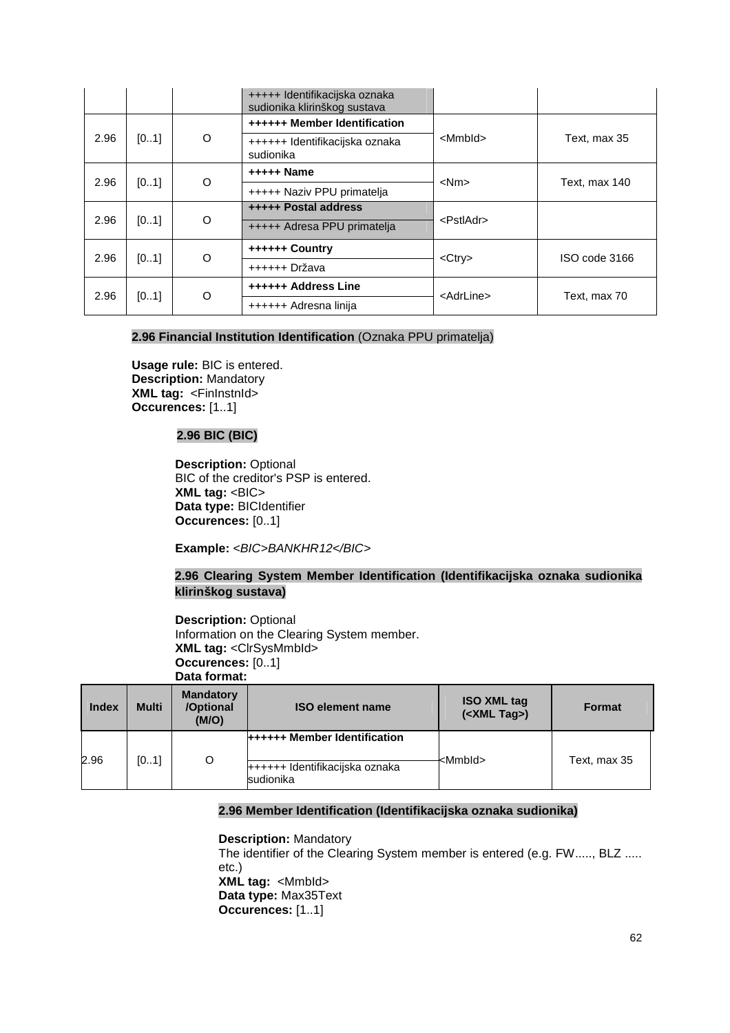| | | | +++++ Identifikacijska oznaka sudionika klirinškog sustava | | |
|---|---|---|---|---|---|
| 2.96 | [0..1] | O | **++++++ Member Identification** ++++++ Identifikacijska oznaka sudionika | <MmbId> | Text, max 35 |
| 2.96 | [0..1] | O | **+++++ Name** +++++ Naziv PPU primatelja | <Nm> | Text, max 140 |
| 2.96 | [0..1] | O | **+++++ Postal address** +++++ Adresa PPU primatelja | <PstlAdr> | |
| 2.96 | [0..1] | O | **++++++ Country** ++++++ Država | <Ctry> | ISO code 3166 |
| 2.96 | [0..1] | O | **++++++ Address Line** ++++++ Adresna linija | <AdrLine> | Text, max 70 |

**2.96 Financial Institution Identification** (Oznaka PPU primatelja)

**Usage rule:** BIC is entered.
**Description:** Mandatory
**XML tag:** <FinInstnId>
**Occurences:** [1..1]

**2.96 BIC (BIC)**

**Description:** Optional
BIC of the creditor's PSP is entered.
**XML tag:** <BIC>
**Data type:** BICIdentifier
**Occurences:** [0..1]

**Example:** *<BIC>BANKHR12</BIC>*

**2.96 Clearing System Member Identification (Identifikacijska oznaka sudionika klirinškog sustava)**

**Description:** Optional
Information on the Clearing System member.
**XML tag:** <ClrSysMmbId>
**Occurences:** [0..1]
**Data format:**

| Index | Multi | Mandatory /Optional (M/O) | ISO element name | ISO XML tag (<XML Tag>) | Format |
|---|---|---|---|---|---|
| 2.96 | [0..1] | O | **++++++ Member Identification** ++++++ Identifikacijska oznaka sudionika | <MmbId> | Text, max 35 |

**2.96 Member Identification (Identifikacijska oznaka sudionika)**

**Description:** Mandatory
The identifier of the Clearing System member is entered (e.g. FW....., BLZ ..... etc.)
**XML tag:** <MmbId>
**Data type:** Max35Text
**Occurences:** [1..1]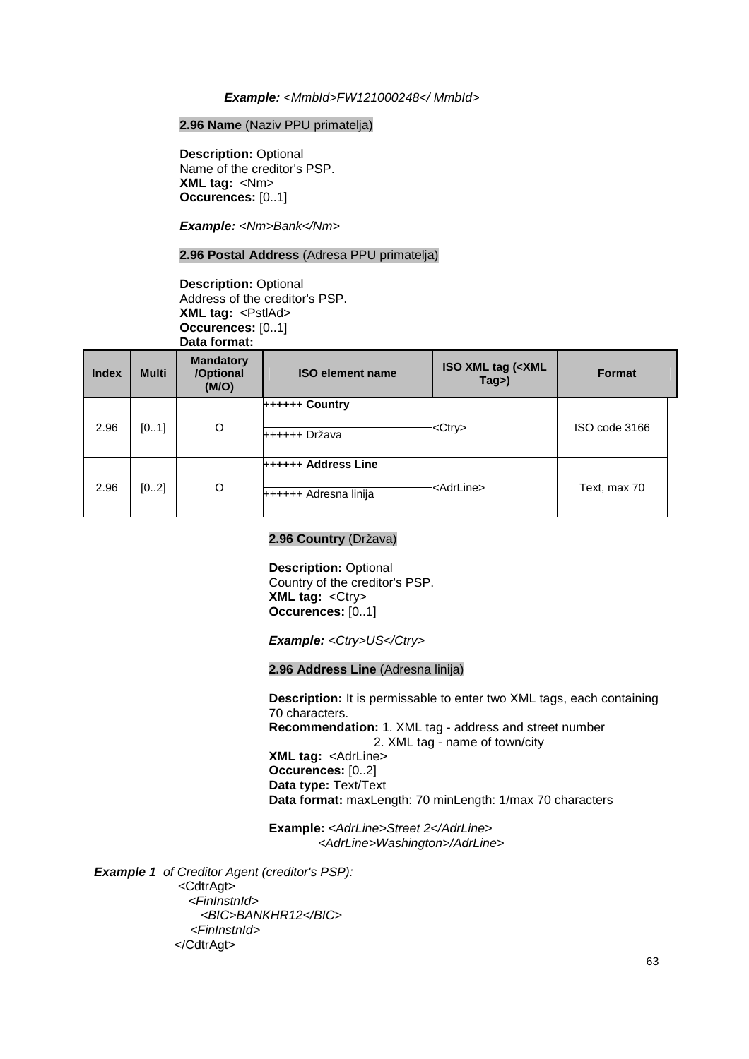***Example:*** *<MmbId>FW121000248</ MmbId>*

**2.96 Name** (Naziv PPU primatelja)

**Description:** Optional
Name of the creditor's PSP.
**XML tag:** <Nm>
**Occurences:** [0..1]

***Example:*** *<Nm>Bank</Nm>*

**2.96 Postal Address** (Adresa PPU primatelja)

**Description:** Optional
Address of the creditor's PSP.
**XML tag:** <PstlAd>
**Occurences:** [0..1]
**Data format:**

| Index | Multi | Mandatory /Optional (M/O) | ISO element name | ISO XML tag (<XML Tag>) | Format |
|---|---|---|---|---|---|
| 2.96 | [0..1] | O | **++++++ Country**<br>++++++ Država | <Ctry> | ISO code 3166 |
| 2.96 | [0..2] | O | **++++++ Address Line**<br>++++++ Adresna linija | <AdrLine> | Text, max 70 |

**2.96 Country** (Država)

**Description:** Optional
Country of the creditor's PSP.
**XML tag:** <Ctry>
**Occurences:** [0..1]

***Example:*** *<Ctry>US</Ctry>*

**2.96 Address Line** (Adresna linija)

**Description:** It is permissable to enter two XML tags, each containing 70 characters.
**Recommendation:** 1. XML tag - address and street number
2. XML tag - name of town/city
**XML tag:** <AdrLine>
**Occurences:** [0..2]
**Data type:** Text/Text
**Data format:** maxLength: 70 minLength: 1/max 70 characters

**Example:** *<AdrLine>Street 2</AdrLine>*
*<AdrLine>Washington>/AdrLine>*

***Example 1*** *of Creditor Agent (creditor's PSP):*

```
<CdtrAgt>
  <FinInstnId>
    <BIC>BANKHR12</BIC>
  <FinInstnId>
</CdtrAgt>
```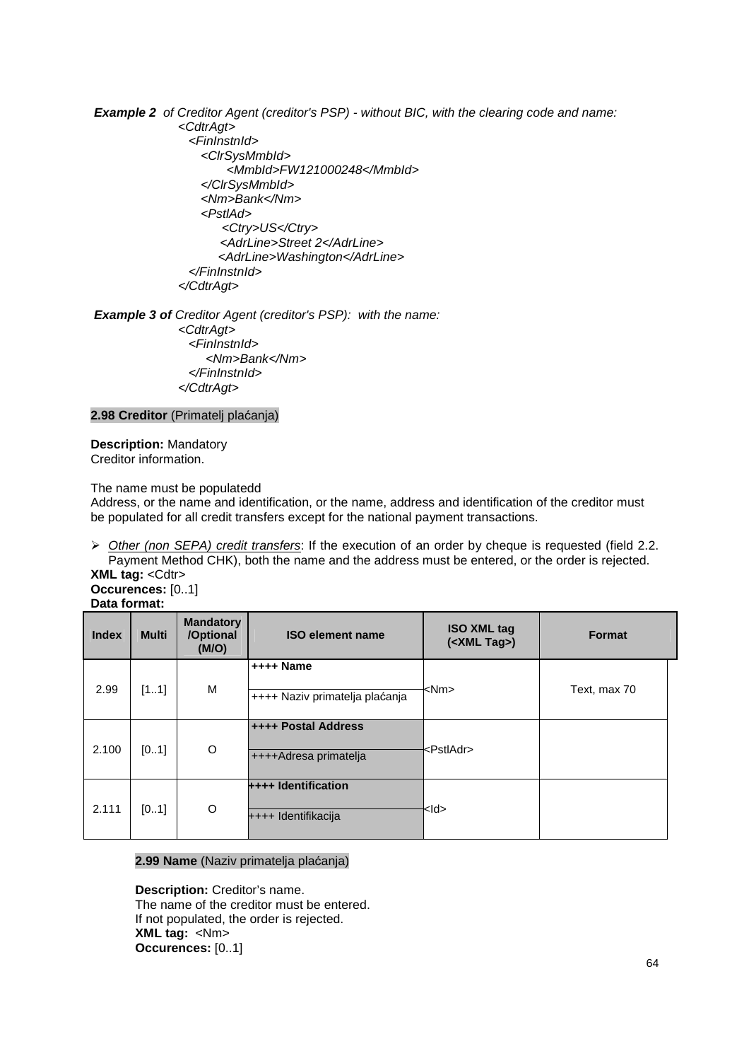***Example 2*** *of Creditor Agent (creditor's PSP) - without BIC, with the clearing code and name:*

```
<CdtrAgt>
  <FinInstnId>
     <ClrSysMmbId>
          <MmbId>FW121000248</MmbId>
     </ClrSysMmbId>
     <Nm>Bank</Nm>
     <PstlAd>
          <Ctry>US</Ctry>
          <AdrLine>Street 2</AdrLine>
          <AdrLine>Washington</AdrLine>
  </FinInstnId>
</CdtrAgt>
```

***Example 3 of*** *Creditor Agent (creditor's PSP): with the name:*

```
<CdtrAgt>
  <FinInstnId>
     <Nm>Bank</Nm>
  </FinInstnId>
</CdtrAgt>
```

**2.98 Creditor** (Primatelj plaćanja)

**Description:** Mandatory
Creditor information.

The name must be populatedd
Address, or the name and identification, or the name, address and identification of the creditor must be populated for all credit transfers except for the national payment transactions.

- *Other (non SEPA) credit transfers*: If the execution of an order by cheque is requested (field 2.2. Payment Method CHK), both the name and the address must be entered, or the order is rejected.

**XML tag:** <Cdtr>
**Occurences:** [0..1]
**Data format:**

| Index | Multi | Mandatory /Optional (M/O) | ISO element name | ISO XML tag (<XML Tag>) | Format |
|---|---|---|---|---|---|
| 2.99 | [1..1] | M | **++++ Name**<br>++++ Naziv primatelja plaćanja | <Nm> | Text, max 70 |
| 2.100 | [0..1] | O | **++++ Postal Address**<br>++++Adresa primatelja | <PstlAdr> | |
| 2.111 | [0..1] | O | **++++ Identification**<br>++++ Identifikacija | <Id> | |

**2.99 Name** (Naziv primatelja plaćanja)

**Description:** Creditor's name.
The name of the creditor must be entered.
If not populated, the order is rejected.
**XML tag:** <Nm>
**Occurences:** [0..1]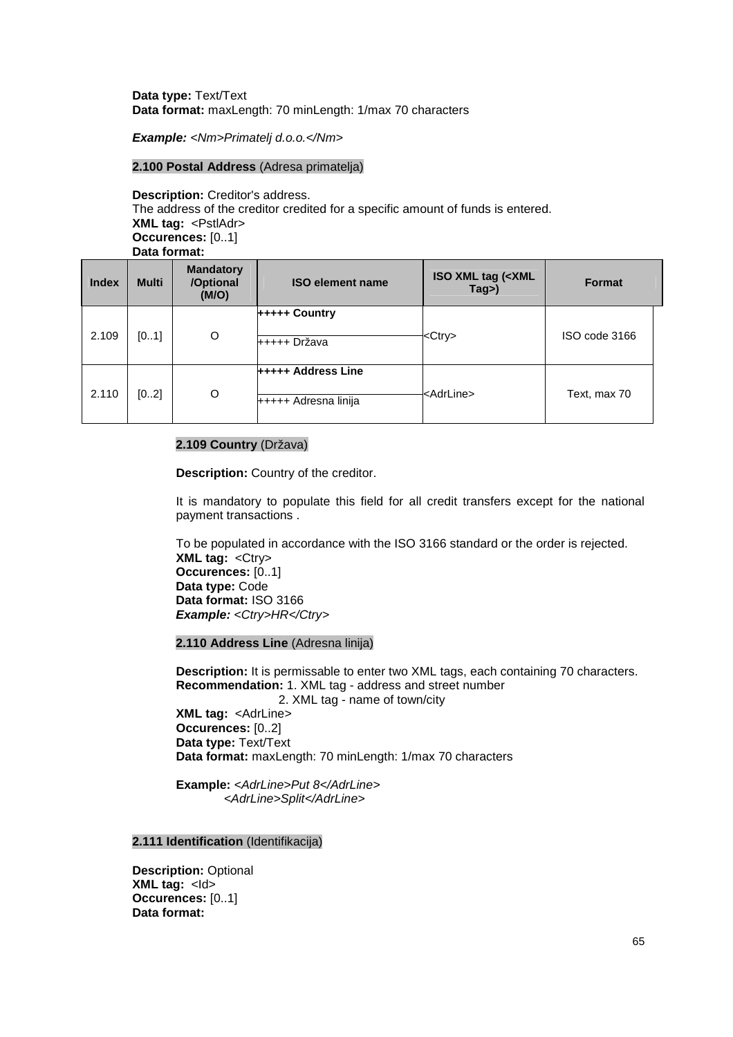**Data type:** Text/Text
**Data format:** maxLength: 70 minLength: 1/max 70 characters

***Example:*** *<Nm>Primatelj d.o.o.</Nm>*

**2.100 Postal Address** (Adresa primatelja)

**Description:** Creditor's address.
The address of the creditor credited for a specific amount of funds is entered.
**XML tag:** <PstlAdr>
**Occurences:** [0..1]
**Data format:**

| Index | Multi | Mandatory /Optional (M/O) | ISO element name | ISO XML tag (<XML Tag>) | Format |
|---|---|---|---|---|---|
| 2.109 | [0..1] | O | **+++++ Country**<br>+++++ Država | <Ctry> | ISO code 3166 |
| 2.110 | [0..2] | O | **+++++ Address Line**<br>+++++ Adresna linija | <AdrLine> | Text, max 70 |

**2.109 Country** (Država)

**Description:** Country of the creditor.

It is mandatory to populate this field for all credit transfers except for the national payment transactions .

To be populated in accordance with the ISO 3166 standard or the order is rejected.
**XML tag:** <Ctry>
**Occurences:** [0..1]
**Data type:** Code
**Data format:** ISO 3166
***Example:*** *<Ctry>HR</Ctry>*

**2.110 Address Line** (Adresna linija)

**Description:** It is permissable to enter two XML tags, each containing 70 characters.
**Recommendation:** 1. XML tag - address and street number
2. XML tag - name of town/city
**XML tag:** <AdrLine>
**Occurences:** [0..2]
**Data type:** Text/Text
**Data format:** maxLength: 70 minLength: 1/max 70 characters

**Example:** *<AdrLine>Put 8</AdrLine>*
*<AdrLine>Split</AdrLine>*

**2.111 Identification** (Identifikacija)

**Description:** Optional
**XML tag:** <Id>
**Occurences:** [0..1]
**Data format:**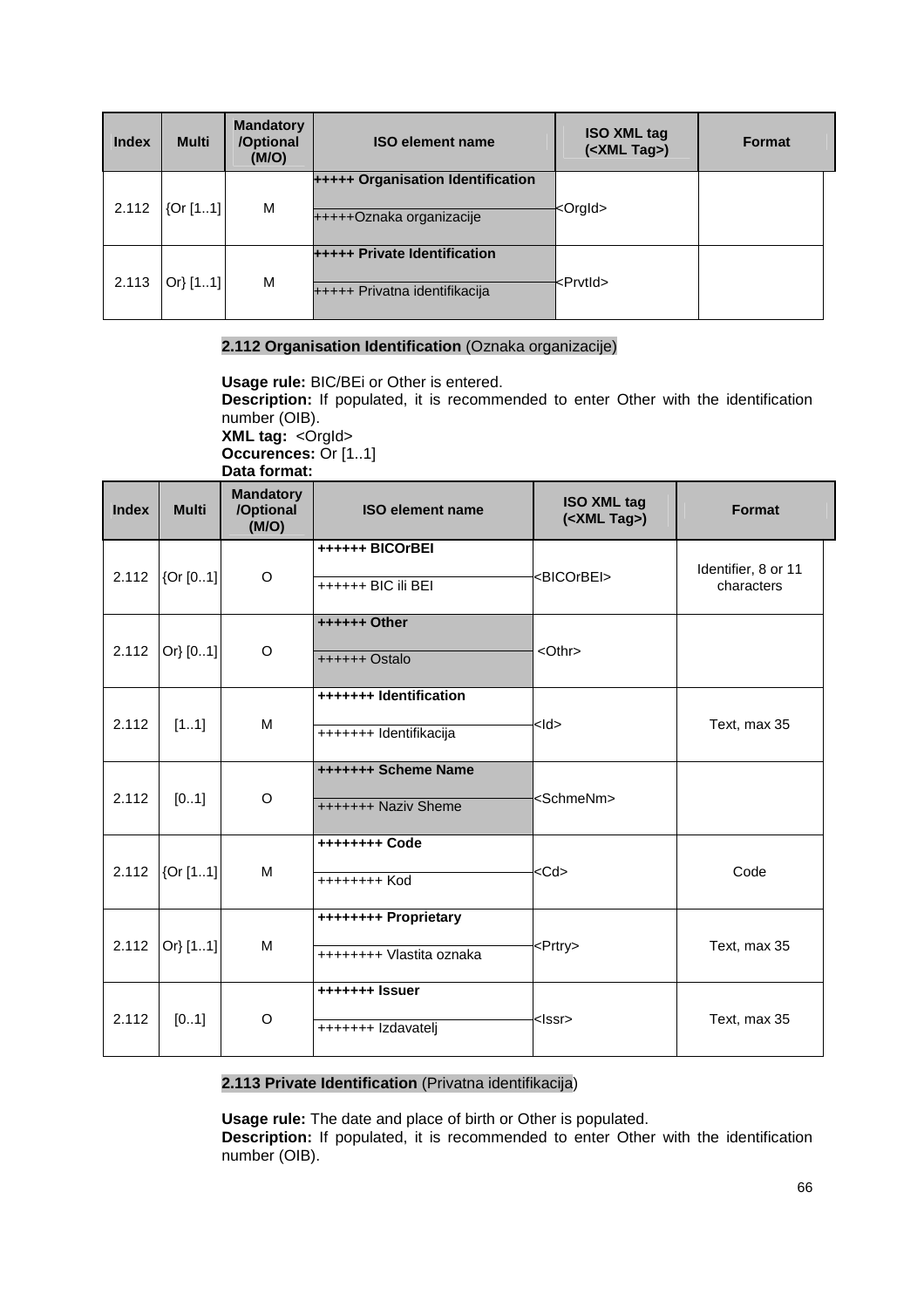| Index | Multi | Mandatory /Optional (M/O) | ISO element name | ISO XML tag (<XML Tag>) | Format |
|---|---|---|---|---|---|
| 2.112 | {Or [1..1] | M | **+++++ Organisation Identification**<br>+++++Oznaka organizacije | <OrgId> | |
| 2.113 | Or} [1..1] | M | **+++++ Private Identification**<br>+++++ Privatna identifikacija | <PrvtId> | |

**2.112 Organisation Identification** (Oznaka organizacije)

**Usage rule:** BIC/BEi or Other is entered.
**Description:** If populated, it is recommended to enter Other with the identification number (OIB).
**XML tag:** <OrgId>
**Occurences:** Or [1..1]
**Data format:**

| Index | Multi | Mandatory /Optional (M/O) | ISO element name | ISO XML tag (<XML Tag>) | Format |
|---|---|---|---|---|---|
| 2.112 | {Or [0..1] | O | **++++++ BICOrBEI**<br>++++++ BIC ili BEI | <BICOrBEI> | Identifier, 8 or 11 characters |
| 2.112 | Or} [0..1] | O | **++++++ Other**<br>++++++ Ostalo | <Othr> | |
| 2.112 | [1..1] | M | **+++++++ Identification**<br>+++++++ Identifikacija | <Id> | Text, max 35 |
| 2.112 | [0..1] | O | **+++++++ Scheme Name**<br>+++++++ Naziv Sheme | <SchmeNm> | |
| 2.112 | {Or [1..1] | M | **++++++++ Code**<br>++++++++ Kod | <Cd> | Code |
| 2.112 | Or} [1..1] | M | **++++++++ Proprietary**<br>++++++++ Vlastita oznaka | <Prtry> | Text, max 35 |
| 2.112 | [0..1] | O | **+++++++ Issuer**<br>+++++++ Izdavatelj | <Issr> | Text, max 35 |

**2.113 Private Identification** (Privatna identifikacija)

**Usage rule:** The date and place of birth or Other is populated.
**Description:** If populated, it is recommended to enter Other with the identification number (OIB).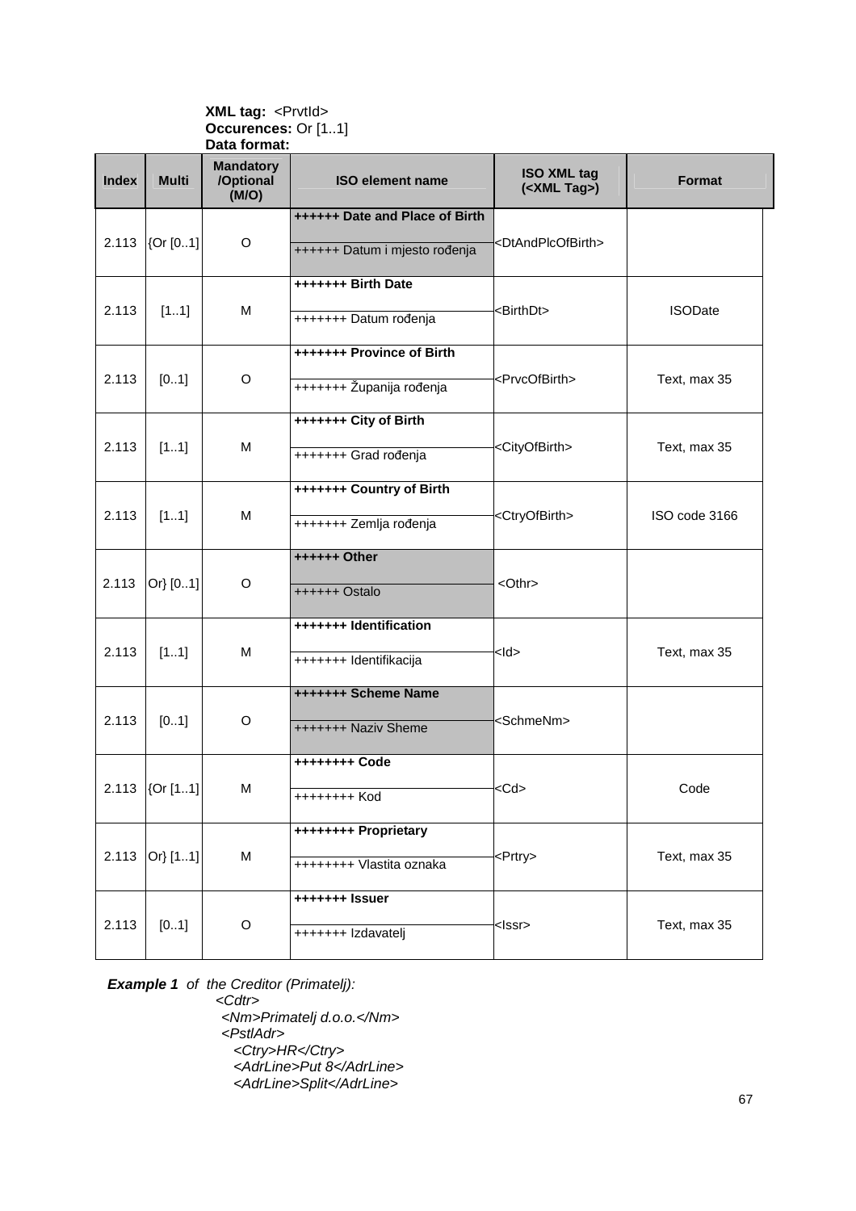**XML tag:** <PrvtId>
**Occurences:** Or [1..1]
**Data format:**

| Index | Multi | Mandatory /Optional (M/O) | ISO element name | ISO XML tag (<XML Tag>) | Format |
|---|---|---|---|---|---|
| 2.113 | {Or [0..1] | O | **++++++ Date and Place of Birth**<br>++++++ Datum i mjesto rođenja | <DtAndPlcOfBirth> | |
| 2.113 | [1..1] | M | **+++++++ Birth Date**<br>+++++++ Datum rođenja | <BirthDt> | ISODate |
| 2.113 | [0..1] | O | **+++++++ Province of Birth**<br>+++++++ Županija rođenja | <PrvcOfBirth> | Text, max 35 |
| 2.113 | [1..1] | M | **+++++++ City of Birth**<br>+++++++ Grad rođenja | <CityOfBirth> | Text, max 35 |
| 2.113 | [1..1] | M | **+++++++ Country of Birth**<br>+++++++ Zemlja rođenja | <CtryOfBirth> | ISO code 3166 |
| 2.113 | Or} [0..1] | O | **++++++ Other**<br>++++++ Ostalo | <Othr> | |
| 2.113 | [1..1] | M | **+++++++ Identification**<br>+++++++ Identifikacija | <Id> | Text, max 35 |
| 2.113 | [0..1] | O | **+++++++ Scheme Name**<br>+++++++ Naziv Sheme | <SchmeNm> | |
| 2.113 | {Or [1..1] | M | **++++++++ Code**<br>++++++++ Kod | <Cd> | Code |
| 2.113 | Or} [1..1] | M | **++++++++ Proprietary**<br>++++++++ Vlastita oznaka | <Prtry> | Text, max 35 |
| 2.113 | [0..1] | O | **+++++++ Issuer**<br>+++++++ Izdavatelj | <Issr> | Text, max 35 |

***Example 1*** *of the Creditor (Primatelj):*

```
<Cdtr>
 <Nm>Primatelj d.o.o.</Nm>
 <PstlAdr>
   <Ctry>HR</Ctry>
   <AdrLine>Put 8</AdrLine>
   <AdrLine>Split</AdrLine>
```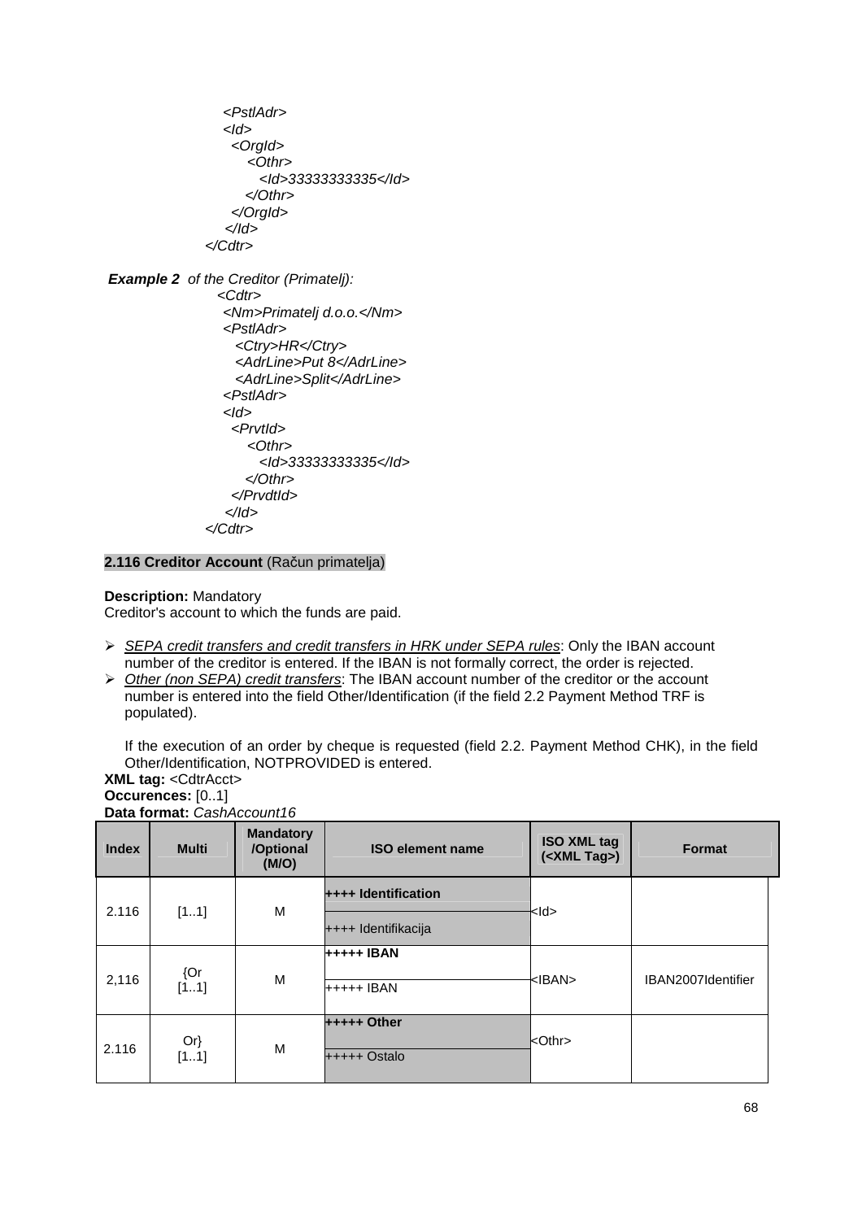```
          <PstlAdr>
          <Id>
            <OrgId>
               <Othr>
                  <Id>33333333335</Id>
               </Othr>
            </OrgId>
          </Id>
        </Cdtr>
```

***Example 2*** *of the Creditor (Primatelj):*

```
        <Cdtr>
          <Nm>Primatelj d.o.o.</Nm>
          <PstlAdr>
             <Ctry>HR</Ctry>
             <AdrLine>Put 8</AdrLine>
             <AdrLine>Split</AdrLine>
          <PstlAdr>
          <Id>
            <PrvtId>
               <Othr>
                  <Id>33333333335</Id>
               </Othr>
            </PrvdtId>
          </Id>
        </Cdtr>
```

**2.116 Creditor Account** (Račun primatelja)

**Description:** Mandatory
Creditor's account to which the funds are paid.

- *SEPA credit transfers and credit transfers in HRK under SEPA rules*: Only the IBAN account number of the creditor is entered. If the IBAN is not formally correct, the order is rejected.
- *Other (non SEPA) credit transfers*: The IBAN account number of the creditor or the account number is entered into the field Other/Identification (if the field 2.2 Payment Method TRF is populated).

  If the execution of an order by cheque is requested (field 2.2. Payment Method CHK), in the field Other/Identification, NOTPROVIDED is entered.

**XML tag:** <CdtrAcct>
**Occurences:** [0..1]
**Data format:** *CashAccount16*

| Index | Multi | Mandatory /Optional (M/O) | ISO element name | ISO XML tag (<XML Tag>) | Format |
|---|---|---|---|---|---|
| 2.116 | [1..1] | M | **++++ Identification**<br>++++ Identifikacija | <Id> | |
| 2,116 | {Or [1..1] | M | **+++++ IBAN**<br>+++++ IBAN | <IBAN> | IBAN2007Identifier |
| 2.116 | Or} [1..1] | M | **+++++ Other**<br>+++++ Ostalo | <Othr> | |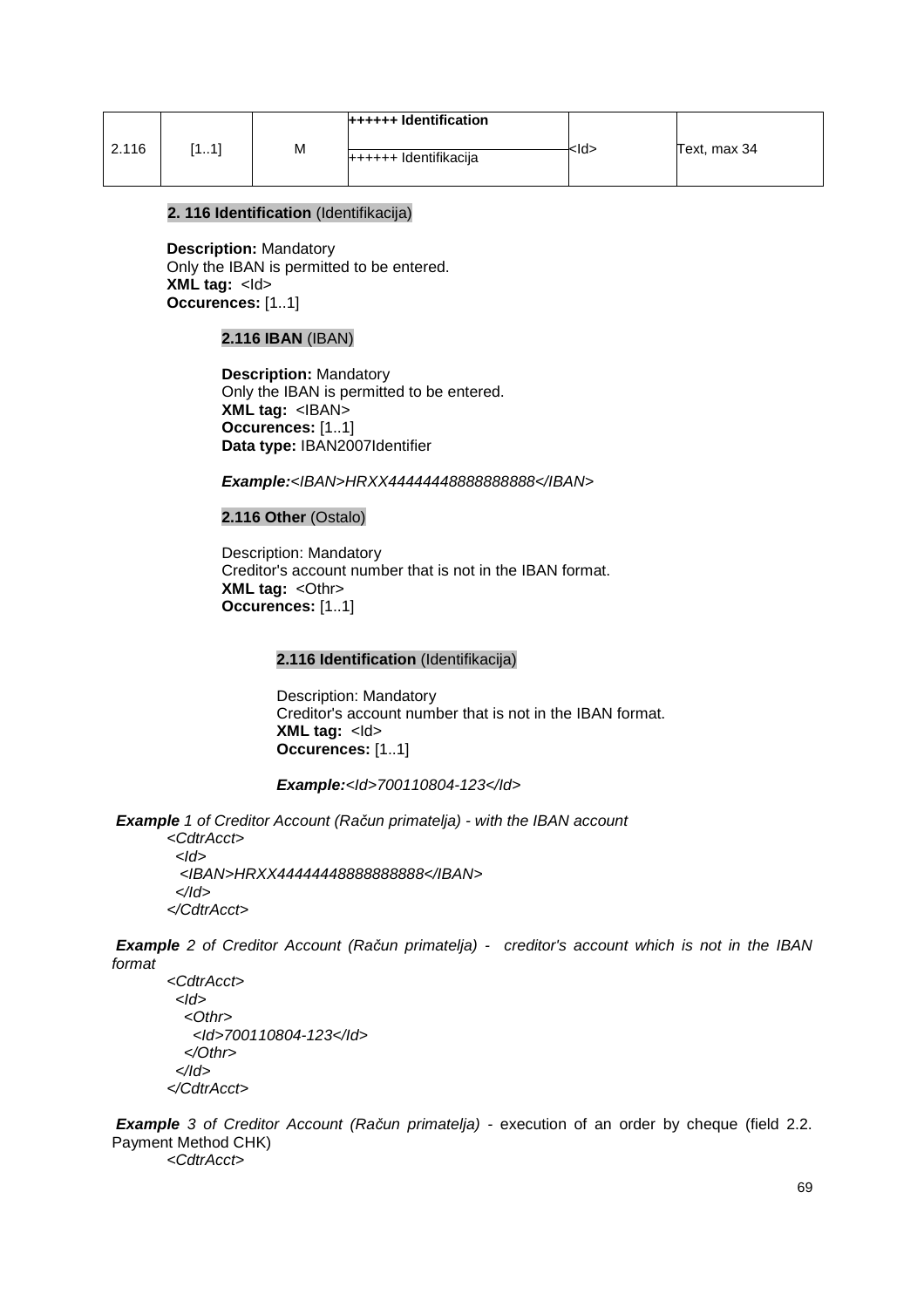| 2.116 | [1..1] | M | **++++++ Identification**<br>++++++ Identifikacija | <Id> | Text, max 34 |
|---|---|---|---|---|---|

**2. 116 Identification** (Identifikacija)

**Description:** Mandatory
Only the IBAN is permitted to be entered.
**XML tag:** <Id>
**Occurences:** [1..1]

**2.116 IBAN** (IBAN)

**Description:** Mandatory
Only the IBAN is permitted to be entered.
**XML tag:** <IBAN>
**Occurences:** [1..1]
**Data type:** IBAN2007Identifier

***Example:***<IBAN>HRXX44444448888888888</IBAN>

**2.116 Other** (Ostalo)

Description: Mandatory
Creditor's account number that is not in the IBAN format.
**XML tag:** <Othr>
**Occurences:** [1..1]

**2.116 Identification** (Identifikacija)

Description: Mandatory
Creditor's account number that is not in the IBAN format.
**XML tag:** <Id>
**Occurences:** [1..1]

***Example:***<Id>700110804-123</Id>

***Example** 1 of Creditor Account (Račun primatelja) - with the IBAN account*

```
<CdtrAcct>
  <Id>
   <IBAN>HRXX44444448888888888</IBAN>
  </Id>
</CdtrAcct>
```

***Example** 2 of Creditor Account (Račun primatelja) - creditor's account which is not in the IBAN format*

```
<CdtrAcct>
  <Id>
    <Othr>
      <Id>700110804-123</Id>
    </Othr>
  </Id>
</CdtrAcct>
```

***Example** 3 of Creditor Account (Račun primatelja)* - execution of an order by cheque (field 2.2. Payment Method CHK)

```
<CdtrAcct>
```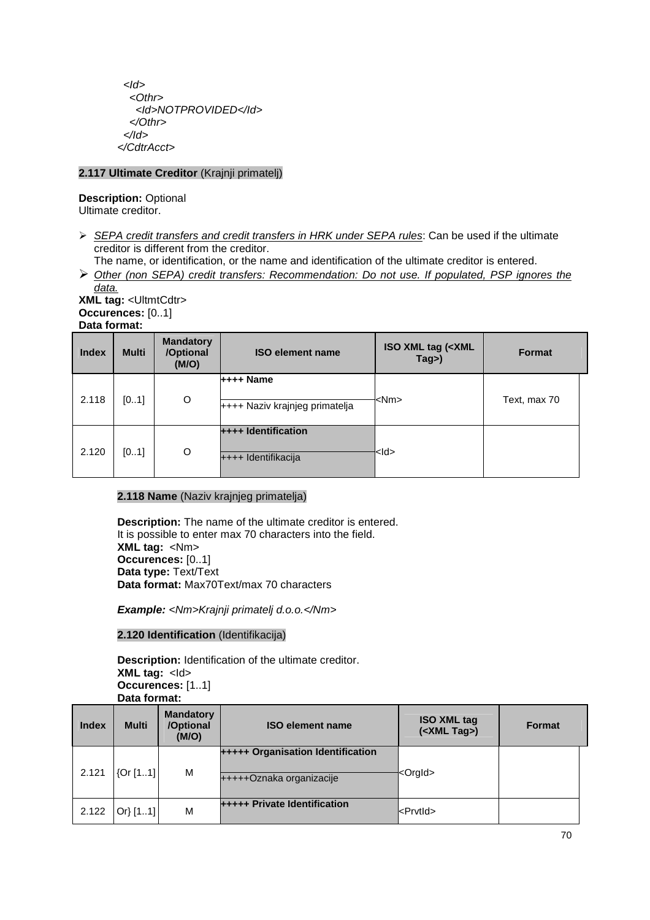```
  <Id>
    <Othr>
      <Id>NOTPROVIDED</Id>
    </Othr>
  </Id>
</CdtrAcct>
```

**2.117 Ultimate Creditor** (Krajnji primatelj)

**Description:** Optional
Ultimate creditor.

- *SEPA credit transfers and credit transfers in HRK under SEPA rules*: Can be used if the ultimate creditor is different from the creditor.
  The name, or identification, or the name and identification of the ultimate creditor is entered.
- *Other (non SEPA) credit transfers: Recommendation: Do not use. If populated, PSP ignores the data.*

**XML tag:** <UltmtCdtr>
**Occurences:** [0..1]
**Data format:**

| Index | Multi | Mandatory /Optional (M/O) | ISO element name | ISO XML tag (<XML Tag>) | Format |
|---|---|---|---|---|---|
| 2.118 | [0..1] | O | **++++ Name**<br>++++ Naziv krajnjeg primatelja | <Nm> | Text, max 70 |
| 2.120 | [0..1] | O | **++++ Identification**<br>++++ Identifikacija | <Id> | |

**2.118 Name** (Naziv krajnjeg primatelja)

**Description:** The name of the ultimate creditor is entered.
It is possible to enter max 70 characters into the field.
**XML tag:** <Nm>
**Occurences:** [0..1]
**Data type:** Text/Text
**Data format:** Max70Text/max 70 characters

***Example:*** *<Nm>Krajnji primatelj d.o.o.</Nm>*

**2.120 Identification** (Identifikacija)

**Description:** Identification of the ultimate creditor.
**XML tag:** <Id>
**Occurences:** [1..1]
**Data format:**

| Index | Multi | Mandatory /Optional (M/O) | ISO element name | ISO XML tag (<XML Tag>) | Format |
|---|---|---|---|---|---|
| 2.121 | {Or [1..1] | M | **+++++ Organisation Identification**<br>+++++Oznaka organizacije | <OrgId> | |
| 2.122 | Or} [1..1] | M | **+++++ Private Identification** | <PrvtId> | |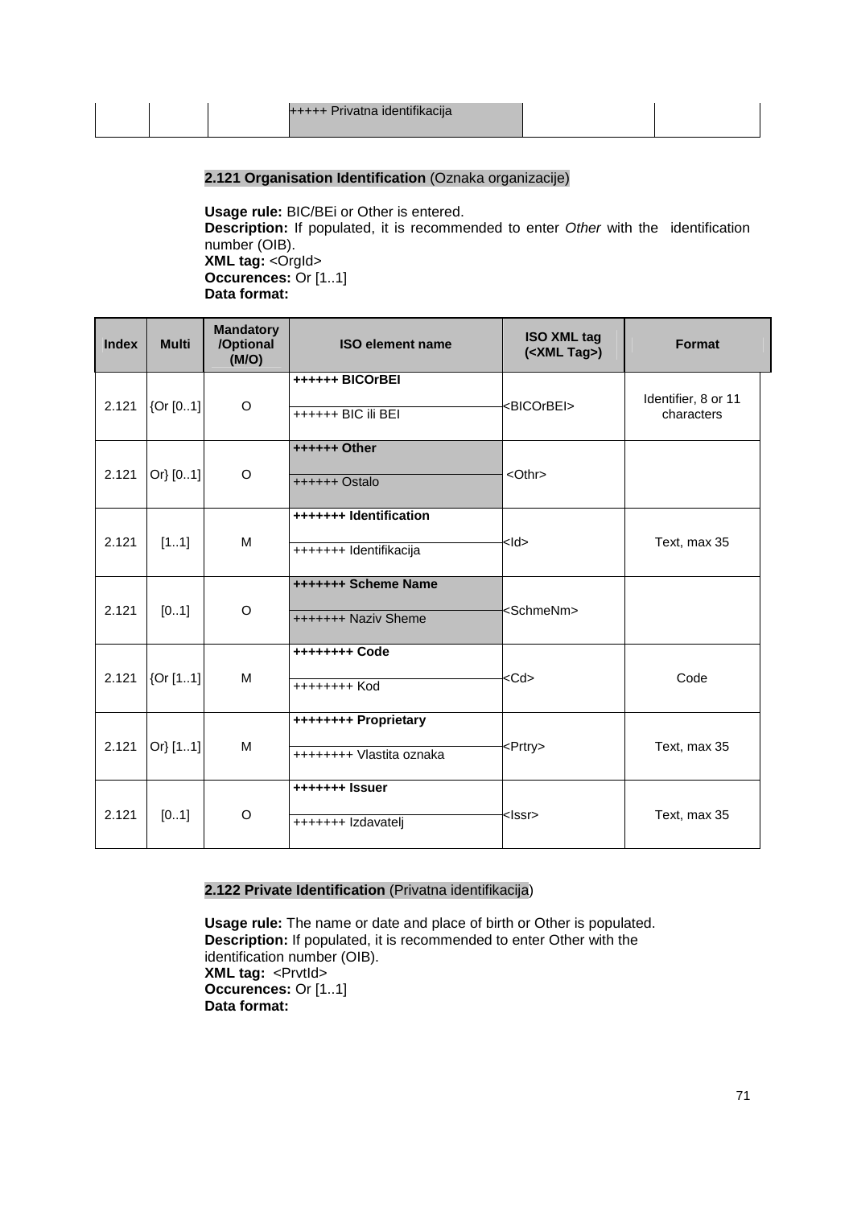| | | | +++++ Privatna identifikacija | | |
|---|---|---|---|---|---|

**2.121 Organisation Identification** (Oznaka organizacije)

**Usage rule:** BIC/BEi or Other is entered.
**Description:** If populated, it is recommended to enter *Other* with the identification number (OIB).
**XML tag:** <OrgId>
**Occurences:** Or [1..1]
**Data format:**

| Index | Multi | Mandatory /Optional (M/O) | ISO element name | ISO XML tag (<XML Tag>) | Format |
|---|---|---|---|---|---|
| 2.121 | {Or [0..1] | O | **++++++ BICOrBEI**<br>++++++ BIC ili BEI | <BICOrBEI> | Identifier, 8 or 11 characters |
| 2.121 | Or} [0..1] | O | **++++++ Other**<br>++++++ Ostalo | <Othr> | |
| 2.121 | [1..1] | M | **+++++++ Identification**<br>+++++++ Identifikacija | <Id> | Text, max 35 |
| 2.121 | [0..1] | O | **+++++++ Scheme Name**<br>+++++++ Naziv Sheme | <SchmeNm> | |
| 2.121 | {Or [1..1] | M | **++++++++ Code**<br>++++++++ Kod | <Cd> | Code |
| 2.121 | Or} [1..1] | M | **++++++++ Proprietary**<br>++++++++ Vlastita oznaka | <Prtry> | Text, max 35 |
| 2.121 | [0..1] | O | **+++++++ Issuer**<br>+++++++ Izdavatelj | <Issr> | Text, max 35 |

**2.122 Private Identification** (Privatna identifikacija)

**Usage rule:** The name or date and place of birth or Other is populated.
**Description:** If populated, it is recommended to enter Other with the identification number (OIB).
**XML tag:** <PrvtId>
**Occurences:** Or [1..1]
**Data format:**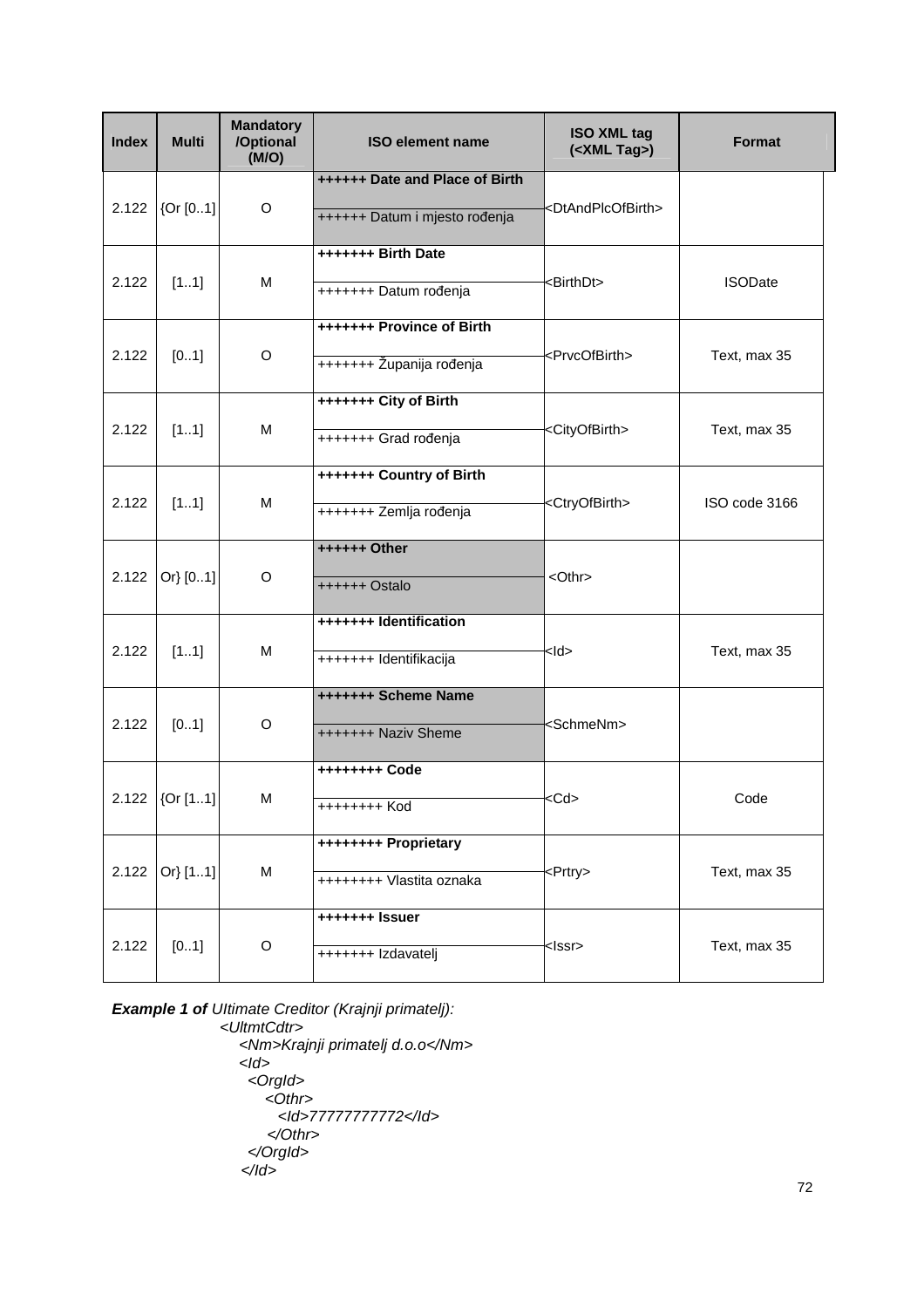| Index | Multi | Mandatory /Optional (M/O) | ISO element name | ISO XML tag (<XML Tag>) | Format |
|---|---|---|---|---|---|
| 2.122 | {Or [0..1] | O | ++++++ Date and Place of Birth<br>++++++ Datum i mjesto rođenja | <DtAndPlcOfBirth> | |
| 2.122 | [1..1] | M | +++++++ Birth Date<br>+++++++ Datum rođenja | <BirthDt> | ISODate |
| 2.122 | [0..1] | O | +++++++ Province of Birth<br>+++++++ Županija rođenja | <PrvcOfBirth> | Text, max 35 |
| 2.122 | [1..1] | M | +++++++ City of Birth<br>+++++++ Grad rođenja | <CityOfBirth> | Text, max 35 |
| 2.122 | [1..1] | M | +++++++ Country of Birth<br>+++++++ Zemlja rođenja | <CtryOfBirth> | ISO code 3166 |
| 2.122 | Or} [0..1] | O | ++++++ Other<br>++++++ Ostalo | <Othr> | |
| 2.122 | [1..1] | M | +++++++ Identification<br>+++++++ Identifikacija | <Id> | Text, max 35 |
| 2.122 | [0..1] | O | +++++++ Scheme Name<br>+++++++ Naziv Sheme | <SchmeNm> | |
| 2.122 | {Or [1..1] | M | ++++++++ Code<br>++++++++ Kod | <Cd> | Code |
| 2.122 | Or} [1..1] | M | ++++++++ Proprietary<br>++++++++ Vlastita oznaka | <Prtry> | Text, max 35 |
| 2.122 | [0..1] | O | +++++++ Issuer<br>+++++++ Izdavatelj | <Issr> | Text, max 35 |

***Example 1 of*** *Ultimate Creditor (Krajnji primatelj):*

```
<UltmtCdtr>
   <Nm>Krajnji primatelj d.o.o</Nm>
   <Id>
     <OrgId>
        <Othr>
           <Id>77777777772</Id>
        </Othr>
     </OrgId>
   </Id>
```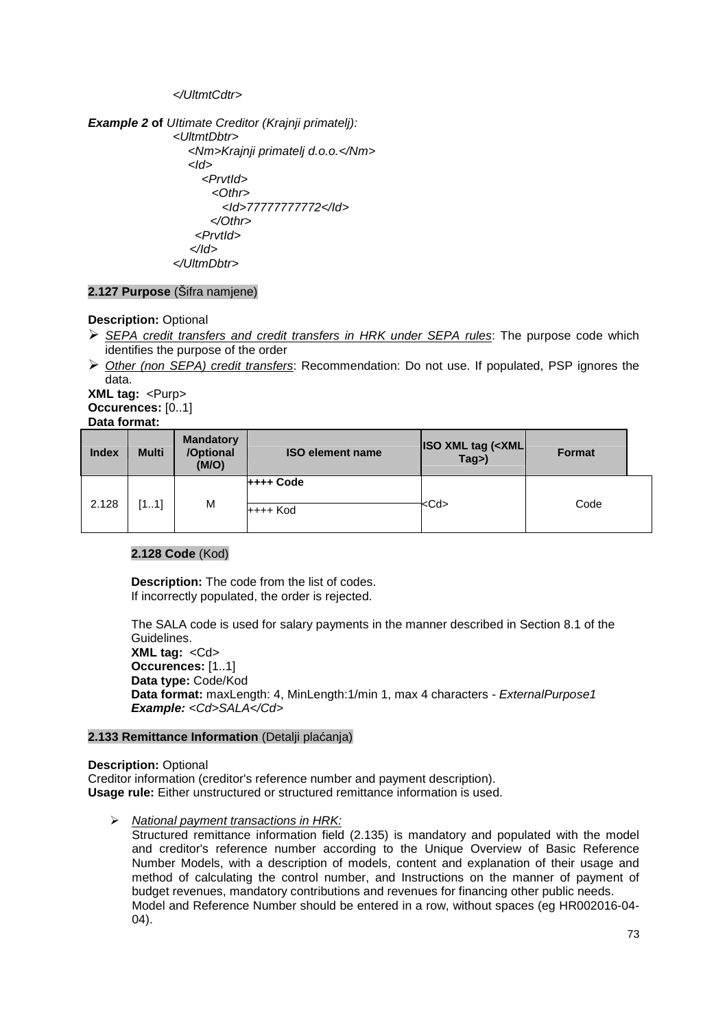```
</UltmtCdtr>
```

***Example 2* of** *Ultimate Creditor (Krajnji primatelj):*

```
<UltmtDbtr>
   <Nm>Krajnji primatelj d.o.o.</Nm>
   <Id>
      <PrvtId>
         <Othr>
            <Id>77777777772</Id>
         </Othr>
      <PrvtId>
   </Id>
</UltmDbtr>
```

**2.127 Purpose** (Šifra namjene)

**Description:** Optional

- *SEPA credit transfers and credit transfers in HRK under SEPA rules*: The purpose code which identifies the purpose of the order
- *Other (non SEPA) credit transfers*: Recommendation: Do not use. If populated, PSP ignores the data.

**XML tag:** <Purp>
**Occurences:** [0..1]
**Data format:**

| Index | Multi | Mandatory /Optional (M/O) | ISO element name | ISO XML tag (<XML Tag>) | Format |
|---|---|---|---|---|---|
| 2.128 | [1..1] | M | **++++ Code**<br>++++ Kod | <Cd> | Code |

**2.128 Code** (Kod)

**Description:** The code from the list of codes.
If incorrectly populated, the order is rejected.

The SALA code is used for salary payments in the manner described in Section 8.1 of the Guidelines.
**XML tag:** <Cd>
**Occurences:** [1..1]
**Data type:** Code/Kod
**Data format:** maxLength: 4, MinLength:1/min 1, max 4 characters - *ExternalPurpose1*
***Example:*** *<Cd>SALA</Cd>*

**2.133 Remittance Information** (Detalji plaćanja)

**Description:** Optional
Creditor information (creditor's reference number and payment description).
**Usage rule:** Either unstructured or structured remittance information is used.

- *National payment transactions in HRK:*
  Structured remittance information field (2.135) is mandatory and populated with the model and creditor's reference number according to the Unique Overview of Basic Reference Number Models, with a description of models, content and explanation of their usage and method of calculating the control number, and Instructions on the manner of payment of budget revenues, mandatory contributions and revenues for financing other public needs.
  Model and Reference Number should be entered in a row, without spaces (eg HR002016-04-04).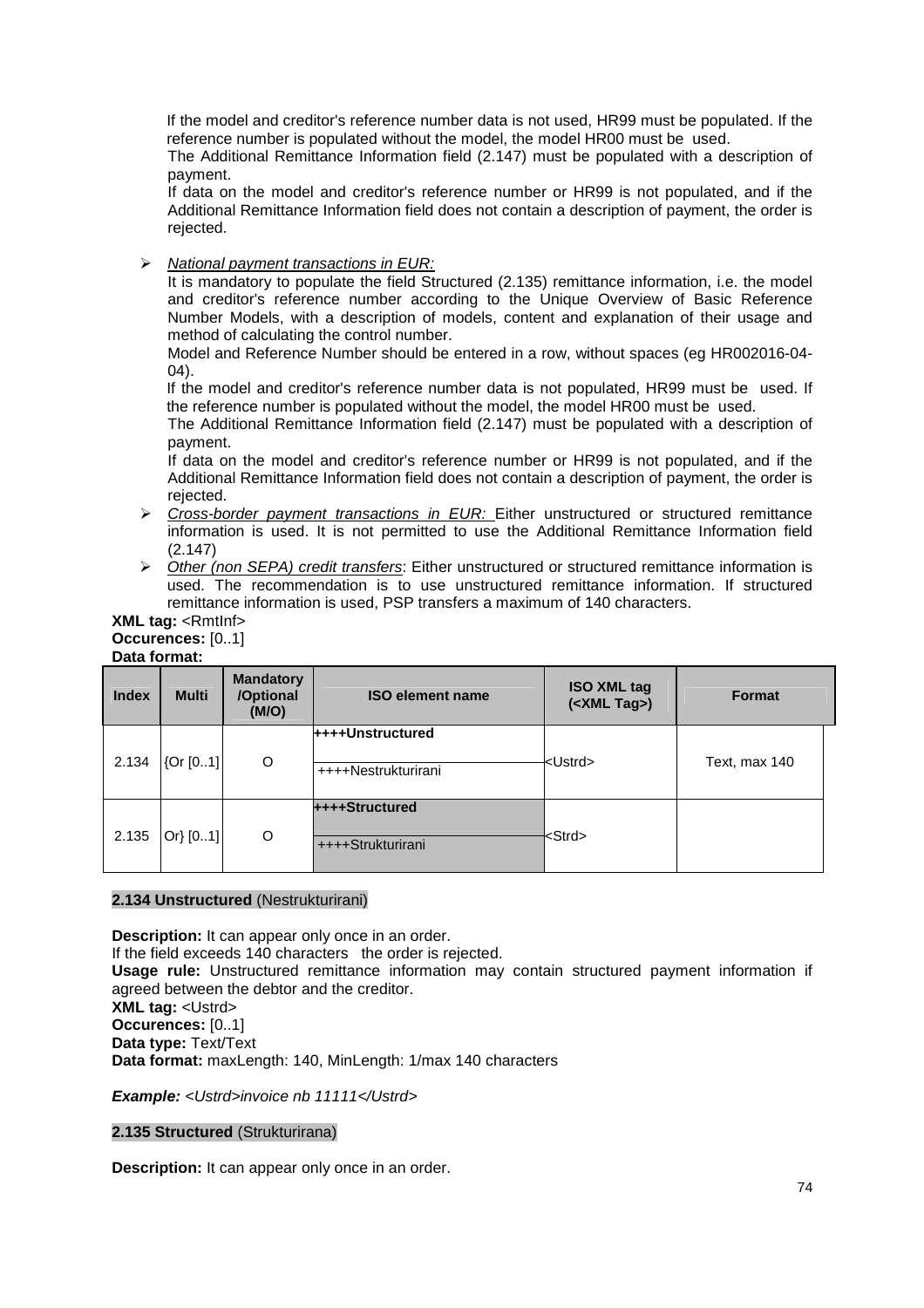If the model and creditor's reference number data is not used, HR99 must be populated. If the reference number is populated without the model, the model HR00 must be used.

The Additional Remittance Information field (2.147) must be populated with a description of payment.

If data on the model and creditor's reference number or HR99 is not populated, and if the Additional Remittance Information field does not contain a description of payment, the order is rejected.

- *National payment transactions in EUR:*

  It is mandatory to populate the field Structured (2.135) remittance information, i.e. the model and creditor's reference number according to the Unique Overview of Basic Reference Number Models, with a description of models, content and explanation of their usage and method of calculating the control number.

  Model and Reference Number should be entered in a row, without spaces (eg HR002016-04-04).

  If the model and creditor's reference number data is not populated, HR99 must be used. If the reference number is populated without the model, the model HR00 must be used.

  The Additional Remittance Information field (2.147) must be populated with a description of payment.

  If data on the model and creditor's reference number or HR99 is not populated, and if the Additional Remittance Information field does not contain a description of payment, the order is rejected.
- *Cross-border payment transactions in EUR:* Either unstructured or structured remittance information is used. It is not permitted to use the Additional Remittance Information field (2.147)
- *Other (non SEPA) credit transfers*: Either unstructured or structured remittance information is used. The recommendation is to use unstructured remittance information. If structured remittance information is used, PSP transfers a maximum of 140 characters.

**XML tag:** <RmtInf>
**Occurences:** [0..1]
**Data format:**

| Index | Multi | Mandatory /Optional (M/O) | ISO element name | ISO XML tag (<XML Tag>) | Format |
|---|---|---|---|---|---|
| 2.134 | {Or [0..1] | O | **++++Unstructured** <br> ++++Nestrukturirani | <Ustrd> | Text, max 140 |
| 2.135 | Or} [0..1] | O | **++++Structured** <br> ++++Strukturirani | <Strd> | |

**2.134 Unstructured** (Nestrukturirani)

**Description:** It can appear only once in an order.
If the field exceeds 140 characters the order is rejected.
**Usage rule:** Unstructured remittance information may contain structured payment information if agreed between the debtor and the creditor.
**XML tag:** <Ustrd>
**Occurences:** [0..1]
**Data type:** Text/Text
**Data format:** maxLength: 140, MinLength: 1/max 140 characters

***Example:*** *<Ustrd>invoice nb 11111</Ustrd>*

**2.135 Structured** (Strukturirana)

**Description:** It can appear only once in an order.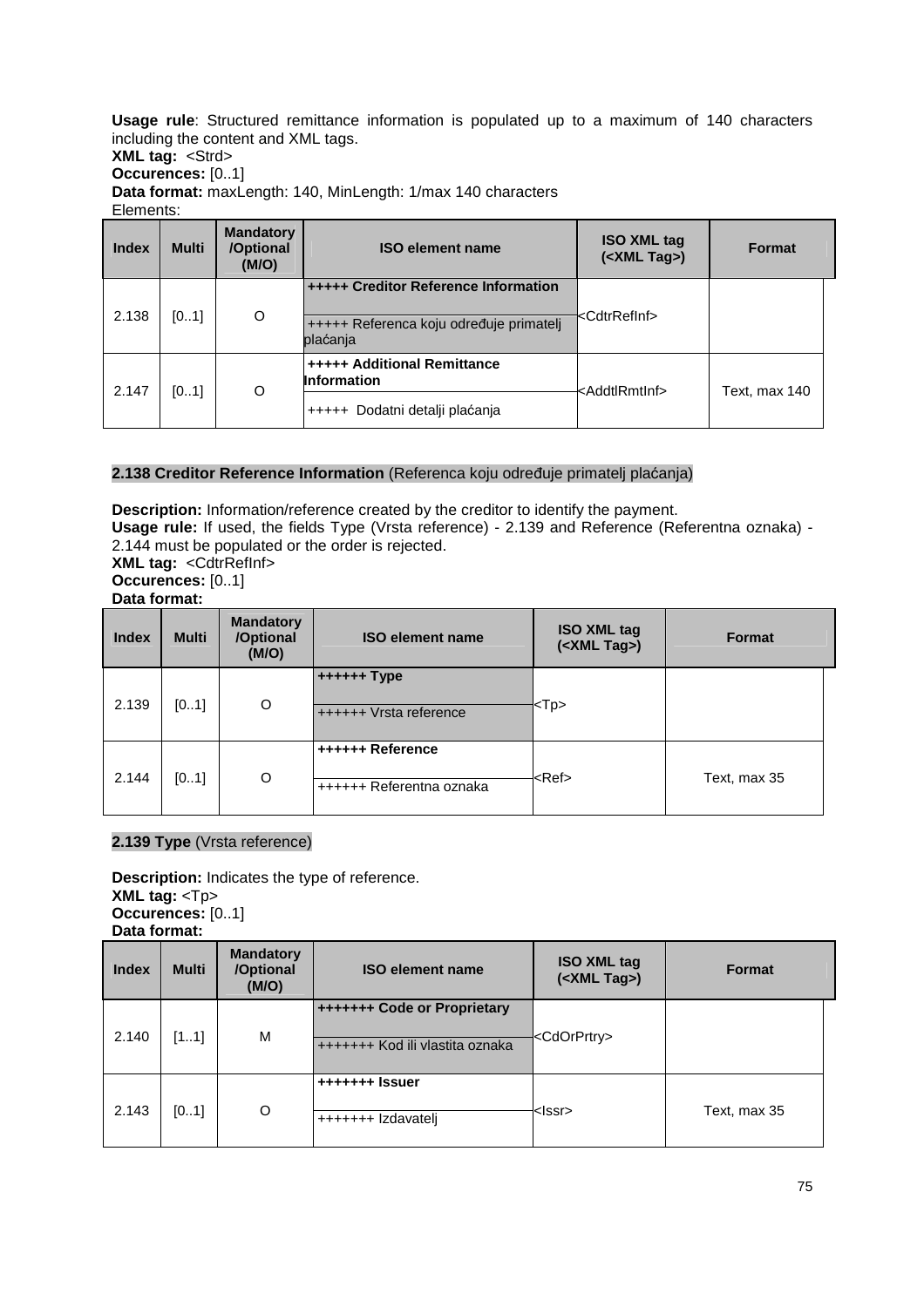**Usage rule**: Structured remittance information is populated up to a maximum of 140 characters including the content and XML tags.
**XML tag:** <Strd>
**Occurences:** [0..1]
**Data format:** maxLength: 140, MinLength: 1/max 140 characters
Elements:

| Index | Multi | Mandatory /Optional (M/O) | ISO element name | ISO XML tag (<XML Tag>) | Format |
|---|---|---|---|---|---|
| 2.138 | [0..1] | O | **+++++ Creditor Reference Information**<br>+++++ Referenca koju određuje primatelj plaćanja | <CdtrRefInf> | |
| 2.147 | [0..1] | O | **+++++ Additional Remittance Information**<br>+++++ Dodatni detalji plaćanja | <AddtlRmtInf> | Text, max 140 |

**2.138 Creditor Reference Information** (Referenca koju određuje primatelj plaćanja)

**Description:** Information/reference created by the creditor to identify the payment.
**Usage rule:** If used, the fields Type (Vrsta reference) - 2.139 and Reference (Referentna oznaka) - 2.144 must be populated or the order is rejected.
**XML tag:** <CdtrRefInf>
**Occurences:** [0..1]
**Data format:**

| Index | Multi | Mandatory /Optional (M/O) | ISO element name | ISO XML tag (<XML Tag>) | Format |
|---|---|---|---|---|---|
| 2.139 | [0..1] | O | **++++++ Type**<br>++++++ Vrsta reference | <Tp> | |
| 2.144 | [0..1] | O | **++++++ Reference**<br>++++++ Referentna oznaka | <Ref> | Text, max 35 |

**2.139 Type** (Vrsta reference)

**Description:** Indicates the type of reference.
**XML tag:** <Tp>
**Occurences:** [0..1]
**Data format:**

| Index | Multi | Mandatory /Optional (M/O) | ISO element name | ISO XML tag (<XML Tag>) | Format |
|---|---|---|---|---|---|
| 2.140 | [1..1] | M | **+++++++ Code or Proprietary**<br>+++++++ Kod ili vlastita oznaka | <CdOrPrtry> | |
| 2.143 | [0..1] | O | **+++++++ Issuer**<br>+++++++ Izdavatelj | <Issr> | Text, max 35 |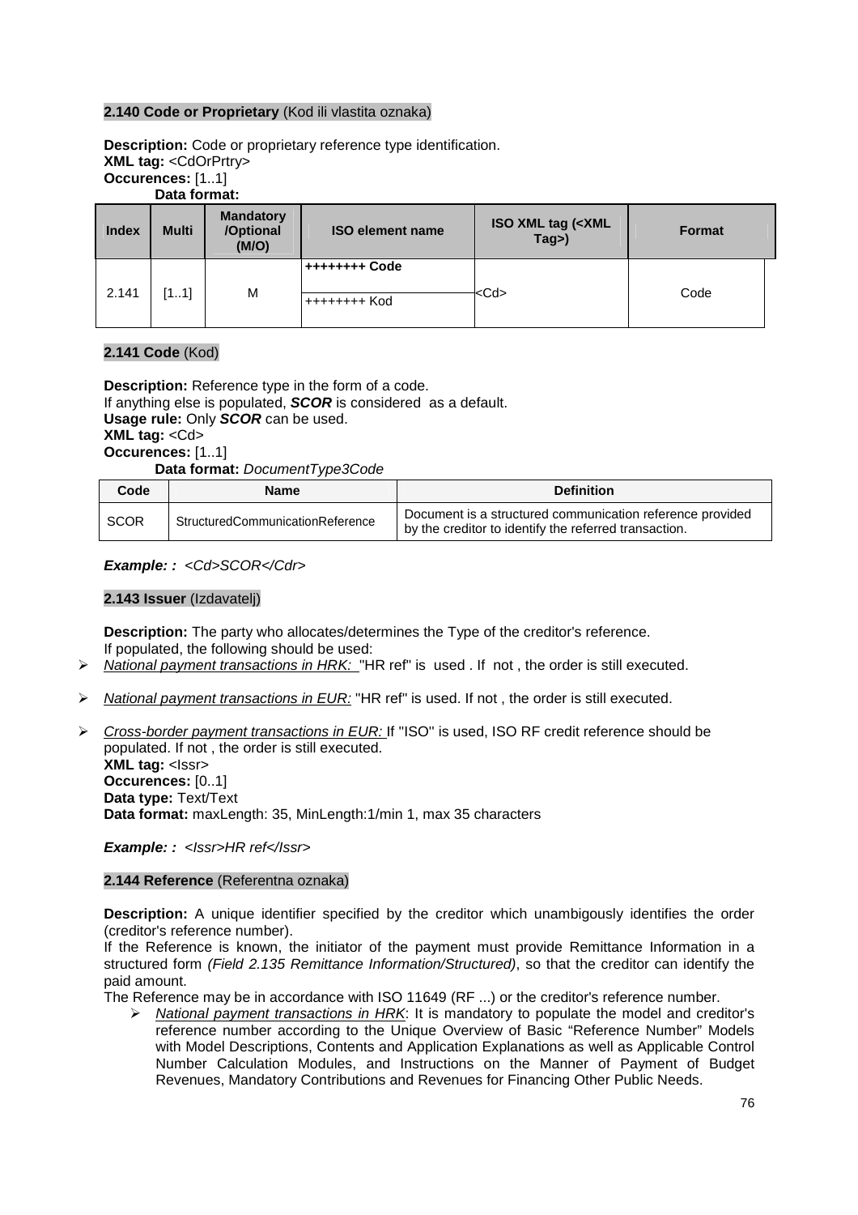**2.140 Code or Proprietary** (Kod ili vlastita oznaka)

**Description:** Code or proprietary reference type identification.
**XML tag:** <CdOrPrtry>
**Occurences:** [1..1]
**Data format:**

| Index | Multi | Mandatory /Optional (M/O) | ISO element name | ISO XML tag (<XML Tag>) | Format |
|---|---|---|---|---|---|
| 2.141 | [1..1] | M | **++++++++ Code**<br>++++++++ Kod | <Cd> | Code |

**2.141 Code** (Kod)

**Description:** Reference type in the form of a code.
If anything else is populated, ***SCOR*** is considered as a default.
**Usage rule:** Only ***SCOR*** can be used.
**XML tag:** <Cd>
**Occurences:** [1..1]
**Data format:** *DocumentType3Code*

| Code | Name | Definition |
|---|---|---|
| SCOR | StructuredCommunicationReference | Document is a structured communication reference provided by the creditor to identify the referred transaction. |

***Example: :*** *<Cd>SCOR</Cdr>*

**2.143 Issuer** (Izdavatelj)

**Description:** The party who allocates/determines the Type of the creditor's reference.
If populated, the following should be used:

- *National payment transactions in HRK:* "HR ref" is used . If not , the order is still executed.
- *National payment transactions in EUR:* "HR ref" is used. If not , the order is still executed.
- *Cross-border payment transactions in EUR:* If "ISO" is used, ISO RF credit reference should be populated. If not , the order is still executed.

**XML tag:** <Issr>
**Occurences:** [0..1]
**Data type:** Text/Text
**Data format:** maxLength: 35, MinLength:1/min 1, max 35 characters

***Example: :*** *<Issr>HR ref</Issr>*

**2.144 Reference** (Referentna oznaka)

**Description:** A unique identifier specified by the creditor which unambigously identifies the order (creditor's reference number).
If the Reference is known, the initiator of the payment must provide Remittance Information in a structured form *(Field 2.135 Remittance Information/Structured)*, so that the creditor can identify the paid amount.
The Reference may be in accordance with ISO 11649 (RF ...) or the creditor's reference number.

- *National payment transactions in HRK*: It is mandatory to populate the model and creditor's reference number according to the Unique Overview of Basic "Reference Number" Models with Model Descriptions, Contents and Application Explanations as well as Applicable Control Number Calculation Modules, and Instructions on the Manner of Payment of Budget Revenues, Mandatory Contributions and Revenues for Financing Other Public Needs.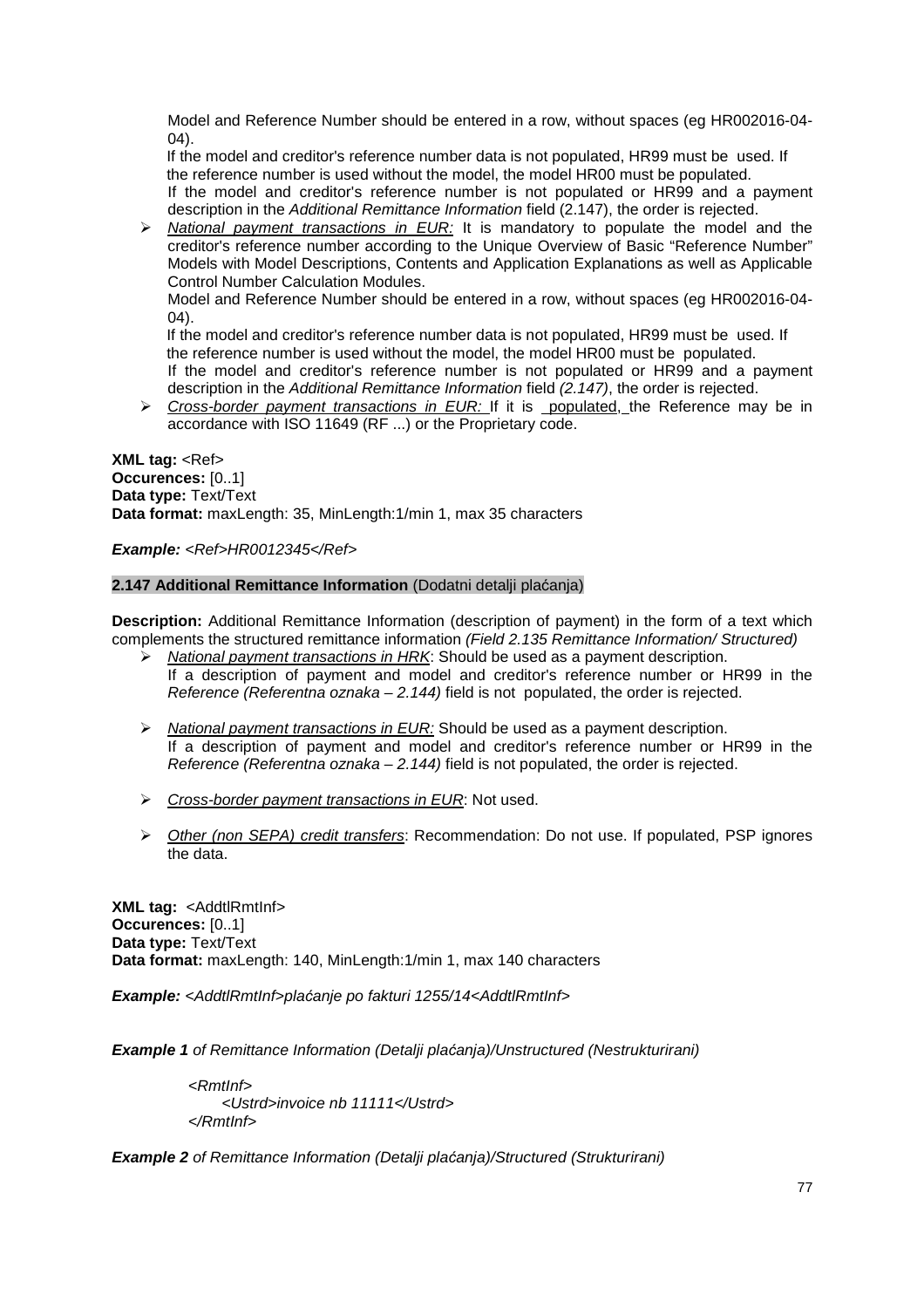Model and Reference Number should be entered in a row, without spaces (eg HR002016-04-04).
If the model and creditor's reference number data is not populated, HR99 must be used. If the reference number is used without the model, the model HR00 must be populated.
If the model and creditor's reference number is not populated or HR99 and a payment description in the *Additional Remittance Information* field (2.147), the order is rejected.

- *National payment transactions in EUR:* It is mandatory to populate the model and the creditor's reference number according to the Unique Overview of Basic "Reference Number" Models with Model Descriptions, Contents and Application Explanations as well as Applicable Control Number Calculation Modules.
  Model and Reference Number should be entered in a row, without spaces (eg HR002016-04-04).
  If the model and creditor's reference number data is not populated, HR99 must be used. If the reference number is used without the model, the model HR00 must be populated.
  If the model and creditor's reference number is not populated or HR99 and a payment description in the *Additional Remittance Information* field *(2.147)*, the order is rejected.
- *Cross-border payment transactions in EUR:* If it is populated, the Reference may be in accordance with ISO 11649 (RF ...) or the Proprietary code.

**XML tag:** <Ref>
**Occurences:** [0..1]
**Data type:** Text/Text
**Data format:** maxLength: 35, MinLength:1/min 1, max 35 characters

***Example:*** *<Ref>HR0012345</Ref>*

### 2.147 Additional Remittance Information (Dodatni detalji plaćanja)

**Description:** Additional Remittance Information (description of payment) in the form of a text which complements the structured remittance information *(Field 2.135 Remittance Information/ Structured)*

- *National payment transactions in HRK*: Should be used as a payment description.
  If a description of payment and model and creditor's reference number or HR99 in the *Reference (Referentna oznaka – 2.144)* field is not populated, the order is rejected.
- *National payment transactions in EUR:* Should be used as a payment description.
  If a description of payment and model and creditor's reference number or HR99 in the *Reference (Referentna oznaka – 2.144)* field is not populated, the order is rejected.
- *Cross-border payment transactions in EUR*: Not used.
- *Other (non SEPA) credit transfers*: Recommendation: Do not use. If populated, PSP ignores the data.

**XML tag:** <AddtlRmtInf>
**Occurences:** [0..1]
**Data type:** Text/Text
**Data format:** maxLength: 140, MinLength:1/min 1, max 140 characters

***Example:*** *<AddtlRmtInf>plaćanje po fakturi 1255/14<AddtlRmtInf>*

***Example 1*** *of Remittance Information (Detalji plaćanja)/Unstructured (Nestrukturirani)*

```
<RmtInf>
    <Ustrd>invoice nb 11111</Ustrd>
</RmtInf>
```

***Example 2*** *of Remittance Information (Detalji plaćanja)/Structured (Strukturirani)*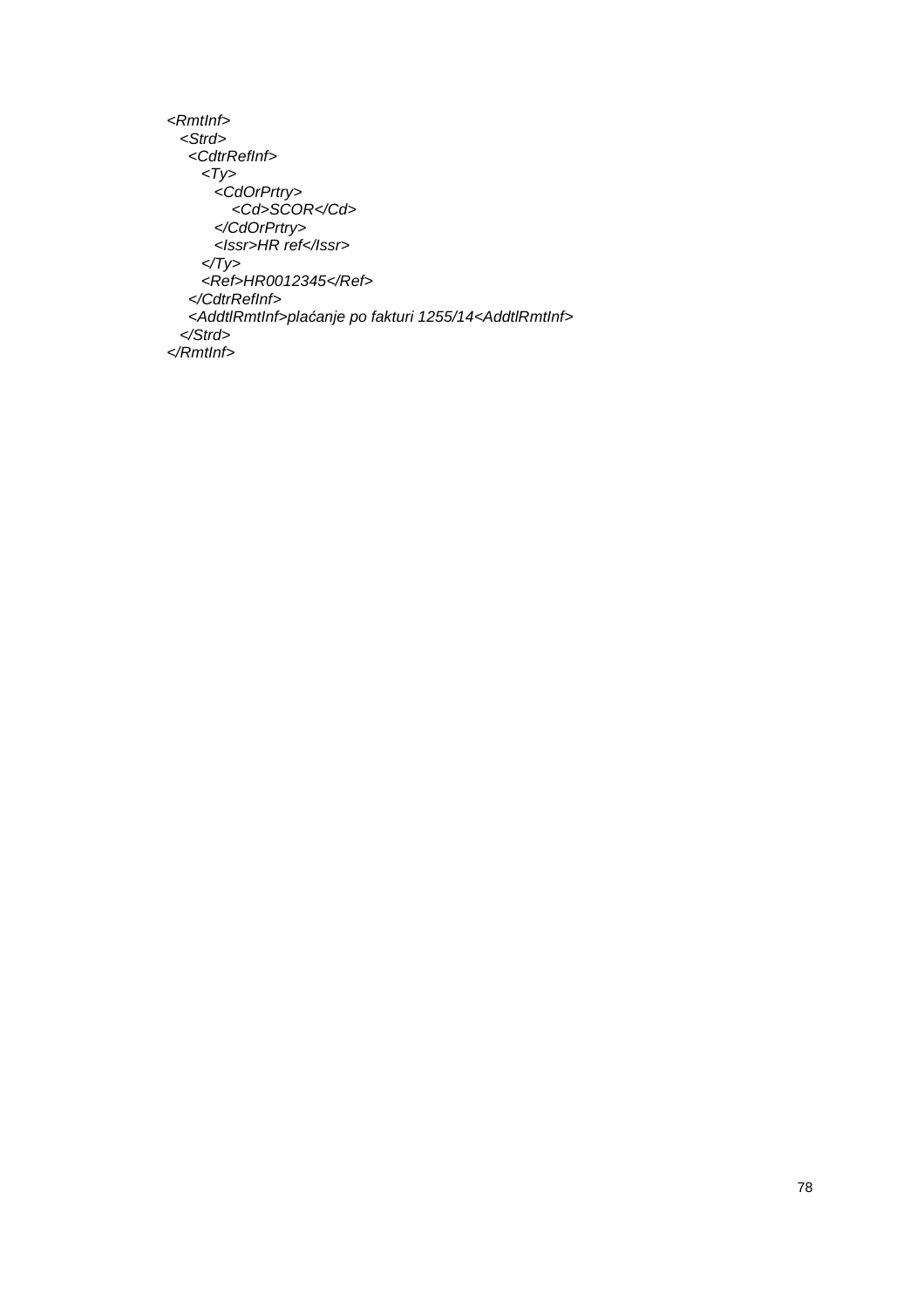```
<RmtInf>
  <Strd>
    <CdtrRefInf>
      <Tp>
        <CdOrPrtry>
          <Cd>SCOR</Cd>
        </CdOrPrtry>
        <Issr>HR ref</Issr>
      </Tp>
      <Ref>HR0012345</Ref>
    </CdtrRefInf>
    <AddtlRmtInf>plaćanje po fakturi 1255/14<AddtlRmtInf>
  </Strd>
</RmtInf>
```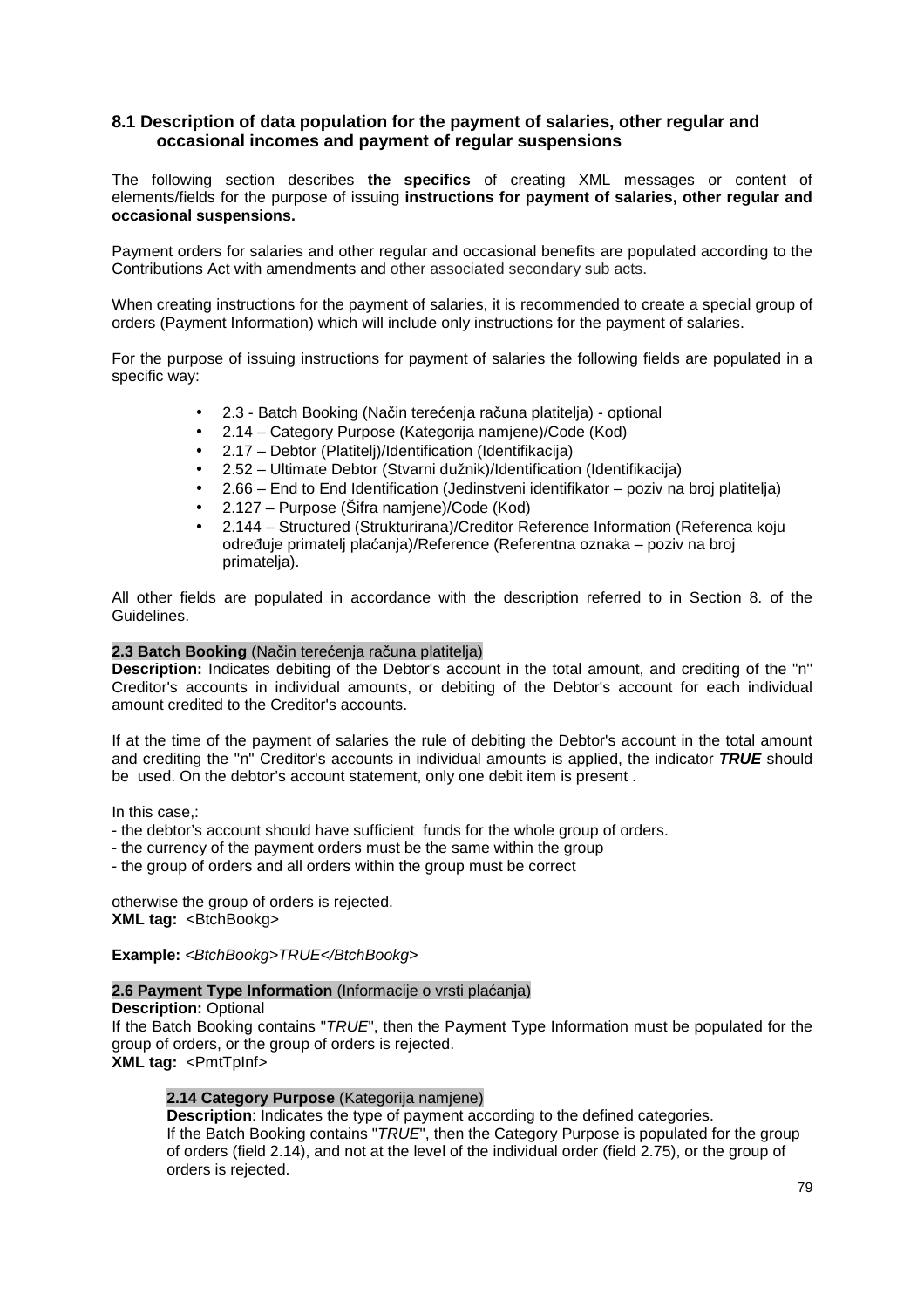## 8.1 Description of data population for the payment of salaries, other regular and occasional incomes and payment of regular suspensions

The following section describes **the specifics** of creating XML messages or content of elements/fields for the purpose of issuing **instructions for payment of salaries, other regular and occasional suspensions.**

Payment orders for salaries and other regular and occasional benefits are populated according to the Contributions Act with amendments and other associated secondary sub acts.

When creating instructions for the payment of salaries, it is recommended to create a special group of orders (Payment Information) which will include only instructions for the payment of salaries.

For the purpose of issuing instructions for payment of salaries the following fields are populated in a specific way:

- 2.3 - Batch Booking (Način terećenja računa platitelja) - optional
- 2.14 – Category Purpose (Kategorija namjene)/Code (Kod)
- 2.17 – Debtor (Platitelj)/Identification (Identifikacija)
- 2.52 – Ultimate Debtor (Stvarni dužnik)/Identification (Identifikacija)
- 2.66 – End to End Identification (Jedinstveni identifikator – poziv na broj platitelja)
- 2.127 – Purpose (Šifra namjene)/Code (Kod)
- 2.144 – Structured (Strukturirana)/Creditor Reference Information (Referenca koju određuje primatelj plaćanja)/Reference (Referentna oznaka – poziv na broj primatelja).

All other fields are populated in accordance with the description referred to in Section 8. of the Guidelines.

**2.3 Batch Booking** (Način terećenja računa platitelja)

**Description:** Indicates debiting of the Debtor's account in the total amount, and crediting of the "n" Creditor's accounts in individual amounts, or debiting of the Debtor's account for each individual amount credited to the Creditor's accounts.

If at the time of the payment of salaries the rule of debiting the Debtor's account in the total amount and crediting the "n" Creditor's accounts in individual amounts is applied, the indicator ***TRUE*** should be used. On the debtor's account statement, only one debit item is present .

In this case,:

- the debtor's account should have sufficient funds for the whole group of orders.
- the currency of the payment orders must be the same within the group
- the group of orders and all orders within the group must be correct

otherwise the group of orders is rejected.

**XML tag:** <BtchBookg>

**Example:** *<BtchBookg>TRUE</BtchBookg>*

**2.6 Payment Type Information** (Informacije o vrsti plaćanja)

**Description:** Optional

If the Batch Booking contains "*TRUE*", then the Payment Type Information must be populated for the group of orders, or the group of orders is rejected.

**XML tag:** <PmtTpInf>

**2.14 Category Purpose** (Kategorija namjene)

**Description**: Indicates the type of payment according to the defined categories.
If the Batch Booking contains "*TRUE*", then the Category Purpose is populated for the group of orders (field 2.14), and not at the level of the individual order (field 2.75), or the group of orders is rejected.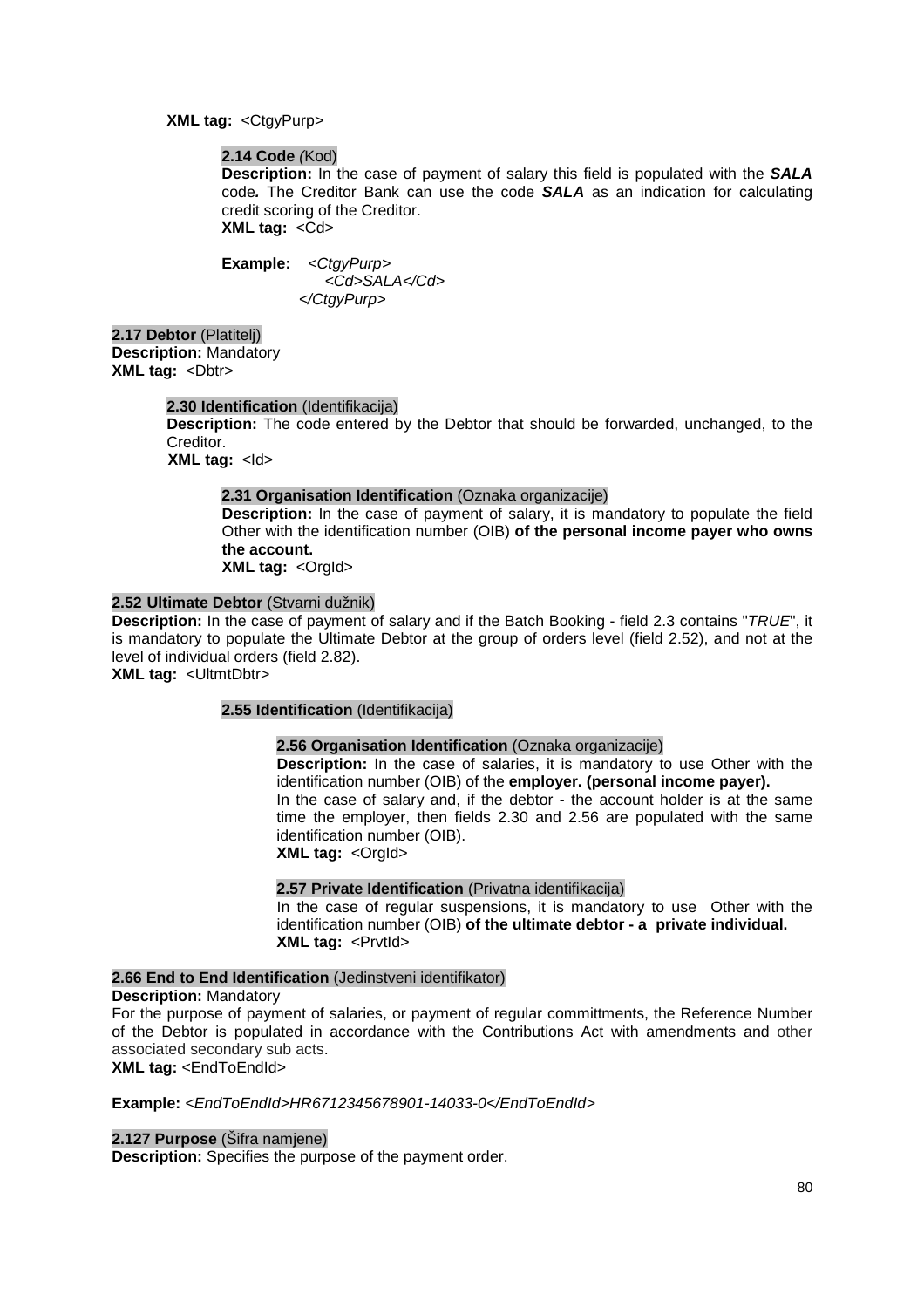**XML tag:** <CtgyPurp>

**2.14 Code** (Kod)
**Description:** In the case of payment of salary this field is populated with the ***SALA*** code**.** The Creditor Bank can use the code ***SALA*** as an indication for calculating credit scoring of the Creditor.
**XML tag:** <Cd>

**Example:**
```
<CtgyPurp>
    <Cd>SALA</Cd>
</CtgyPurp>
```

**2.17 Debtor** (Platitelj)
**Description:** Mandatory
**XML tag:** <Dbtr>

**2.30 Identification** (Identifikacija)
**Description:** The code entered by the Debtor that should be forwarded, unchanged, to the Creditor.
**XML tag:** <Id>

**2.31 Organisation Identification** (Oznaka organizacije)
**Description:** In the case of payment of salary, it is mandatory to populate the field Other with the identification number (OIB) **of the personal income payer who owns the account.**
**XML tag:** <OrgId>

**2.52 Ultimate Debtor** (Stvarni dužnik)
**Description:** In the case of payment of salary and if the Batch Booking - field 2.3 contains "*TRUE*", it is mandatory to populate the Ultimate Debtor at the group of orders level (field 2.52), and not at the level of individual orders (field 2.82).
**XML tag:** <UltmtDbtr>

**2.55 Identification** (Identifikacija)

**2.56 Organisation Identification** (Oznaka organizacije)
**Description:** In the case of salaries, it is mandatory to use Other with the identification number (OIB) of the **employer. (personal income payer).**
In the case of salary and, if the debtor - the account holder is at the same time the employer, then fields 2.30 and 2.56 are populated with the same identification number (OIB).
**XML tag:** <OrgId>

**2.57 Private Identification** (Privatna identifikacija)
In the case of regular suspensions, it is mandatory to use Other with the identification number (OIB) **of the ultimate debtor - a private individual.**
**XML tag:** <PrvtId>

**2.66 End to End Identification** (Jedinstveni identifikator)
**Description:** Mandatory
For the purpose of payment of salaries, or payment of regular committments, the Reference Number of the Debtor is populated in accordance with the Contributions Act with amendments and other associated secondary sub acts.
**XML tag:** <EndToEndId>

**Example:** *<EndToEndId>HR6712345678901-14033-0</EndToEndId>*

**2.127 Purpose** (Šifra namjene)
**Description:** Specifies the purpose of the payment order.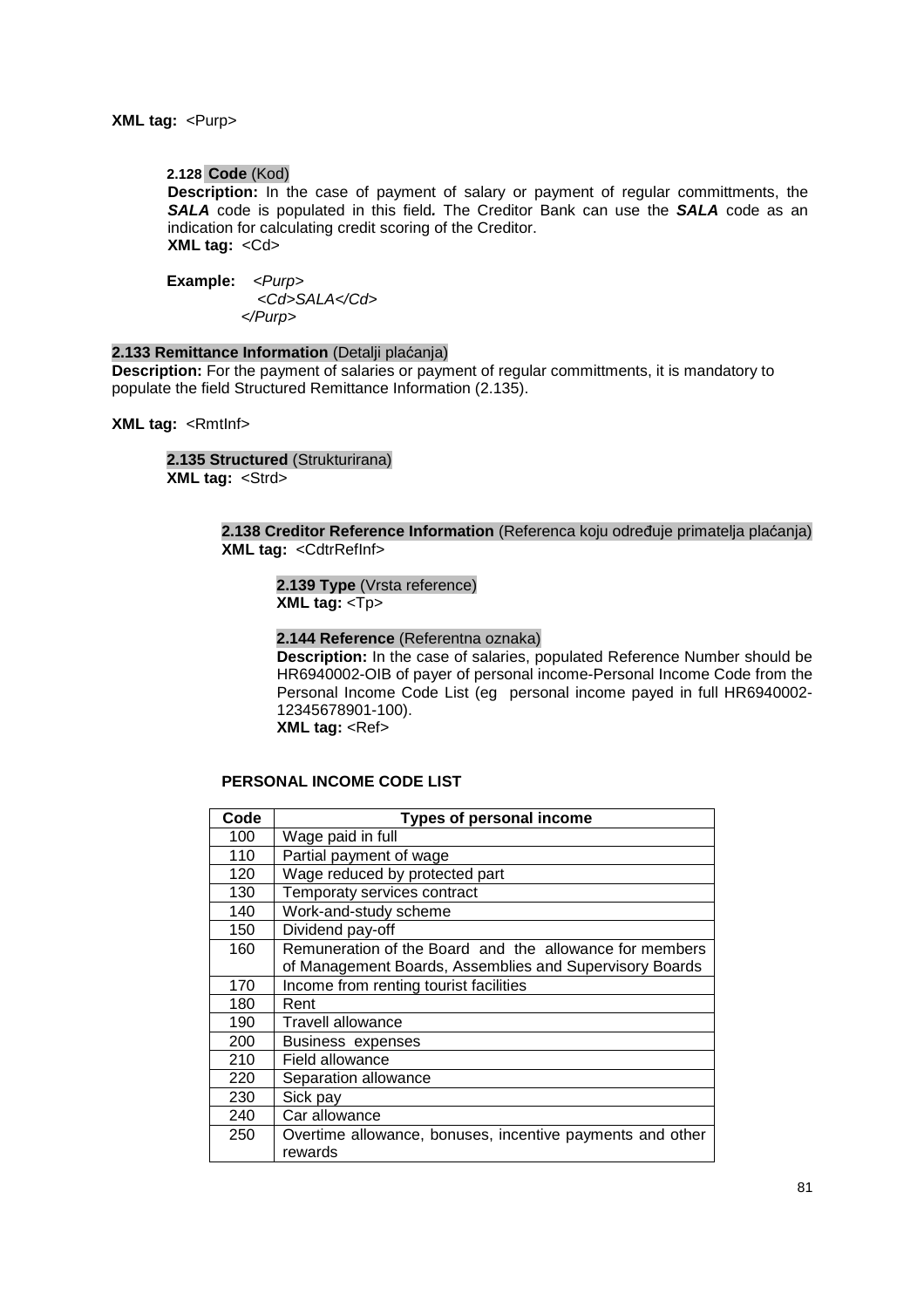**XML tag:** <Purp>

**2.128 Code** (Kod)

**Description:** In the case of payment of salary or payment of regular committments, the ***SALA*** code is populated in this field***.*** The Creditor Bank can use the ***SALA*** code as an indication for calculating credit scoring of the Creditor.

**XML tag:** <Cd>

**Example:**

```
<Purp>
  <Cd>SALA</Cd>
</Purp>
```

**2.133 Remittance Information** (Detalji plaćanja)

**Description:** For the payment of salaries or payment of regular committments, it is mandatory to populate the field Structured Remittance Information (2.135).

**XML tag:** <RmtInf>

**2.135 Structured** (Strukturirana)

**XML tag:** <Strd>

**2.138 Creditor Reference Information** (Referenca koju određuje primatelja plaćanja)

**XML tag:** <CdtrRefInf>

**2.139 Type** (Vrsta reference)

**XML tag:** <Tp>

**2.144 Reference** (Referentna oznaka)

**Description:** In the case of salaries, populated Reference Number should be HR6940002-OIB of payer of personal income-Personal Income Code from the Personal Income Code List (eg personal income payed in full HR6940002-12345678901-100).

**XML tag:** <Ref>

**PERSONAL INCOME CODE LIST**

| Code | Types of personal income |
|---|---|
| 100 | Wage paid in full |
| 110 | Partial payment of wage |
| 120 | Wage reduced by protected part |
| 130 | Temporaty services contract |
| 140 | Work-and-study scheme |
| 150 | Dividend pay-off |
| 160 | Remuneration of the Board and the allowance for members of Management Boards, Assemblies and Supervisory Boards |
| 170 | Income from renting tourist facilities |
| 180 | Rent |
| 190 | Travell allowance |
| 200 | Business expenses |
| 210 | Field allowance |
| 220 | Separation allowance |
| 230 | Sick pay |
| 240 | Car allowance |
| 250 | Overtime allowance, bonuses, incentive payments and other rewards |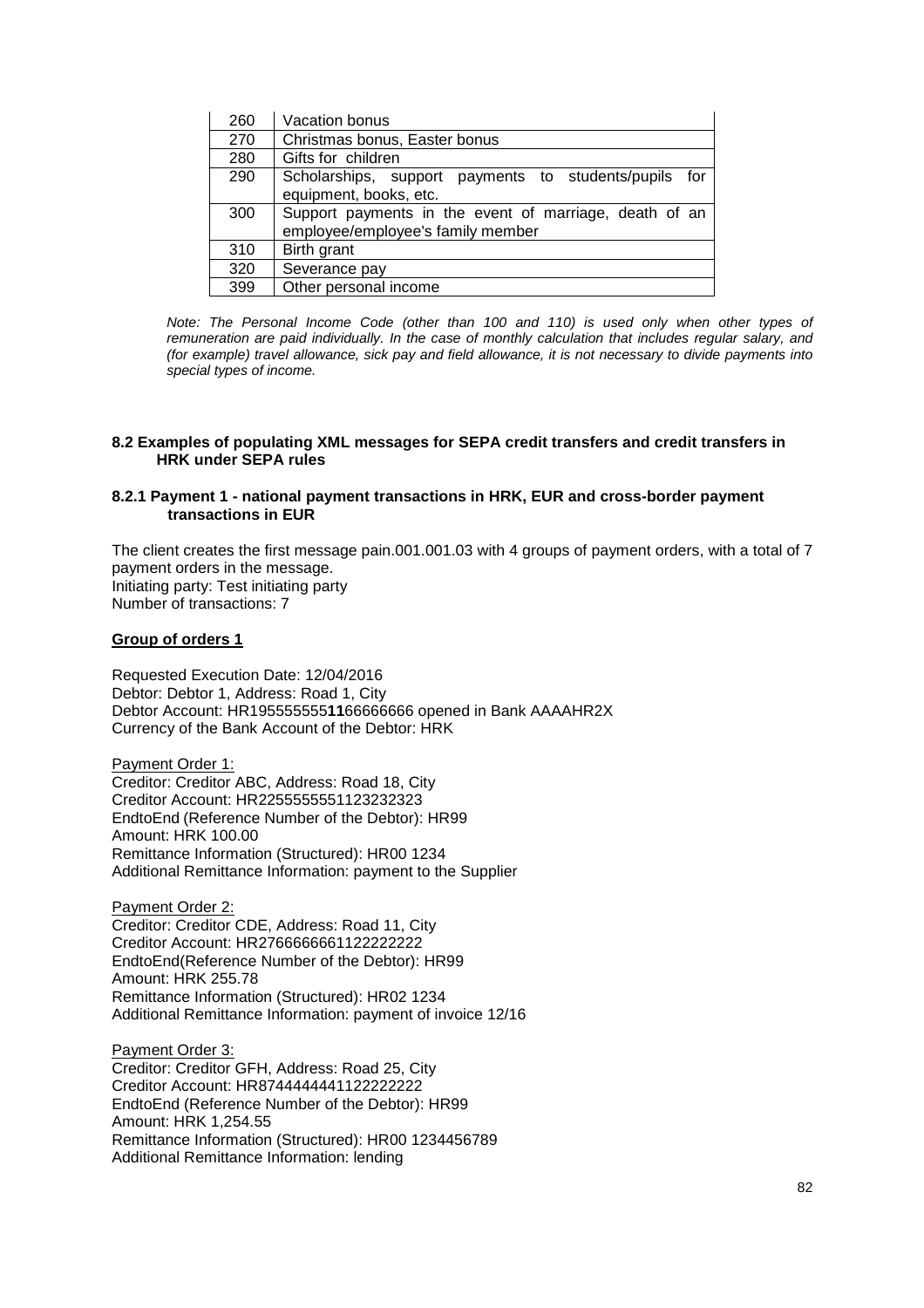| | |
|---|---|
| 260 | Vacation bonus |
| 270 | Christmas bonus, Easter bonus |
| 280 | Gifts for children |
| 290 | Scholarships, support payments to students/pupils for equipment, books, etc. |
| 300 | Support payments in the event of marriage, death of an employee/employee's family member |
| 310 | Birth grant |
| 320 | Severance pay |
| 399 | Other personal income |

*Note: The Personal Income Code (other than 100 and 110) is used only when other types of remuneration are paid individually. In the case of monthly calculation that includes regular salary, and (for example) travel allowance, sick pay and field allowance, it is not necessary to divide payments into special types of income.*

### 8.2 Examples of populating XML messages for SEPA credit transfers and credit transfers in HRK under SEPA rules

#### 8.2.1 Payment 1 - national payment transactions in HRK, EUR and cross-border payment transactions in EUR

The client creates the first message pain.001.001.03 with 4 groups of payment orders, with a total of 7 payment orders in the message.
Initiating party: Test initiating party
Number of transactions: 7

**Group of orders 1**

Requested Execution Date: 12/04/2016
Debtor: Debtor 1, Address: Road 1, City
Debtor Account: HR195555555**11**66666666 opened in Bank AAAAHR2X
Currency of the Bank Account of the Debtor: HRK

Payment Order 1:
Creditor: Creditor ABC, Address: Road 18, City
Creditor Account: HR2255555551123232323
EndtoEnd (Reference Number of the Debtor): HR99
Amount: HRK 100.00
Remittance Information (Structured): HR00 1234
Additional Remittance Information: payment to the Supplier

Payment Order 2:
Creditor: Creditor CDE, Address: Road 11, City
Creditor Account: HR2766666661122222222
EndtoEnd(Reference Number of the Debtor): HR99
Amount: HRK 255.78
Remittance Information (Structured): HR02 1234
Additional Remittance Information: payment of invoice 12/16

Payment Order 3:
Creditor: Creditor GFH, Address: Road 25, City
Creditor Account: HR8744444441122222222
EndtoEnd (Reference Number of the Debtor): HR99
Amount: HRK 1,254.55
Remittance Information (Structured): HR00 1234456789
Additional Remittance Information: lending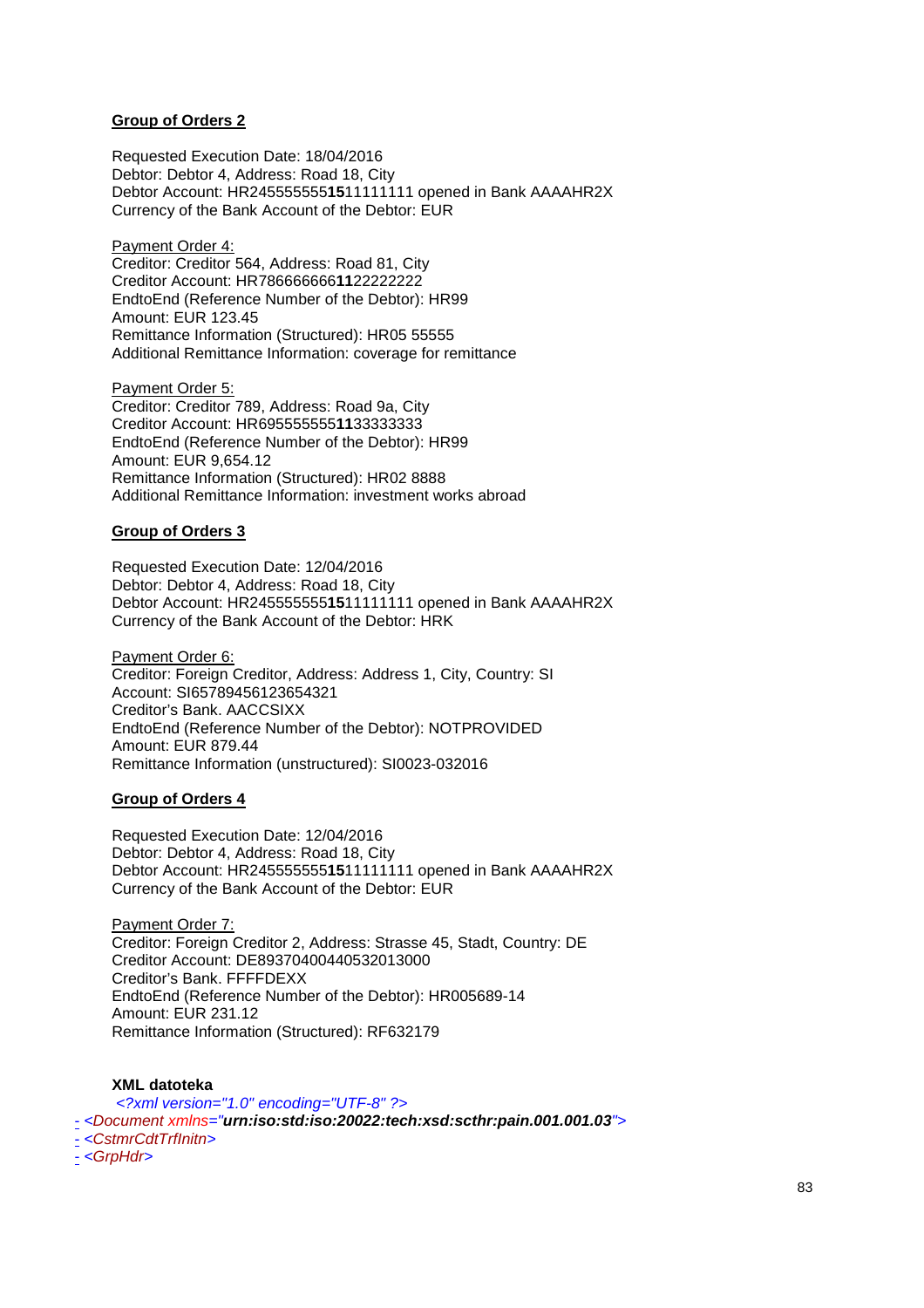**<u>Group of Orders 2</u>**

Requested Execution Date: 18/04/2016
Debtor: Debtor 4, Address: Road 18, City
Debtor Account: HR2455555555**15**11111111 opened in Bank AAAAHR2X
Currency of the Bank Account of the Debtor: EUR

<u>Payment Order 4:</u>
Creditor: Creditor 564, Address: Road 81, City
Creditor Account: HR7866666666**11**22222222
EndtoEnd (Reference Number of the Debtor): HR99
Amount: EUR 123.45
Remittance Information (Structured): HR05 55555
Additional Remittance Information: coverage for remittance

<u>Payment Order 5:</u>
Creditor: Creditor 789, Address: Road 9a, City
Creditor Account: HR6955555555**11**33333333
EndtoEnd (Reference Number of the Debtor): HR99
Amount: EUR 9,654.12
Remittance Information (Structured): HR02 8888
Additional Remittance Information: investment works abroad

**<u>Group of Orders 3</u>**

Requested Execution Date: 12/04/2016
Debtor: Debtor 4, Address: Road 18, City
Debtor Account: HR2455555555**15**11111111 opened in Bank AAAAHR2X
Currency of the Bank Account of the Debtor: HRK

<u>Payment Order 6:</u>
Creditor: Foreign Creditor, Address: Address 1, City, Country: SI
Account: SI657894561236543­21
Creditor's Bank. AACCSIXX
EndtoEnd (Reference Number of the Debtor): NOTPROVIDED
Amount: EUR 879.44
Remittance Information (unstructured): SI0023-032016

**<u>Group of Orders 4</u>**

Requested Execution Date: 12/04/2016
Debtor: Debtor 4, Address: Road 18, City
Debtor Account: HR2455555555**15**11111111 opened in Bank AAAAHR2X
Currency of the Bank Account of the Debtor: EUR

<u>Payment Order 7:</u>
Creditor: Foreign Creditor 2, Address: Strasse 45, Stadt, Country: DE
Creditor Account: DE89370400440532013000
Creditor's Bank. FFFFDEXX
EndtoEnd (Reference Number of the Debtor): HR005689-14
Amount: EUR 231.12
Remittance Information (Structured): RF632179

**XML datoteka**

```
<?xml version="1.0" encoding="UTF-8" ?>
- <Document xmlns="urn:iso:std:iso:20022:tech:xsd:scthr:pain.001.001.03">
- <CstmrCdtTrfInitn>
- <GrpHdr>
```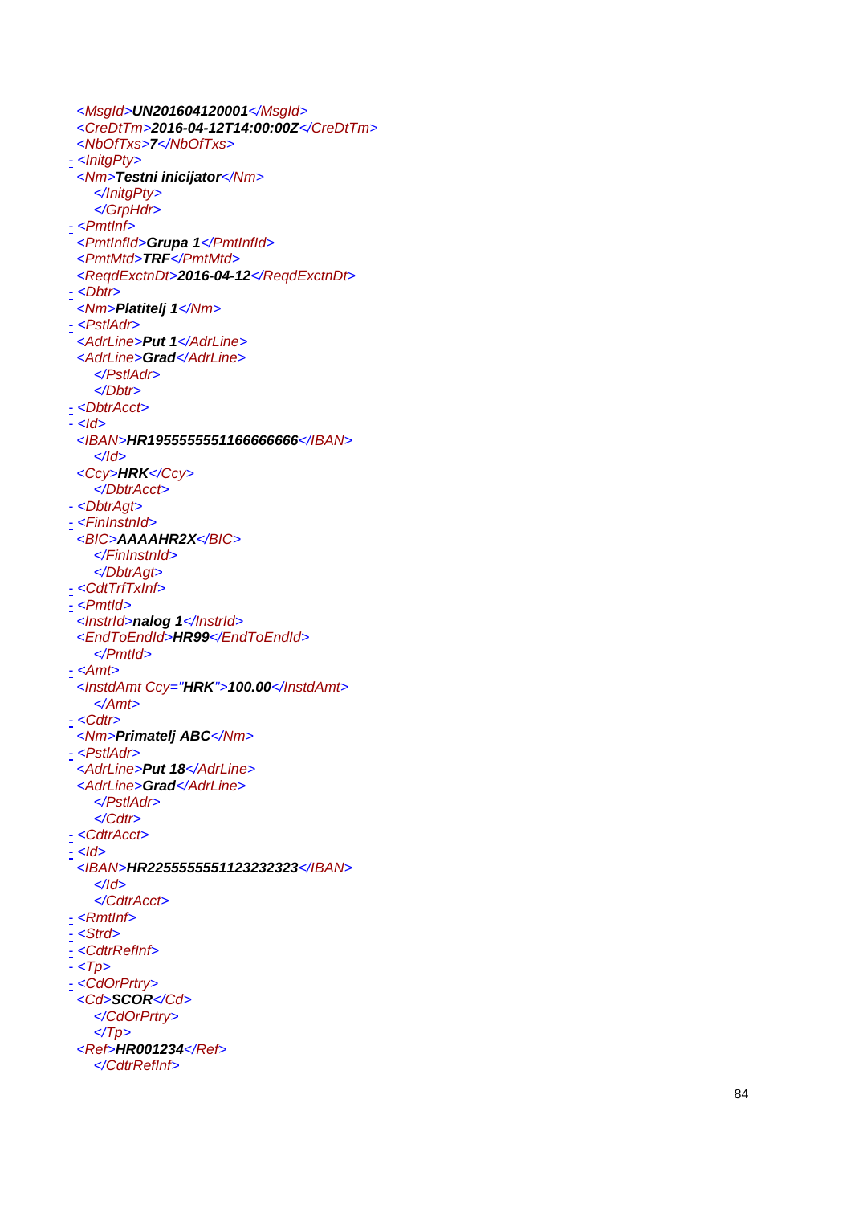```
<MsgId>UN201604120001</MsgId>
<CreDtTm>2016-04-12T14:00:00Z</CreDtTm>
<NbOfTxs>7</NbOfTxs>
- <InitgPty>
<Nm>Testni inicijator</Nm>
    </InitgPty>
    </GrpHdr>
- <PmtInf>
<PmtInfId>Grupa 1</PmtInfId>
<PmtMtd>TRF</PmtMtd>
<ReqdExctnDt>2016-04-12</ReqdExctnDt>
- <Dbtr>
<Nm>Platitelj 1</Nm>
- <PstlAdr>
<AdrLine>Put 1</AdrLine>
<AdrLine>Grad</AdrLine>
    </PstlAdr>
    </Dbtr>
- <DbtrAcct>
- <Id>
<IBAN>HR1955555551166666666</IBAN>
    </Id>
<Ccy>HRK</Ccy>
    </DbtrAcct>
- <DbtrAgt>
- <FinInstnId>
<BIC>AAAAHR2X</BIC>
    </FinInstnId>
    </DbtrAgt>
- <CdtTrfTxInf>
- <PmtId>
<InstrId>nalog 1</InstrId>
<EndToEndId>HR99</EndToEndId>
    </PmtId>
- <Amt>
<InstdAmt Ccy="HRK">100.00</InstdAmt>
    </Amt>
- <Cdtr>
<Nm>Primatelj ABC</Nm>
- <PstlAdr>
<AdrLine>Put 18</AdrLine>
<AdrLine>Grad</AdrLine>
    </PstlAdr>
    </Cdtr>
- <CdtrAcct>
- <Id>
<IBAN>HR2255555551123232323</IBAN>
    </Id>
    </CdtrAcct>
- <RmtInf>
- <Strd>
- <CdtrRefInf>
- <Tp>
- <CdOrPrtry>
<Cd>SCOR</Cd>
    </CdOrPrtry>
    </Tp>
<Ref>HR001234</Ref>
    </CdtrRefInf>
```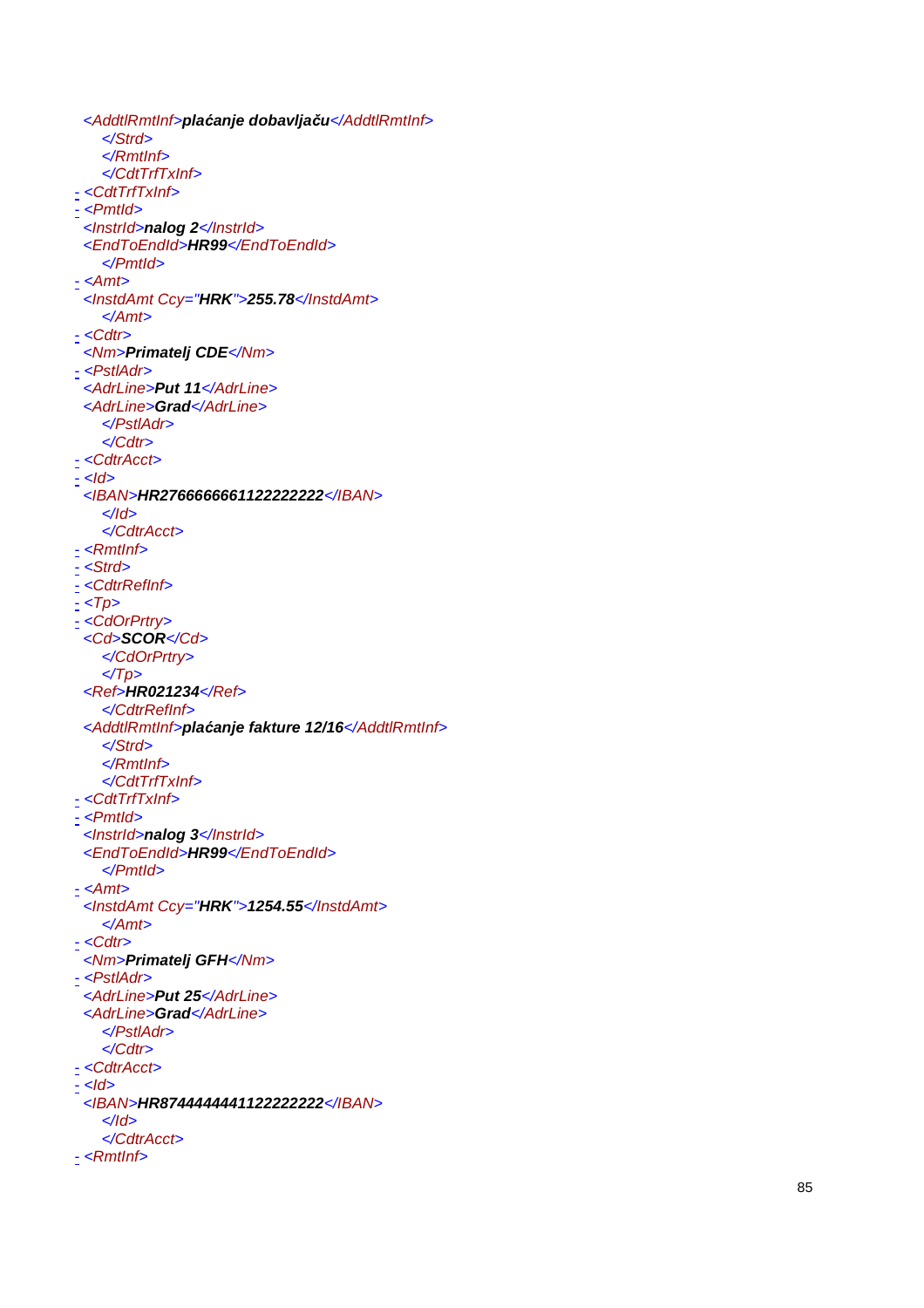```
<AddtlRmtInf>plaćanje dobavljaču</AddtlRmtInf>
    </Strd>
    </RmtInf>
    </CdtTrfTxInf>
- <CdtTrfTxInf>
- <PmtId>
  <InstrId>nalog 2</InstrId>
  <EndToEndId>HR99</EndToEndId>
    </PmtId>
- <Amt>
  <InstdAmt Ccy="HRK">255.78</InstdAmt>
    </Amt>
- <Cdtr>
  <Nm>Primatelj CDE</Nm>
- <PstlAdr>
  <AdrLine>Put 11</AdrLine>
  <AdrLine>Grad</AdrLine>
    </PstlAdr>
    </Cdtr>
- <CdtrAcct>
- <Id>
  <IBAN>HR2766666661122222222</IBAN>
    </Id>
    </CdtrAcct>
- <RmtInf>
- <Strd>
- <CdtrRefInf>
- <Tp>
- <CdOrPrtry>
  <Cd>SCOR</Cd>
    </CdOrPrtry>
    </Tp>
  <Ref>HR021234</Ref>
    </CdtrRefInf>
  <AddtlRmtInf>plaćanje fakture 12/16</AddtlRmtInf>
    </Strd>
    </RmtInf>
    </CdtTrfTxInf>
- <CdtTrfTxInf>
- <PmtId>
  <InstrId>nalog 3</InstrId>
  <EndToEndId>HR99</EndToEndId>
    </PmtId>
- <Amt>
  <InstdAmt Ccy="HRK">1254.55</InstdAmt>
    </Amt>
- <Cdtr>
  <Nm>Primatelj GFH</Nm>
- <PstlAdr>
  <AdrLine>Put 25</AdrLine>
  <AdrLine>Grad</AdrLine>
    </PstlAdr>
    </Cdtr>
- <CdtrAcct>
- <Id>
  <IBAN>HR8744444441122222222</IBAN>
    </Id>
    </CdtrAcct>
- <RmtInf>
```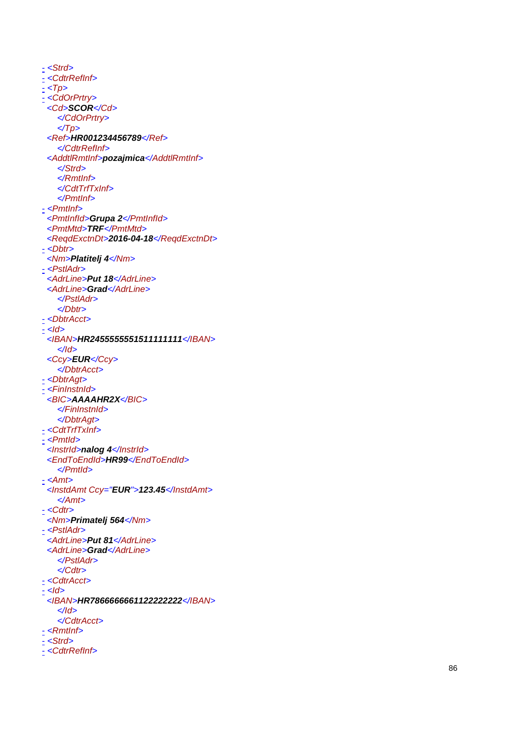```
- <Strd>
- <CdtrRefInf>
- <Tp>
- <CdOrPrtry>
  <Cd>SCOR</Cd>
    </CdOrPrtry>
    </Tp>
  <Ref>HR001234456789</Ref>
    </CdtrRefInf>
  <AddtlRmtInf>pozajmica</AddtlRmtInf>
    </Strd>
    </RmtInf>
    </CdtTrfTxInf>
    </PmtInf>
- <PmtInf>
  <PmtInfId>Grupa 2</PmtInfId>
  <PmtMtd>TRF</PmtMtd>
  <ReqdExctnDt>2016-04-18</ReqdExctnDt>
- <Dbtr>
  <Nm>Platitelj 4</Nm>
- <PstlAdr>
  <AdrLine>Put 18</AdrLine>
  <AdrLine>Grad</AdrLine>
    </PstlAdr>
    </Dbtr>
- <DbtrAcct>
- <Id>
  <IBAN>HR2455555551511111111</IBAN>
    </Id>
  <Ccy>EUR</Ccy>
    </DbtrAcct>
- <DbtrAgt>
- <FinInstnId>
  <BIC>AAAAHR2X</BIC>
    </FinInstnId>
    </DbtrAgt>
- <CdtTrfTxInf>
- <PmtId>
  <InstrId>nalog 4</InstrId>
  <EndToEndId>HR99</EndToEndId>
    </PmtId>
- <Amt>
  <InstdAmt Ccy="EUR">123.45</InstdAmt>
    </Amt>
- <Cdtr>
  <Nm>Primatelj 564</Nm>
- <PstlAdr>
  <AdrLine>Put 81</AdrLine>
  <AdrLine>Grad</AdrLine>
    </PstlAdr>
    </Cdtr>
- <CdtrAcct>
- <Id>
  <IBAN>HR7866666661122222222</IBAN>
    </Id>
    </CdtrAcct>
- <RmtInf>
- <Strd>
- <CdtrRefInf>
```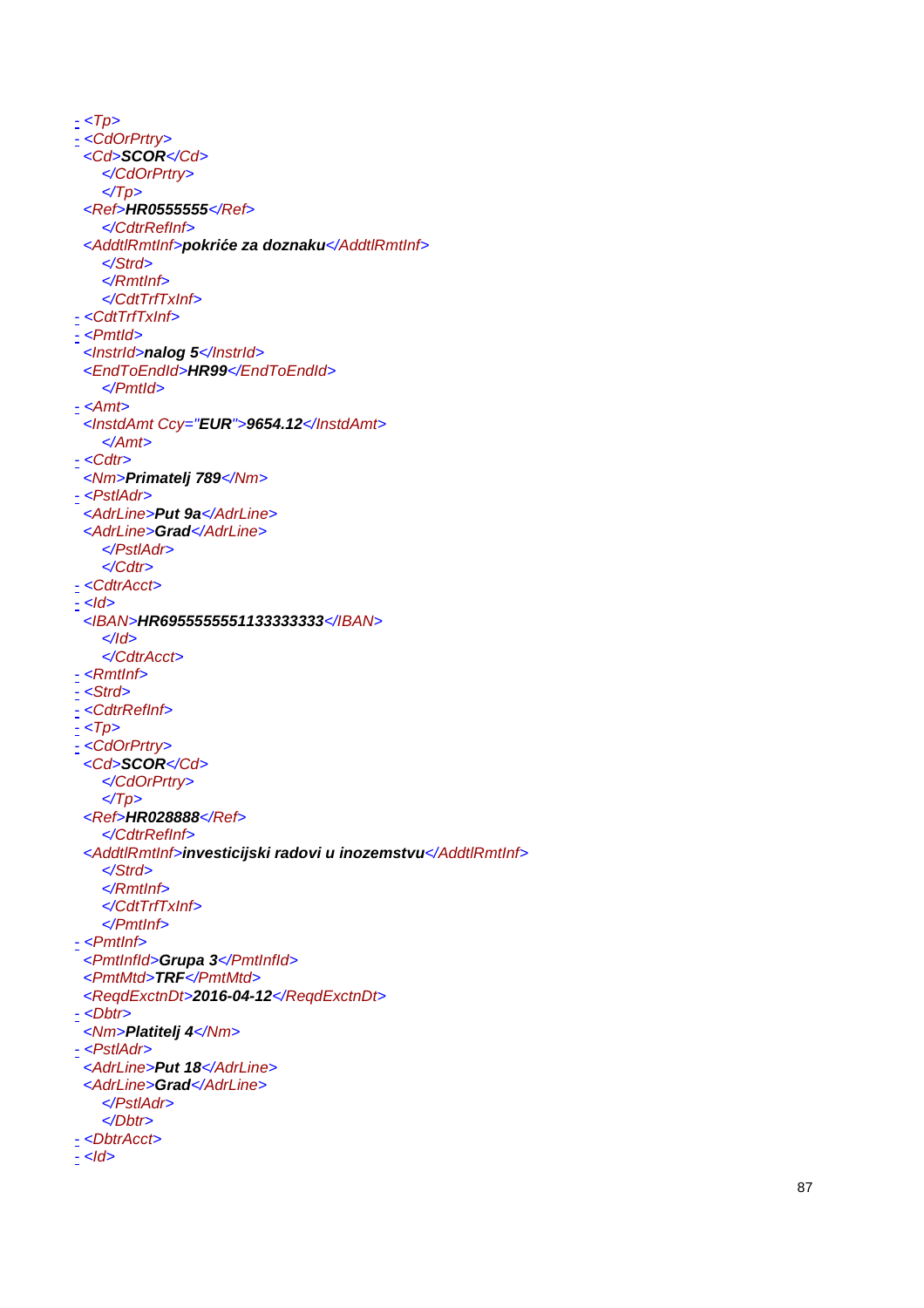```
- <Tp>
- <CdOrPrtry>
  <Cd>SCOR</Cd>
     </CdOrPrtry>
     </Tp>
  <Ref>HR0555555</Ref>
     </CdtrRefInf>
  <AddtlRmtInf>pokriće za doznaku</AddtlRmtInf>
     </Strd>
     </RmtInf>
     </CdtTrfTxInf>
- <CdtTrfTxInf>
- <PmtId>
  <InstrId>nalog 5</InstrId>
  <EndToEndId>HR99</EndToEndId>
     </PmtId>
- <Amt>
  <InstdAmt Ccy="EUR">9654.12</InstdAmt>
     </Amt>
- <Cdtr>
  <Nm>Primatelj 789</Nm>
- <PstlAdr>
  <AdrLine>Put 9a</AdrLine>
  <AdrLine>Grad</AdrLine>
     </PstlAdr>
     </Cdtr>
- <CdtrAcct>
- <Id>
  <IBAN>HR6955555551133333333</IBAN>
     </Id>
     </CdtrAcct>
- <RmtInf>
- <Strd>
- <CdtrRefInf>
- <Tp>
- <CdOrPrtry>
  <Cd>SCOR</Cd>
     </CdOrPrtry>
     </Tp>
  <Ref>HR028888</Ref>
     </CdtrRefInf>
  <AddtlRmtInf>investicijski radovi u inozemstvu</AddtlRmtInf>
     </Strd>
     </RmtInf>
     </CdtTrfTxInf>
     </PmtInf>
- <PmtInf>
  <PmtInfId>Grupa 3</PmtInfId>
  <PmtMtd>TRF</PmtMtd>
  <ReqdExctnDt>2016-04-12</ReqdExctnDt>
- <Dbtr>
  <Nm>Platitelj 4</Nm>
- <PstlAdr>
  <AdrLine>Put 18</AdrLine>
  <AdrLine>Grad</AdrLine>
     </PstlAdr>
     </Dbtr>
- <DbtrAcct>
- <Id>
```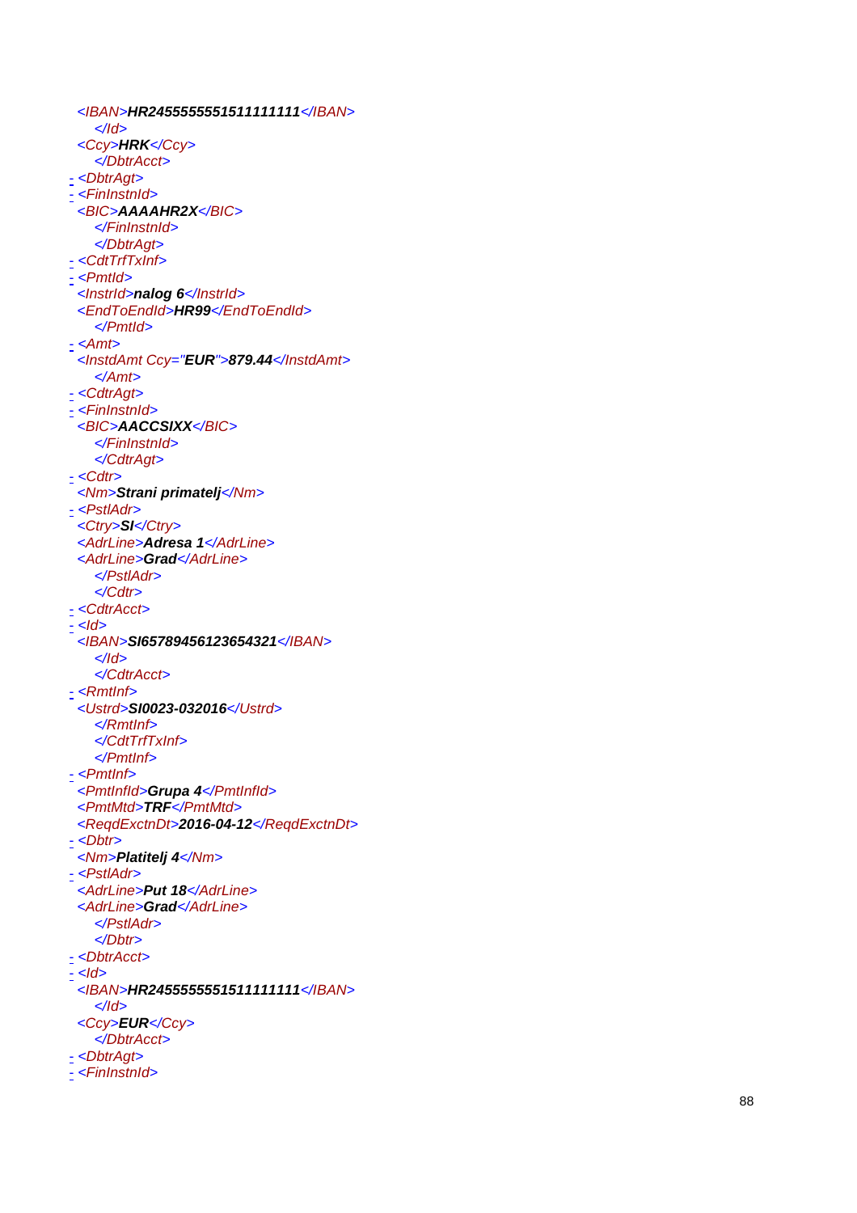```
  <IBAN>HR2455555551511111111</IBAN>
    </Id>
  <Ccy>HRK</Ccy>
    </DbtrAcct>
- <DbtrAgt>
- <FinInstnId>
  <BIC>AAAAHR2X</BIC>
    </FinInstnId>
    </DbtrAgt>
- <CdtTrfTxInf>
- <PmtId>
  <InstrId>nalog 6</InstrId>
  <EndToEndId>HR99</EndToEndId>
    </PmtId>
- <Amt>
  <InstdAmt Ccy="EUR">879.44</InstdAmt>
    </Amt>
- <CdtrAgt>
- <FinInstnId>
  <BIC>AACCSIXX</BIC>
    </FinInstnId>
    </CdtrAgt>
- <Cdtr>
  <Nm>Strani primatelj</Nm>
- <PstlAdr>
  <Ctry>SI</Ctry>
  <AdrLine>Adresa 1</AdrLine>
  <AdrLine>Grad</AdrLine>
    </PstlAdr>
    </Cdtr>
- <CdtrAcct>
- <Id>
  <IBAN>SI65789456123654321</IBAN>
    </Id>
    </CdtrAcct>
- <RmtInf>
  <Ustrd>SI0023-032016</Ustrd>
    </RmtInf>
    </CdtTrfTxInf>
    </PmtInf>
- <PmtInf>
  <PmtInfId>Grupa 4</PmtInfId>
  <PmtMtd>TRF</PmtMtd>
  <ReqdExctnDt>2016-04-12</ReqdExctnDt>
- <Dbtr>
  <Nm>Platitelj 4</Nm>
- <PstlAdr>
  <AdrLine>Put 18</AdrLine>
  <AdrLine>Grad</AdrLine>
    </PstlAdr>
    </Dbtr>
- <DbtrAcct>
- <Id>
  <IBAN>HR2455555551511111111</IBAN>
    </Id>
  <Ccy>EUR</Ccy>
    </DbtrAcct>
- <DbtrAgt>
- <FinInstnId>
```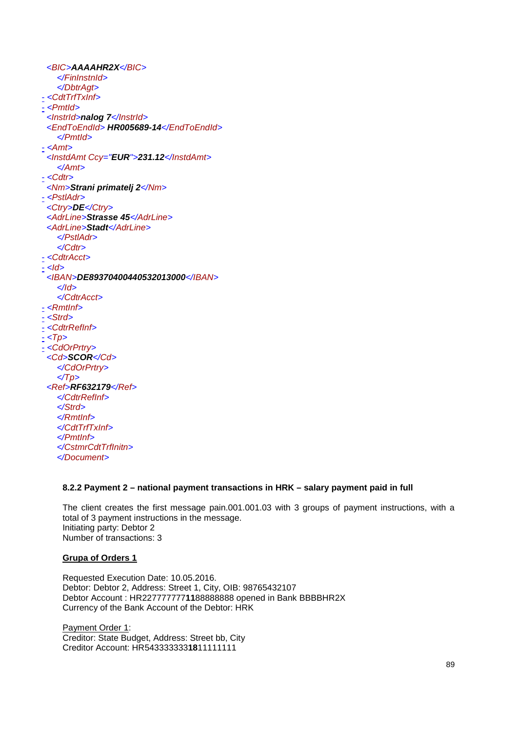```
<BIC>AAAAHR2X</BIC>
   </FinInstnId>
   </DbtrAgt>
- <CdtTrfTxInf>
- <PmtId>
  <InstrId>nalog 7</InstrId>
  <EndToEndId> HR005689-14</EndToEndId>
   </PmtId>
- <Amt>
  <InstdAmt Ccy="EUR">231.12</InstdAmt>
   </Amt>
- <Cdtr>
  <Nm>Strani primatelj 2</Nm>
- <PstlAdr>
  <Ctry>DE</Ctry>
  <AdrLine>Strasse 45</AdrLine>
  <AdrLine>Stadt</AdrLine>
   </PstlAdr>
   </Cdtr>
- <CdtrAcct>
- <Id>
  <IBAN>DE89370400440532013000</IBAN>
   </Id>
   </CdtrAcct>
- <RmtInf>
- <Strd>
- <CdtrRefInf>
- <Tp>
- <CdOrPrtry>
  <Cd>SCOR</Cd>
   </CdOrPrtry>
   </Tp>
  <Ref>RF632179</Ref>
   </CdtrRefInf>
   </Strd>
   </RmtInf>
   </CdtTrfTxInf>
   </PmtInf>
   </CstmrCdtTrfInitn>
   </Document>
```

### 8.2.2 Payment 2 – national payment transactions in HRK – salary payment paid in full

The client creates the first message pain.001.001.03 with 3 groups of payment instructions, with a total of 3 payment instructions in the message.
Initiating party: Debtor 2
Number of transactions: 3

**Grupa of Orders 1**

Requested Execution Date: 10.05.2016.
Debtor: Debtor 2, Address: Street 1, City, OIB: 98765432107
Debtor Account : HR2277777777**11**88888888 opened in Bank BBBBHR2X
Currency of the Bank Account of the Debtor: HRK

Payment Order 1:
Creditor: State Budget, Address: Street bb, City
Creditor Account: HR5433333333**18**11111111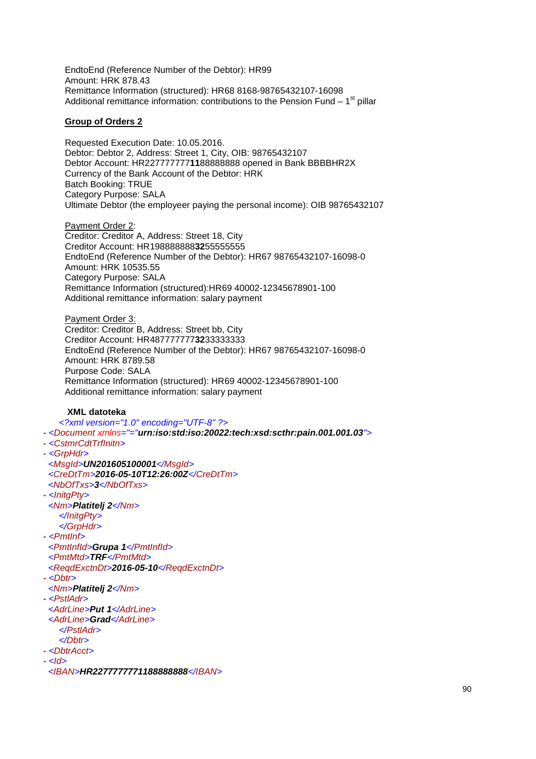EndtoEnd (Reference Number of the Debtor): HR99
Amount: HRK 878.43
Remittance Information (structured): HR68 8168-98765432107-16098
Additional remittance information: contributions to the Pension Fund – 1st pillar

**Group of Orders 2**

Requested Execution Date: 10.05.2016.
Debtor: Debtor 2, Address: Street 1, City, OIB: 98765432107
Debtor Account: HR22777777**11**88888888 opened in Bank BBBBHR2X
Currency of the Bank Account of the Debtor: HRK
Batch Booking: TRUE
Category Purpose: SALA
Ultimate Debtor (the employeer paying the personal income): OIB 98765432107

Payment Order 2:
Creditor: Creditor A, Address: Street 18, City
Creditor Account: HR19888888**32**55555555
EndtoEnd (Reference Number of the Debtor): HR67 98765432107-16098-0
Amount: HRK 10535.55
Category Purpose: SALA
Remittance Information (structured):HR69 40002-12345678901-100
Additional remittance information: salary payment

Payment Order 3:
Creditor: Creditor B, Address: Street bb, City
Creditor Account: HR48777777**32**33333333
EndtoEnd (Reference Number of the Debtor): HR67 98765432107-16098-0
Amount: HRK 8789.58
Purpose Code: SALA
Remittance Information (structured): HR69 40002-12345678901-100
Additional remittance information: salary payment

**XML datoteka**

```
<?xml version="1.0" encoding="UTF-8" ?>
- <Document xmlns="="urn:iso:std:iso:20022:tech:xsd:scthr:pain.001.001.03">
- <CstmrCdtTrfInitn>
- <GrpHdr>
  <MsgId>UN201605100001</MsgId>
  <CreDtTm>2016-05-10T12:26:00Z</CreDtTm>
  <NbOfTxs>3</NbOfTxs>
- <InitgPty>
  <Nm>Platitelj 2</Nm>
  </InitgPty>
  </GrpHdr>
- <PmtInf>
  <PmtInfId>Grupa 1</PmtInfId>
  <PmtMtd>TRF</PmtMtd>
  <ReqdExctnDt>2016-05-10</ReqdExctnDt>
- <Dbtr>
  <Nm>Platitelj 2</Nm>
- <PstlAdr>
  <AdrLine>Put 1</AdrLine>
  <AdrLine>Grad</AdrLine>
  </PstlAdr>
  </Dbtr>
- <DbtrAcct>
- <Id>
  <IBAN>HR2277777771188888888</IBAN>
```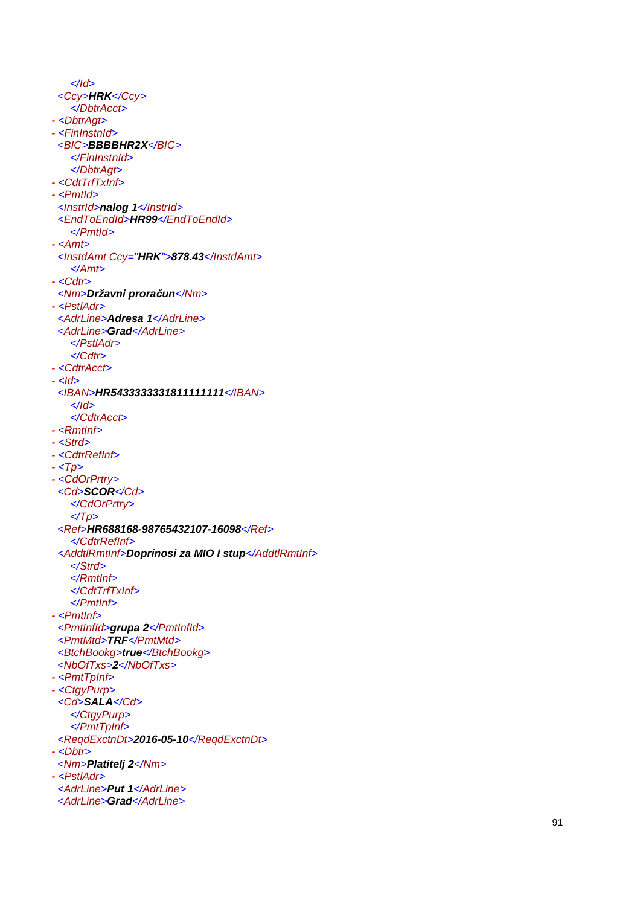```
    </Id>
  <Ccy>HRK</Ccy>
    </DbtrAcct>
- <DbtrAgt>
- <FinInstnId>
  <BIC>BBBBHR2X</BIC>
    </FinInstnId>
    </DbtrAgt>
- <CdtTrfTxInf>
- <PmtId>
  <InstrId>nalog 1</InstrId>
  <EndToEndId>HR99</EndToEndId>
    </PmtId>
- <Amt>
  <InstdAmt Ccy="HRK">878.43</InstdAmt>
    </Amt>
- <Cdtr>
  <Nm>Državni proračun</Nm>
- <PstlAdr>
  <AdrLine>Adresa 1</AdrLine>
  <AdrLine>Grad</AdrLine>
    </PstlAdr>
    </Cdtr>
- <CdtrAcct>
- <Id>
  <IBAN>HR5433333331811111111</IBAN>
    </Id>
    </CdtrAcct>
- <RmtInf>
- <Strd>
- <CdtrRefInf>
- <Tp>
- <CdOrPrtry>
  <Cd>SCOR</Cd>
    </CdOrPrtry>
    </Tp>
  <Ref>HR688168-98765432107-16098</Ref>
    </CdtrRefInf>
  <AddtlRmtInf>Doprinosi za MIO I stup</AddtlRmtInf>
    </Strd>
    </RmtInf>
    </CdtTrfTxInf>
    </PmtInf>
- <PmtInf>
  <PmtInfId>grupa 2</PmtInfId>
  <PmtMtd>TRF</PmtMtd>
  <BtchBookg>true</BtchBookg>
  <NbOfTxs>2</NbOfTxs>
- <PmtTpInf>
- <CtgyPurp>
  <Cd>SALA</Cd>
    </CtgyPurp>
    </PmtTpInf>
  <ReqdExctnDt>2016-05-10</ReqdExctnDt>
- <Dbtr>
  <Nm>Platitelj 2</Nm>
- <PstlAdr>
  <AdrLine>Put 1</AdrLine>
  <AdrLine>Grad</AdrLine>
```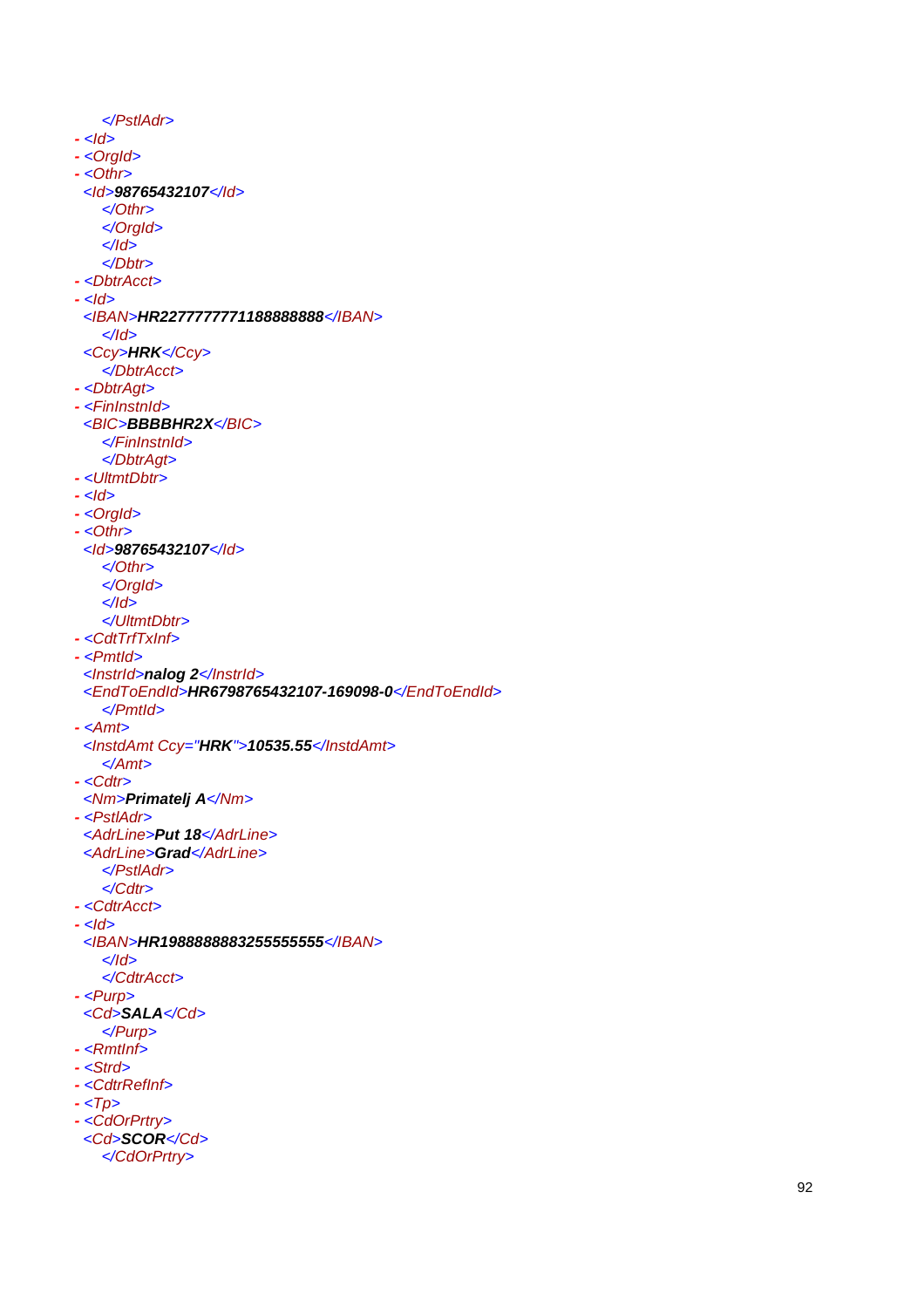```
      </PstlAdr>
  - <Id>
  - <OrgId>
  - <Othr>
    <Id>98765432107</Id>
      </Othr>
      </OrgId>
      </Id>
      </Dbtr>
  - <DbtrAcct>
  - <Id>
    <IBAN>HR2277777771188888888</IBAN>
      </Id>
    <Ccy>HRK</Ccy>
      </DbtrAcct>
  - <DbtrAgt>
  - <FinInstnId>
    <BIC>BBBBHR2X</BIC>
      </FinInstnId>
      </DbtrAgt>
  - <UltmtDbtr>
  - <Id>
  - <OrgId>
  - <Othr>
    <Id>98765432107</Id>
      </Othr>
      </OrgId>
      </Id>
      </UltmtDbtr>
  - <CdtTrfTxInf>
  - <PmtId>
    <InstrId>nalog 2</InstrId>
    <EndToEndId>HR6798765432107-169098-0</EndToEndId>
      </PmtId>
  - <Amt>
    <InstdAmt Ccy="HRK">10535.55</InstdAmt>
      </Amt>
  - <Cdtr>
    <Nm>Primatelj A</Nm>
  - <PstlAdr>
    <AdrLine>Put 18</AdrLine>
    <AdrLine>Grad</AdrLine>
      </PstlAdr>
      </Cdtr>
  - <CdtrAcct>
  - <Id>
    <IBAN>HR1988888883255555555</IBAN>
      </Id>
      </CdtrAcct>
  - <Purp>
    <Cd>SALA</Cd>
      </Purp>
  - <RmtInf>
  - <Strd>
  - <CdtrRefInf>
  - <Tp>
  - <CdOrPrtry>
    <Cd>SCOR</Cd>
      </CdOrPrtry>
```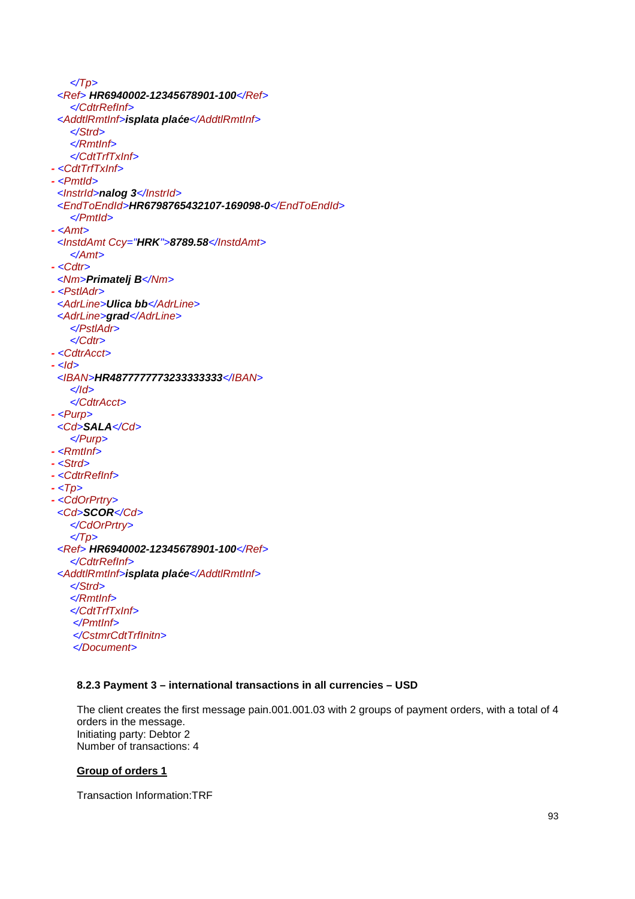```
</Tp>
<Ref> HR6940002-12345678901-100</Ref>
</CdtrRefInf>
<AddtlRmtInf>isplata plaće</AddtlRmtInf>
</Strd>
</RmtInf>
</CdtTrfTxInf>
- <CdtTrfTxInf>
- <PmtId>
<InstrId>nalog 3</InstrId>
<EndToEndId>HR6798765432107-169098-0</EndToEndId>
</PmtId>
- <Amt>
<InstdAmt Ccy="HRK">8789.58</InstdAmt>
</Amt>
- <Cdtr>
<Nm>Primatelj B</Nm>
- <PstlAdr>
<AdrLine>Ulica bb</AdrLine>
<AdrLine>grad</AdrLine>
</PstlAdr>
</Cdtr>
- <CdtrAcct>
- <Id>
<IBAN>HR4877777773233333333</IBAN>
</Id>
</CdtrAcct>
- <Purp>
<Cd>SALA</Cd>
</Purp>
- <RmtInf>
- <Strd>
- <CdtrRefInf>
- <Tp>
- <CdOrPrtry>
<Cd>SCOR</Cd>
</CdOrPrtry>
</Tp>
<Ref> HR6940002-12345678901-100</Ref>
</CdtrRefInf>
<AddtlRmtInf>isplata plaće</AddtlRmtInf>
</Strd>
</RmtInf>
</CdtTrfTxInf>
</PmtInf>
</CstmrCdtTrfInitn>
</Document>
```

### 8.2.3 Payment 3 – international transactions in all currencies – USD

The client creates the first message pain.001.001.03 with 2 groups of payment orders, with a total of 4 orders in the message.
Initiating party: Debtor 2
Number of transactions: 4

**<u>Group of orders 1</u>**

Transaction Information:TRF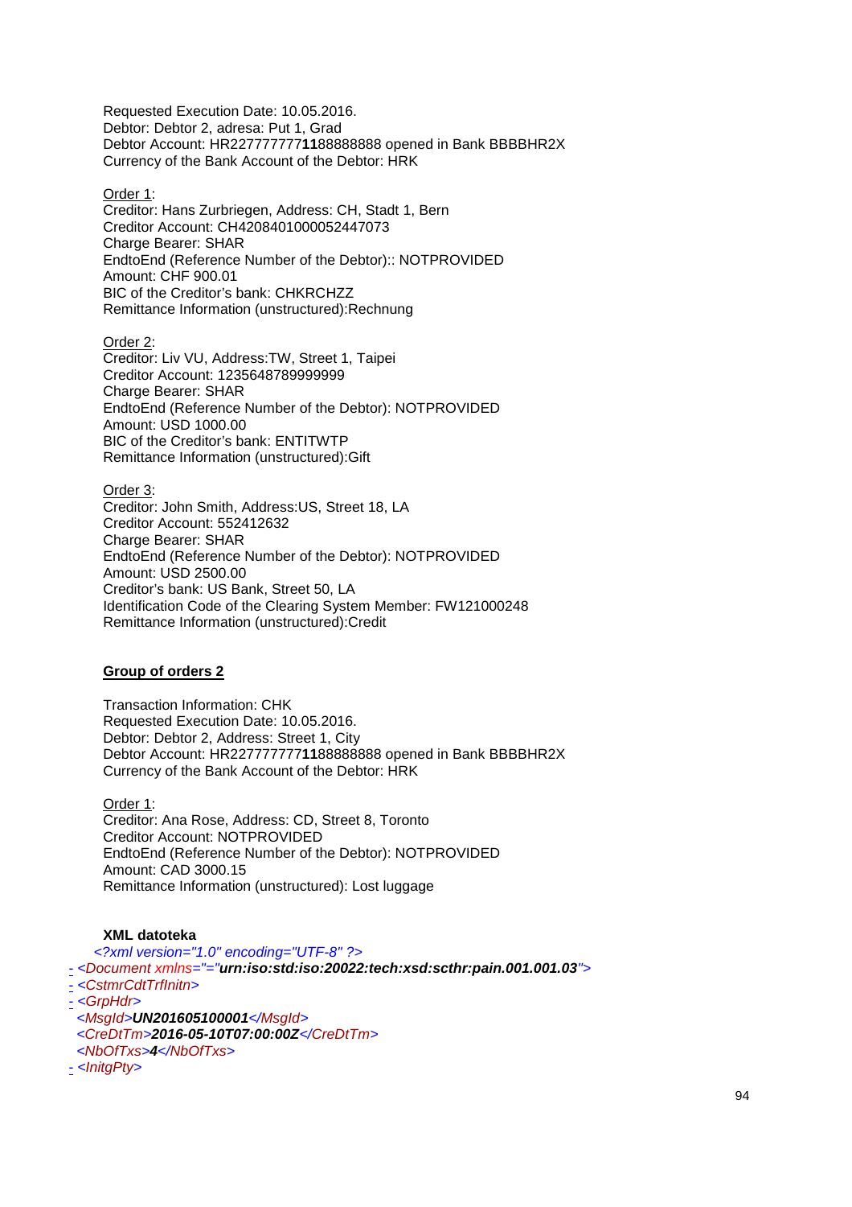Requested Execution Date: 10.05.2016.
Debtor: Debtor 2, adresa: Put 1, Grad
Debtor Account: HR2277777771**1**88888888 opened in Bank BBBBHR2X
Currency of the Bank Account of the Debtor: HRK

Order 1:
Creditor: Hans Zurbriegen, Address: CH, Stadt 1, Bern
Creditor Account: CH4208401000052447073
Charge Bearer: SHAR
EndtoEnd (Reference Number of the Debtor):: NOTPROVIDED
Amount: CHF 900.01
BIC of the Creditor's bank: CHKRCHZZ
Remittance Information (unstructured):Rechnung

Order 2:
Creditor: Liv VU, Address:TW, Street 1, Taipei
Creditor Account: 1235648789999999
Charge Bearer: SHAR
EndtoEnd (Reference Number of the Debtor): NOTPROVIDED
Amount: USD 1000.00
BIC of the Creditor's bank: ENTITWTP
Remittance Information (unstructured):Gift

Order 3:
Creditor: John Smith, Address:US, Street 18, LA
Creditor Account: 552412632
Charge Bearer: SHAR
EndtoEnd (Reference Number of the Debtor): NOTPROVIDED
Amount: USD 2500.00
Creditor's bank: US Bank, Street 50, LA
Identification Code of the Clearing System Member: FW121000248
Remittance Information (unstructured):Credit

**Group of orders 2**

Transaction Information: CHK
Requested Execution Date: 10.05.2016.
Debtor: Debtor 2, Address: Street 1, City
Debtor Account: HR2277777771**1**88888888 opened in Bank BBBBHR2X
Currency of the Bank Account of the Debtor: HRK

Order 1:
Creditor: Ana Rose, Address: CD, Street 8, Toronto
Creditor Account: NOTPROVIDED
EndtoEnd (Reference Number of the Debtor): NOTPROVIDED
Amount: CAD 3000.15
Remittance Information (unstructured): Lost luggage

**XML datoteka**

```
<?xml version="1.0" encoding="UTF-8" ?>
- <Document xmlns="=" urn:iso:std:iso:20022:tech:xsd:scthr:pain.001.001.03">
- <CstmrCdtTrfInitn>
- <GrpHdr>
  <MsgId>UN201605100001</MsgId>
  <CreDtTm>2016-05-10T07:00:00Z</CreDtTm>
  <NbOfTxs>4</NbOfTxs>
- <InitgPty>
```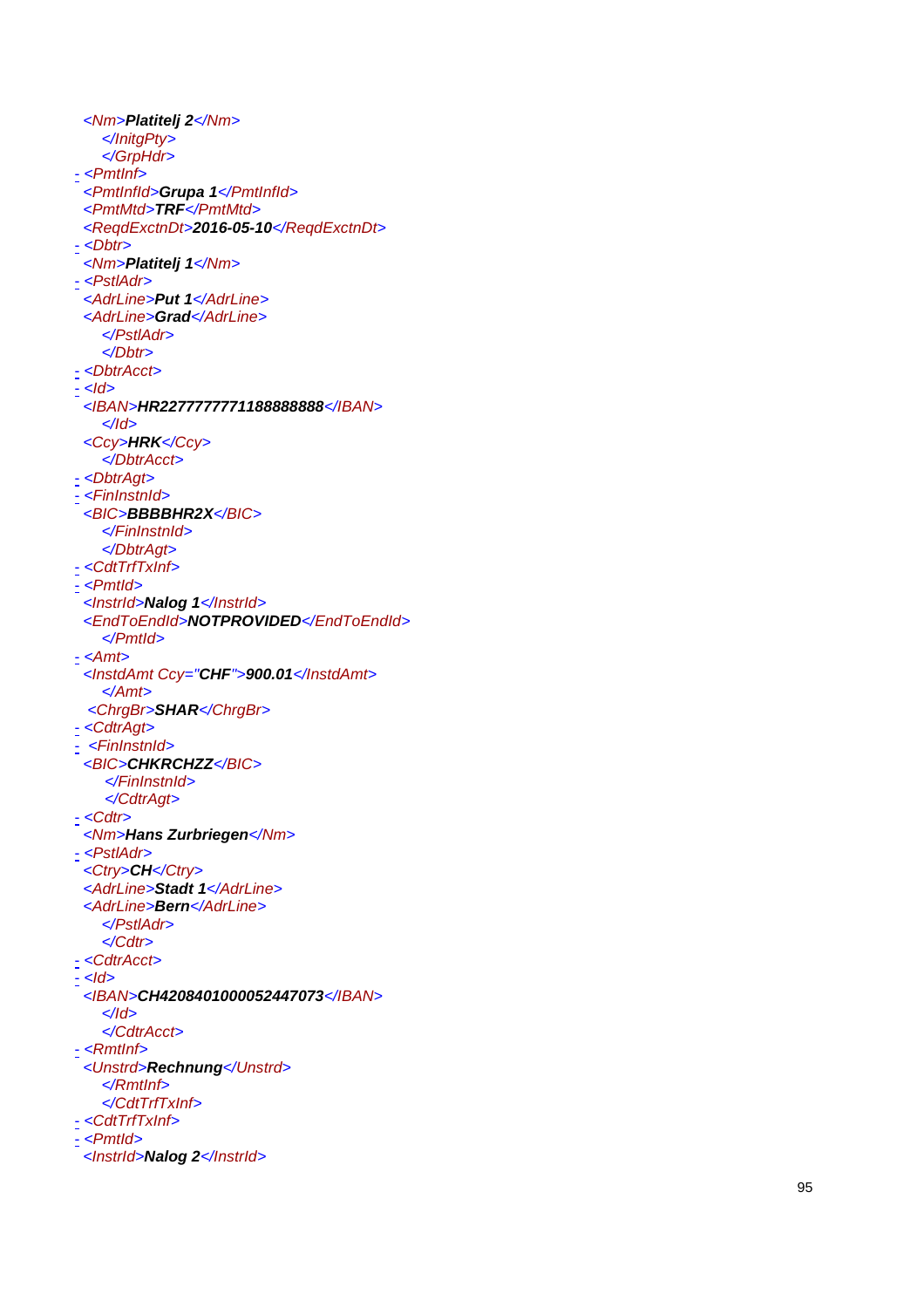```
<Nm>Platitelj 2</Nm>
    </InitgPty>
    </GrpHdr>
- <PmtInf>
  <PmtInfId>Grupa 1</PmtInfId>
  <PmtMtd>TRF</PmtMtd>
  <ReqdExctnDt>2016-05-10</ReqdExctnDt>
- <Dbtr>
  <Nm>Platitelj 1</Nm>
- <PstlAdr>
  <AdrLine>Put 1</AdrLine>
  <AdrLine>Grad</AdrLine>
    </PstlAdr>
    </Dbtr>
- <DbtrAcct>
- <Id>
  <IBAN>HR2277777771188888888</IBAN>
    </Id>
  <Ccy>HRK</Ccy>
    </DbtrAcct>
- <DbtrAgt>
- <FinInstnId>
  <BIC>BBBBHR2X</BIC>
    </FinInstnId>
    </DbtrAgt>
- <CdtTrfTxInf>
- <PmtId>
  <InstrId>Nalog 1</InstrId>
  <EndToEndId>NOTPROVIDED</EndToEndId>
    </PmtId>
- <Amt>
  <InstdAmt Ccy="CHF">900.01</InstdAmt>
    </Amt>
   <ChrgBr>SHAR</ChrgBr>
- <CdtrAgt>
-  <FinInstnId>
  <BIC>CHKRCHZZ</BIC>
     </FinInstnId>
     </CdtrAgt>
- <Cdtr>
  <Nm>Hans Zurbriegen</Nm>
- <PstlAdr>
  <Ctry>CH</Ctry>
  <AdrLine>Stadt 1</AdrLine>
  <AdrLine>Bern</AdrLine>
    </PstlAdr>
    </Cdtr>
- <CdtrAcct>
- <Id>
  <IBAN>CH4208401000052447073</IBAN>
    </Id>
    </CdtrAcct>
- <RmtInf>
  <Unstrd>Rechnung</Unstrd>
    </RmtInf>
    </CdtTrfTxInf>
- <CdtTrfTxInf>
- <PmtId>
  <InstrId>Nalog 2</InstrId>
```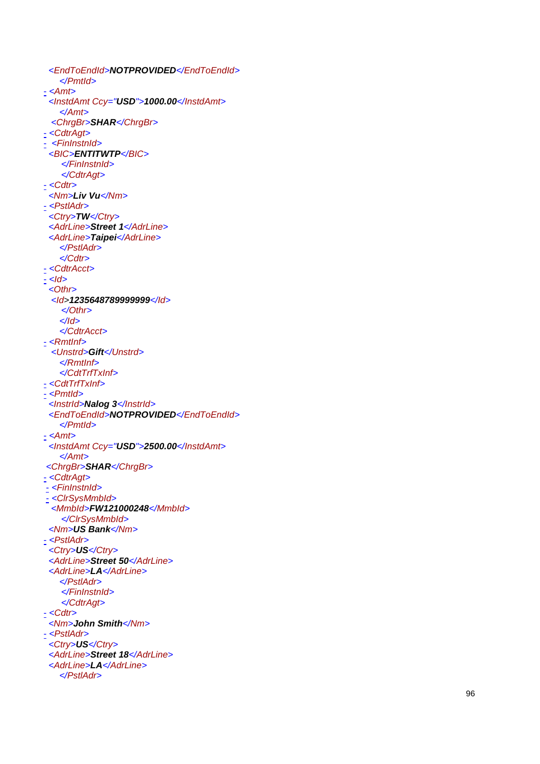```
<EndToEndId>NOTPROVIDED</EndToEndId>
    </PmtId>
- <Amt>
  <InstdAmt Ccy="USD">1000.00</InstdAmt>
    </Amt>
  <ChrgBr>SHAR</ChrgBr>
- <CdtrAgt>
-  <FinInstnId>
  <BIC>ENTITWTP</BIC>
     </FinInstnId>
     </CdtrAgt>
- <Cdtr>
  <Nm>Liv Vu</Nm>
- <PstlAdr>
  <Ctry>TW</Ctry>
  <AdrLine>Street 1</AdrLine>
  <AdrLine>Taipei</AdrLine>
    </PstlAdr>
    </Cdtr>
- <CdtrAcct>
- <Id>
  <Othr>
   <Id>1235648789999999</Id>
     </Othr>
    </Id>
    </CdtrAcct>
- <RmtInf>
   <Unstrd>Gift</Unstrd>
    </RmtInf>
    </CdtTrfTxInf>
- <CdtTrfTxInf>
- <PmtId>
  <InstrId>Nalog 3</InstrId>
  <EndToEndId>NOTPROVIDED</EndToEndId>
    </PmtId>
- <Amt>
  <InstdAmt Ccy="USD">2500.00</InstdAmt>
    </Amt>
 <ChrgBr>SHAR</ChrgBr>
- <CdtrAgt>
 - <FinInstnId>
 - <ClrSysMmbId>
  <MmbId>FW121000248</MmbId>
     </ClrSysMmbId>
  <Nm>US Bank</Nm>
- <PstlAdr>
  <Ctry>US</Ctry>
  <AdrLine>Street 50</AdrLine>
  <AdrLine>LA</AdrLine>
    </PstlAdr>
     </FinInstnId>
     </CdtrAgt>
- <Cdtr>
  <Nm>John Smith</Nm>
- <PstlAdr>
  <Ctry>US</Ctry>
  <AdrLine>Street 18</AdrLine>
  <AdrLine>LA</AdrLine>
    </PstlAdr>
```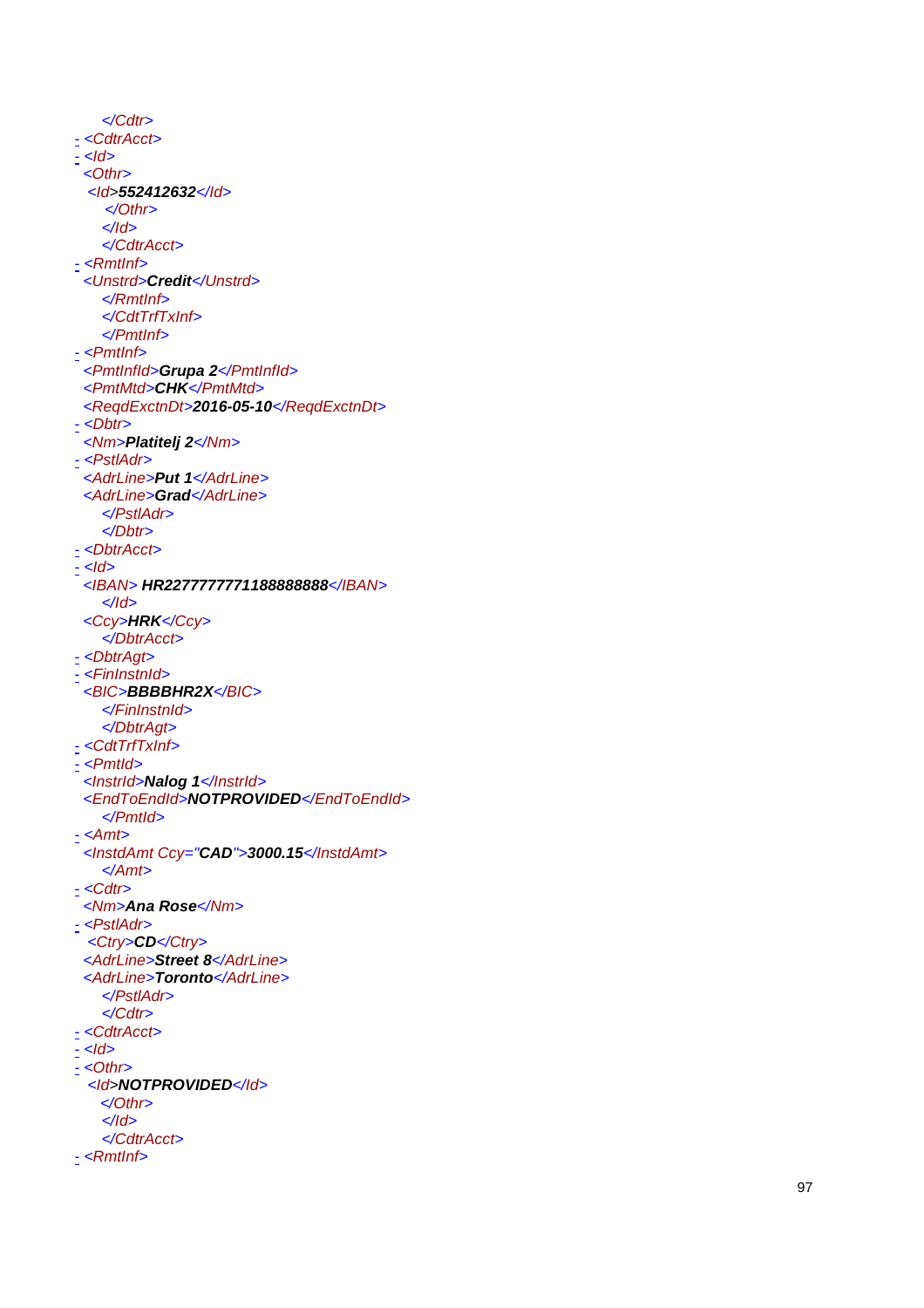```
    </Cdtr>
- <CdtrAcct>
- <Id>
  <Othr>
   <Id>552412632</Id>
     </Othr>
    </Id>
    </CdtrAcct>
- <RmtInf>
  <Unstrd>Credit</Unstrd>
    </RmtInf>
    </CdtTrfTxInf>
    </PmtInf>
- <PmtInf>
  <PmtInfId>Grupa 2</PmtInfId>
  <PmtMtd>CHK</PmtMtd>
  <ReqdExctnDt>2016-05-10</ReqdExctnDt>
- <Dbtr>
  <Nm>Platitelj 2</Nm>
- <PstlAdr>
  <AdrLine>Put 1</AdrLine>
  <AdrLine>Grad</AdrLine>
    </PstlAdr>
    </Dbtr>
- <DbtrAcct>
- <Id>
  <IBAN> HR2277777771188888888</IBAN>
    </Id>
  <Ccy>HRK</Ccy>
    </DbtrAcct>
- <DbtrAgt>
- <FinInstnId>
  <BIC>BBBBHR2X</BIC>
    </FinInstnId>
    </DbtrAgt>
- <CdtTrfTxInf>
- <PmtId>
  <InstrId>Nalog 1</InstrId>
  <EndToEndId>NOTPROVIDED</EndToEndId>
    </PmtId>
- <Amt>
  <InstdAmt Ccy="CAD">3000.15</InstdAmt>
    </Amt>
- <Cdtr>
  <Nm>Ana Rose</Nm>
- <PstlAdr>
   <Ctry>CD</Ctry>
  <AdrLine>Street 8</AdrLine>
  <AdrLine>Toronto</AdrLine>
    </PstlAdr>
    </Cdtr>
- <CdtrAcct>
- <Id>
- <Othr>
   <Id>NOTPROVIDED</Id>
    </Othr>
    </Id>
    </CdtrAcct>
- <RmtInf>
```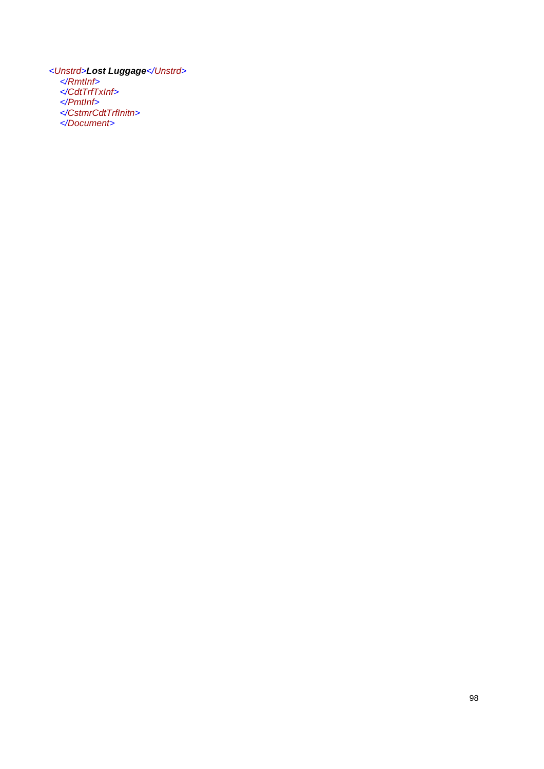```
<Unstrd>Lost Luggage</Unstrd>
  </RmtInf>
  </CdtTrfTxInf>
  </PmtInf>
  </CstmrCdtTrfInitn>
  </Document>
```